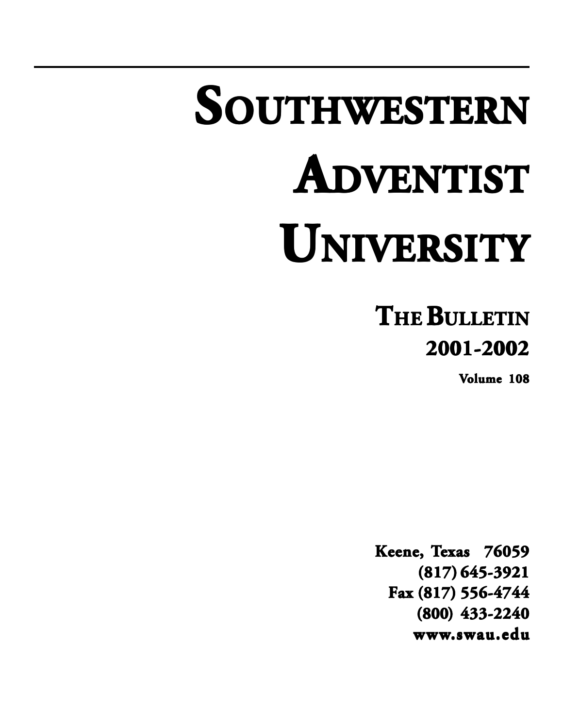# Southwestern Adventist University

## The Bulletin

## 2001-2002

**Volume 108**

**Keene, Texas 76059**
**(817) 645-3921**
**Fax (817) 556-4744**
**(800) 433-2240**
**www.swau.edu**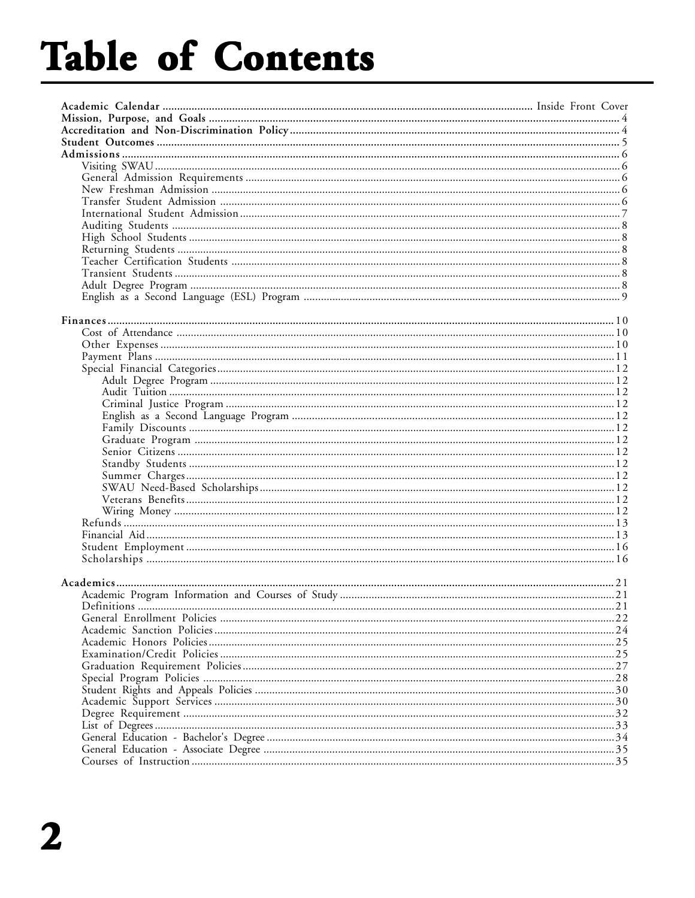# Table of Contents

**Academic Calendar** ............ Inside Front Cover
**Mission, Purpose, and Goals** ............ 4
**Accreditation and Non-Discrimination Policy** ............ 4
**Student Outcomes** ............ 5
**Admissions** ............ 6

- Visiting SWAU ............ 6
- General Admission Requirements ............ 6
- New Freshman Admission ............ 6
- Transfer Student Admission ............ 6
- International Student Admission ............ 7
- Auditing Students ............ 8
- High School Students ............ 8
- Returning Students ............ 8
- Teacher Certification Students ............ 8
- Transient Students ............ 8
- Adult Degree Program ............ 8
- English as a Second Language (ESL) Program ............ 9

**Finances** ............ 10

- Cost of Attendance ............ 10
- Other Expenses ............ 10
- Payment Plans ............ 11
- Special Financial Categories ............ 12
  - Adult Degree Program ............ 12
  - Audit Tuition ............ 12
  - Criminal Justice Program ............ 12
  - English as a Second Language Program ............ 12
  - Family Discounts ............ 12
  - Graduate Program ............ 12
  - Senior Citizens ............ 12
  - Standby Students ............ 12
  - Summer Charges ............ 12
  - SWAU Need-Based Scholarships ............ 12
  - Veterans Benefits ............ 12
  - Wiring Money ............ 12
- Refunds ............ 13
- Financial Aid ............ 13
- Student Employment ............ 16
- Scholarships ............ 16

**Academics** ............ 21

- Academic Program Information and Courses of Study ............ 21
- Definitions ............ 21
- General Enrollment Policies ............ 22
- Academic Sanction Policies ............ 24
- Academic Honors Policies ............ 25
- Examination/Credit Policies ............ 25
- Graduation Requirement Policies ............ 27
- Special Program Policies ............ 28
- Student Rights and Appeals Policies ............ 30
- Academic Support Services ............ 30
- Degree Requirement ............ 32
- List of Degrees ............ 33
- General Education - Bachelor's Degree ............ 34
- General Education - Associate Degree ............ 35
- Courses of Instruction ............ 35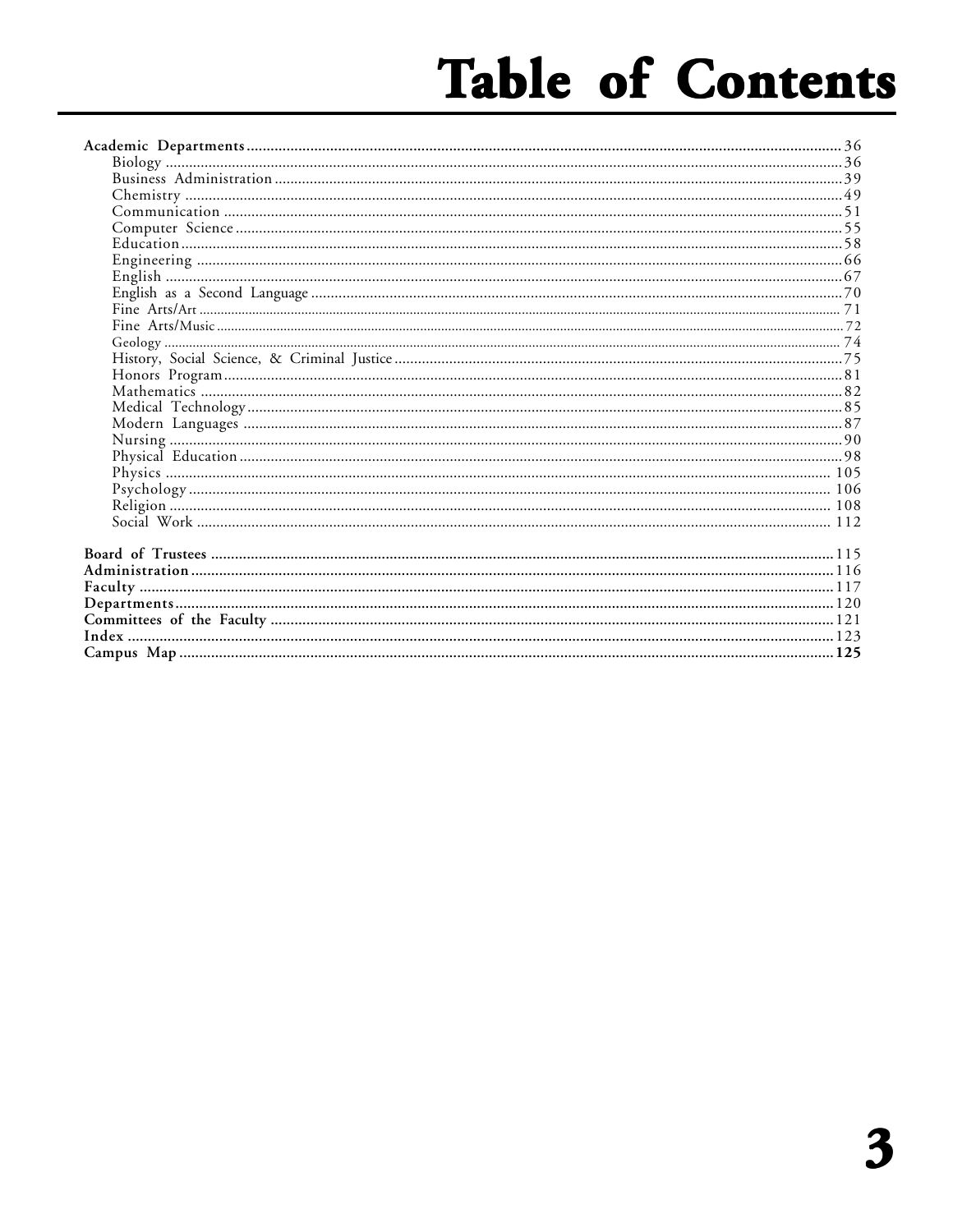# Table of Contents

**Academic Departments** ..... 36

- Biology ..... 36
- Business Administration ..... 39
- Chemistry ..... 49
- Communication ..... 51
- Computer Science ..... 55
- Education ..... 58
- Engineering ..... 66
- English ..... 67
- English as a Second Language ..... 70
- Fine Arts/Art ..... 71
- Fine Arts/Music ..... 72
- Geology ..... 74
- History, Social Science, & Criminal Justice ..... 75
- Honors Program ..... 81
- Mathematics ..... 82
- Medical Technology ..... 85
- Modern Languages ..... 87
- Nursing ..... 90
- Physical Education ..... 98
- Physics ..... 105
- Psychology ..... 106
- Religion ..... 108
- Social Work ..... 112

**Board of Trustees** ..... 115
**Administration** ..... 116
**Faculty** ..... 117
**Departments** ..... 120
**Committees of the Faculty** ..... 121
**Index** ..... 123
**Campus Map** ..... 125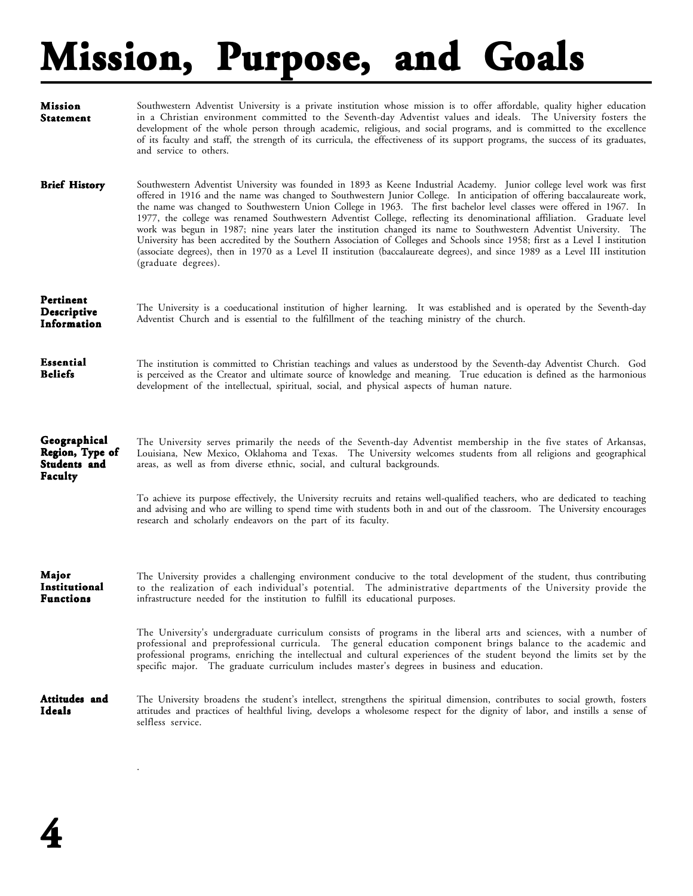# Mission, Purpose, and Goals

**Mission Statement**

Southwestern Adventist University is a private institution whose mission is to offer affordable, quality higher education in a Christian environment committed to the Seventh-day Adventist values and ideals. The University fosters the development of the whole person through academic, religious, and social programs, and is committed to the excellence of its faculty and staff, the strength of its curricula, the effectiveness of its support programs, the success of its graduates, and service to others.

**Brief History**

Southwestern Adventist University was founded in 1893 as Keene Industrial Academy. Junior college level work was first offered in 1916 and the name was changed to Southwestern Junior College. In anticipation of offering baccalaureate work, the name was changed to Southwestern Union College in 1963. The first bachelor level classes were offered in 1967. In 1977, the college was renamed Southwestern Adventist College, reflecting its denominational affiliation. Graduate level work was begun in 1987; nine years later the institution changed its name to Southwestern Adventist University. The University has been accredited by the Southern Association of Colleges and Schools since 1958; first as a Level I institution (associate degrees), then in 1970 as a Level II institution (baccalaureate degrees), and since 1989 as a Level III institution (graduate degrees).

**Pertinent Descriptive Information**

The University is a coeducational institution of higher learning. It was established and is operated by the Seventh-day Adventist Church and is essential to the fulfillment of the teaching ministry of the church.

**Essential Beliefs**

The institution is committed to Christian teachings and values as understood by the Seventh-day Adventist Church. God is perceived as the Creator and ultimate source of knowledge and meaning. True education is defined as the harmonious development of the intellectual, spiritual, social, and physical aspects of human nature.

**Geographical Region, Type of Students and Faculty**

The University serves primarily the needs of the Seventh-day Adventist membership in the five states of Arkansas, Louisiana, New Mexico, Oklahoma and Texas. The University welcomes students from all religions and geographical areas, as well as from diverse ethnic, social, and cultural backgrounds.

To achieve its purpose effectively, the University recruits and retains well-qualified teachers, who are dedicated to teaching and advising and who are willing to spend time with students both in and out of the classroom. The University encourages research and scholarly endeavors on the part of its faculty.

**Major Institutional Functions**

The University provides a challenging environment conducive to the total development of the student, thus contributing to the realization of each individual's potential. The administrative departments of the University provide the infrastructure needed for the institution to fulfill its educational purposes.

The University's undergraduate curriculum consists of programs in the liberal arts and sciences, with a number of professional and preprofessional curricula. The general education component brings balance to the academic and professional programs, enriching the intellectual and cultural experiences of the student beyond the limits set by the specific major. The graduate curriculum includes master's degrees in business and education.

**Attitudes and Ideals**

The University broadens the student's intellect, strengthens the spiritual dimension, contributes to social growth, fosters attitudes and practices of healthful living, develops a wholesome respect for the dignity of labor, and instills a sense of selfless service.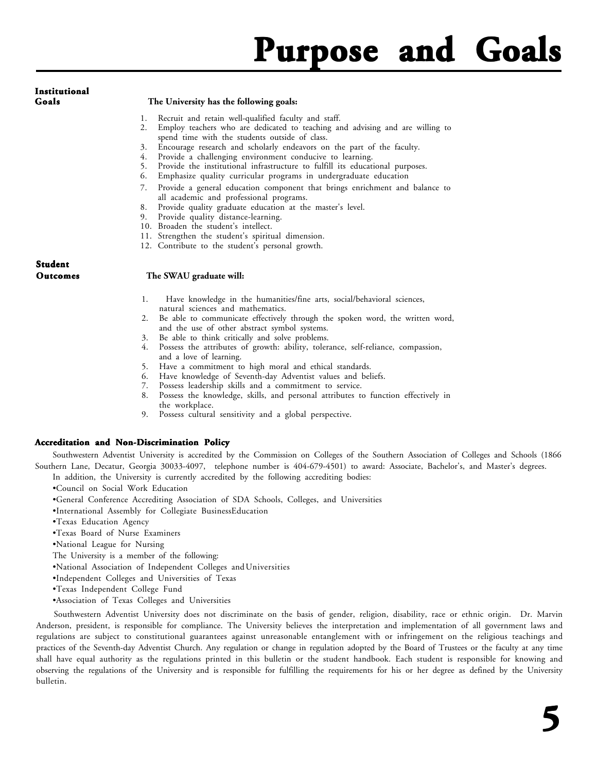# Purpose and Goals

## Institutional Goals

**The University has the following goals:**

1. Recruit and retain well-qualified faculty and staff.
2. Employ teachers who are dedicated to teaching and advising and are willing to spend time with the students outside of class.
3. Encourage research and scholarly endeavors on the part of the faculty.
4. Provide a challenging environment conducive to learning.
5. Provide the institutional infrastructure to fulfill its educational purposes.
6. Emphasize quality curricular programs in undergraduate education
7. Provide a general education component that brings enrichment and balance to all academic and professional programs.
8. Provide quality graduate education at the master's level.
9. Provide quality distance-learning.
10. Broaden the student's intellect.
11. Strengthen the student's spiritual dimension.
12. Contribute to the student's personal growth.

## Student Outcomes

**The SWAU graduate will:**

1. Have knowledge in the humanities/fine arts, social/behavioral sciences, natural sciences and mathematics.
2. Be able to communicate effectively through the spoken word, the written word, and the use of other abstract symbol systems.
3. Be able to think critically and solve problems.
4. Possess the attributes of growth: ability, tolerance, self-reliance, compassion, and a love of learning.
5. Have a commitment to high moral and ethical standards.
6. Have knowledge of Seventh-day Adventist values and beliefs.
7. Possess leadership skills and a commitment to service.
8. Possess the knowledge, skills, and personal attributes to function effectively in the workplace.
9. Possess cultural sensitivity and a global perspective.

## Accreditation and Non-Discrimination Policy

Southwestern Adventist University is accredited by the Commission on Colleges of the Southern Association of Colleges and Schools (1866 Southern Lane, Decatur, Georgia 30033-4097, telephone number is 404-679-4501) to award: Associate, Bachelor's, and Master's degrees.

In addition, the University is currently accredited by the following accrediting bodies:

- Council on Social Work Education
- General Conference Accrediting Association of SDA Schools, Colleges, and Universities
- International Assembly for Collegiate BusinessEducation
- Texas Education Agency
- Texas Board of Nurse Examiners
- National League for Nursing

The University is a member of the following:

- National Association of Independent Colleges and Universities
- Independent Colleges and Universities of Texas
- Texas Independent College Fund
- Association of Texas Colleges and Universities

Southwestern Adventist University does not discriminate on the basis of gender, religion, disability, race or ethnic origin. Dr. Marvin Anderson, president, is responsible for compliance. The University believes the interpretation and implementation of all government laws and regulations are subject to constitutional guarantees against unreasonable entanglement with or infringement on the religious teachings and practices of the Seventh-day Adventist Church. Any regulation or change in regulation adopted by the Board of Trustees or the faculty at any time shall have equal authority as the regulations printed in this bulletin or the student handbook. Each student is responsible for knowing and observing the regulations of the University and is responsible for fulfilling the requirements for his or her degree as defined by the University bulletin.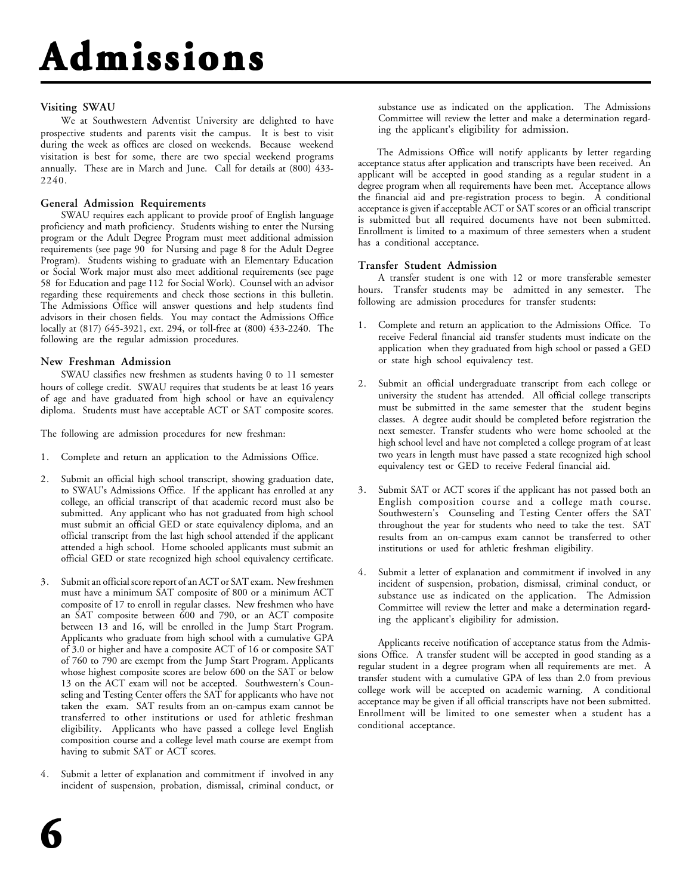# Admissions

### Visiting SWAU

We at Southwestern Adventist University are delighted to have prospective students and parents visit the campus. It is best to visit during the week as offices are closed on weekends. Because weekend visitation is best for some, there are two special weekend programs annually. These are in March and June. Call for details at (800) 433-2240.

### General Admission Requirements

SWAU requires each applicant to provide proof of English language proficiency and math proficiency. Students wishing to enter the Nursing program or the Adult Degree Program must meet additional admission requirements (see page 90 for Nursing and page 8 for the Adult Degree Program). Students wishing to graduate with an Elementary Education or Social Work major must also meet additional requirements (see page 58 for Education and page 112 for Social Work). Counsel with an advisor regarding these requirements and check those sections in this bulletin. The Admissions Office will answer questions and help students find advisors in their chosen fields. You may contact the Admissions Office locally at (817) 645-3921, ext. 294, or toll-free at (800) 433-2240. The following are the regular admission procedures.

### New Freshman Admission

SWAU classifies new freshmen as students having 0 to 11 semester hours of college credit. SWAU requires that students be at least 16 years of age and have graduated from high school or have an equivalency diploma. Students must have acceptable ACT or SAT composite scores.

The following are admission procedures for new freshman:

1. Complete and return an application to the Admissions Office.

2. Submit an official high school transcript, showing graduation date, to SWAU's Admissions Office. If the applicant has enrolled at any college, an official transcript of that academic record must also be submitted. Any applicant who has not graduated from high school must submit an official GED or state equivalency diploma, and an official transcript from the last high school attended if the applicant attended a high school. Home schooled applicants must submit an official GED or state recognized high school equivalency certificate.

3. Submit an official score report of an ACT or SAT exam. New freshmen must have a minimum SAT composite of 800 or a minimum ACT composite of 17 to enroll in regular classes. New freshmen who have an SAT composite between 600 and 790, or an ACT composite between 13 and 16, will be enrolled in the Jump Start Program. Applicants who graduate from high school with a cumulative GPA of 3.0 or higher and have a composite ACT of 16 or composite SAT of 760 to 790 are exempt from the Jump Start Program. Applicants whose highest composite scores are below 600 on the SAT or below 13 on the ACT exam will not be accepted. Southwestern's Counseling and Testing Center offers the SAT for applicants who have not taken the exam. SAT results from an on-campus exam cannot be transferred to other institutions or used for athletic freshman eligibility. Applicants who have passed a college level English composition course and a college level math course are exempt from having to submit SAT or ACT scores.

4. Submit a letter of explanation and commitment if involved in any incident of suspension, probation, dismissal, criminal conduct, or substance use as indicated on the application. The Admissions Committee will review the letter and make a determination regarding the applicant's eligibility for admission.

The Admissions Office will notify applicants by letter regarding acceptance status after application and transcripts have been received. An applicant will be accepted in good standing as a regular student in a degree program when all requirements have been met. Acceptance allows the financial aid and pre-registration process to begin. A conditional acceptance is given if acceptable ACT or SAT scores or an official transcript is submitted but all required documents have not been submitted. Enrollment is limited to a maximum of three semesters when a student has a conditional acceptance.

### Transfer Student Admission

A transfer student is one with 12 or more transferable semester hours. Transfer students may be admitted in any semester. The following are admission procedures for transfer students:

1. Complete and return an application to the Admissions Office. To receive Federal financial aid transfer students must indicate on the application when they graduated from high school or passed a GED or state high school equivalency test.

2. Submit an official undergraduate transcript from each college or university the student has attended. All official college transcripts must be submitted in the same semester that the student begins classes. A degree audit should be completed before registration the next semester. Transfer students who were home schooled at the high school level and have not completed a college program of at least two years in length must have passed a state recognized high school equivalency test or GED to receive Federal financial aid.

3. Submit SAT or ACT scores if the applicant has not passed both an English composition course and a college math course. Southwestern's Counseling and Testing Center offers the SAT throughout the year for students who need to take the test. SAT results from an on-campus exam cannot be transferred to other institutions or used for athletic freshman eligibility.

4. Submit a letter of explanation and commitment if involved in any incident of suspension, probation, dismissal, criminal conduct, or substance use as indicated on the application. The Admission Committee will review the letter and make a determination regarding the applicant's eligibility for admission.

Applicants receive notification of acceptance status from the Admissions Office. A transfer student will be accepted in good standing as a regular student in a degree program when all requirements are met. A transfer student with a cumulative GPA of less than 2.0 from previous college work will be accepted on academic warning. A conditional acceptance may be given if all official transcripts have not been submitted. Enrollment will be limited to one semester when a student has a conditional acceptance.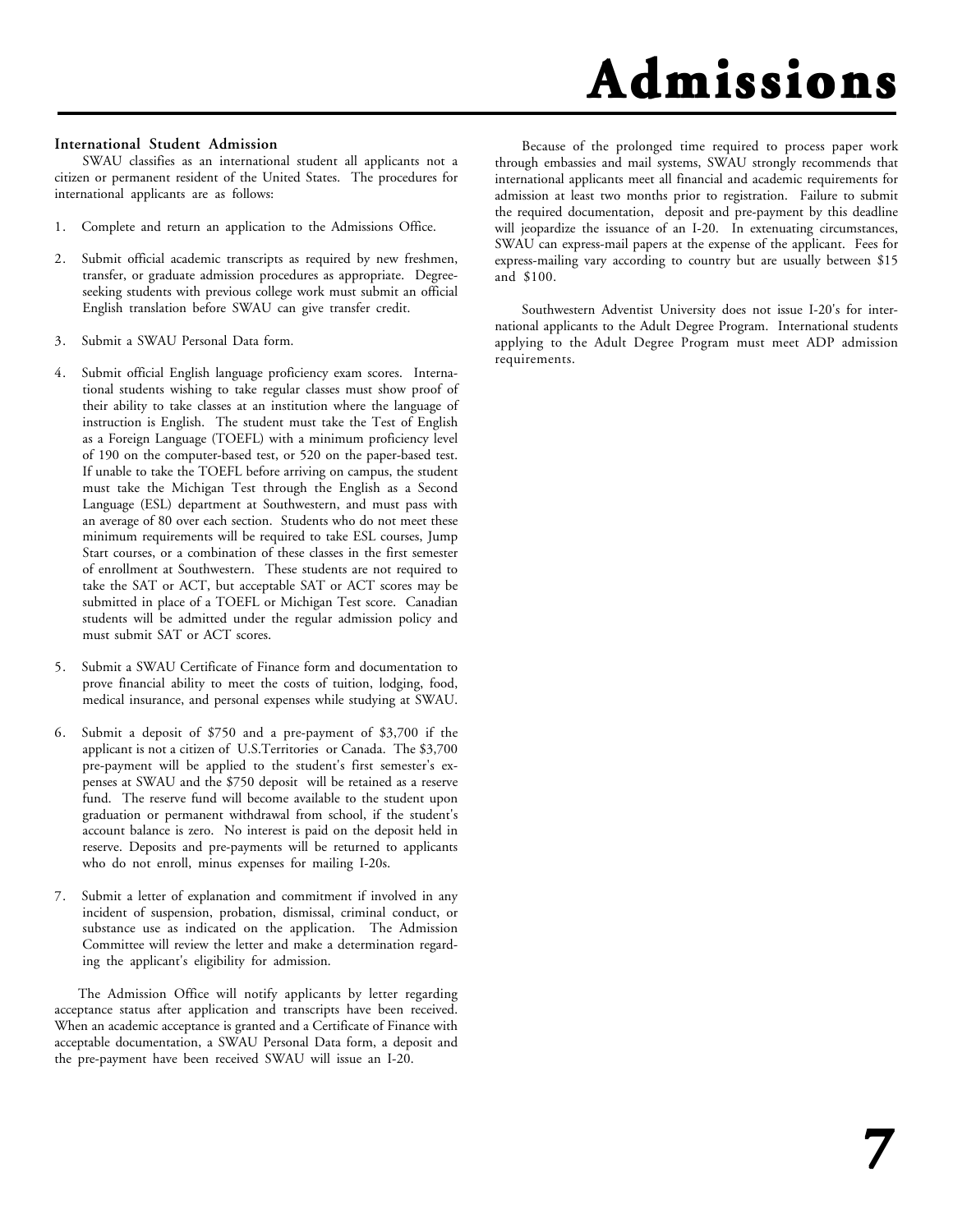# Admissions

### International Student Admission

SWAU classifies as an international student all applicants not a citizen or permanent resident of the United States. The procedures for international applicants are as follows:

1. Complete and return an application to the Admissions Office.

2. Submit official academic transcripts as required by new freshmen, transfer, or graduate admission procedures as appropriate. Degree-seeking students with previous college work must submit an official English translation before SWAU can give transfer credit.

3. Submit a SWAU Personal Data form.

4. Submit official English language proficiency exam scores. International students wishing to take regular classes must show proof of their ability to take classes at an institution where the language of instruction is English. The student must take the Test of English as a Foreign Language (TOEFL) with a minimum proficiency level of 190 on the computer-based test, or 520 on the paper-based test. If unable to take the TOEFL before arriving on campus, the student must take the Michigan Test through the English as a Second Language (ESL) department at Southwestern, and must pass with an average of 80 over each section. Students who do not meet these minimum requirements will be required to take ESL courses, Jump Start courses, or a combination of these classes in the first semester of enrollment at Southwestern. These students are not required to take the SAT or ACT, but acceptable SAT or ACT scores may be submitted in place of a TOEFL or Michigan Test score. Canadian students will be admitted under the regular admission policy and must submit SAT or ACT scores.

5. Submit a SWAU Certificate of Finance form and documentation to prove financial ability to meet the costs of tuition, lodging, food, medical insurance, and personal expenses while studying at SWAU.

6. Submit a deposit of $750 and a pre-payment of $3,700 if the applicant is not a citizen of U.S.Territories or Canada. The $3,700 pre-payment will be applied to the student's first semester's expenses at SWAU and the $750 deposit will be retained as a reserve fund. The reserve fund will become available to the student upon graduation or permanent withdrawal from school, if the student's account balance is zero. No interest is paid on the deposit held in reserve. Deposits and pre-payments will be returned to applicants who do not enroll, minus expenses for mailing I-20s.

7. Submit a letter of explanation and commitment if involved in any incident of suspension, probation, dismissal, criminal conduct, or substance use as indicated on the application. The Admission Committee will review the letter and make a determination regarding the applicant's eligibility for admission.

The Admission Office will notify applicants by letter regarding acceptance status after application and transcripts have been received. When an academic acceptance is granted and a Certificate of Finance with acceptable documentation, a SWAU Personal Data form, a deposit and the pre-payment have been received SWAU will issue an I-20.

Because of the prolonged time required to process paper work through embassies and mail systems, SWAU strongly recommends that international applicants meet all financial and academic requirements for admission at least two months prior to registration. Failure to submit the required documentation, deposit and pre-payment by this deadline will jeopardize the issuance of an I-20. In extenuating circumstances, SWAU can express-mail papers at the expense of the applicant. Fees for express-mailing vary according to country but are usually between $15 and $100.

Southwestern Adventist University does not issue I-20's for international applicants to the Adult Degree Program. International students applying to the Adult Degree Program must meet ADP admission requirements.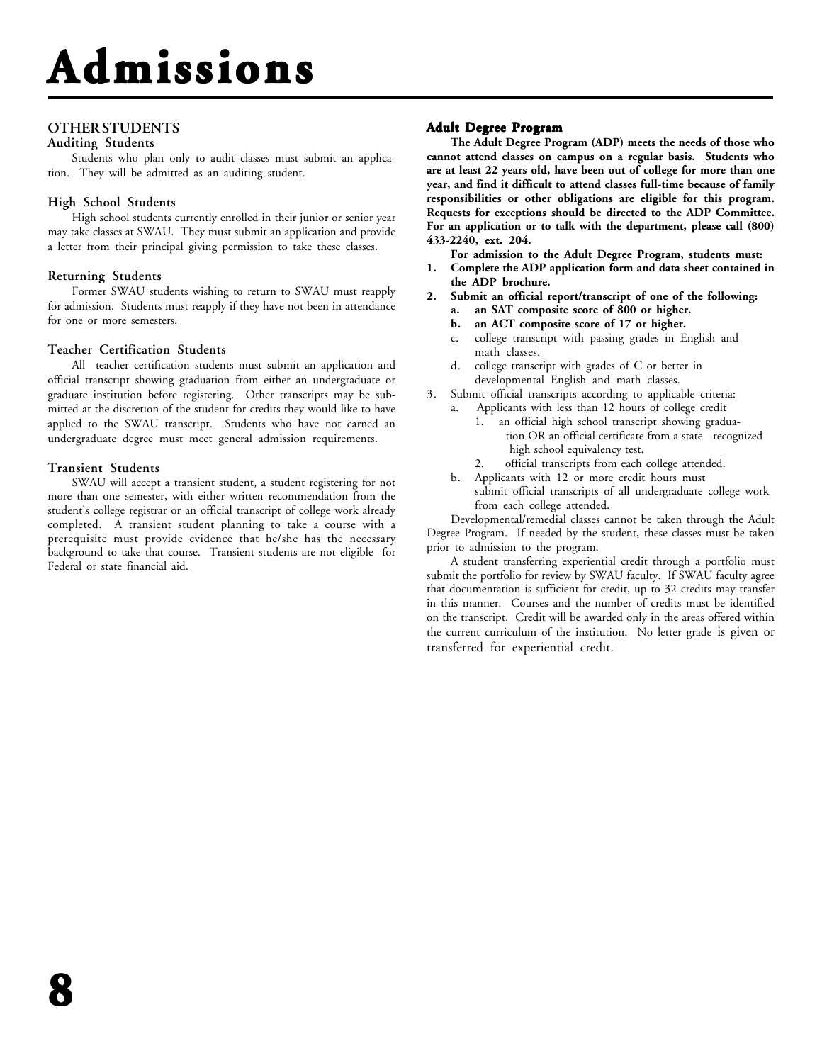# Admissions

## OTHER STUDENTS

### Auditing Students

Students who plan only to audit classes must submit an application. They will be admitted as an auditing student.

### High School Students

High school students currently enrolled in their junior or senior year may take classes at SWAU. They must submit an application and provide a letter from their principal giving permission to take these classes.

### Returning Students

Former SWAU students wishing to return to SWAU must reapply for admission. Students must reapply if they have not been in attendance for one or more semesters.

### Teacher Certification Students

All teacher certification students must submit an application and official transcript showing graduation from either an undergraduate or graduate institution before registering. Other transcripts may be submitted at the discretion of the student for credits they would like to have applied to the SWAU transcript. Students who have not earned an undergraduate degree must meet general admission requirements.

### Transient Students

SWAU will accept a transient student, a student registering for not more than one semester, with either written recommendation from the student's college registrar or an official transcript of college work already completed. A transient student planning to take a course with a prerequisite must provide evidence that he/she has the necessary background to take that course. Transient students are not eligible for Federal or state financial aid.

### Adult Degree Program

**The Adult Degree Program (ADP) meets the needs of those who cannot attend classes on campus on a regular basis. Students who are at least 22 years old, have been out of college for more than one year, and find it difficult to attend classes full-time because of family responsibilities or other obligations are eligible for this program. Requests for exceptions should be directed to the ADP Committee. For an application or to talk with the department, please call (800) 433-2240, ext. 204.**

**For admission to the Adult Degree Program, students must:**

1. **Complete the ADP application form and data sheet contained in the ADP brochure.**
2. **Submit an official report/transcript of one of the following:**
   a. **an SAT composite score of 800 or higher.**
   b. **an ACT composite score of 17 or higher.**
   c. college transcript with passing grades in English and math classes.
   d. college transcript with grades of C or better in developmental English and math classes.
3. Submit official transcripts according to applicable criteria:
   a. Applicants with less than 12 hours of college credit
      1. an official high school transcript showing graduation OR an official certificate from a state recognized high school equivalency test.
      2. official transcripts from each college attended.
   b. Applicants with 12 or more credit hours must submit official transcripts of all undergraduate college work from each college attended.

Developmental/remedial classes cannot be taken through the Adult Degree Program. If needed by the student, these classes must be taken prior to admission to the program.

A student transferring experiential credit through a portfolio must submit the portfolio for review by SWAU faculty. If SWAU faculty agree that documentation is sufficient for credit, up to 32 credits may transfer in this manner. Courses and the number of credits must be identified on the transcript. Credit will be awarded only in the areas offered within the current curriculum of the institution. No letter grade is given or transferred for experiential credit.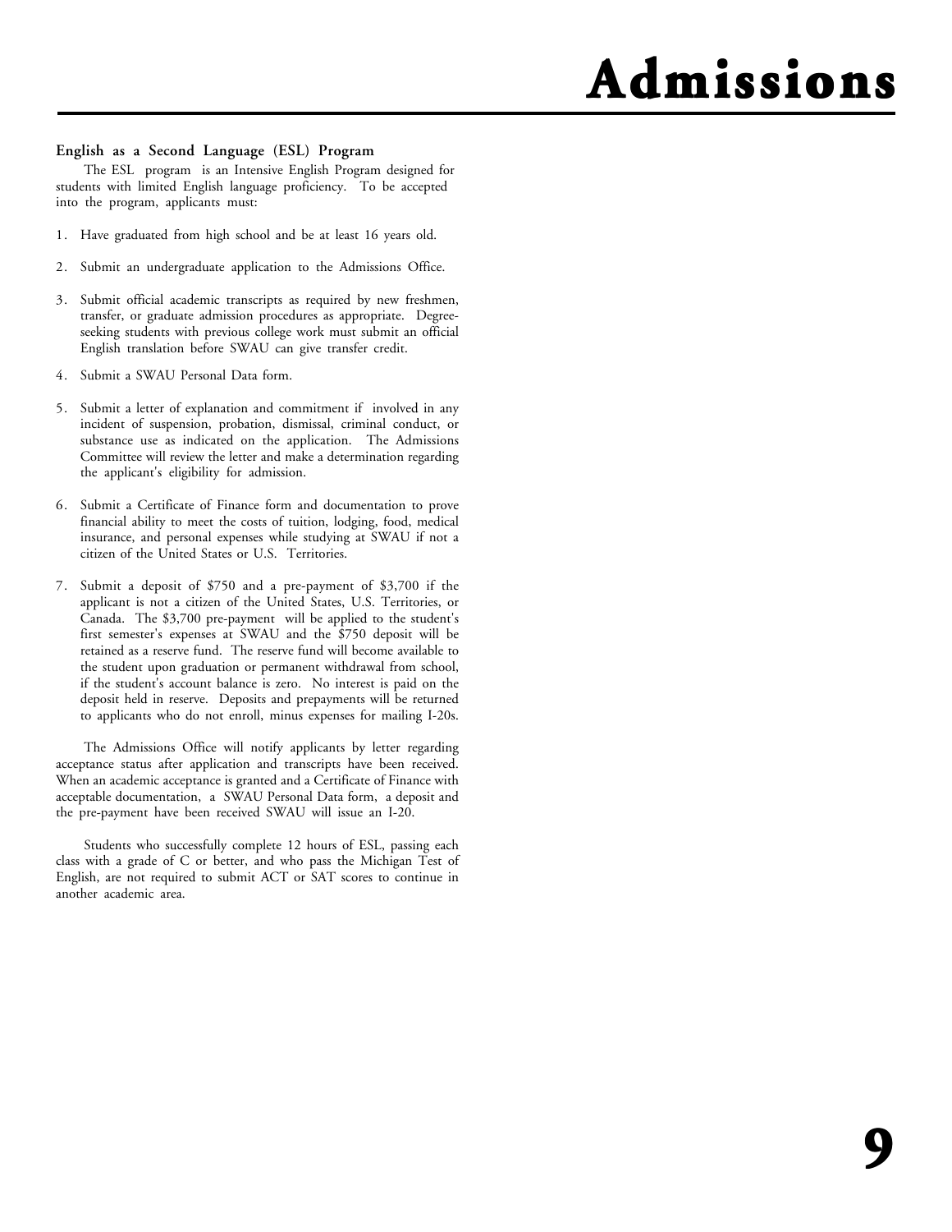### English as a Second Language (ESL) Program

The ESL program is an Intensive English Program designed for students with limited English language proficiency. To be accepted into the program, applicants must:

1. Have graduated from high school and be at least 16 years old.

2. Submit an undergraduate application to the Admissions Office.

3. Submit official academic transcripts as required by new freshmen, transfer, or graduate admission procedures as appropriate. Degree-seeking students with previous college work must submit an official English translation before SWAU can give transfer credit.

4. Submit a SWAU Personal Data form.

5. Submit a letter of explanation and commitment if involved in any incident of suspension, probation, dismissal, criminal conduct, or substance use as indicated on the application. The Admissions Committee will review the letter and make a determination regarding the applicant's eligibility for admission.

6. Submit a Certificate of Finance form and documentation to prove financial ability to meet the costs of tuition, lodging, food, medical insurance, and personal expenses while studying at SWAU if not a citizen of the United States or U.S. Territories.

7. Submit a deposit of $750 and a pre-payment of $3,700 if the applicant is not a citizen of the United States, U.S. Territories, or Canada. The $3,700 pre-payment will be applied to the student's first semester's expenses at SWAU and the $750 deposit will be retained as a reserve fund. The reserve fund will become available to the student upon graduation or permanent withdrawal from school, if the student's account balance is zero. No interest is paid on the deposit held in reserve. Deposits and prepayments will be returned to applicants who do not enroll, minus expenses for mailing I-20s.

The Admissions Office will notify applicants by letter regarding acceptance status after application and transcripts have been received. When an academic acceptance is granted and a Certificate of Finance with acceptable documentation, a SWAU Personal Data form, a deposit and the pre-payment have been received SWAU will issue an I-20.

Students who successfully complete 12 hours of ESL, passing each class with a grade of C or better, and who pass the Michigan Test of English, are not required to submit ACT or SAT scores to continue in another academic area.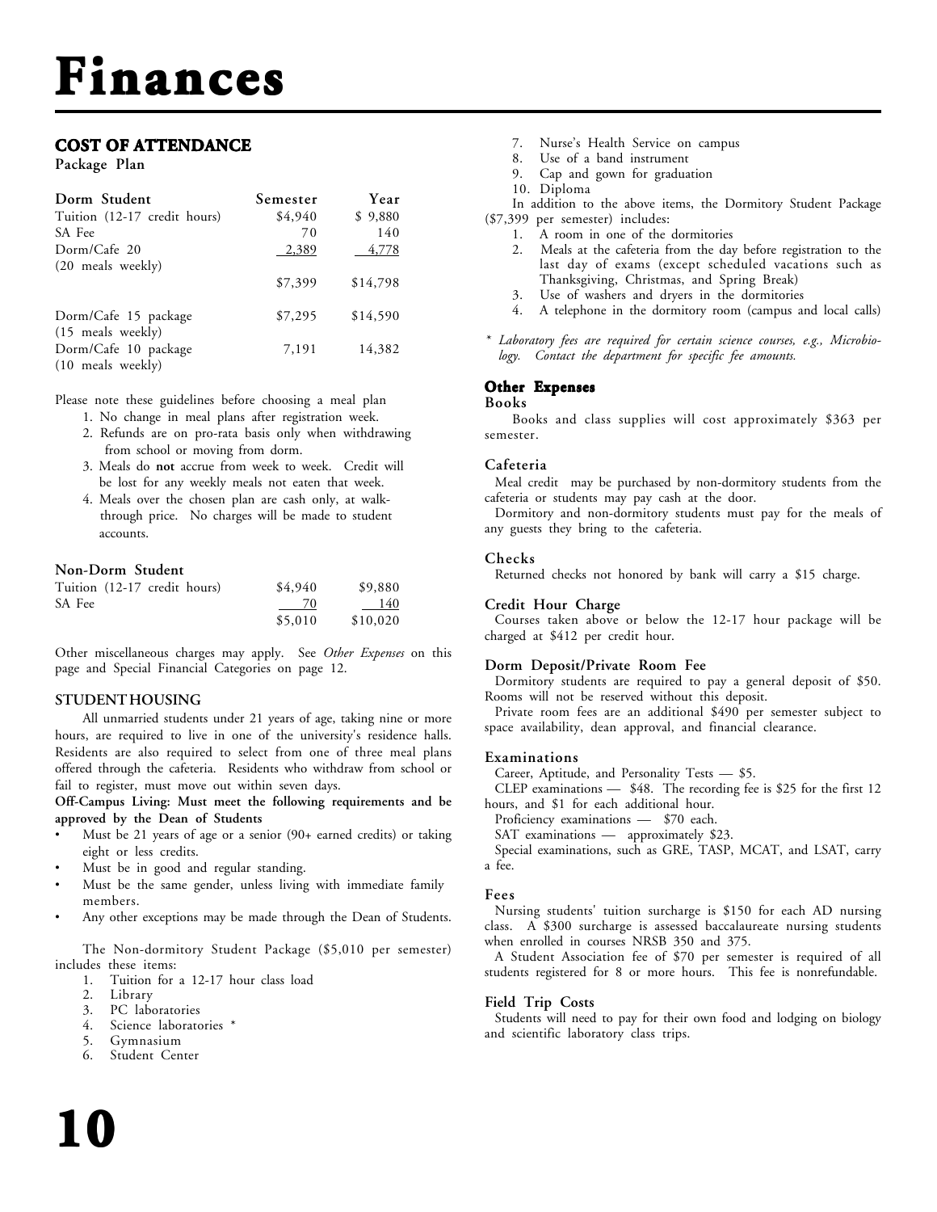# Finances

## COST OF ATTENDANCE

**Package Plan**

| Dorm Student | Semester | Year |
|---|---|---|
| Tuition (12-17 credit hours) | $4,940 | $ 9,880 |
| SA Fee | 70 | 140 |
| Dorm/Cafe 20 (20 meals weekly) | 2,389 | 4,778 |
| | $7,399 | $14,798 |
| Dorm/Cafe 15 package (15 meals weekly) | $7,295 | $14,590 |
| Dorm/Cafe 10 package (10 meals weekly) | 7,191 | 14,382 |

Please note these guidelines before choosing a meal plan

1. No change in meal plans after registration week.
2. Refunds are on pro-rata basis only when withdrawing from school or moving from dorm.
3. Meals do **not** accrue from week to week. Credit will be lost for any weekly meals not eaten that week.
4. Meals over the chosen plan are cash only, at walk-through price. No charges will be made to student accounts.

| Non-Dorm Student | Semester | Year |
|---|---|---|
| Tuition (12-17 credit hours) | $4,940 | $9,880 |
| SA Fee | 70 | 140 |
| | $5,010 | $10,020 |

Other miscellaneous charges may apply. See *Other Expenses* on this page and Special Financial Categories on page 12.

### STUDENT HOUSING

All unmarried students under 21 years of age, taking nine or more hours, are required to live in one of the university's residence halls. Residents are also required to select from one of three meal plans offered through the cafeteria. Residents who withdraw from school or fail to register, must move out within seven days.

**Off-Campus Living: Must meet the following requirements and be approved by the Dean of Students**

- Must be 21 years of age or a senior (90+ earned credits) or taking eight or less credits.
- Must be in good and regular standing.
- Must be the same gender, unless living with immediate family members.
- Any other exceptions may be made through the Dean of Students.

The Non-dormitory Student Package ($5,010 per semester) includes these items:

1. Tuition for a 12-17 hour class load
2. Library
3. PC laboratories
4. Science laboratories *
5. Gymnasium
6. Student Center
7. Nurse's Health Service on campus
8. Use of a band instrument
9. Cap and gown for graduation
10. Diploma

In addition to the above items, the Dormitory Student Package ($7,399 per semester) includes:

1. A room in one of the dormitories
2. Meals at the cafeteria from the day before registration to the last day of exams (except scheduled vacations such as Thanksgiving, Christmas, and Spring Break)
3. Use of washers and dryers in the dormitories
4. A telephone in the dormitory room (campus and local calls)

* *Laboratory fees are required for certain science courses, e.g., Microbiology. Contact the department for specific fee amounts.*

### Other Expenses

**Books**

Books and class supplies will cost approximately $363 per semester.

**Cafeteria**

Meal credit may be purchased by non-dormitory students from the cafeteria or students may pay cash at the door.

Dormitory and non-dormitory students must pay for the meals of any guests they bring to the cafeteria.

**Checks**

Returned checks not honored by bank will carry a $15 charge.

**Credit Hour Charge**

Courses taken above or below the 12-17 hour package will be charged at $412 per credit hour.

**Dorm Deposit/Private Room Fee**

Dormitory students are required to pay a general deposit of $50. Rooms will not be reserved without this deposit.

Private room fees are an additional $490 per semester subject to space availability, dean approval, and financial clearance.

**Examinations**

Career, Aptitude, and Personality Tests — $5.

CLEP examinations — $48. The recording fee is $25 for the first 12 hours, and $1 for each additional hour.

Proficiency examinations — $70 each.

SAT examinations — approximately $23.

Special examinations, such as GRE, TASP, MCAT, and LSAT, carry a fee.

**Fees**

Nursing students' tuition surcharge is $150 for each AD nursing class. A $300 surcharge is assessed baccalaureate nursing students when enrolled in courses NRSB 350 and 375.

A Student Association fee of $70 per semester is required of all students registered for 8 or more hours. This fee is nonrefundable.

**Field Trip Costs**

Students will need to pay for their own food and lodging on biology and scientific laboratory class trips.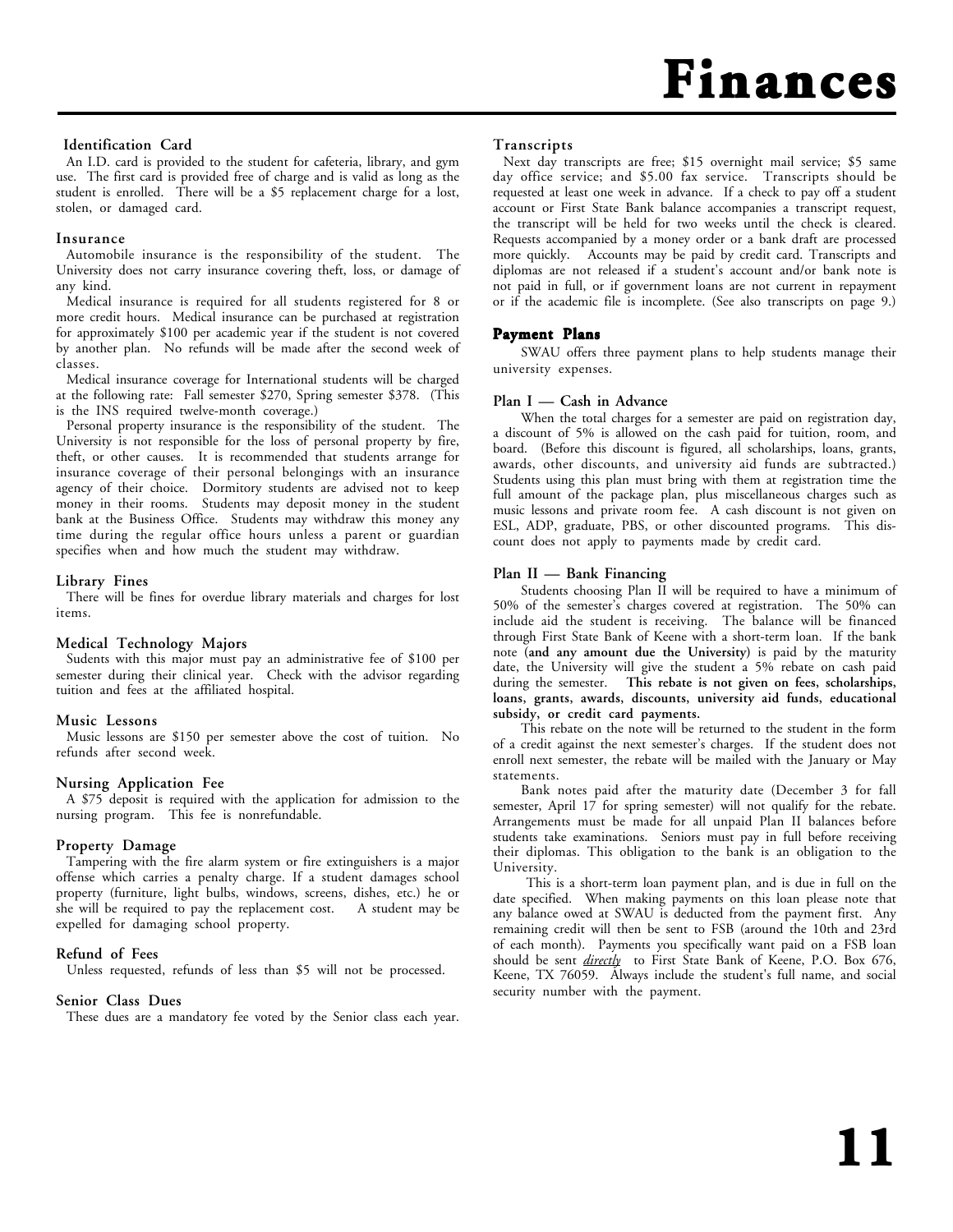# Finances

### Identification Card

An I.D. card is provided to the student for cafeteria, library, and gym use. The first card is provided free of charge and is valid as long as the student is enrolled. There will be a $5 replacement charge for a lost, stolen, or damaged card.

### Insurance

Automobile insurance is the responsibility of the student. The University does not carry insurance covering theft, loss, or damage of any kind.

Medical insurance is required for all students registered for 8 or more credit hours. Medical insurance can be purchased at registration for approximately $100 per academic year if the student is not covered by another plan. No refunds will be made after the second week of classes.

Medical insurance coverage for International students will be charged at the following rate: Fall semester $270, Spring semester $378. (This is the INS required twelve-month coverage.)

Personal property insurance is the responsibility of the student. The University is not responsible for the loss of personal property by fire, theft, or other causes. It is recommended that students arrange for insurance coverage of their personal belongings with an insurance agency of their choice. Dormitory students are advised not to keep money in their rooms. Students may deposit money in the student bank at the Business Office. Students may withdraw this money any time during the regular office hours unless a parent or guardian specifies when and how much the student may withdraw.

### Library Fines

There will be fines for overdue library materials and charges for lost items.

### Medical Technology Majors

Sudents with this major must pay an administrative fee of $100 per semester during their clinical year. Check with the advisor regarding tuition and fees at the affiliated hospital.

### Music Lessons

Music lessons are $150 per semester above the cost of tuition. No refunds after second week.

### Nursing Application Fee

A $75 deposit is required with the application for admission to the nursing program. This fee is nonrefundable.

### Property Damage

Tampering with the fire alarm system or fire extinguishers is a major offense which carries a penalty charge. If a student damages school property (furniture, light bulbs, windows, screens, dishes, etc.) he or she will be required to pay the replacement cost. A student may be expelled for damaging school property.

### Refund of Fees

Unless requested, refunds of less than $5 will not be processed.

### Senior Class Dues

These dues are a mandatory fee voted by the Senior class each year.

### Transcripts

Next day transcripts are free; $15 overnight mail service; $5 same day office service; and $5.00 fax service. Transcripts should be requested at least one week in advance. If a check to pay off a student account or First State Bank balance accompanies a transcript request, the transcript will be held for two weeks until the check is cleared. Requests accompanied by a money order or a bank draft are processed more quickly. Accounts may be paid by credit card. Transcripts and diplomas are not released if a student's account and/or bank note is not paid in full, or if government loans are not current in repayment or if the academic file is incomplete. (See also transcripts on page 9.)

## Payment Plans

SWAU offers three payment plans to help students manage their university expenses.

### Plan I — Cash in Advance

When the total charges for a semester are paid on registration day, a discount of 5% is allowed on the cash paid for tuition, room, and board. (Before this discount is figured, all scholarships, loans, grants, awards, other discounts, and university aid funds are subtracted.) Students using this plan must bring with them at registration time the full amount of the package plan, plus miscellaneous charges such as music lessons and private room fee. A cash discount is not given on ESL, ADP, graduate, PBS, or other discounted programs. This discount does not apply to payments made by credit card.

### Plan II — Bank Financing

Students choosing Plan II will be required to have a minimum of 50% of the semester's charges covered at registration. The 50% can include aid the student is receiving. The balance will be financed through First State Bank of Keene with a short-term loan. If the bank note (**and any amount due the University**) is paid by the maturity date, the University will give the student a 5% rebate on cash paid during the semester. **This rebate is not given on fees, scholarships, loans, grants, awards, discounts, university aid funds, educational subsidy, or credit card payments.**

This rebate on the note will be returned to the student in the form of a credit against the next semester's charges. If the student does not enroll next semester, the rebate will be mailed with the January or May statements.

Bank notes paid after the maturity date (December 3 for fall semester, April 17 for spring semester) will not qualify for the rebate. Arrangements must be made for all unpaid Plan II balances before students take examinations. Seniors must pay in full before receiving their diplomas. This obligation to the bank is an obligation to the University.

This is a short-term loan payment plan, and is due in full on the date specified. When making payments on this loan please note that any balance owed at SWAU is deducted from the payment first. Any remaining credit will then be sent to FSB (around the 10th and 23rd of each month). Payments you specifically want paid on a FSB loan should be sent ***directly*** to First State Bank of Keene, P.O. Box 676, Keene, TX 76059. Always include the student's full name, and social security number with the payment.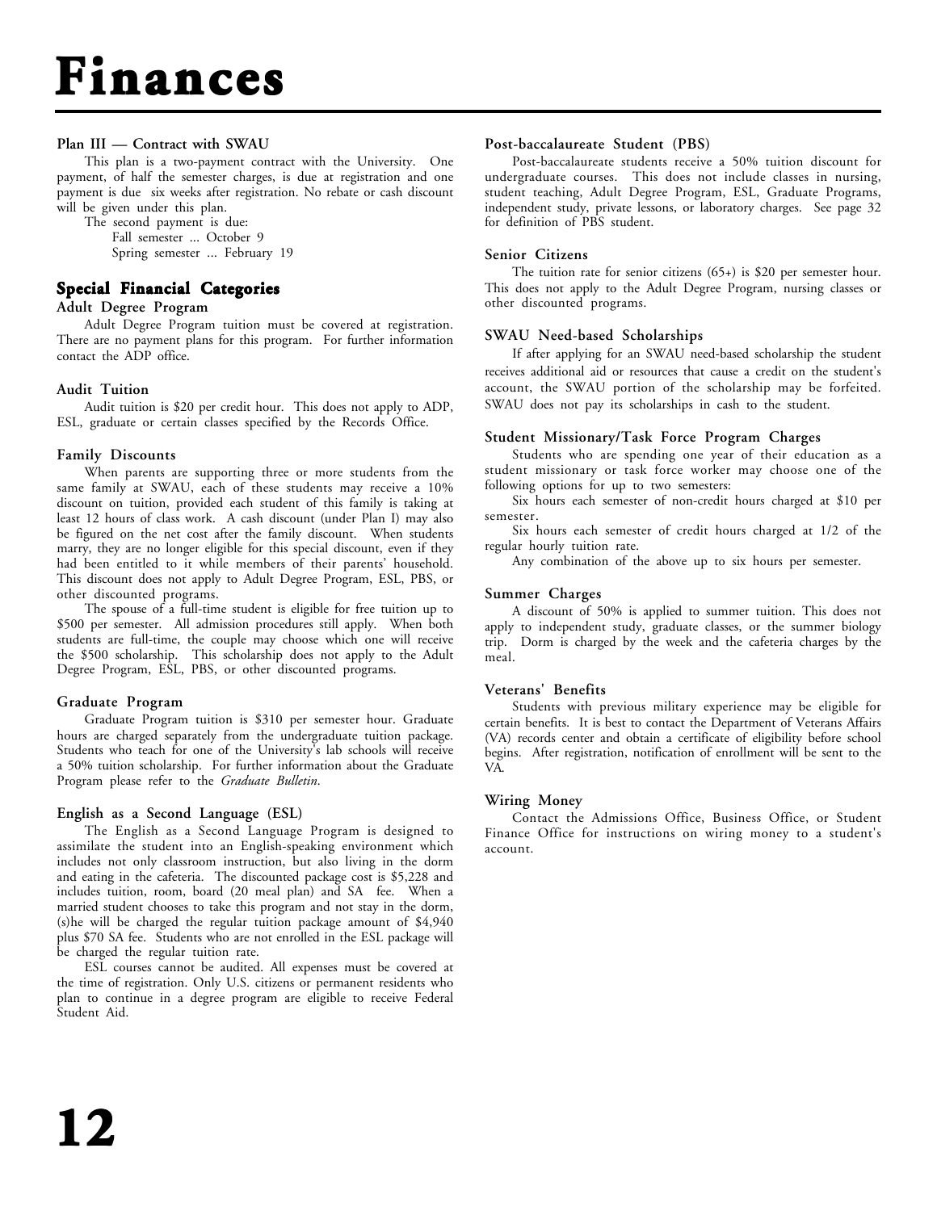# Finances

### Plan III — Contract with SWAU

This plan is a two-payment contract with the University. One payment, of half the semester charges, is due at registration and one payment is due six weeks after registration. No rebate or cash discount will be given under this plan.

The second payment is due:

Fall semester ... October 9
Spring semester ... February 19

## Special Financial Categories

### Adult Degree Program

Adult Degree Program tuition must be covered at registration. There are no payment plans for this program. For further information contact the ADP office.

### Audit Tuition

Audit tuition is $20 per credit hour. This does not apply to ADP, ESL, graduate or certain classes specified by the Records Office.

### Family Discounts

When parents are supporting three or more students from the same family at SWAU, each of these students may receive a 10% discount on tuition, provided each student of this family is taking at least 12 hours of class work. A cash discount (under Plan I) may also be figured on the net cost after the family discount. When students marry, they are no longer eligible for this special discount, even if they had been entitled to it while members of their parents' household. This discount does not apply to Adult Degree Program, ESL, PBS, or other discounted programs.

The spouse of a full-time student is eligible for free tuition up to $500 per semester. All admission procedures still apply. When both students are full-time, the couple may choose which one will receive the $500 scholarship. This scholarship does not apply to the Adult Degree Program, ESL, PBS, or other discounted programs.

### Graduate Program

Graduate Program tuition is $310 per semester hour. Graduate hours are charged separately from the undergraduate tuition package. Students who teach for one of the University's lab schools will receive a 50% tuition scholarship. For further information about the Graduate Program please refer to the *Graduate Bulletin*.

### English as a Second Language (ESL)

The English as a Second Language Program is designed to assimilate the student into an English-speaking environment which includes not only classroom instruction, but also living in the dorm and eating in the cafeteria. The discounted package cost is $5,228 and includes tuition, room, board (20 meal plan) and SA fee. When a married student chooses to take this program and not stay in the dorm, (s)he will be charged the regular tuition package amount of $4,940 plus $70 SA fee. Students who are not enrolled in the ESL package will be charged the regular tuition rate.

ESL courses cannot be audited. All expenses must be covered at the time of registration. Only U.S. citizens or permanent residents who plan to continue in a degree program are eligible to receive Federal Student Aid.

### Post-baccalaureate Student (PBS)

Post-baccalaureate students receive a 50% tuition discount for undergraduate courses. This does not include classes in nursing, student teaching, Adult Degree Program, ESL, Graduate Programs, independent study, private lessons, or laboratory charges. See page 32 for definition of PBS student.

### Senior Citizens

The tuition rate for senior citizens (65+) is $20 per semester hour. This does not apply to the Adult Degree Program, nursing classes or other discounted programs.

### SWAU Need-based Scholarships

If after applying for an SWAU need-based scholarship the student receives additional aid or resources that cause a credit on the student's account, the SWAU portion of the scholarship may be forfeited. SWAU does not pay its scholarships in cash to the student.

### Student Missionary/Task Force Program Charges

Students who are spending one year of their education as a student missionary or task force worker may choose one of the following options for up to two semesters:

Six hours each semester of non-credit hours charged at $10 per semester.

Six hours each semester of credit hours charged at 1/2 of the regular hourly tuition rate.

Any combination of the above up to six hours per semester.

### Summer Charges

A discount of 50% is applied to summer tuition. This does not apply to independent study, graduate classes, or the summer biology trip. Dorm is charged by the week and the cafeteria charges by the meal.

### Veterans' Benefits

Students with previous military experience may be eligible for certain benefits. It is best to contact the Department of Veterans Affairs (VA) records center and obtain a certificate of eligibility before school begins. After registration, notification of enrollment will be sent to the VA.

### Wiring Money

Contact the Admissions Office, Business Office, or Student Finance Office for instructions on wiring money to a student's account.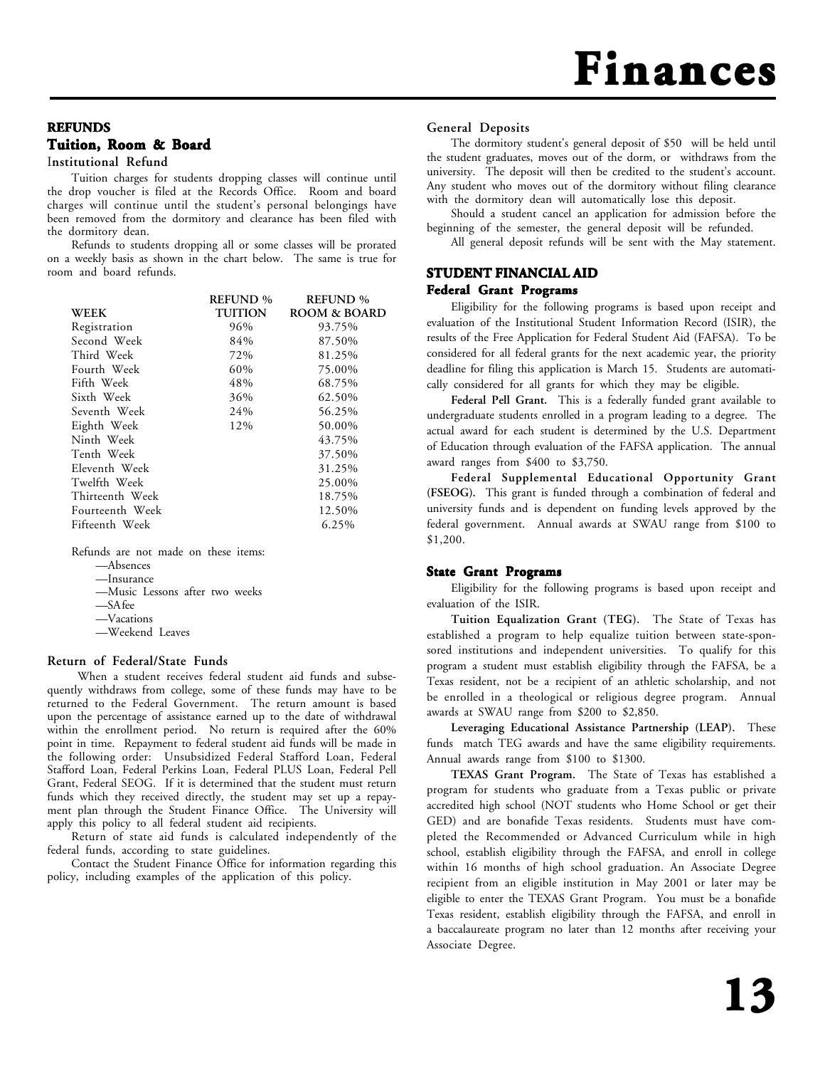# Finances

## REFUNDS

### Tuition, Room & Board

#### Institutional Refund

Tuition charges for students dropping classes will continue until the drop voucher is filed at the Records Office. Room and board charges will continue until the student's personal belongings have been removed from the dormitory and clearance has been filed with the dormitory dean.

Refunds to students dropping all or some classes will be prorated on a weekly basis as shown in the chart below. The same is true for room and board refunds.

| WEEK | REFUND % TUITION | REFUND % ROOM & BOARD |
|---|---|---|
| Registration | 96% | 93.75% |
| Second Week | 84% | 87.50% |
| Third Week | 72% | 81.25% |
| Fourth Week | 60% | 75.00% |
| Fifth Week | 48% | 68.75% |
| Sixth Week | 36% | 62.50% |
| Seventh Week | 24% | 56.25% |
| Eighth Week | 12% | 50.00% |
| Ninth Week | | 43.75% |
| Tenth Week | | 37.50% |
| Eleventh Week | | 31.25% |
| Twelfth Week | | 25.00% |
| Thirteenth Week | | 18.75% |
| Fourteenth Week | | 12.50% |
| Fifteenth Week | | 6.25% |

Refunds are not made on these items:

- —Absences
- —Insurance
- —Music Lessons after two weeks
- —SA fee
- —Vacations
- —Weekend Leaves

#### Return of Federal/State Funds

When a student receives federal student aid funds and subsequently withdraws from college, some of these funds may have to be returned to the Federal Government. The return amount is based upon the percentage of assistance earned up to the date of withdrawal within the enrollment period. No return is required after the 60% point in time. Repayment to federal student aid funds will be made in the following order: Unsubsidized Federal Stafford Loan, Federal Stafford Loan, Federal Perkins Loan, Federal PLUS Loan, Federal Pell Grant, Federal SEOG. If it is determined that the student must return funds which they received directly, the student may set up a repayment plan through the Student Finance Office. The University will apply this policy to all federal student aid recipients.

Return of state aid funds is calculated independently of the federal funds, according to state guidelines.

Contact the Student Finance Office for information regarding this policy, including examples of the application of this policy.

#### General Deposits

The dormitory student's general deposit of $50 will be held until the student graduates, moves out of the dorm, or withdraws from the university. The deposit will then be credited to the student's account. Any student who moves out of the dormitory without filing clearance with the dormitory dean will automatically lose this deposit.

Should a student cancel an application for admission before the beginning of the semester, the general deposit will be refunded.

All general deposit refunds will be sent with the May statement.

## STUDENT FINANCIAL AID

### Federal Grant Programs

Eligibility for the following programs is based upon receipt and evaluation of the Institutional Student Information Record (ISIR), the results of the Free Application for Federal Student Aid (FAFSA). To be considered for all federal grants for the next academic year, the priority deadline for filing this application is March 15. Students are automatically considered for all grants for which they may be eligible.

**Federal Pell Grant.** This is a federally funded grant available to undergraduate students enrolled in a program leading to a degree. The actual award for each student is determined by the U.S. Department of Education through evaluation of the FAFSA application. The annual award ranges from $400 to $3,750.

**Federal Supplemental Educational Opportunity Grant (FSEOG).** This grant is funded through a combination of federal and university funds and is dependent on funding levels approved by the federal government. Annual awards at SWAU range from $100 to $1,200.

### State Grant Programs

Eligibility for the following programs is based upon receipt and evaluation of the ISIR.

**Tuition Equalization Grant (TEG).** The State of Texas has established a program to help equalize tuition between state-sponsored institutions and independent universities. To qualify for this program a student must establish eligibility through the FAFSA, be a Texas resident, not be a recipient of an athletic scholarship, and not be enrolled in a theological or religious degree program. Annual awards at SWAU range from $200 to $2,850.

**Leveraging Educational Assistance Partnership (LEAP).** These funds match TEG awards and have the same eligibility requirements. Annual awards range from $100 to $1300.

**TEXAS Grant Program.** The State of Texas has established a program for students who graduate from a Texas public or private accredited high school (NOT students who Home School or get their GED) and are bonafide Texas residents. Students must have completed the Recommended or Advanced Curriculum while in high school, establish eligibility through the FAFSA, and enroll in college within 16 months of high school graduation. An Associate Degree recipient from an eligible institution in May 2001 or later may be eligible to enter the TEXAS Grant Program. You must be a bonafide Texas resident, establish eligibility through the FAFSA, and enroll in a baccalaureate program no later than 12 months after receiving your Associate Degree.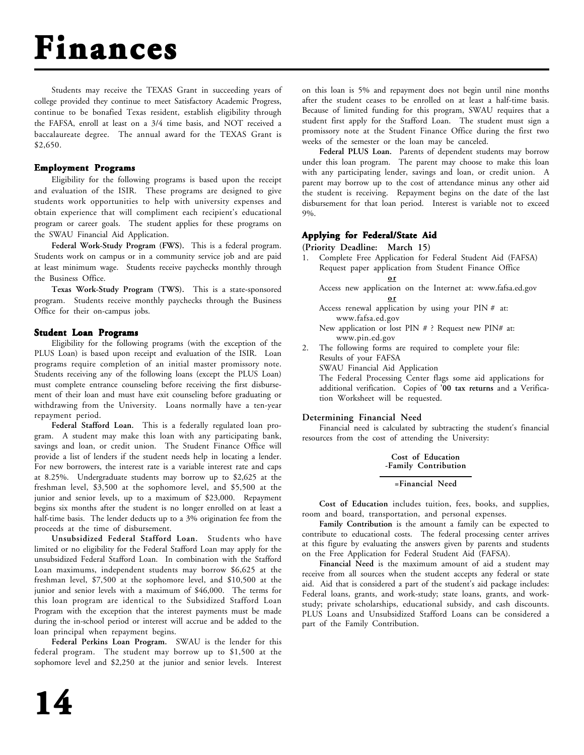# Finances

Students may receive the TEXAS Grant in succeeding years of college provided they continue to meet Satisfactory Academic Progress, continue to be bonafied Texas resident, establish eligibility through the FAFSA, enroll at least on a 3/4 time basis, and NOT received a baccalaureate degree. The annual award for the TEXAS Grant is $2,650.

### Employment Programs

Eligibility for the following programs is based upon the receipt and evaluation of the ISIR. These programs are designed to give students work opportunities to help with university expenses and obtain experience that will compliment each recipient's educational program or career goals. The student applies for these programs on the SWAU Financial Aid Application.

**Federal Work-Study Program (FWS).** This is a federal program. Students work on campus or in a community service job and are paid at least minimum wage. Students receive paychecks monthly through the Business Office.

**Texas Work-Study Program (TWS).** This is a state-sponsored program. Students receive monthly paychecks through the Business Office for their on-campus jobs.

### Student Loan Programs

Eligibility for the following programs (with the exception of the PLUS Loan) is based upon receipt and evaluation of the ISIR. Loan programs require completion of an initial master promissory note. Students receiving any of the following loans (except the PLUS Loan) must complete entrance counseling before receiving the first disbursement of their loan and must have exit counseling before graduating or withdrawing from the University. Loans normally have a ten-year repayment period.

**Federal Stafford Loan.** This is a federally regulated loan program. A student may make this loan with any participating bank, savings and loan, or credit union. The Student Finance Office will provide a list of lenders if the student needs help in locating a lender. For new borrowers, the interest rate is a variable interest rate and caps at 8.25%. Undergraduate students may borrow up to $2,625 at the freshman level, $3,500 at the sophomore level, and $5,500 at the junior and senior levels, up to a maximum of $23,000. Repayment begins six months after the student is no longer enrolled on at least a half-time basis. The lender deducts up to a 3% origination fee from the proceeds at the time of disbursement.

**Unsubsidized Federal Stafford Loan.** Students who have limited or no eligibility for the Federal Stafford Loan may apply for the unsubsidized Federal Stafford Loan. In combination with the Stafford Loan maximums, independent students may borrow $6,625 at the freshman level, $7,500 at the sophomore level, and $10,500 at the junior and senior levels with a maximum of $46,000. The terms for this loan program are identical to the Subsidized Stafford Loan Program with the exception that the interest payments must be made during the in-school period or interest will accrue and be added to the loan principal when repayment begins.

**Federal Perkins Loan Program.** SWAU is the lender for this federal program. The student may borrow up to $1,500 at the sophomore level and $2,250 at the junior and senior levels. Interest on this loan is 5% and repayment does not begin until nine months after the student ceases to be enrolled on at least a half-time basis. Because of limited funding for this program, SWAU requires that a student first apply for the Stafford Loan. The student must sign a promissory note at the Student Finance Office during the first two weeks of the semester or the loan may be canceled.

**Federal PLUS Loan.** Parents of dependent students may borrow under this loan program. The parent may choose to make this loan with any participating lender, savings and loan, or credit union. A parent may borrow up to the cost of attendance minus any other aid the student is receiving. Repayment begins on the date of the last disbursement for that loan period. Interest is variable not to exceed 9%.

### Applying for Federal/State Aid

**(Priority Deadline: March 15)**

1. Complete Free Application for Federal Student Aid (FAFSA)
   Request paper application from Student Finance Office
   **or**
   Access new application on the Internet at: www.fafsa.ed.gov
   **or**
   Access renewal application by using your PIN # at: www.fafsa.ed.gov
   New application or lost PIN # ? Request new PIN# at: www.pin.ed.gov
2. The following forms are required to complete your file:
   Results of your FAFSA
   SWAU Financial Aid Application
   The Federal Processing Center flags some aid applications for additional verification. Copies of **'00 tax returns** and a Verification Worksheet will be requested.

### Determining Financial Need

Financial need is calculated by subtracting the student's financial resources from the cost of attending the University:

**Cost of Education**
**-Family Contribution**
**=Financial Need**

**Cost of Education** includes tuition, fees, books, and supplies, room and board, transportation, and personal expenses.

**Family Contribution** is the amount a family can be expected to contribute to educational costs. The federal processing center arrives at this figure by evaluating the answers given by parents and students on the Free Application for Federal Student Aid (FAFSA).

**Financial Need** is the maximum amount of aid a student may receive from all sources when the student accepts any federal or state aid. Aid that is considered a part of the student's aid package includes: Federal loans, grants, and work-study; state loans, grants, and work-study; private scholarships, educational subsidy, and cash discounts. PLUS Loans and Unsubsidized Stafford Loans can be considered a part of the Family Contribution.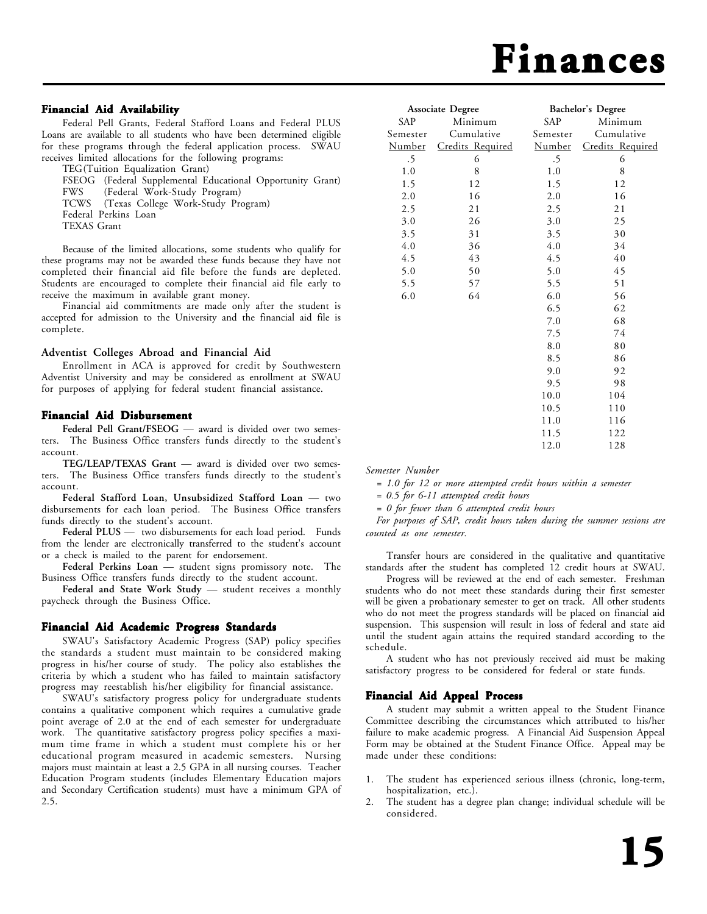# Finances

### Financial Aid Availability

Federal Pell Grants, Federal Stafford Loans and Federal PLUS Loans are available to all students who have been determined eligible for these programs through the federal application process. SWAU receives limited allocations for the following programs:

TEG(Tuition Equalization Grant)
FSEOG (Federal Supplemental Educational Opportunity Grant)
FWS (Federal Work-Study Program)
TCWS (Texas College Work-Study Program)
Federal Perkins Loan
TEXAS Grant

Because of the limited allocations, some students who qualify for these programs may not be awarded these funds because they have not completed their financial aid file before the funds are depleted. Students are encouraged to complete their financial aid file early to receive the maximum in available grant money.

Financial aid commitments are made only after the student is accepted for admission to the University and the financial aid file is complete.

### Adventist Colleges Abroad and Financial Aid

Enrollment in ACA is approved for credit by Southwestern Adventist University and may be considered as enrollment at SWAU for purposes of applying for federal student financial assistance.

### Financial Aid Disbursement

**Federal Pell Grant/FSEOG** — award is divided over two semesters. The Business Office transfers funds directly to the student's account.

**TEG/LEAP/TEXAS Grant** — award is divided over two semesters. The Business Office transfers funds directly to the student's account.

**Federal Stafford Loan, Unsubsidized Stafford Loan** — two disbursements for each loan period. The Business Office transfers funds directly to the student's account.

**Federal PLUS** — two disbursements for each load period. Funds from the lender are electronically transferred to the student's account or a check is mailed to the parent for endorsement.

**Federal Perkins Loan** — student signs promissory note. The Business Office transfers funds directly to the student account.

**Federal and State Work Study** — student receives a monthly paycheck through the Business Office.

### Financial Aid Academic Progress Standards

SWAU's Satisfactory Academic Progress (SAP) policy specifies the standards a student must maintain to be considered making progress in his/her course of study. The policy also establishes the criteria by which a student who has failed to maintain satisfactory progress may reestablish his/her eligibility for financial assistance.

SWAU's satisfactory progress policy for undergraduate students contains a qualitative component which requires a cumulative grade point average of 2.0 at the end of each semester for undergraduate work. The quantitative satisfactory progress policy specifies a maximum time frame in which a student must complete his or her educational program measured in academic semesters. Nursing majors must maintain at least a 2.5 GPA in all nursing courses. Teacher Education Program students (includes Elementary Education majors and Secondary Certification students) must have a minimum GPA of 2.5.

| Associate Degree | | Bachelor's Degree | |
|---|---|---|---|
| SAP Semester Number | Minimum Cumulative Credits Required | SAP Semester Number | Minimum Cumulative Credits Required |
| .5 | 6 | .5 | 6 |
| 1.0 | 8 | 1.0 | 8 |
| 1.5 | 12 | 1.5 | 12 |
| 2.0 | 16 | 2.0 | 16 |
| 2.5 | 21 | 2.5 | 21 |
| 3.0 | 26 | 3.0 | 25 |
| 3.5 | 31 | 3.5 | 30 |
| 4.0 | 36 | 4.0 | 34 |
| 4.5 | 43 | 4.5 | 40 |
| 5.0 | 50 | 5.0 | 45 |
| 5.5 | 57 | 5.5 | 51 |
| 6.0 | 64 | 6.0 | 56 |
| | | 6.5 | 62 |
| | | 7.0 | 68 |
| | | 7.5 | 74 |
| | | 8.0 | 80 |
| | | 8.5 | 86 |
| | | 9.0 | 92 |
| | | 9.5 | 98 |
| | | 10.0 | 104 |
| | | 10.5 | 110 |
| | | 11.0 | 116 |
| | | 11.5 | 122 |
| | | 12.0 | 128 |

*Semester Number*

*= 1.0 for 12 or more attempted credit hours within a semester*

*= 0.5 for 6-11 attempted credit hours*

*= 0 for fewer than 6 attempted credit hours*

*For purposes of SAP, credit hours taken during the summer sessions are counted as one semester.*

Transfer hours are considered in the qualitative and quantitative standards after the student has completed 12 credit hours at SWAU.

Progress will be reviewed at the end of each semester. Freshman students who do not meet these standards during their first semester will be given a probationary semester to get on track. All other students who do not meet the progress standards will be placed on financial aid suspension. This suspension will result in loss of federal and state aid until the student again attains the required standard according to the schedule.

A student who has not previously received aid must be making satisfactory progress to be considered for federal or state funds.

### Financial Aid Appeal Process

A student may submit a written appeal to the Student Finance Committee describing the circumstances which attributed to his/her failure to make academic progress. A Financial Aid Suspension Appeal Form may be obtained at the Student Finance Office. Appeal may be made under these conditions:

1. The student has experienced serious illness (chronic, long-term, hospitalization, etc.).
2. The student has a degree plan change; individual schedule will be considered.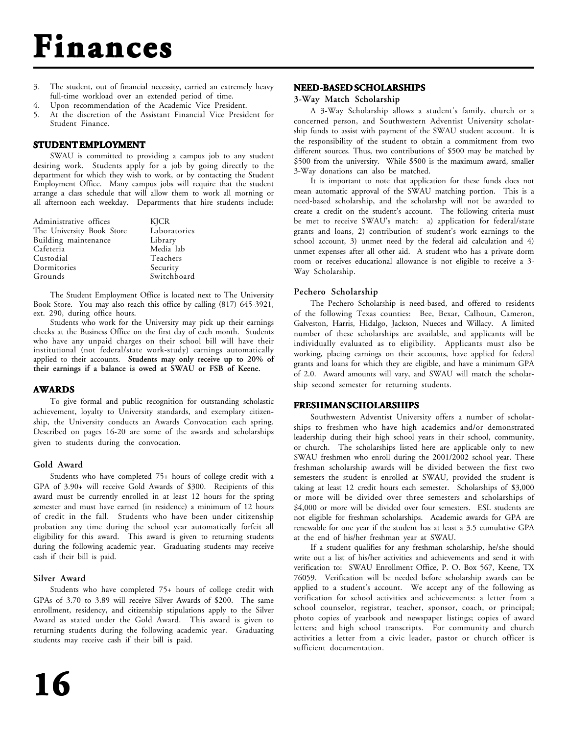# Finances

3. The student, out of financial necessity, carried an extremely heavy full-time workload over an extended period of time.
4. Upon recommendation of the Academic Vice President.
5. At the discretion of the Assistant Financial Vice President for Student Finance.

## STUDENT EMPLOYMENT

SWAU is committed to providing a campus job to any student desiring work. Students apply for a job by going directly to the department for which they wish to work, or by contacting the Student Employment Office. Many campus jobs will require that the student arrange a class schedule that will allow them to work all morning or all afternoon each weekday. Departments that hire students include:

| | |
|---|---|
| Administrative offices | KJCR |
| The University Book Store | Laboratories |
| Building maintenance | Library |
| Cafeteria | Media lab |
| Custodial | Teachers |
| Dormitories | Security |
| Grounds | Switchboard |

The Student Employment Office is located next to The University Book Store. You may also reach this office by calling (817) 645-3921, ext. 290, during office hours.

Students who work for the University may pick up their earnings checks at the Business Office on the first day of each month. Students who have any unpaid charges on their school bill will have their institutional (not federal/state work-study) earnings automatically applied to their accounts. **Students may only receive up to 20% of their earnings if a balance is owed at SWAU or FSB of Keene.**

## AWARDS

To give formal and public recognition for outstanding scholastic achievement, loyalty to University standards, and exemplary citizenship, the University conducts an Awards Convocation each spring. Described on pages 16-20 are some of the awards and scholarships given to students during the convocation.

### Gold Award

Students who have completed 75+ hours of college credit with a GPA of 3.90+ will receive Gold Awards of $300. Recipients of this award must be currently enrolled in at least 12 hours for the spring semester and must have earned (in residence) a minimum of 12 hours of credit in the fall. Students who have been under citizenship probation any time during the school year automatically forfeit all eligibility for this award. This award is given to returning students during the following academic year. Graduating students may receive cash if their bill is paid.

### Silver Award

Students who have completed 75+ hours of college credit with GPAs of 3.70 to 3.89 will receive Silver Awards of $200. The same enrollment, residency, and citizenship stipulations apply to the Silver Award as stated under the Gold Award. This award is given to returning students during the following academic year. Graduating students may receive cash if their bill is paid.

## NEED-BASED SCHOLARSHIPS

### 3-Way Match Scholarship

A 3-Way Scholarship allows a student's family, church or a concerned person, and Southwestern Adventist University scholarship funds to assist with payment of the SWAU student account. It is the responsibility of the student to obtain a commitment from two different sources. Thus, two contributions of $500 may be matched by $500 from the university. While $500 is the maximum award, smaller 3-Way donations can also be matched.

It is important to note that application for these funds does not mean automatic approval of the SWAU matching portion. This is a need-based scholarship, and the scholarshp will not be awarded to create a credit on the student's account. The following criteria must be met to receive SWAU's match: a) application for federal/state grants and loans, 2) contribution of student's work earnings to the school account, 3) unmet need by the federal aid calculation and 4) unmet expenses after all other aid. A student who has a private dorm room or receives educational allowance is not eligible to receive a 3-Way Scholarship.

### Pechero Scholarship

The Pechero Scholarship is need-based, and offered to residents of the following Texas counties: Bee, Bexar, Calhoun, Cameron, Galveston, Harris, Hidalgo, Jackson, Nueces and Willacy. A limited number of these scholarships are available, and applicants will be individually evaluated as to eligibility. Applicants must also be working, placing earnings on their accounts, have applied for federal grants and loans for which they are eligible, and have a minimum GPA of 2.0. Award amounts will vary, and SWAU will match the scholarship second semester for returning students.

## FRESHMAN SCHOLARSHIPS

Southwestern Adventist University offers a number of scholarships to freshmen who have high academics and/or demonstrated leadership during their high school years in their school, community, or church. The scholarships listed here are applicable only to new SWAU freshmen who enroll during the 2001/2002 school year. These freshman scholarship awards will be divided between the first two semesters the student is enrolled at SWAU, provided the student is taking at least 12 credit hours each semester. Scholarships of $3,000 or more will be divided over three semesters and scholarships of $4,000 or more will be divided over four semesters. ESL students are not eligible for freshman scholarships. Academic awards for GPA are renewable for one year if the student has at least a 3.5 cumulative GPA at the end of his/her freshman year at SWAU.

If a student qualifies for any freshman scholarship, he/she should write out a list of his/her activities and achievements and send it with verification to: SWAU Enrollment Office, P. O. Box 567, Keene, TX 76059. Verification will be needed before scholarship awards can be applied to a student's account. We accept any of the following as verification for school activities and achievements: a letter from a school counselor, registrar, teacher, sponsor, coach, or principal; photo copies of yearbook and newspaper listings; copies of award letters; and high school transcripts. For community and church activities a letter from a civic leader, pastor or church officer is sufficient documentation.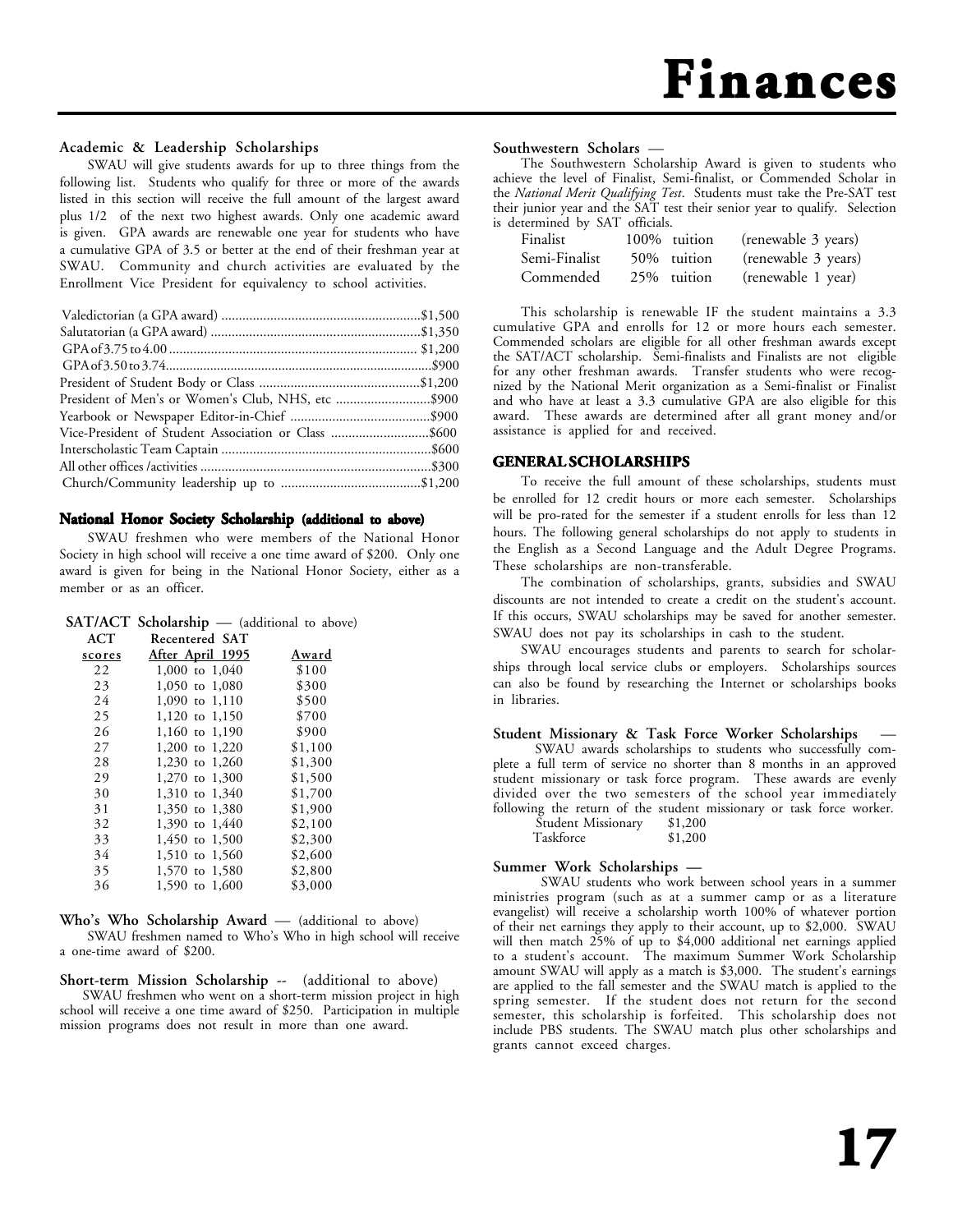# Finances

### Academic & Leadership Scholarships

SWAU will give students awards for up to three things from the following list. Students who qualify for three or more of the awards listed in this section will receive the full amount of the largest award plus 1/2 of the next two highest awards. Only one academic award is given. GPA awards are renewable one year for students who have a cumulative GPA of 3.5 or better at the end of their freshman year at SWAU. Community and church activities are evaluated by the Enrollment Vice President for equivalency to school activities.

| | |
|---|---|
| Valedictorian (a GPA award) | $1,500 |
| Salutatorian (a GPA award) | $1,350 |
| GPA of 3.75 to 4.00 | $1,200 |
| GPA of 3.50 to 3.74 | $900 |
| President of Student Body or Class | $1,200 |
| President of Men's or Women's Club, NHS, etc | $900 |
| Yearbook or Newspaper Editor-in-Chief | $900 |
| Vice-President of Student Association or Class | $600 |
| Interscholastic Team Captain | $600 |
| All other offices /activities | $300 |
| Church/Community leadership up to | $1,200 |

### National Honor Society Scholarship (additional to above)

SWAU freshmen who were members of the National Honor Society in high school will receive a one time award of $200. Only one award is given for being in the National Honor Society, either as a member or as an officer.

### SAT/ACT Scholarship — (additional to above)

| ACT scores | Recentered SAT After April 1995 | Award |
|---|---|---|
| 22 | 1,000 to 1,040 | $100 |
| 23 | 1,050 to 1,080 | $300 |
| 24 | 1,090 to 1,110 | $500 |
| 25 | 1,120 to 1,150 | $700 |
| 26 | 1,160 to 1,190 | $900 |
| 27 | 1,200 to 1,220 | $1,100 |
| 28 | 1,230 to 1,260 | $1,300 |
| 29 | 1,270 to 1,300 | $1,500 |
| 30 | 1,310 to 1,340 | $1,700 |
| 31 | 1,350 to 1,380 | $1,900 |
| 32 | 1,390 to 1,440 | $2,100 |
| 33 | 1,450 to 1,500 | $2,300 |
| 34 | 1,510 to 1,560 | $2,600 |
| 35 | 1,570 to 1,580 | $2,800 |
| 36 | 1,590 to 1,600 | $3,000 |

### Who's Who Scholarship Award — (additional to above)

SWAU freshmen named to Who's Who in high school will receive a one-time award of $200.

### Short-term Mission Scholarship -- (additional to above)

SWAU freshmen who went on a short-term mission project in high school will receive a one time award of $250. Participation in multiple mission programs does not result in more than one award.

### Southwestern Scholars —

The Southwestern Scholarship Award is given to students who achieve the level of Finalist, Semi-finalist, or Commended Scholar in the *National Merit Qualifying Test*. Students must take the Pre-SAT test their junior year and the SAT test their senior year to qualify. Selection is determined by SAT officials.

| | | |
|---|---|---|
| Finalist | 100% tuition | (renewable 3 years) |
| Semi-Finalist | 50% tuition | (renewable 3 years) |
| Commended | 25% tuition | (renewable 1 year) |

This scholarship is renewable IF the student maintains a 3.3 cumulative GPA and enrolls for 12 or more hours each semester. Commended scholars are eligible for all other freshman awards except the SAT/ACT scholarship. Semi-finalists and Finalists are not eligible for any other freshman awards. Transfer students who were recognized by the National Merit organization as a Semi-finalist or Finalist and who have at least a 3.3 cumulative GPA are also eligible for this award. These awards are determined after all grant money and/or assistance is applied for and received.

## GENERAL SCHOLARSHIPS

To receive the full amount of these scholarships, students must be enrolled for 12 credit hours or more each semester. Scholarships will be pro-rated for the semester if a student enrolls for less than 12 hours. The following general scholarships do not apply to students in the English as a Second Language and the Adult Degree Programs. These scholarships are non-transferable.

The combination of scholarships, grants, subsidies and SWAU discounts are not intended to create a credit on the student's account. If this occurs, SWAU scholarships may be saved for another semester. SWAU does not pay its scholarships in cash to the student.

SWAU encourages students and parents to search for scholarships through local service clubs or employers. Scholarships sources can also be found by researching the Internet or scholarships books in libraries.

### Student Missionary & Task Force Worker Scholarships —

SWAU awards scholarships to students who successfully complete a full term of service no shorter than 8 months in an approved student missionary or task force program. These awards are evenly divided over the two semesters of the school year immediately following the return of the student missionary or task force worker.

| | |
|---|---|
| Student Missionary | $1,200 |
| Taskforce | $1,200 |

### Summer Work Scholarships —

SWAU students who work between school years in a summer ministries program (such as at a summer camp or as a literature evangelist) will receive a scholarship worth 100% of whatever portion of their net earnings they apply to their account, up to $2,000. SWAU will then match 25% of up to $4,000 additional net earnings applied to a student's account. The maximum Summer Work Scholarship amount SWAU will apply as a match is $3,000. The student's earnings are applied to the fall semester and the SWAU match is applied to the spring semester. If the student does not return for the second semester, this scholarship is forfeited. This scholarship does not include PBS students. The SWAU match plus other scholarships and grants cannot exceed charges.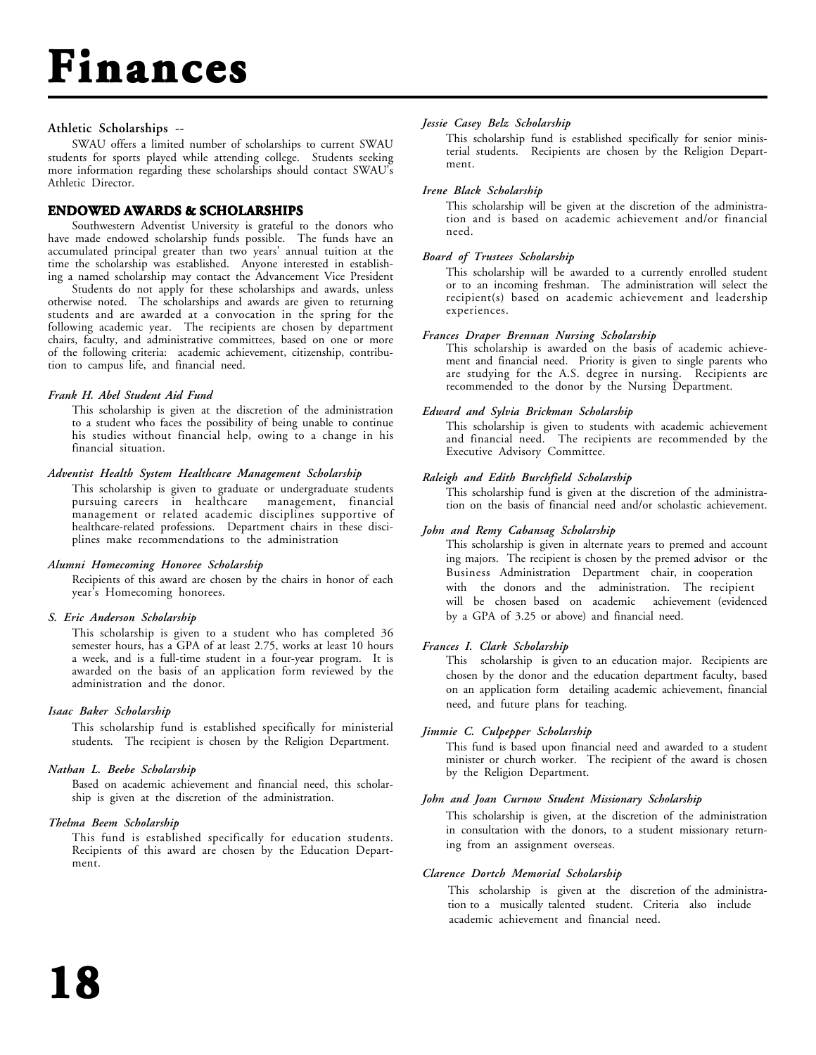# Finances

**Athletic Scholarships --**

SWAU offers a limited number of scholarships to current SWAU students for sports played while attending college. Students seeking more information regarding these scholarships should contact SWAU's Athletic Director.

## ENDOWED AWARDS & SCHOLARSHIPS

Southwestern Adventist University is grateful to the donors who have made endowed scholarship funds possible. The funds have an accumulated principal greater than two years' annual tuition at the time the scholarship was established. Anyone interested in establishing a named scholarship may contact the Advancement Vice President

Students do not apply for these scholarships and awards, unless otherwise noted. The scholarships and awards are given to returning students and are awarded at a convocation in the spring for the following academic year. The recipients are chosen by department chairs, faculty, and administrative committees, based on one or more of the following criteria: academic achievement, citizenship, contribution to campus life, and financial need.

***Frank H. Abel Student Aid Fund***

This scholarship is given at the discretion of the administration to a student who faces the possibility of being unable to continue his studies without financial help, owing to a change in his financial situation.

***Adventist Health System Healthcare Management Scholarship***

This scholarship is given to graduate or undergraduate students pursuing careers in healthcare management, financial management or related academic disciplines supportive of healthcare-related professions. Department chairs in these disciplines make recommendations to the administration

***Alumni Homecoming Honoree Scholarship***

Recipients of this award are chosen by the chairs in honor of each year's Homecoming honorees.

***S. Eric Anderson Scholarship***

This scholarship is given to a student who has completed 36 semester hours, has a GPA of at least 2.75, works at least 10 hours a week, and is a full-time student in a four-year program. It is awarded on the basis of an application form reviewed by the administration and the donor.

***Isaac Baker Scholarship***

This scholarship fund is established specifically for ministerial students. The recipient is chosen by the Religion Department.

***Nathan L. Beebe Scholarship***

Based on academic achievement and financial need, this scholarship is given at the discretion of the administration.

***Thelma Beem Scholarship***

This fund is established specifically for education students. Recipients of this award are chosen by the Education Department.

***Jessie Casey Belz Scholarship***

This scholarship fund is established specifically for senior ministerial students. Recipients are chosen by the Religion Department.

***Irene Black Scholarship***

This scholarship will be given at the discretion of the administration and is based on academic achievement and/or financial need.

***Board of Trustees Scholarship***

This scholarship will be awarded to a currently enrolled student or to an incoming freshman. The administration will select the recipient(s) based on academic achievement and leadership experiences.

***Frances Draper Brennan Nursing Scholarship***

This scholarship is awarded on the basis of academic achievement and financial need. Priority is given to single parents who are studying for the A.S. degree in nursing. Recipients are recommended to the donor by the Nursing Department.

***Edward and Sylvia Brickman Scholarship***

This scholarship is given to students with academic achievement and financial need. The recipients are recommended by the Executive Advisory Committee.

***Raleigh and Edith Burchfield Scholarship***

This scholarship fund is given at the discretion of the administration on the basis of financial need and/or scholastic achievement.

***John and Remy Cabansag Scholarship***

This scholarship is given in alternate years to premed and account ing majors. The recipient is chosen by the premed advisor or the Business Administration Department chair, in cooperation with the donors and the administration. The recipient will be chosen based on academic achievement (evidenced by a GPA of 3.25 or above) and financial need.

***Frances I. Clark Scholarship***

This scholarship is given to an education major. Recipients are chosen by the donor and the education department faculty, based on an application form detailing academic achievement, financial need, and future plans for teaching.

***Jimmie C. Culpepper Scholarship***

This fund is based upon financial need and awarded to a student minister or church worker. The recipient of the award is chosen by the Religion Department.

***John and Joan Curnow Student Missionary Scholarship***

This scholarship is given, at the discretion of the administration in consultation with the donors, to a student missionary returning from an assignment overseas.

***Clarence Dortch Memorial Scholarship***

This scholarship is given at the discretion of the administration to a musically talented student. Criteria also include academic achievement and financial need.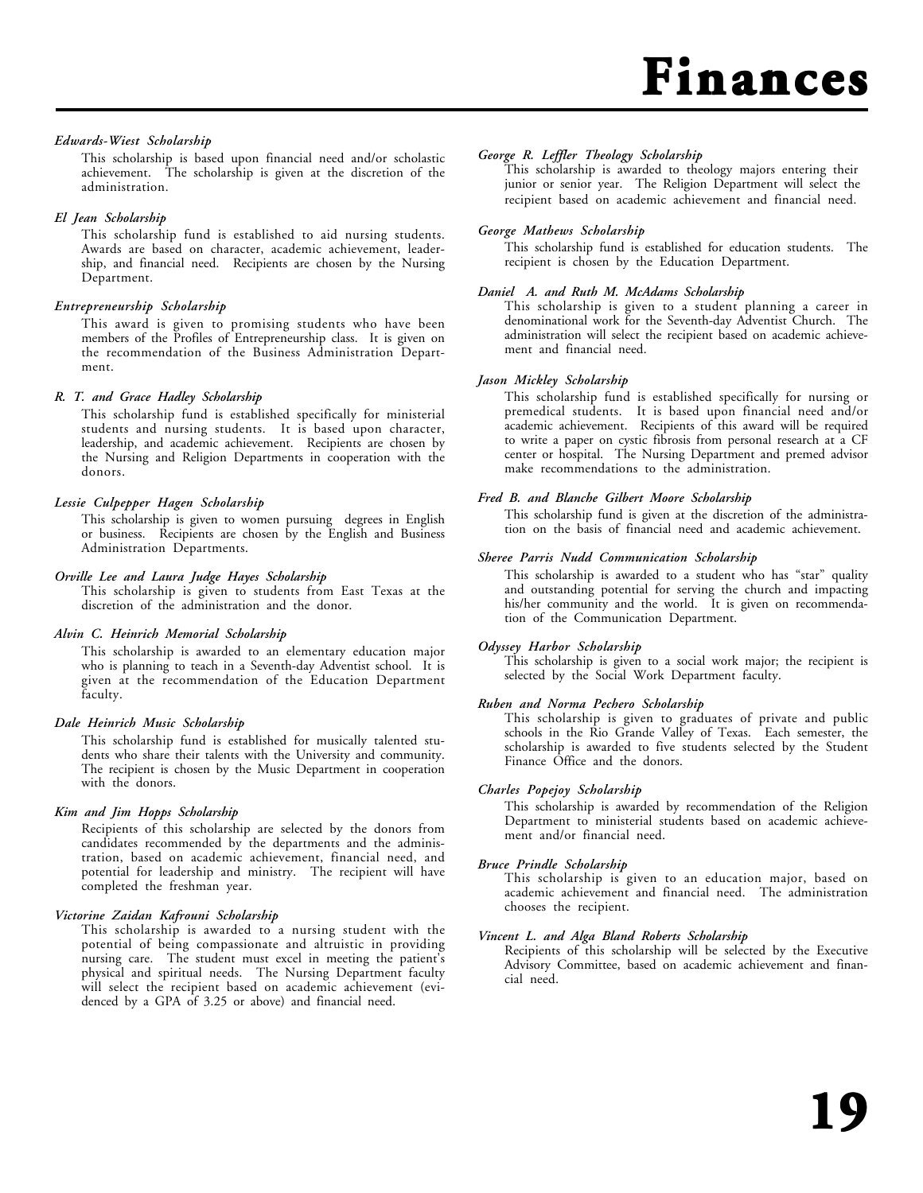# Finances

***Edwards-Wiest Scholarship***

This scholarship is based upon financial need and/or scholastic achievement. The scholarship is given at the discretion of the administration.

***El Jean Scholarship***

This scholarship fund is established to aid nursing students. Awards are based on character, academic achievement, leadership, and financial need. Recipients are chosen by the Nursing Department.

***Entrepreneurship Scholarship***

This award is given to promising students who have been members of the Profiles of Entrepreneurship class. It is given on the recommendation of the Business Administration Department.

***R. T. and Grace Hadley Scholarship***

This scholarship fund is established specifically for ministerial students and nursing students. It is based upon character, leadership, and academic achievement. Recipients are chosen by the Nursing and Religion Departments in cooperation with the donors.

***Lessie Culpepper Hagen Scholarship***

This scholarship is given to women pursuing degrees in English or business. Recipients are chosen by the English and Business Administration Departments.

***Orville Lee and Laura Judge Hayes Scholarship***

This scholarship is given to students from East Texas at the discretion of the administration and the donor.

***Alvin C. Heinrich Memorial Scholarship***

This scholarship is awarded to an elementary education major who is planning to teach in a Seventh-day Adventist school. It is given at the recommendation of the Education Department faculty.

***Dale Heinrich Music Scholarship***

This scholarship fund is established for musically talented students who share their talents with the University and community. The recipient is chosen by the Music Department in cooperation with the donors.

***Kim and Jim Hopps Scholarship***

Recipients of this scholarship are selected by the donors from candidates recommended by the departments and the administration, based on academic achievement, financial need, and potential for leadership and ministry. The recipient will have completed the freshman year.

***Victorine Zaidan Kafrouni Scholarship***

This scholarship is awarded to a nursing student with the potential of being compassionate and altruistic in providing nursing care. The student must excel in meeting the patient's physical and spiritual needs. The Nursing Department faculty will select the recipient based on academic achievement (evidenced by a GPA of 3.25 or above) and financial need.

***George R. Leffler Theology Scholarship***

This scholarship is awarded to theology majors entering their junior or senior year. The Religion Department will select the recipient based on academic achievement and financial need.

***George Mathews Scholarship***

This scholarship fund is established for education students. The recipient is chosen by the Education Department.

***Daniel A. and Ruth M. McAdams Scholarship***

This scholarship is given to a student planning a career in denominational work for the Seventh-day Adventist Church. The administration will select the recipient based on academic achievement and financial need.

***Jason Mickley Scholarship***

This scholarship fund is established specifically for nursing or premedical students. It is based upon financial need and/or academic achievement. Recipients of this award will be required to write a paper on cystic fibrosis from personal research at a CF center or hospital. The Nursing Department and premed advisor make recommendations to the administration.

***Fred B. and Blanche Gilbert Moore Scholarship***

This scholarship fund is given at the discretion of the administration on the basis of financial need and academic achievement.

***Sheree Parris Nudd Communication Scholarship***

This scholarship is awarded to a student who has "star" quality and outstanding potential for serving the church and impacting his/her community and the world. It is given on recommendation of the Communication Department.

***Odyssey Harbor Scholarship***

This scholarship is given to a social work major; the recipient is selected by the Social Work Department faculty.

***Ruben and Norma Pechero Scholarship***

This scholarship is given to graduates of private and public schools in the Rio Grande Valley of Texas. Each semester, the scholarship is awarded to five students selected by the Student Finance Office and the donors.

***Charles Popejoy Scholarship***

This scholarship is awarded by recommendation of the Religion Department to ministerial students based on academic achievement and/or financial need.

***Bruce Prindle Scholarship***

This scholarship is given to an education major, based on academic achievement and financial need. The administration chooses the recipient.

***Vincent L. and Alga Bland Roberts Scholarship***

Recipients of this scholarship will be selected by the Executive Advisory Committee, based on academic achievement and financial need.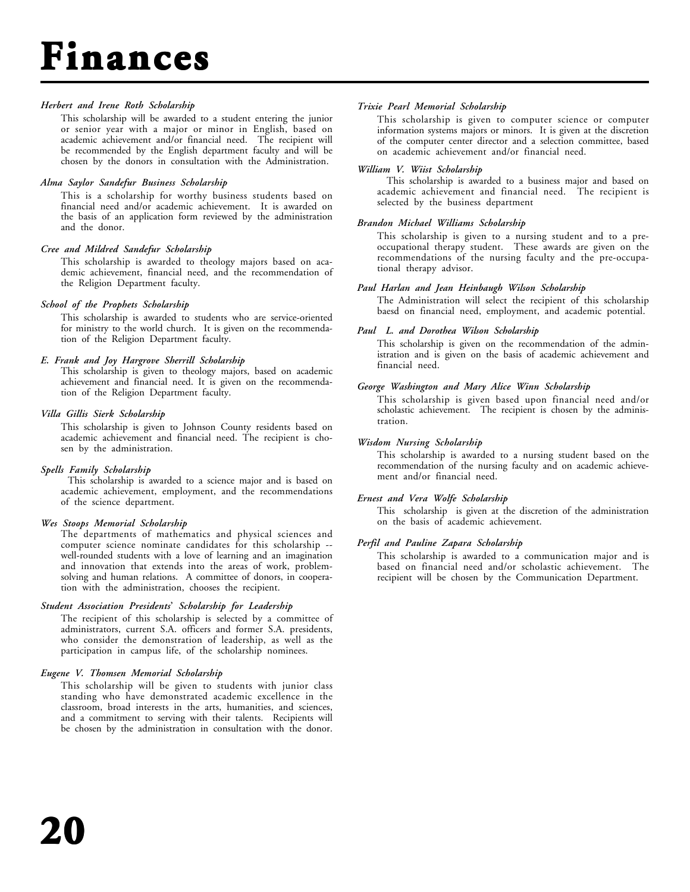# Finances

*Herbert and Irene Roth Scholarship*

This scholarship will be awarded to a student entering the junior or senior year with a major or minor in English, based on academic achievement and/or financial need. The recipient will be recommended by the English department faculty and will be chosen by the donors in consultation with the Administration.

*Alma Saylor Sandefur Business Scholarship*

This is a scholarship for worthy business students based on financial need and/or academic achievement. It is awarded on the basis of an application form reviewed by the administration and the donor.

*Cree and Mildred Sandefur Scholarship*

This scholarship is awarded to theology majors based on academic achievement, financial need, and the recommendation of the Religion Department faculty.

*School of the Prophets Scholarship*

This scholarship is awarded to students who are service-oriented for ministry to the world church. It is given on the recommendation of the Religion Department faculty.

*E. Frank and Joy Hargrove Sherrill Scholarship*

This scholarship is given to theology majors, based on academic achievement and financial need. It is given on the recommendation of the Religion Department faculty.

*Villa Gillis Sierk Scholarship*

This scholarship is given to Johnson County residents based on academic achievement and financial need. The recipient is chosen by the administration.

*Spells Family Scholarship*

This scholarship is awarded to a science major and is based on academic achievement, employment, and the recommendations of the science department.

*Wes Stoops Memorial Scholarship*

The departments of mathematics and physical sciences and computer science nominate candidates for this scholarship -- well-rounded students with a love of learning and an imagination and innovation that extends into the areas of work, problem-solving and human relations. A committee of donors, in cooperation with the administration, chooses the recipient.

*Student Association Presidents' Scholarship for Leadership*

The recipient of this scholarship is selected by a committee of administrators, current S.A. officers and former S.A. presidents, who consider the demonstration of leadership, as well as the participation in campus life, of the scholarship nominees.

*Eugene V. Thomsen Memorial Scholarship*

This scholarship will be given to students with junior class standing who have demonstrated academic excellence in the classroom, broad interests in the arts, humanities, and sciences, and a commitment to serving with their talents. Recipients will be chosen by the administration in consultation with the donor.

*Trixie Pearl Memorial Scholarship*

This scholarship is given to computer science or computer information systems majors or minors. It is given at the discretion of the computer center director and a selection committee, based on academic achievement and/or financial need.

*William V. Wiist Scholarship*

This scholarship is awarded to a business major and based on academic achievement and financial need. The recipient is selected by the business department

*Brandon Michael Williams Scholarship*

This scholarship is given to a nursing student and to a pre-occupational therapy student. These awards are given on the recommendations of the nursing faculty and the pre-occupational therapy advisor.

*Paul Harlan and Jean Heinbaugh Wilson Scholarship*

The Administration will select the recipient of this scholarship baesd on financial need, employment, and academic potential.

*Paul L. and Dorothea Wilson Scholarship*

This scholarship is given on the recommendation of the administration and is given on the basis of academic achievement and financial need.

*George Washington and Mary Alice Winn Scholarship*

This scholarship is given based upon financial need and/or scholastic achievement. The recipient is chosen by the administration.

*Wisdom Nursing Scholarship*

This scholarship is awarded to a nursing student based on the recommendation of the nursing faculty and on academic achievement and/or financial need.

*Ernest and Vera Wolfe Scholarship*

This scholarship is given at the discretion of the administration on the basis of academic achievement.

*Perfil and Pauline Zapara Scholarship*

This scholarship is awarded to a communication major and is based on financial need and/or scholastic achievement. The recipient will be chosen by the Communication Department.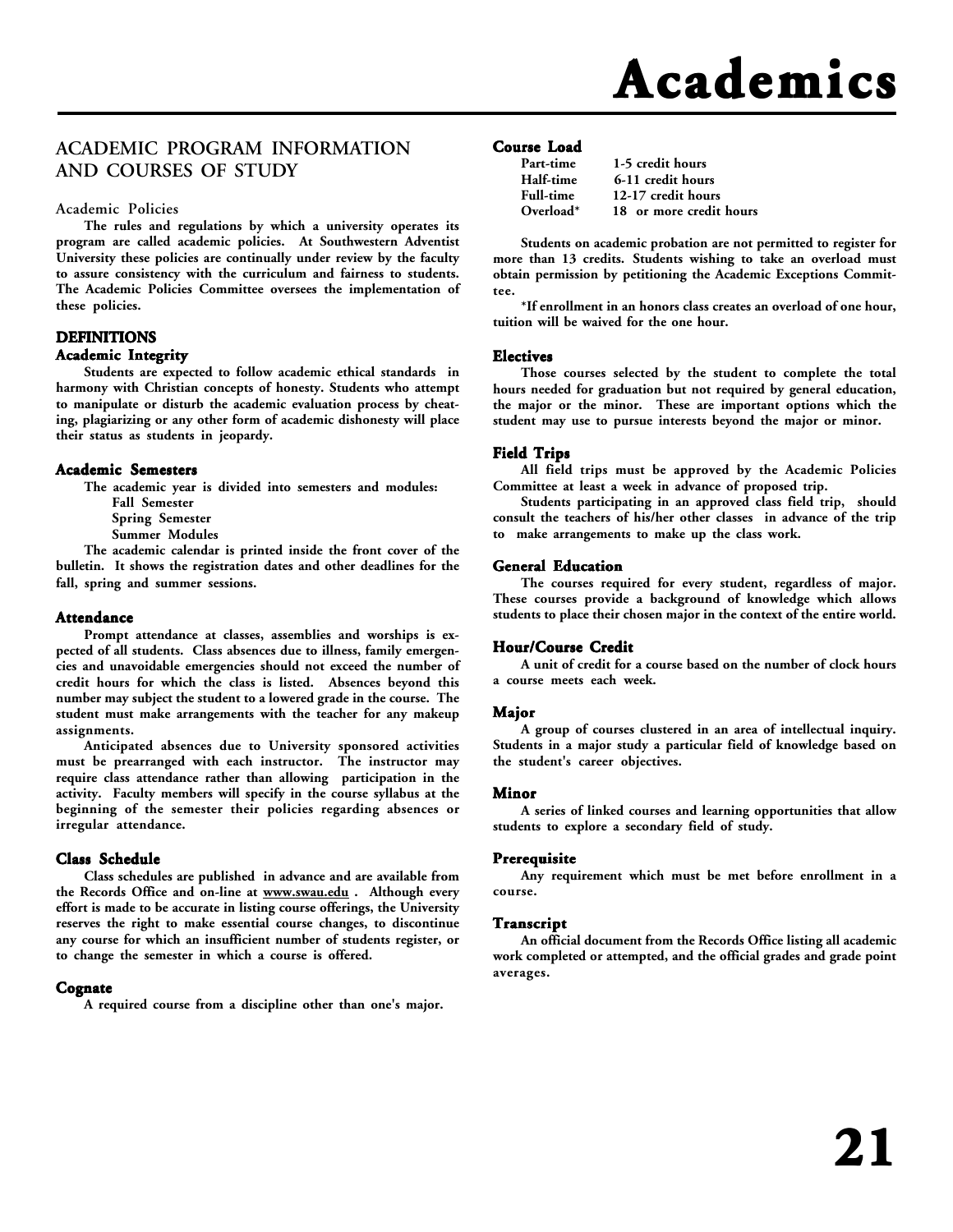# Academics

## ACADEMIC PROGRAM INFORMATION AND COURSES OF STUDY

### Academic Policies

The rules and regulations by which a university operates its program are called academic policies. At Southwestern Adventist University these policies are continually under review by the faculty to assure consistency with the curriculum and fairness to students. The Academic Policies Committee oversees the implementation of these policies.

### DEFINITIONS

#### Academic Integrity

Students are expected to follow academic ethical standards in harmony with Christian concepts of honesty. Students who attempt to manipulate or disturb the academic evaluation process by cheating, plagiarizing or any other form of academic dishonesty will place their status as students in jeopardy.

#### Academic Semesters

The academic year is divided into semesters and modules:

- Fall Semester
- Spring Semester
- Summer Modules

The academic calendar is printed inside the front cover of the bulletin. It shows the registration dates and other deadlines for the fall, spring and summer sessions.

#### Attendance

Prompt attendance at classes, assemblies and worships is expected of all students. Class absences due to illness, family emergencies and unavoidable emergencies should not exceed the number of credit hours for which the class is listed. Absences beyond this number may subject the student to a lowered grade in the course. The student must make arrangements with the teacher for any makeup assignments.

Anticipated absences due to University sponsored activities must be prearranged with each instructor. The instructor may require class attendance rather than allowing participation in the activity. Faculty members will specify in the course syllabus at the beginning of the semester their policies regarding absences or irregular attendance.

#### Class Schedule

Class schedules are published in advance and are available from the Records Office and on-line at www.swau.edu . Although every effort is made to be accurate in listing course offerings, the University reserves the right to make essential course changes, to discontinue any course for which an insufficient number of students register, or to change the semester in which a course is offered.

#### Cognate

A required course from a discipline other than one's major.

#### Course Load

| | |
|---|---|
| Part-time | 1-5 credit hours |
| Half-time | 6-11 credit hours |
| Full-time | 12-17 credit hours |
| Overload* | 18 or more credit hours |

Students on academic probation are not permitted to register for more than 13 credits. Students wishing to take an overload must obtain permission by petitioning the Academic Exceptions Committee.

*If enrollment in an honors class creates an overload of one hour, tuition will be waived for the one hour.

#### Electives

Those courses selected by the student to complete the total hours needed for graduation but not required by general education, the major or the minor. These are important options which the student may use to pursue interests beyond the major or minor.

#### Field Trips

All field trips must be approved by the Academic Policies Committee at least a week in advance of proposed trip.

Students participating in an approved class field trip, should consult the teachers of his/her other classes in advance of the trip to make arrangements to make up the class work.

#### General Education

The courses required for every student, regardless of major. These courses provide a background of knowledge which allows students to place their chosen major in the context of the entire world.

#### Hour/Course Credit

A unit of credit for a course based on the number of clock hours a course meets each week.

#### Major

A group of courses clustered in an area of intellectual inquiry. Students in a major study a particular field of knowledge based on the student's career objectives.

#### Minor

A series of linked courses and learning opportunities that allow students to explore a secondary field of study.

#### Prerequisite

Any requirement which must be met before enrollment in a course.

#### Transcript

An official document from the Records Office listing all academic work completed or attempted, and the official grades and grade point averages.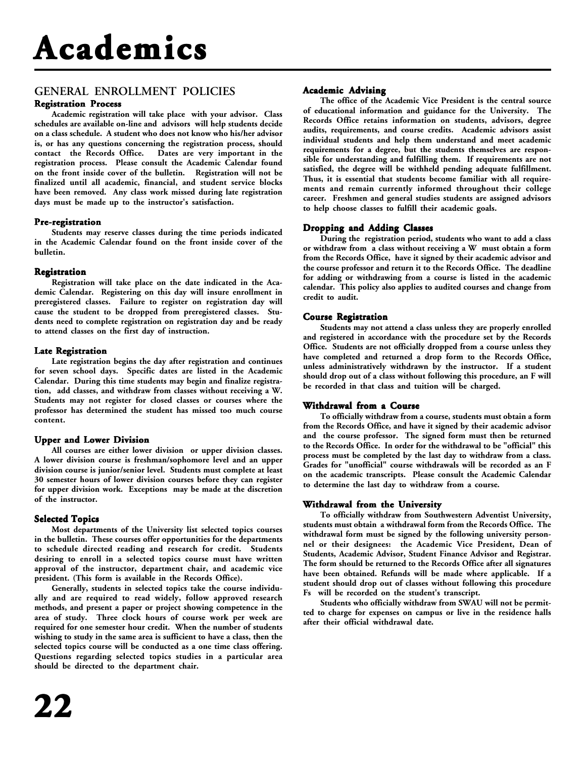# Academics

## GENERAL ENROLLMENT POLICIES

### Registration Process

Academic registration will take place with your advisor. Class schedules are available on-line and advisors will help students decide on a class schedule. A student who does not know who his/her advisor is, or has any questions concerning the registration process, should contact the Records Office. Dates are very important in the registration process. Please consult the Academic Calendar found on the front inside cover of the bulletin. Registration will not be finalized until all academic, financial, and student service blocks have been removed. Any class work missed during late registration days must be made up to the instructor's satisfaction.

### Pre-registration

Students may reserve classes during the time periods indicated in the Academic Calendar found on the front inside cover of the bulletin.

### Registration

Registration will take place on the date indicated in the Academic Calendar. Registering on this day will insure enrollment in preregistered classes. Failure to register on registration day will cause the student to be dropped from preregistered classes. Students need to complete registration on registration day and be ready to attend classes on the first day of instruction.

### Late Registration

Late registration begins the day after registration and continues for seven school days. Specific dates are listed in the Academic Calendar. During this time students may begin and finalize registration, add classes, and withdraw from classes without receiving a W. Students may not register for closed classes or courses where the professor has determined the student has missed too much course content.

### Upper and Lower Division

All courses are either lower division or upper division classes. A lower division course is freshman/sophomore level and an upper division course is junior/senior level. Students must complete at least 30 semester hours of lower division courses before they can register for upper division work. Exceptions may be made at the discretion of the instructor.

### Selected Topics

Most departments of the University list selected topics courses in the bulletin. These courses offer opportunities for the departments to schedule directed reading and research for credit. Students desiring to enroll in a selected topics course must have written approval of the instructor, department chair, and academic vice president. (This form is available in the Records Office).

Generally, students in selected topics take the course individually and are required to read widely, follow approved research methods, and present a paper or project showing competence in the area of study. Three clock hours of course work per week are required for one semester hour credit. When the number of students wishing to study in the same area is sufficient to have a class, then the selected topics course will be conducted as a one time class offering. Questions regarding selected topics studies in a particular area should be directed to the department chair.

### Academic Advising

The office of the Academic Vice President is the central source of educational information and guidance for the University. The Records Office retains information on students, advisors, degree audits, requirements, and course credits. Academic advisors assist individual students and help them understand and meet academic requirements for a degree, but the students themselves are responsible for understanding and fulfilling them. If requirements are not satisfied, the degree will be withheld pending adequate fulfillment. Thus, it is essential that students become familiar with all requirements and remain currently informed throughout their college career. Freshmen and general studies students are assigned advisors to help choose classes to fulfill their academic goals.

### Dropping and Adding Classes

During the registration period, students who want to add a class or withdraw from a class without receiving a W must obtain a form from the Records Office, have it signed by their academic advisor and the course professor and return it to the Records Office. The deadline for adding or withdrawing from a course is listed in the academic calendar. This policy also applies to audited courses and change from credit to audit.

### Course Registration

Students may not attend a class unless they are properly enrolled and registered in accordance with the procedure set by the Records Office. Students are not officially dropped from a course unless they have completed and returned a drop form to the Records Office, unless administratively withdrawn by the instructor. If a student should drop out of a class without following this procedure, an F will be recorded in that class and tuition will be charged.

### Withdrawal from a Course

To officially withdraw from a course, students must obtain a form from the Records Office, and have it signed by their academic advisor and the course professor. The signed form must then be returned to the Records Office. In order for the withdrawal to be "official" this process must be completed by the last day to withdraw from a class. Grades for "unofficial" course withdrawals will be recorded as an F on the academic transcripts. Please consult the Academic Calendar to determine the last day to withdraw from a course.

### Withdrawal from the University

To officially withdraw from Southwestern Adventist University, students must obtain a withdrawal form from the Records Office. The withdrawal form must be signed by the following university personnel or their designees: the Academic Vice President, Dean of Students, Academic Advisor, Student Finance Advisor and Registrar. The form should be returned to the Records Office after all signatures have been obtained. Refunds will be made where applicable. If a student should drop out of classes without following this procedure Fs will be recorded on the student's transcript.

Students who officially withdraw from SWAU will not be permitted to charge for expenses on campus or live in the residence halls after their official withdrawal date.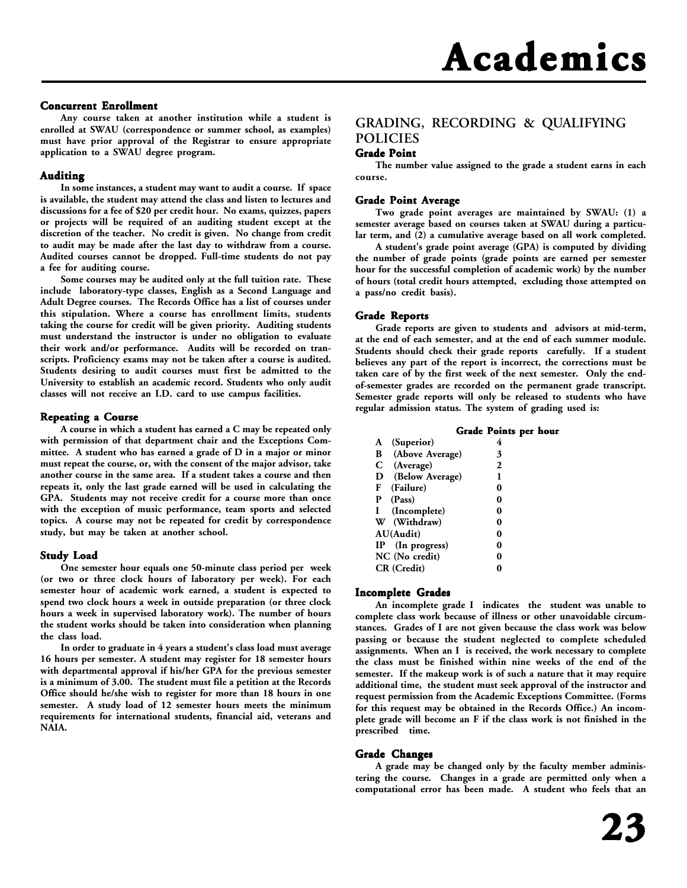# Academics

### Concurrent Enrollment

Any course taken at another institution while a student is enrolled at SWAU (correspondence or summer school, as examples) must have prior approval of the Registrar to ensure appropriate application to a SWAU degree program.

### Auditing

In some instances, a student may want to audit a course. If space is available, the student may attend the class and listen to lectures and discussions for a fee of $20 per credit hour. No exams, quizzes, papers or projects will be required of an auditing student except at the discretion of the teacher. No credit is given. No change from credit to audit may be made after the last day to withdraw from a course. Audited courses cannot be dropped. Full-time students do not pay a fee for auditing course.

Some courses may be audited only at the full tuition rate. These include laboratory-type classes, English as a Second Language and Adult Degree courses. The Records Office has a list of courses under this stipulation. Where a course has enrollment limits, students taking the course for credit will be given priority. Auditing students must understand the instructor is under no obligation to evaluate their work and/or performance. Audits will be recorded on transcripts. Proficiency exams may not be taken after a course is audited. Students desiring to audit courses must first be admitted to the University to establish an academic record. Students who only audit classes will not receive an I.D. card to use campus facilities.

### Repeating a Course

A course in which a student has earned a C may be repeated only with permission of that department chair and the Exceptions Committee. A student who has earned a grade of D in a major or minor must repeat the course, or, with the consent of the major advisor, take another course in the same area. If a student takes a course and then repeats it, only the last grade earned will be used in calculating the GPA. Students may not receive credit for a course more than once with the exception of music performance, team sports and selected topics. A course may not be repeated for credit by correspondence study, but may be taken at another school.

### Study Load

One semester hour equals one 50-minute class period per week (or two or three clock hours of laboratory per week). For each semester hour of academic work earned, a student is expected to spend two clock hours a week in outside preparation (or three clock hours a week in supervised laboratory work). The number of hours the student works should be taken into consideration when planning the class load.

In order to graduate in 4 years a student's class load must average 16 hours per semester. A student may register for 18 semester hours with departmental approval if his/her GPA for the previous semester is a minimum of 3.00. The student must file a petition at the Records Office should he/she wish to register for more than 18 hours in one semester. A study load of 12 semester hours meets the minimum requirements for international students, financial aid, veterans and NAIA.

## GRADING, RECORDING & QUALIFYING POLICIES

### Grade Point

The number value assigned to the grade a student earns in each course.

### Grade Point Average

Two grade point averages are maintained by SWAU: (1) a semester average based on courses taken at SWAU during a particular term, and (2) a cumulative average based on all work completed.

A student's grade point average (GPA) is computed by dividing the number of grade points (grade points are earned per semester hour for the successful completion of academic work) by the number of hours (total credit hours attempted, excluding those attempted on a pass/no credit basis).

### Grade Reports

Grade reports are given to students and advisors at mid-term, at the end of each semester, and at the end of each summer module. Students should check their grade reports carefully. If a student believes any part of the report is incorrect, the corrections must be taken care of by the first week of the next semester. Only the end-of-semester grades are recorded on the permanent grade transcript. Semester grade reports will only be released to students who have regular admission status. The system of grading used is:

| Grade | Grade Points per hour |
|---|---|
| A (Superior) | 4 |
| B (Above Average) | 3 |
| C (Average) | 2 |
| D (Below Average) | 1 |
| F (Failure) | 0 |
| P (Pass) | 0 |
| I (Incomplete) | 0 |
| W (Withdraw) | 0 |
| AU(Audit) | 0 |
| IP (In progress) | 0 |
| NC (No credit) | 0 |
| CR (Credit) | 0 |

### Incomplete Grades

An incomplete grade I indicates the student was unable to complete class work because of illness or other unavoidable circumstances. Grades of I are not given because the class work was below passing or because the student neglected to complete scheduled assignments. When an I is received, the work necessary to complete the class must be finished within nine weeks of the end of the semester. If the makeup work is of such a nature that it may require additional time, the student must seek approval of the instructor and request permission from the Academic Exceptions Committee. (Forms for this request may be obtained in the Records Office.) An incomplete grade will become an F if the class work is not finished in the prescribed time.

### Grade Changes

A grade may be changed only by the faculty member administering the course. Changes in a grade are permitted only when a computational error has been made. A student who feels that an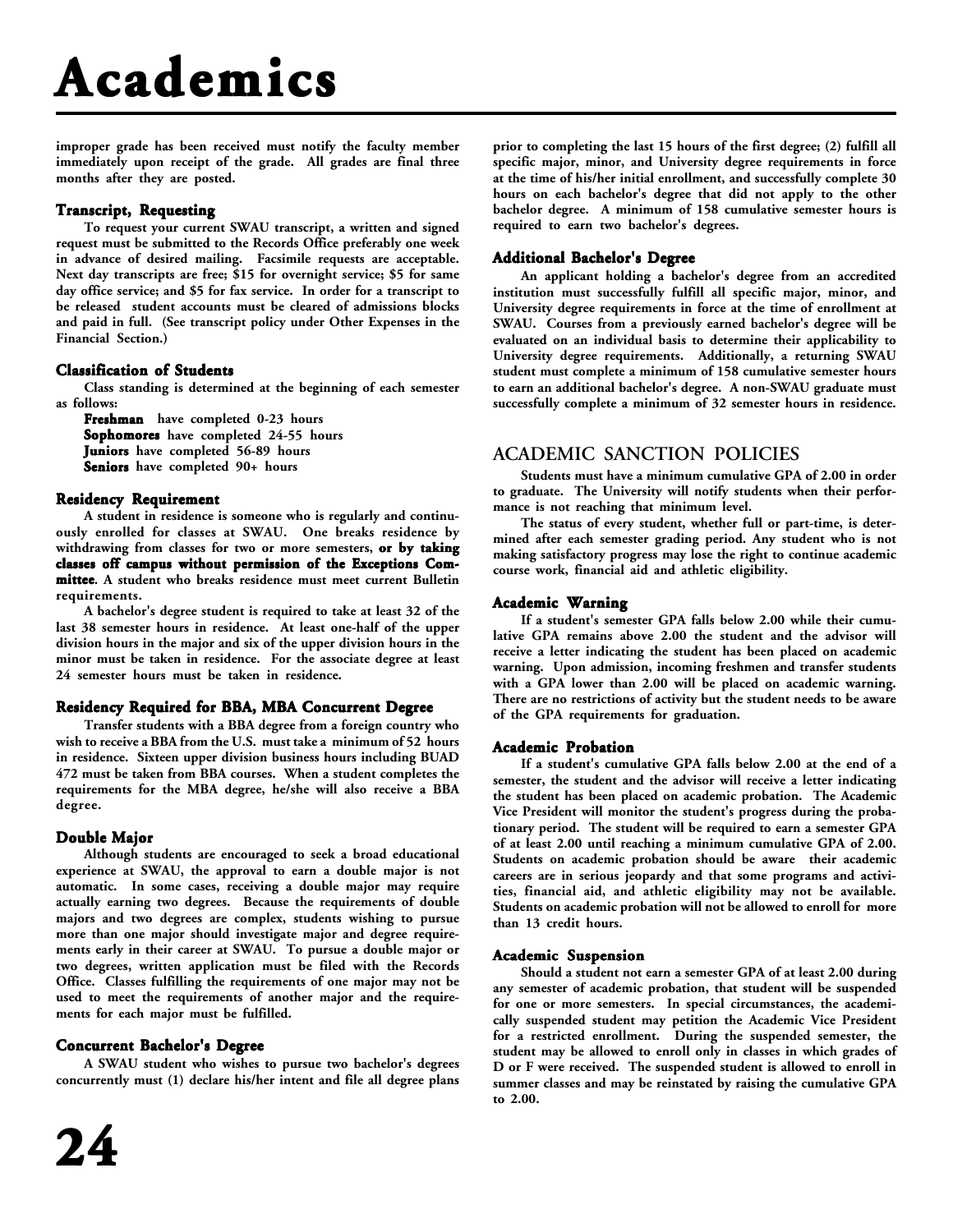improper grade has been received must notify the faculty member immediately upon receipt of the grade. All grades are final three months after they are posted.

### Transcript, Requesting

To request your current SWAU transcript, a written and signed request must be submitted to the Records Office preferably one week in advance of desired mailing. Facsimile requests are acceptable. Next day transcripts are free; $15 for overnight service; $5 for same day office service; and $5 for fax service. In order for a transcript to be released student accounts must be cleared of admissions blocks and paid in full. (See transcript policy under Other Expenses in the Financial Section.)

### Classification of Students

Class standing is determined at the beginning of each semester as follows:

**Freshman** have completed 0-23 hours
**Sophomores** have completed 24-55 hours
**Juniors** have completed 56-89 hours
**Seniors** have completed 90+ hours

### Residency Requirement

A student in residence is someone who is regularly and continuously enrolled for classes at SWAU. One breaks residence by withdrawing from classes for two or more semesters, **or by taking classes off campus without permission of the Exceptions Committee**. A student who breaks residence must meet current Bulletin requirements.

A bachelor's degree student is required to take at least 32 of the last 38 semester hours in residence. At least one-half of the upper division hours in the major and six of the upper division hours in the minor must be taken in residence. For the associate degree at least 24 semester hours must be taken in residence.

### Residency Required for BBA, MBA Concurrent Degree

Transfer students with a BBA degree from a foreign country who wish to receive a BBA from the U.S. must take a minimum of 52 hours in residence. Sixteen upper division business hours including BUAD 472 must be taken from BBA courses. When a student completes the requirements for the MBA degree, he/she will also receive a BBA degree.

### Double Major

Although students are encouraged to seek a broad educational experience at SWAU, the approval to earn a double major is not automatic. In some cases, receiving a double major may require actually earning two degrees. Because the requirements of double majors and two degrees are complex, students wishing to pursue more than one major should investigate major and degree requirements early in their career at SWAU. To pursue a double major or two degrees, written application must be filed with the Records Office. Classes fulfilling the requirements of one major may not be used to meet the requirements of another major and the requirements for each major must be fulfilled.

### Concurrent Bachelor's Degree

A SWAU student who wishes to pursue two bachelor's degrees concurrently must (1) declare his/her intent and file all degree plans prior to completing the last 15 hours of the first degree; (2) fulfill all specific major, minor, and University degree requirements in force at the time of his/her initial enrollment, and successfully complete 30 hours on each bachelor's degree that did not apply to the other bachelor degree. A minimum of 158 cumulative semester hours is required to earn two bachelor's degrees.

### Additional Bachelor's Degree

An applicant holding a bachelor's degree from an accredited institution must successfully fulfill all specific major, minor, and University degree requirements in force at the time of enrollment at SWAU. Courses from a previously earned bachelor's degree will be evaluated on an individual basis to determine their applicability to University degree requirements. Additionally, a returning SWAU student must complete a minimum of 158 cumulative semester hours to earn an additional bachelor's degree. A non-SWAU graduate must successfully complete a minimum of 32 semester hours in residence.

## ACADEMIC SANCTION POLICIES

Students must have a minimum cumulative GPA of 2.00 in order to graduate. The University will notify students when their performance is not reaching that minimum level.

The status of every student, whether full or part-time, is determined after each semester grading period. Any student who is not making satisfactory progress may lose the right to continue academic course work, financial aid and athletic eligibility.

### Academic Warning

If a student's semester GPA falls below 2.00 while their cumulative GPA remains above 2.00 the student and the advisor will receive a letter indicating the student has been placed on academic warning. Upon admission, incoming freshmen and transfer students with a GPA lower than 2.00 will be placed on academic warning. There are no restrictions of activity but the student needs to be aware of the GPA requirements for graduation.

### Academic Probation

If a student's cumulative GPA falls below 2.00 at the end of a semester, the student and the advisor will receive a letter indicating the student has been placed on academic probation. The Academic Vice President will monitor the student's progress during the probationary period. The student will be required to earn a semester GPA of at least 2.00 until reaching a minimum cumulative GPA of 2.00. Students on academic probation should be aware their academic careers are in serious jeopardy and that some programs and activities, financial aid, and athletic eligibility may not be available. Students on academic probation will not be allowed to enroll for more than 13 credit hours.

### Academic Suspension

Should a student not earn a semester GPA of at least 2.00 during any semester of academic probation, that student will be suspended for one or more semesters. In special circumstances, the academically suspended student may petition the Academic Vice President for a restricted enrollment. During the suspended semester, the student may be allowed to enroll only in classes in which grades of D or F were received. The suspended student is allowed to enroll in summer classes and may be reinstated by raising the cumulative GPA to 2.00.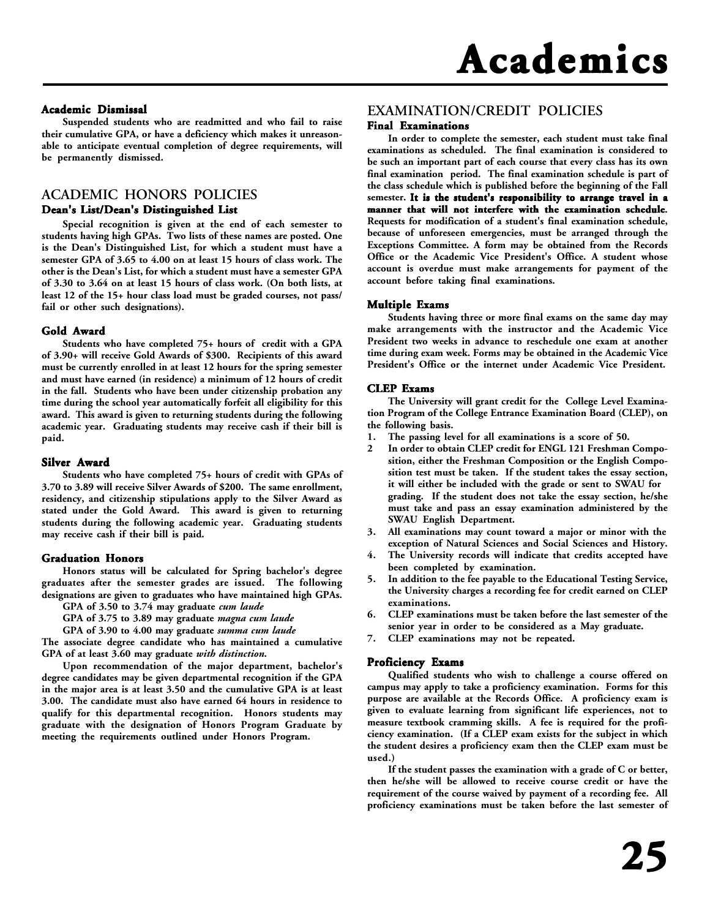### Academic Dismissal

Suspended students who are readmitted and who fail to raise their cumulative GPA, or have a deficiency which makes it unreasonable to anticipate eventual completion of degree requirements, will be permanently dismissed.

## ACADEMIC HONORS POLICIES

### Dean's List/Dean's Distinguished List

Special recognition is given at the end of each semester to students having high GPAs. Two lists of these names are posted. One is the Dean's Distinguished List, for which a student must have a semester GPA of 3.65 to 4.00 on at least 15 hours of class work. The other is the Dean's List, for which a student must have a semester GPA of 3.30 to 3.64 on at least 15 hours of class work. (On both lists, at least 12 of the 15+ hour class load must be graded courses, not pass/fail or other such designations).

### Gold Award

Students who have completed 75+ hours of credit with a GPA of 3.90+ will receive Gold Awards of $300. Recipients of this award must be currently enrolled in at least 12 hours for the spring semester and must have earned (in residence) a minimum of 12 hours of credit in the fall. Students who have been under citizenship probation any time during the school year automatically forfeit all eligibility for this award. This award is given to returning students during the following academic year. Graduating students may receive cash if their bill is paid.

### Silver Award

Students who have completed 75+ hours of credit with GPAs of 3.70 to 3.89 will receive Silver Awards of $200. The same enrollment, residency, and citizenship stipulations apply to the Silver Award as stated under the Gold Award. This award is given to returning students during the following academic year. Graduating students may receive cash if their bill is paid.

### Graduation Honors

Honors status will be calculated for Spring bachelor's degree graduates after the semester grades are issued. The following designations are given to graduates who have maintained high GPAs.

GPA of 3.50 to 3.74 may graduate *cum laude*

GPA of 3.75 to 3.89 may graduate *magna cum laude*

GPA of 3.90 to 4.00 may graduate *summa cum laude*

The associate degree candidate who has maintained a cumulative GPA of at least 3.60 may graduate *with distinction.*

Upon recommendation of the major department, bachelor's degree candidates may be given departmental recognition if the GPA in the major area is at least 3.50 and the cumulative GPA is at least 3.00. The candidate must also have earned 64 hours in residence to qualify for this departmental recognition. Honors students may graduate with the designation of Honors Program Graduate by meeting the requirements outlined under Honors Program.

## EXAMINATION/CREDIT POLICIES

### Final Examinations

In order to complete the semester, each student must take final examinations as scheduled. The final examination is considered to be such an important part of each course that every class has its own final examination period. The final examination schedule is part of the class schedule which is published before the beginning of the Fall semester. **It is the student's responsibility to arrange travel in a manner that will not interfere with the examination schedule.** Requests for modification of a student's final examination schedule, because of unforeseen emergencies, must be arranged through the Exceptions Committee. A form may be obtained from the Records Office or the Academic Vice President's Office. A student whose account is overdue must make arrangements for payment of the account before taking final examinations.

### Multiple Exams

Students having three or more final exams on the same day may make arrangements with the instructor and the Academic Vice President two weeks in advance to reschedule one exam at another time during exam week. Forms may be obtained in the Academic Vice President's Office or the internet under Academic Vice President.

### CLEP Exams

The University will grant credit for the College Level Examination Program of the College Entrance Examination Board (CLEP), on the following basis.

1. The passing level for all examinations is a score of 50.
2. In order to obtain CLEP credit for ENGL 121 Freshman Composition, either the Freshman Composition or the English Composition test must be taken. If the student takes the essay section, it will either be included with the grade or sent to SWAU for grading. If the student does not take the essay section, he/she must take and pass an essay examination administered by the SWAU English Department.
3. All examinations may count toward a major or minor with the exception of Natural Sciences and Social Sciences and History.
4. The University records will indicate that credits accepted have been completed by examination.
5. In addition to the fee payable to the Educational Testing Service, the University charges a recording fee for credit earned on CLEP examinations.
6. CLEP examinations must be taken before the last semester of the senior year in order to be considered as a May graduate.
7. CLEP examinations may not be repeated.

### Proficiency Exams

Qualified students who wish to challenge a course offered on campus may apply to take a proficiency examination. Forms for this purpose are available at the Records Office. A proficiency exam is given to evaluate learning from significant life experiences, not to measure textbook cramming skills. A fee is required for the proficiency examination. (If a CLEP exam exists for the subject in which the student desires a proficiency exam then the CLEP exam must be used.)

If the student passes the examination with a grade of C or better, then he/she will be allowed to receive course credit or have the requirement of the course waived by payment of a recording fee. All proficiency examinations must be taken before the last semester of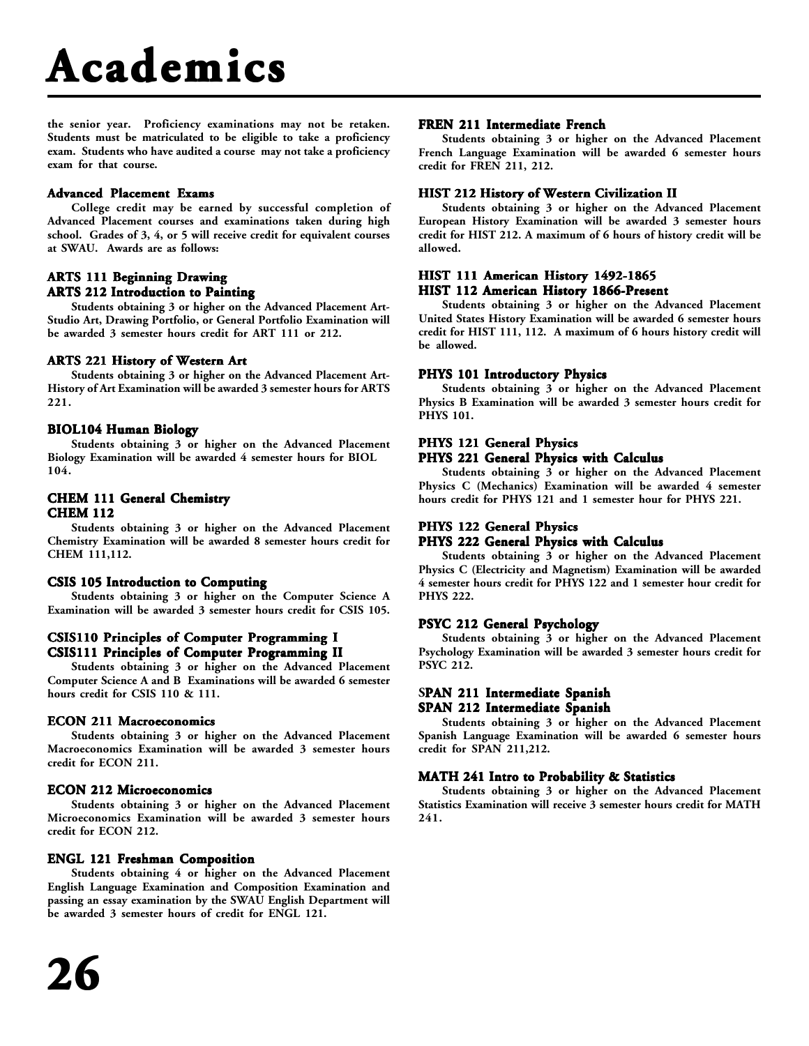# Academics

the senior year. Proficiency examinations may not be retaken. Students must be matriculated to be eligible to take a proficiency exam. Students who have audited a course may not take a proficiency exam for that course.

### Advanced Placement Exams

College credit may be earned by successful completion of Advanced Placement courses and examinations taken during high school. Grades of 3, 4, or 5 will receive credit for equivalent courses at SWAU. Awards are as follows:

### ARTS 111 Beginning Drawing
### ARTS 212 Introduction to Painting

Students obtaining 3 or higher on the Advanced Placement Art-Studio Art, Drawing Portfolio, or General Portfolio Examination will be awarded 3 semester hours credit for ART 111 or 212.

### ARTS 221 History of Western Art

Students obtaining 3 or higher on the Advanced Placement Art-History of Art Examination will be awarded 3 semester hours for ARTS 221.

### BIOL104 Human Biology

Students obtaining 3 or higher on the Advanced Placement Biology Examination will be awarded 4 semester hours for BIOL 104.

### CHEM 111 General Chemistry
### CHEM 112

Students obtaining 3 or higher on the Advanced Placement Chemistry Examination will be awarded 8 semester hours credit for CHEM 111,112.

### CSIS 105 Introduction to Computing

Students obtaining 3 or higher on the Computer Science A Examination will be awarded 3 semester hours credit for CSIS 105.

### CSIS110 Principles of Computer Programming I
### CSIS111 Principles of Computer Programming II

Students obtaining 3 or higher on the Advanced Placement Computer Science A and B Examinations will be awarded 6 semester hours credit for CSIS 110 & 111.

### ECON 211 Macroeconomics

Students obtaining 3 or higher on the Advanced Placement Macroeconomics Examination will be awarded 3 semester hours credit for ECON 211.

### ECON 212 Microeconomics

Students obtaining 3 or higher on the Advanced Placement Microeconomics Examination will be awarded 3 semester hours credit for ECON 212.

### ENGL 121 Freshman Composition

Students obtaining 4 or higher on the Advanced Placement English Language Examination and Composition Examination and passing an essay examination by the SWAU English Department will be awarded 3 semester hours of credit for ENGL 121.

### FREN 211 Intermediate French

Students obtaining 3 or higher on the Advanced Placement French Language Examination will be awarded 6 semester hours credit for FREN 211, 212.

### HIST 212 History of Western Civilization II

Students obtaining 3 or higher on the Advanced Placement European History Examination will be awarded 3 semester hours credit for HIST 212. A maximum of 6 hours of history credit will be allowed.

### HIST 111 American History 1492-1865
### HIST 112 American History 1866-Present

Students obtaining 3 or higher on the Advanced Placement United States History Examination will be awarded 6 semester hours credit for HIST 111, 112. A maximum of 6 hours history credit will be allowed.

### PHYS 101 Introductory Physics

Students obtaining 3 or higher on the Advanced Placement Physics B Examination will be awarded 3 semester hours credit for PHYS 101.

### PHYS 121 General Physics
### PHYS 221 General Physics with Calculus

Students obtaining 3 or higher on the Advanced Placement Physics C (Mechanics) Examination will be awarded 4 semester hours credit for PHYS 121 and 1 semester hour for PHYS 221.

### PHYS 122 General Physics
### PHYS 222 General Physics with Calculus

Students obtaining 3 or higher on the Advanced Placement Physics C (Electricity and Magnetism) Examination will be awarded 4 semester hours credit for PHYS 122 and 1 semester hour credit for PHYS 222.

### PSYC 212 General Psychology

Students obtaining 3 or higher on the Advanced Placement Psychology Examination will be awarded 3 semester hours credit for PSYC 212.

### SPAN 211 Intermediate Spanish
### SPAN 212 Intermediate Spanish

Students obtaining 3 or higher on the Advanced Placement Spanish Language Examination will be awarded 6 semester hours credit for SPAN 211,212.

### MATH 241 Intro to Probability & Statistics

Students obtaining 3 or higher on the Advanced Placement Statistics Examination will receive 3 semester hours credit for MATH 241.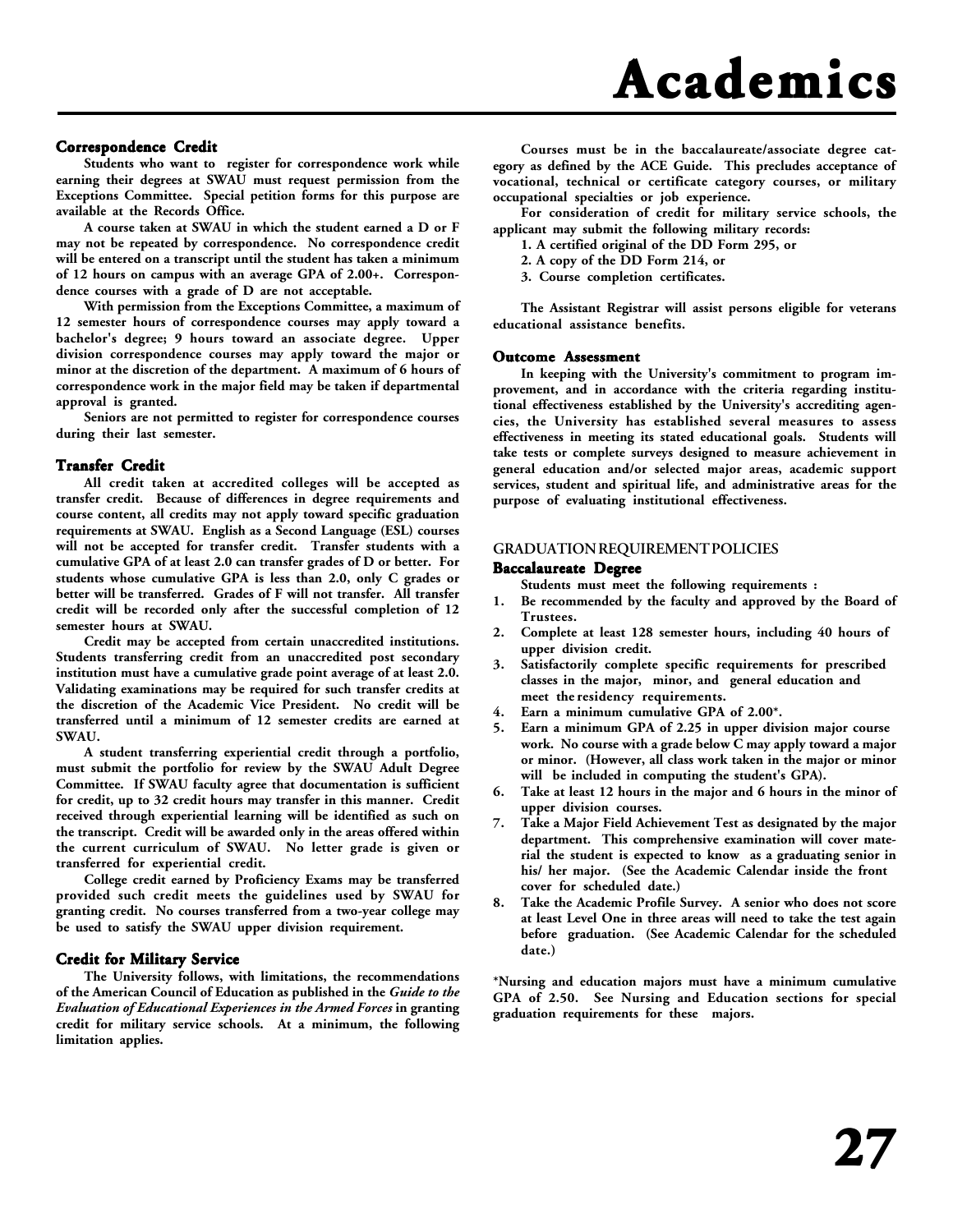# Academics

### Correspondence Credit

Students who want to register for correspondence work while earning their degrees at SWAU must request permission from the Exceptions Committee. Special petition forms for this purpose are available at the Records Office.

A course taken at SWAU in which the student earned a D or F may not be repeated by correspondence. No correspondence credit will be entered on a transcript until the student has taken a minimum of 12 hours on campus with an average GPA of 2.00+. Correspondence courses with a grade of D are not acceptable.

With permission from the Exceptions Committee, a maximum of 12 semester hours of correspondence courses may apply toward a bachelor's degree; 9 hours toward an associate degree. Upper division correspondence courses may apply toward the major or minor at the discretion of the department. A maximum of 6 hours of correspondence work in the major field may be taken if departmental approval is granted.

Seniors are not permitted to register for correspondence courses during their last semester.

### Transfer Credit

All credit taken at accredited colleges will be accepted as transfer credit. Because of differences in degree requirements and course content, all credits may not apply toward specific graduation requirements at SWAU. English as a Second Language (ESL) courses will not be accepted for transfer credit. Transfer students with a cumulative GPA of at least 2.0 can transfer grades of D or better. For students whose cumulative GPA is less than 2.0, only C grades or better will be transferred. Grades of F will not transfer. All transfer credit will be recorded only after the successful completion of 12 semester hours at SWAU.

Credit may be accepted from certain unaccredited institutions. Students transferring credit from an unaccredited post secondary institution must have a cumulative grade point average of at least 2.0. Validating examinations may be required for such transfer credits at the discretion of the Academic Vice President. No credit will be transferred until a minimum of 12 semester credits are earned at SWAU.

A student transferring experiential credit through a portfolio, must submit the portfolio for review by the SWAU Adult Degree Committee. If SWAU faculty agree that documentation is sufficient for credit, up to 32 credit hours may transfer in this manner. Credit received through experiential learning will be identified as such on the transcript. Credit will be awarded only in the areas offered within the current curriculum of SWAU. No letter grade is given or transferred for experiential credit.

College credit earned by Proficiency Exams may be transferred provided such credit meets the guidelines used by SWAU for granting credit. No courses transferred from a two-year college may be used to satisfy the SWAU upper division requirement.

### Credit for Military Service

The University follows, with limitations, the recommendations of the American Council of Education as published in the *Guide to the Evaluation of Educational Experiences in the Armed Forces* in granting credit for military service schools. At a minimum, the following limitation applies.

Courses must be in the baccalaureate/associate degree category as defined by the ACE Guide. This precludes acceptance of vocational, technical or certificate category courses, or military occupational specialties or job experience.

For consideration of credit for military service schools, the applicant may submit the following military records:

1. A certified original of the DD Form 295, or
2. A copy of the DD Form 214, or
3. Course completion certificates.

The Assistant Registrar will assist persons eligible for veterans educational assistance benefits.

### Outcome Assessment

In keeping with the University's commitment to program improvement, and in accordance with the criteria regarding institutional effectiveness established by the University's accrediting agencies, the University has established several measures to assess effectiveness in meeting its stated educational goals. Students will take tests or complete surveys designed to measure achievement in general education and/or selected major areas, academic support services, student and spiritual life, and administrative areas for the purpose of evaluating institutional effectiveness.

## GRADUATION REQUIREMENT POLICIES

### Baccalaureate Degree

Students must meet the following requirements :

1. Be recommended by the faculty and approved by the Board of Trustees.
2. Complete at least 128 semester hours, including 40 hours of upper division credit.
3. Satisfactorily complete specific requirements for prescribed classes in the major, minor, and general education and meet the residency requirements.
4. Earn a minimum cumulative GPA of 2.00*.
5. Earn a minimum GPA of 2.25 in upper division major course work. No course with a grade below C may apply toward a major or minor. (However, all class work taken in the major or minor will be included in computing the student's GPA).
6. Take at least 12 hours in the major and 6 hours in the minor of upper division courses.
7. Take a Major Field Achievement Test as designated by the major department. This comprehensive examination will cover material the student is expected to know as a graduating senior in his/ her major. (See the Academic Calendar inside the front cover for scheduled date.)
8. Take the Academic Profile Survey. A senior who does not score at least Level One in three areas will need to take the test again before graduation. (See Academic Calendar for the scheduled date.)

*Nursing and education majors must have a minimum cumulative GPA of 2.50. See Nursing and Education sections for special graduation requirements for these majors.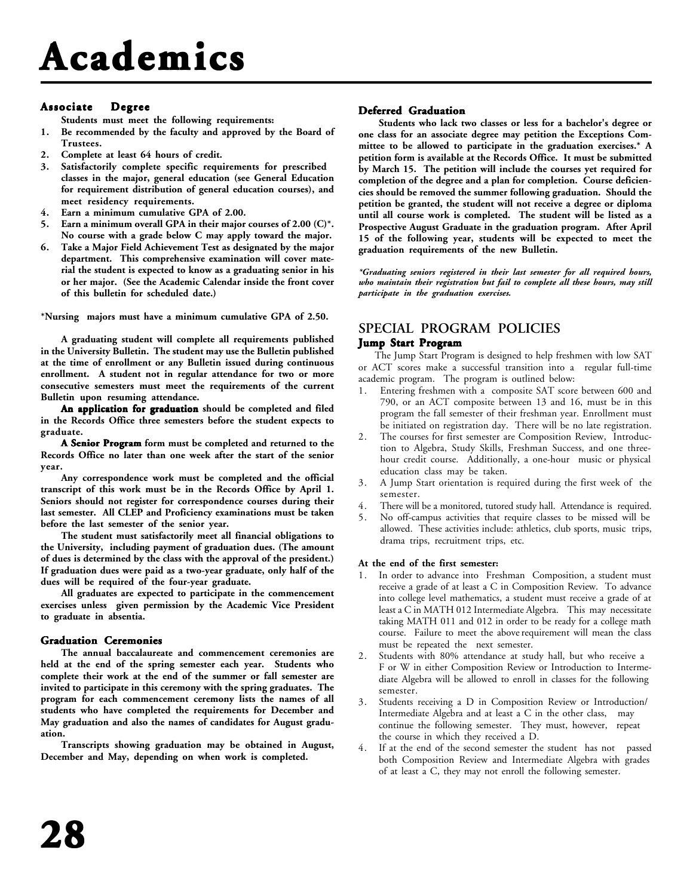# Academics

### Associate Degree

**Students must meet the following requirements:**

1. **Be recommended by the faculty and approved by the Board of Trustees.**
2. **Complete at least 64 hours of credit.**
3. **Satisfactorily complete specific requirements for prescribed classes in the major, general education (see General Education for requirement distribution of general education courses), and meet residency requirements.**
4. **Earn a minimum cumulative GPA of 2.00.**
5. **Earn a minimum overall GPA in their major courses of 2.00 (C)\*. No course with a grade below C may apply toward the major.**
6. **Take a Major Field Achievement Test as designated by the major department. This comprehensive examination will cover material the student is expected to know as a graduating senior in his or her major. (See the Academic Calendar inside the front cover of this bulletin for scheduled date.)**

**\*Nursing majors must have a minimum cumulative GPA of 2.50.**

**A graduating student will complete all requirements published in the University Bulletin. The student may use the Bulletin published at the time of enrollment or any Bulletin issued during continuous enrollment. A student not in regular attendance for two or more consecutive semesters must meet the requirements of the current Bulletin upon resuming attendance.**

**An application for graduation should be completed and filed in the Records Office three semesters before the student expects to graduate.**

**A Senior Program form must be completed and returned to the Records Office no later than one week after the start of the senior year.**

**Any correspondence work must be completed and the official transcript of this work must be in the Records Office by April 1. Seniors should not register for correspondence courses during their last semester. All CLEP and Proficiency examinations must be taken before the last semester of the senior year.**

**The student must satisfactorily meet all financial obligations to the University, including payment of graduation dues. (The amount of dues is determined by the class with the approval of the president.) If graduation dues were paid as a two-year graduate, only half of the dues will be required of the four-year graduate.**

**All graduates are expected to participate in the commencement exercises unless given permission by the Academic Vice President to graduate in absentia.**

### Graduation Ceremonies

**The annual baccalaureate and commencement ceremonies are held at the end of the spring semester each year. Students who complete their work at the end of the summer or fall semester are invited to participate in this ceremony with the spring graduates. The program for each commencement ceremony lists the names of all students who have completed the requirements for December and May graduation and also the names of candidates for August graduation.**

**Transcripts showing graduation may be obtained in August, December and May, depending on when work is completed.**

### Deferred Graduation

**Students who lack two classes or less for a bachelor's degree or one class for an associate degree may petition the Exceptions Committee to be allowed to participate in the graduation exercises.\* A petition form is available at the Records Office. It must be submitted by March 15. The petition will include the courses yet required for completion of the degree and a plan for completion. Course deficiencies should be removed the summer following graduation. Should the petition be granted, the student will not receive a degree or diploma until all course work is completed. The student will be listed as a Prospective August Graduate in the graduation program. After April 15 of the following year, students will be expected to meet the graduation requirements of the new Bulletin.**

***\*Graduating seniors registered in their last semester for all required hours, who maintain their registration but fail to complete all these hours, may still participate in the graduation exercises.***

## SPECIAL PROGRAM POLICIES

### Jump Start Program

The Jump Start Program is designed to help freshmen with low SAT or ACT scores make a successful transition into a regular full-time academic program. The program is outlined below:

1. Entering freshmen with a composite SAT score between 600 and 790, or an ACT composite between 13 and 16, must be in this program the fall semester of their freshman year. Enrollment must be initiated on registration day. There will be no late registration.
2. The courses for first semester are Composition Review, Introduction to Algebra, Study Skills, Freshman Success, and one three-hour credit course. Additionally, a one-hour music or physical education class may be taken.
3. A Jump Start orientation is required during the first week of the semester.
4. There will be a monitored, tutored study hall. Attendance is required.
5. No off-campus activities that require classes to be missed will be allowed. These activities include: athletics, club sports, music trips, drama trips, recruitment trips, etc.

**At the end of the first semester:**

1. In order to advance into Freshman Composition, a student must receive a grade of at least a C in Composition Review. To advance into college level mathematics, a student must receive a grade of at least a C in MATH 012 Intermediate Algebra. This may necessitate taking MATH 011 and 012 in order to be ready for a college math course. Failure to meet the above requirement will mean the class must be repeated the next semester.
2. Students with 80% attendance at study hall, but who receive a F or W in either Composition Review or Introduction to Intermediate Algebra will be allowed to enroll in classes for the following semester.
3. Students receiving a D in Composition Review or Introduction/ Intermediate Algebra and at least a C in the other class, may continue the following semester. They must, however, repeat the course in which they received a D.
4. If at the end of the second semester the student has not passed both Composition Review and Intermediate Algebra with grades of at least a C, they may not enroll the following semester.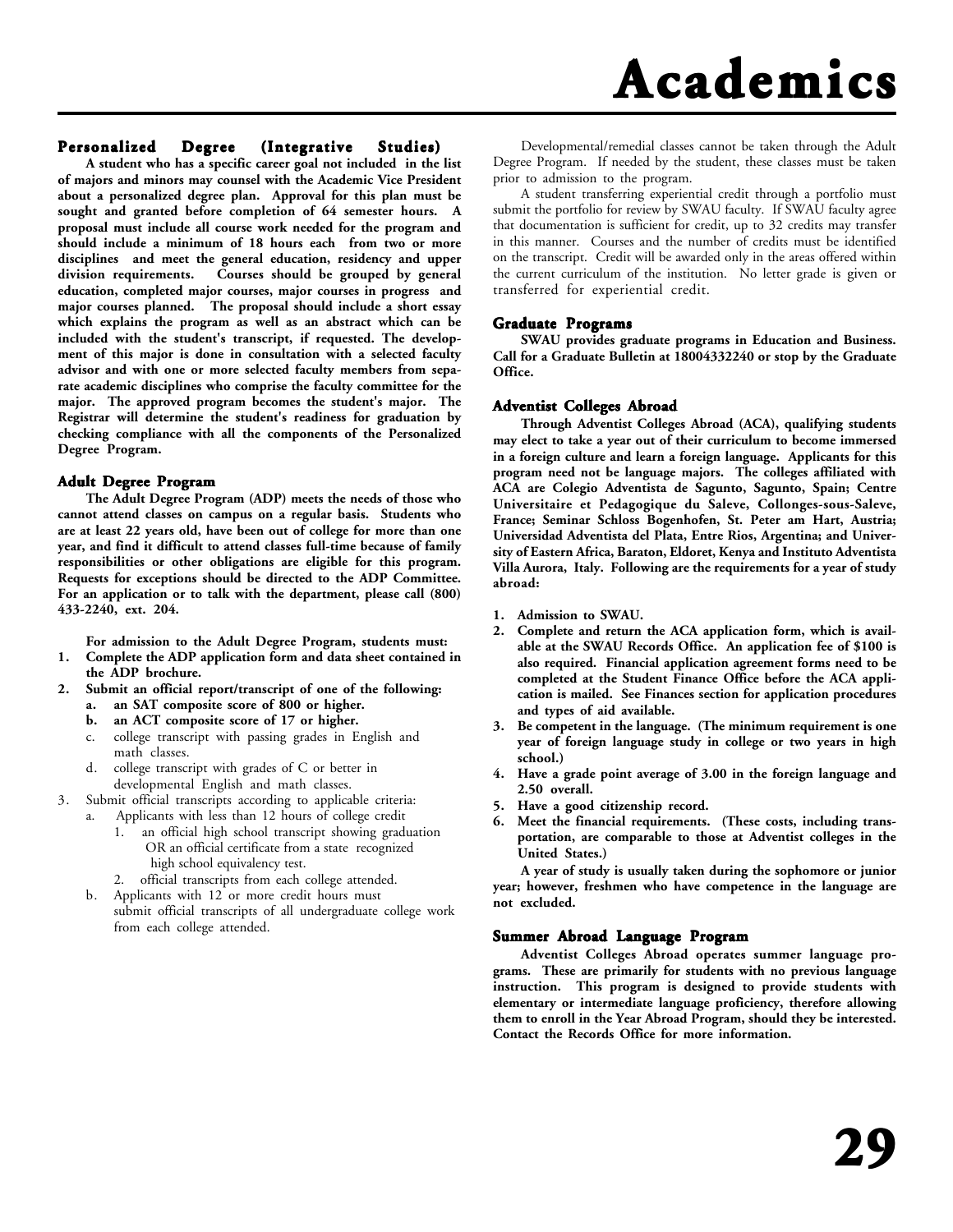# Academics

## Personalized Degree (Integrative Studies)

**A student who has a specific career goal not included in the list of majors and minors may counsel with the Academic Vice President about a personalized degree plan. Approval for this plan must be sought and granted before completion of 64 semester hours. A proposal must include all course work needed for the program and should include a minimum of 18 hours each from two or more disciplines and meet the general education, residency and upper division requirements. Courses should be grouped by general education, completed major courses, major courses in progress and major courses planned. The proposal should include a short essay which explains the program as well as an abstract which can be included with the student's transcript, if requested. The development of this major is done in consultation with a selected faculty advisor and with one or more selected faculty members from separate academic disciplines who comprise the faculty committee for the major. The approved program becomes the student's major. The Registrar will determine the student's readiness for graduation by checking compliance with all the components of the Personalized Degree Program.**

## Adult Degree Program

**The Adult Degree Program (ADP) meets the needs of those who cannot attend classes on campus on a regular basis. Students who are at least 22 years old, have been out of college for more than one year, and find it difficult to attend classes full-time because of family responsibilities or other obligations are eligible for this program. Requests for exceptions should be directed to the ADP Committee. For an application or to talk with the department, please call (800) 433-2240, ext. 204.**

**For admission to the Adult Degree Program, students must:**

1. **Complete the ADP application form and data sheet contained in the ADP brochure.**
2. **Submit an official report/transcript of one of the following:**
   a. **an SAT composite score of 800 or higher.**
   b. **an ACT composite score of 17 or higher.**
   c. college transcript with passing grades in English and math classes.
   d. college transcript with grades of C or better in developmental English and math classes.
3. Submit official transcripts according to applicable criteria:
   a. Applicants with less than 12 hours of college credit
      1. an official high school transcript showing graduation OR an official certificate from a state recognized high school equivalency test.
      2. official transcripts from each college attended.
   b. Applicants with 12 or more credit hours must submit official transcripts of all undergraduate college work from each college attended.

Developmental/remedial classes cannot be taken through the Adult Degree Program. If needed by the student, these classes must be taken prior to admission to the program.

A student transferring experiential credit through a portfolio must submit the portfolio for review by SWAU faculty. If SWAU faculty agree that documentation is sufficient for credit, up to 32 credits may transfer in this manner. Courses and the number of credits must be identified on the transcript. Credit will be awarded only in the areas offered within the current curriculum of the institution. No letter grade is given or transferred for experiential credit.

## Graduate Programs

**SWAU provides graduate programs in Education and Business. Call for a Graduate Bulletin at 18004332240 or stop by the Graduate Office.**

## Adventist Colleges Abroad

**Through Adventist Colleges Abroad (ACA), qualifying students may elect to take a year out of their curriculum to become immersed in a foreign culture and learn a foreign language. Applicants for this program need not be language majors. The colleges affiliated with ACA are Colegio Adventista de Sagunto, Sagunto, Spain; Centre Universitaire et Pedagogique du Saleve, Collonges-sous-Saleve, France; Seminar Schloss Bogenhofen, St. Peter am Hart, Austria; Universidad Adventista del Plata, Entre Rios, Argentina; and University of Eastern Africa, Baraton, Eldoret, Kenya and Instituto Adventista Villa Aurora, Italy. Following are the requirements for a year of study abroad:**

1. **Admission to SWAU.**
2. **Complete and return the ACA application form, which is available at the SWAU Records Office. An application fee of $100 is also required. Financial application agreement forms need to be completed at the Student Finance Office before the ACA application is mailed. See Finances section for application procedures and types of aid available.**
3. **Be competent in the language. (The minimum requirement is one year of foreign language study in college or two years in high school.)**
4. **Have a grade point average of 3.00 in the foreign language and 2.50 overall.**
5. **Have a good citizenship record.**
6. **Meet the financial requirements. (These costs, including transportation, are comparable to those at Adventist colleges in the United States.)**

**A year of study is usually taken during the sophomore or junior year; however, freshmen who have competence in the language are not excluded.**

## Summer Abroad Language Program

**Adventist Colleges Abroad operates summer language programs. These are primarily for students with no previous language instruction. This program is designed to provide students with elementary or intermediate language proficiency, therefore allowing them to enroll in the Year Abroad Program, should they be interested. Contact the Records Office for more information.**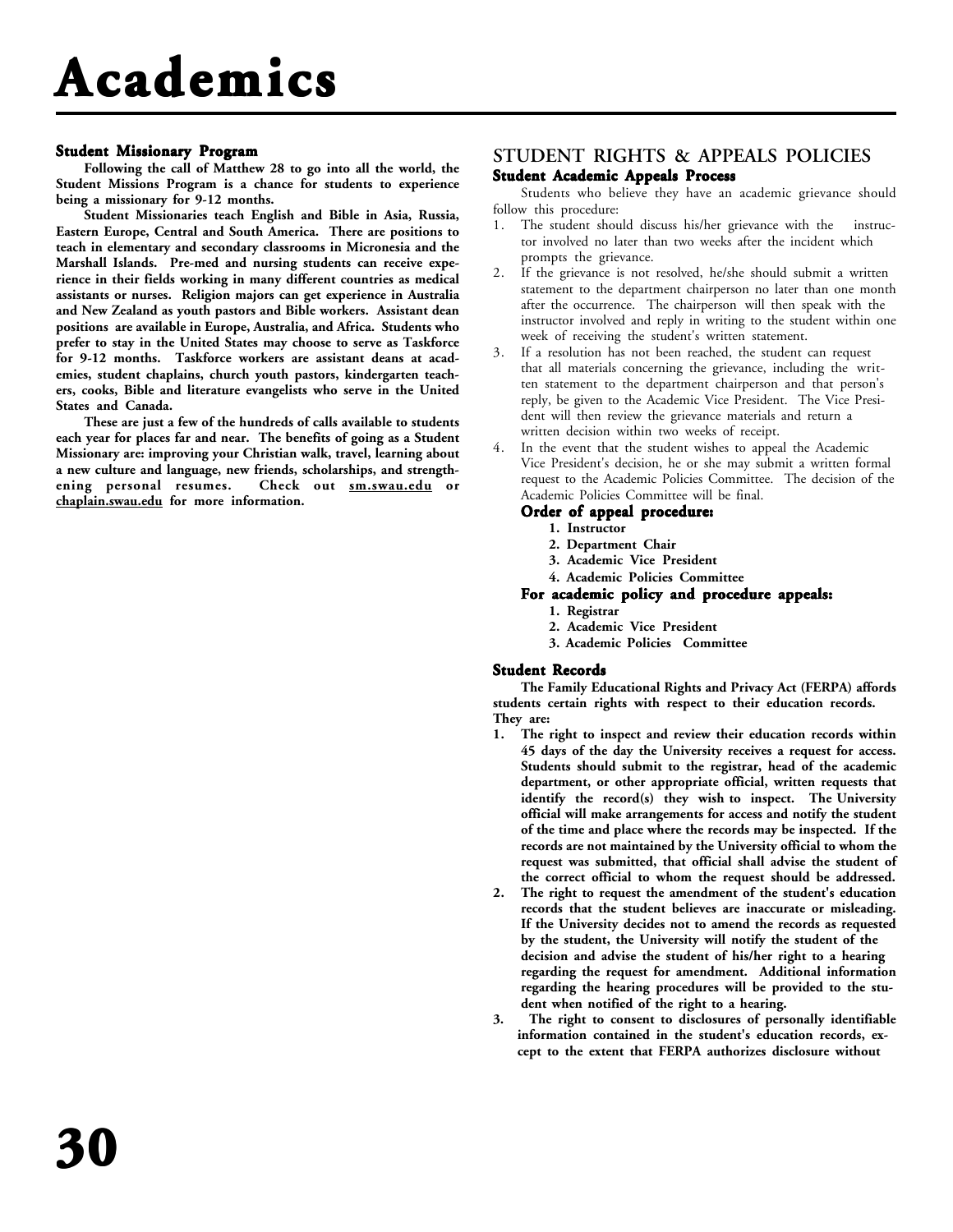# Academics

### Student Missionary Program

**Following the call of Matthew 28 to go into all the world, the Student Missions Program is a chance for students to experience being a missionary for 9-12 months.**

**Student Missionaries teach English and Bible in Asia, Russia, Eastern Europe, Central and South America. There are positions to teach in elementary and secondary classrooms in Micronesia and the Marshall Islands. Pre-med and nursing students can receive experience in their fields working in many different countries as medical assistants or nurses. Religion majors can get experience in Australia and New Zealand as youth pastors and Bible workers. Assistant dean positions are available in Europe, Australia, and Africa. Students who prefer to stay in the United States may choose to serve as Taskforce for 9-12 months. Taskforce workers are assistant deans at academies, student chaplains, church youth pastors, kindergarten teachers, cooks, Bible and literature evangelists who serve in the United States and Canada.**

**These are just a few of the hundreds of calls available to students each year for places far and near. The benefits of going as a Student Missionary are: improving your Christian walk, travel, learning about a new culture and language, new friends, scholarships, and strengthening personal resumes. Check out <u>sm.swau.edu</u> or <u>chaplain.swau.edu</u> for more information.**

## STUDENT RIGHTS & APPEALS POLICIES

### Student Academic Appeals Process

Students who believe they have an academic grievance should follow this procedure:

1. The student should discuss his/her grievance with the instructor involved no later than two weeks after the incident which prompts the grievance.
2. If the grievance is not resolved, he/she should submit a written statement to the department chairperson no later than one month after the occurrence. The chairperson will then speak with the instructor involved and reply in writing to the student within one week of receiving the student's written statement.
3. If a resolution has not been reached, the student can request that all materials concerning the grievance, including the written statement to the department chairperson and that person's reply, be given to the Academic Vice President. The Vice President will then review the grievance materials and return a written decision within two weeks of receipt.
4. In the event that the student wishes to appeal the Academic Vice President's decision, he or she may submit a written formal request to the Academic Policies Committee. The decision of the Academic Policies Committee will be final.

**Order of appeal procedure:**

1. **Instructor**
2. **Department Chair**
3. **Academic Vice President**
4. **Academic Policies Committee**

**For academic policy and procedure appeals:**

1. **Registrar**
2. **Academic Vice President**
3. **Academic Policies Committee**

### Student Records

**The Family Educational Rights and Privacy Act (FERPA) affords students certain rights with respect to their education records. They are:**

1. **The right to inspect and review their education records within 45 days of the day the University receives a request for access. Students should submit to the registrar, head of the academic department, or other appropriate official, written requests that identify the record(s) they wish to inspect. The University official will make arrangements for access and notify the student of the time and place where the records may be inspected. If the records are not maintained by the University official to whom the request was submitted, that official shall advise the student of the correct official to whom the request should be addressed.**
2. **The right to request the amendment of the student's education records that the student believes are inaccurate or misleading. If the University decides not to amend the records as requested by the student, the University will notify the student of the decision and advise the student of his/her right to a hearing regarding the request for amendment. Additional information regarding the hearing procedures will be provided to the student when notified of the right to a hearing.**
3. **The right to consent to disclosures of personally identifiable information contained in the student's education records, except to the extent that FERPA authorizes disclosure without**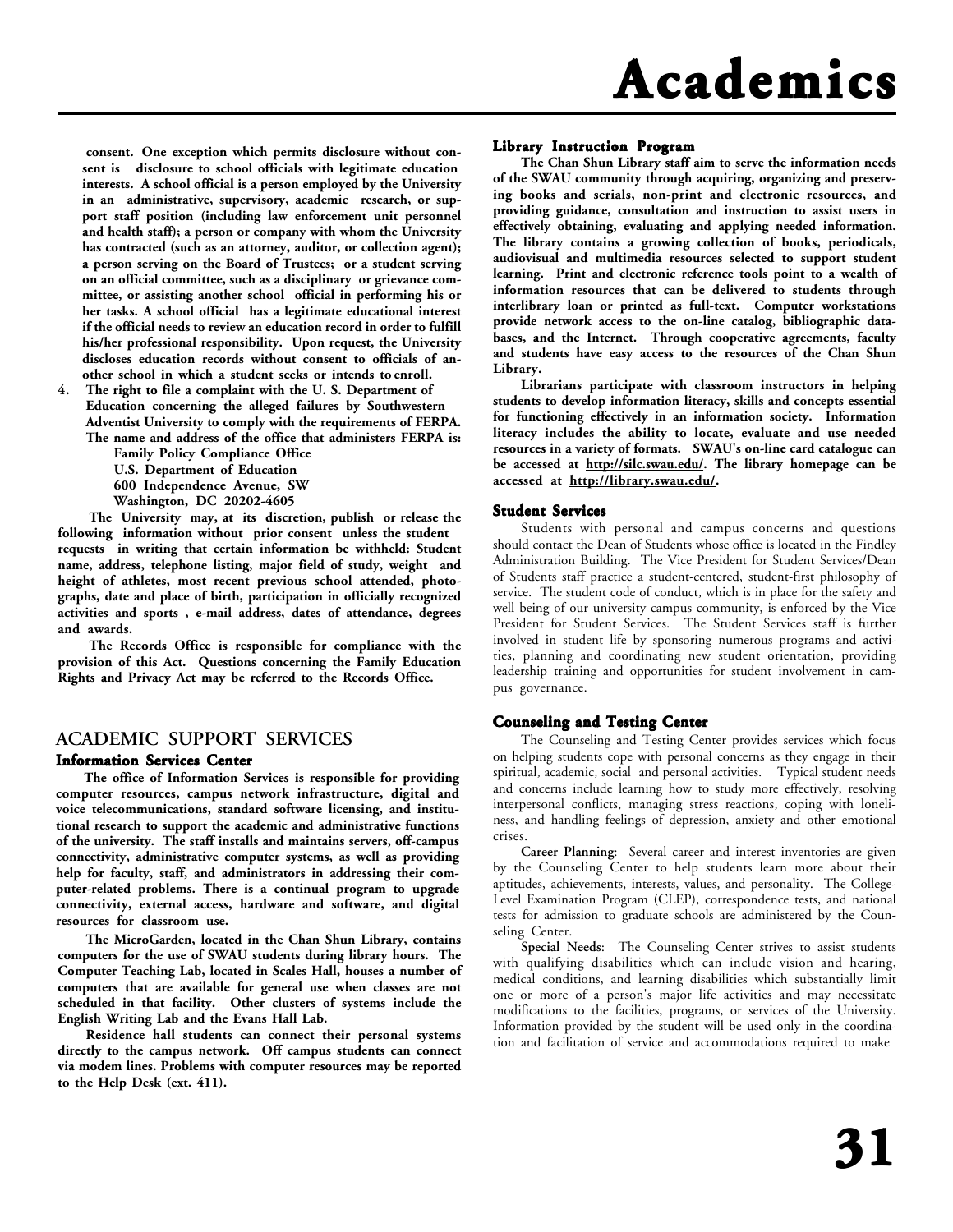consent. One exception which permits disclosure without consent is disclosure to school officials with legitimate education interests. A school official is a person employed by the University in an administrative, supervisory, academic research, or support staff position (including law enforcement unit personnel and health staff); a person or company with whom the University has contracted (such as an attorney, auditor, or collection agent); a person serving on the Board of Trustees; or a student serving on an official committee, such as a disciplinary or grievance committee, or assisting another school official in performing his or her tasks. A school official has a legitimate educational interest if the official needs to review an education record in order to fulfill his/her professional responsibility. Upon request, the University discloses education records without consent to officials of another school in which a student seeks or intends to enroll.

4. The right to file a complaint with the U. S. Department of Education concerning the alleged failures by Southwestern Adventist University to comply with the requirements of FERPA. The name and address of the office that administers FERPA is:
   Family Policy Compliance Office
   U.S. Department of Education
   600 Independence Avenue, SW
   Washington, DC 20202-4605

The University may, at its discretion, publish or release the following information without prior consent unless the student requests in writing that certain information be withheld: Student name, address, telephone listing, major field of study, weight and height of athletes, most recent previous school attended, photographs, date and place of birth, participation in officially recognized activities and sports , e-mail address, dates of attendance, degrees and awards.

The Records Office is responsible for compliance with the provision of this Act. Questions concerning the Family Education Rights and Privacy Act may be referred to the Records Office.

## ACADEMIC SUPPORT SERVICES

### Information Services Center

The office of Information Services is responsible for providing computer resources, campus network infrastructure, digital and voice telecommunications, standard software licensing, and institutional research to support the academic and administrative functions of the university. The staff installs and maintains servers, off-campus connectivity, administrative computer systems, as well as providing help for faculty, staff, and administrators in addressing their computer-related problems. There is a continual program to upgrade connectivity, external access, hardware and software, and digital resources for classroom use.

The MicroGarden, located in the Chan Shun Library, contains computers for the use of SWAU students during library hours. The Computer Teaching Lab, located in Scales Hall, houses a number of computers that are available for general use when classes are not scheduled in that facility. Other clusters of systems include the English Writing Lab and the Evans Hall Lab.

Residence hall students can connect their personal systems directly to the campus network. Off campus students can connect via modem lines. Problems with computer resources may be reported to the Help Desk (ext. 411).

### Library Instruction Program

The Chan Shun Library staff aim to serve the information needs of the SWAU community through acquiring, organizing and preserving books and serials, non-print and electronic resources, and providing guidance, consultation and instruction to assist users in effectively obtaining, evaluating and applying needed information. The library contains a growing collection of books, periodicals, audiovisual and multimedia resources selected to support student learning. Print and electronic reference tools point to a wealth of information resources that can be delivered to students through interlibrary loan or printed as full-text. Computer workstations provide network access to the on-line catalog, bibliographic databases, and the Internet. Through cooperative agreements, faculty and students have easy access to the resources of the Chan Shun Library.

Librarians participate with classroom instructors in helping students to develop information literacy, skills and concepts essential for functioning effectively in an information society. Information literacy includes the ability to locate, evaluate and use needed resources in a variety of formats. SWAU's on-line card catalogue can be accessed at http://silc.swau.edu/. The library homepage can be accessed at http://library.swau.edu/.

### Student Services

Students with personal and campus concerns and questions should contact the Dean of Students whose office is located in the Findley Administration Building. The Vice President for Student Services/Dean of Students staff practice a student-centered, student-first philosophy of service. The student code of conduct, which is in place for the safety and well being of our university campus community, is enforced by the Vice President for Student Services. The Student Services staff is further involved in student life by sponsoring numerous programs and activities, planning and coordinating new student orientation, providing leadership training and opportunities for student involvement in campus governance.

### Counseling and Testing Center

The Counseling and Testing Center provides services which focus on helping students cope with personal concerns as they engage in their spiritual, academic, social and personal activities. Typical student needs and concerns include learning how to study more effectively, resolving interpersonal conflicts, managing stress reactions, coping with loneliness, and handling feelings of depression, anxiety and other emotional crises.

**Career Planning**: Several career and interest inventories are given by the Counseling Center to help students learn more about their aptitudes, achievements, interests, values, and personality. The College-Level Examination Program (CLEP), correspondence tests, and national tests for admission to graduate schools are administered by the Counseling Center.

**Special Needs**: The Counseling Center strives to assist students with qualifying disabilities which can include vision and hearing, medical conditions, and learning disabilities which substantially limit one or more of a person's major life activities and may necessitate modifications to the facilities, programs, or services of the University. Information provided by the student will be used only in the coordination and facilitation of service and accommodations required to make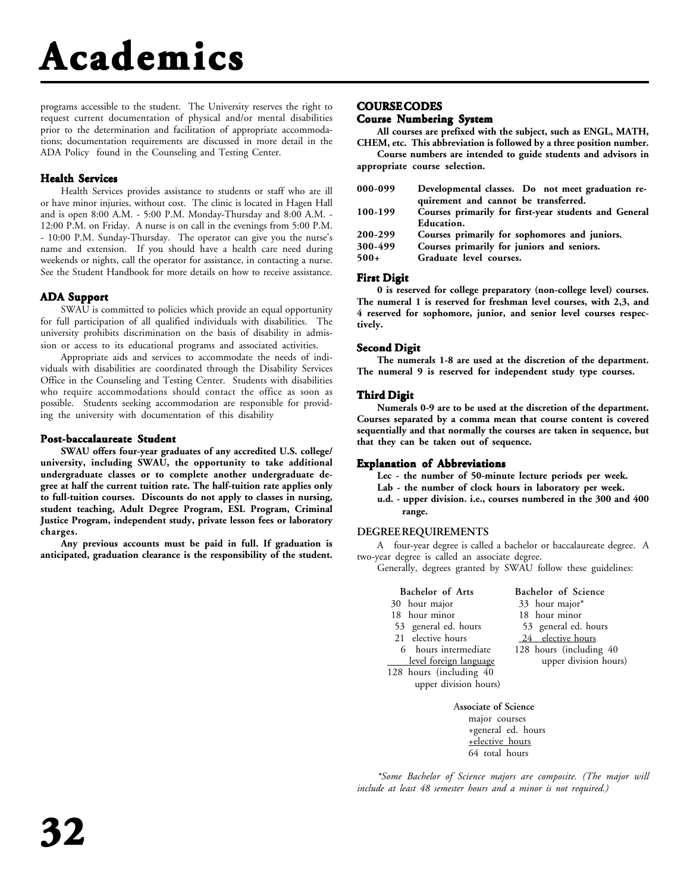# Academics

programs accessible to the student. The University reserves the right to request current documentation of physical and/or mental disabilities prior to the determination and facilitation of appropriate accommodations; documentation requirements are discussed in more detail in the ADA Policy found in the Counseling and Testing Center.

### Health Services

Health Services provides assistance to students or staff who are ill or have minor injuries, without cost. The clinic is located in Hagen Hall and is open 8:00 A.M. - 5:00 P.M. Monday-Thursday and 8:00 A.M. - 12:00 P.M. on Friday. A nurse is on call in the evenings from 5:00 P.M. - 10:00 P.M. Sunday-Thursday. The operator can give you the nurse's name and extension. If you should have a health care need during weekends or nights, call the operator for assistance, in contacting a nurse. See the Student Handbook for more details on how to receive assistance.

### ADA Support

SWAU is committed to policies which provide an equal opportunity for full participation of all qualified individuals with disabilities. The university prohibits discrimination on the basis of disability in admission or access to its educational programs and associated activities.

Appropriate aids and services to accommodate the needs of individuals with disabilities are coordinated through the Disability Services Office in the Counseling and Testing Center. Students with disabilities who require accommodations should contact the office as soon as possible. Students seeking accommodation are responsible for providing the university with documentation of this disability

### Post-baccalaureate Student

**SWAU offers four-year graduates of any accredited U.S. college/ university, including SWAU, the opportunity to take additional undergraduate classes or to complete another undergraduate degree at half the current tuition rate. The half-tuition rate applies only to full-tuition courses. Discounts do not apply to classes in nursing, student teaching, Adult Degree Program, ESL Program, Criminal Justice Program, independent study, private lesson fees or laboratory charges.**

**Any previous accounts must be paid in full. If graduation is anticipated, graduation clearance is the responsibility of the student.**

## COURSE CODES

### Course Numbering System

**All courses are prefixed with the subject, such as ENGL, MATH, CHEM, etc. This abbreviation is followed by a three position number.**

**Course numbers are intended to guide students and advisors in appropriate course selection.**

| | |
|---|---|
| **000-099** | **Developmental classes. Do not meet graduation requirement and cannot be transferred.** |
| **100-199** | **Courses primarily for first-year students and General Education.** |
| **200-299** | **Courses primarily for sophomores and juniors.** |
| **300-499** | **Courses primarily for juniors and seniors.** |
| **500+** | **Graduate level courses.** |

### First Digit

**0 is reserved for college preparatory (non-college level) courses. The numeral 1 is reserved for freshman level courses, with 2,3, and 4 reserved for sophomore, junior, and senior level courses respectively.**

### Second Digit

**The numerals 1-8 are used at the discretion of the department. The numeral 9 is reserved for independent study type courses.**

### Third Digit

**Numerals 0-9 are to be used at the discretion of the department. Courses separated by a comma mean that course content is covered sequentially and that normally the courses are taken in sequence, but that they can be taken out of sequence.**

### Explanation of Abbreviations

**Lec - the number of 50-minute lecture periods per week.**
**Lab - the number of clock hours in laboratory per week.**
**u.d. - upper division. i.e., courses numbered in the 300 and 400 range.**

## DEGREE REQUIREMENTS

A four-year degree is called a bachelor or baccalaureate degree. A two-year degree is called an associate degree.

Generally, degrees granted by SWAU follow these guidelines:

| Bachelor of Arts | Bachelor of Science |
|---|---|
| 30 hour major | 33 hour major* |
| 18 hour minor | 18 hour minor |
| 53 general ed. hours | 53 general ed. hours |
| 21 elective hours | 24 elective hours |
| 6 hours intermediate level foreign language | 128 hours (including 40 upper division hours) |
| 128 hours (including 40 upper division hours) | |

**Associate of Science**
major courses
+general ed. hours
+elective hours
64 total hours

*\*Some Bachelor of Science majors are composite. (The major will include at least 48 semester hours and a minor is not required.)*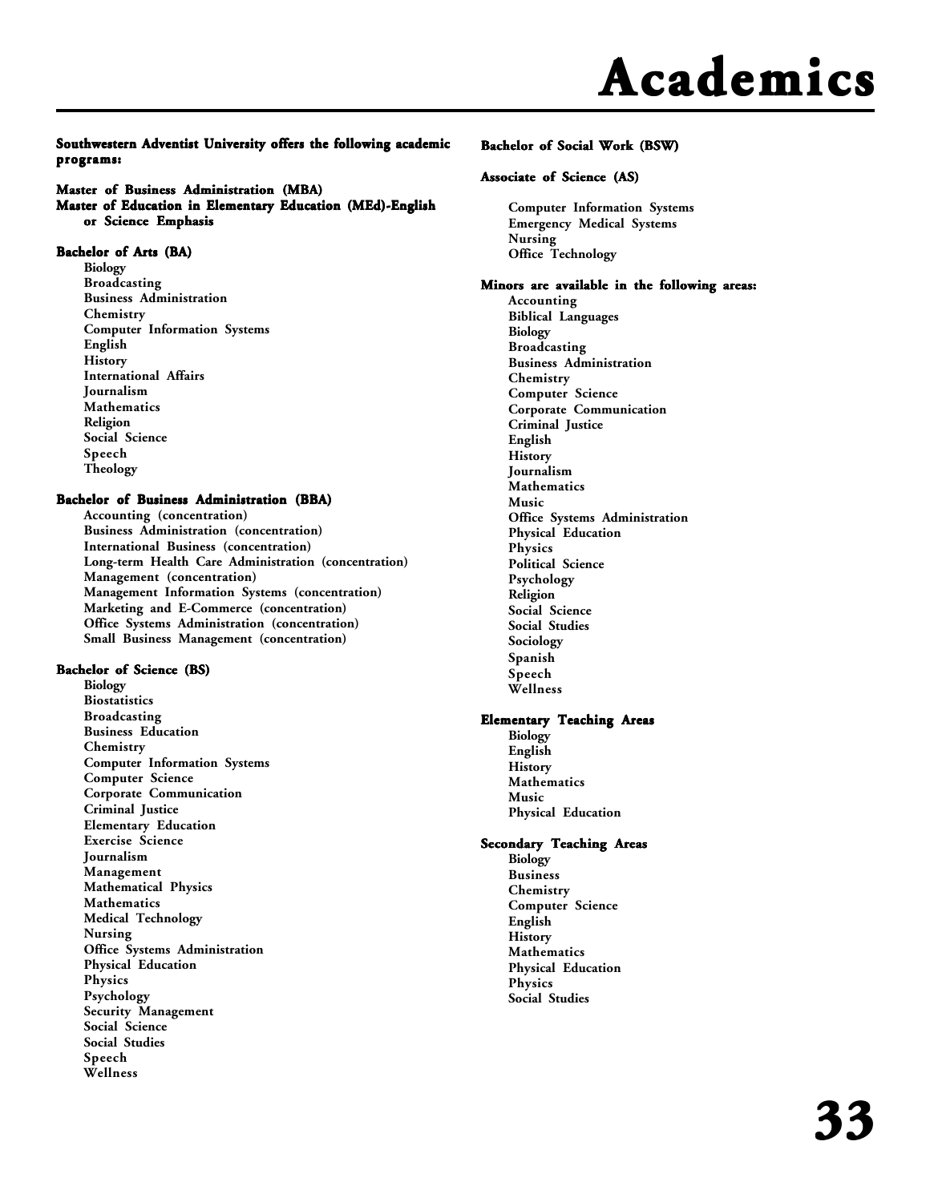# Academics

**Southwestern Adventist University offers the following academic programs:**

**Master of Business Administration (MBA)**
**Master of Education in Elementary Education (MEd)-English or Science Emphasis**

**Bachelor of Arts (BA)**

- Biology
- Broadcasting
- Business Administration
- Chemistry
- Computer Information Systems
- English
- History
- International Affairs
- Journalism
- Mathematics
- Religion
- Social Science
- Speech
- Theology

**Bachelor of Business Administration (BBA)**

- Accounting (concentration)
- Business Administration (concentration)
- International Business (concentration)
- Long-term Health Care Administration (concentration)
- Management (concentration)
- Management Information Systems (concentration)
- Marketing and E-Commerce (concentration)
- Office Systems Administration (concentration)
- Small Business Management (concentration)

**Bachelor of Science (BS)**

- Biology
- Biostatistics
- Broadcasting
- Business Education
- Chemistry
- Computer Information Systems
- Computer Science
- Corporate Communication
- Criminal Justice
- Elementary Education
- Exercise Science
- Journalism
- Management
- Mathematical Physics
- Mathematics
- Medical Technology
- Nursing
- Office Systems Administration
- Physical Education
- Physics
- Psychology
- Security Management
- Social Science
- Social Studies
- Speech
- Wellness

**Bachelor of Social Work (BSW)**

**Associate of Science (AS)**

- Computer Information Systems
- Emergency Medical Systems
- Nursing
- Office Technology

**Minors are available in the following areas:**

- Accounting
- Biblical Languages
- Biology
- Broadcasting
- Business Administration
- Chemistry
- Computer Science
- Corporate Communication
- Criminal Justice
- English
- History
- Journalism
- Mathematics
- Music
- Office Systems Administration
- Physical Education
- Physics
- Political Science
- Psychology
- Religion
- Social Science
- Social Studies
- Sociology
- Spanish
- Speech
- Wellness

**Elementary Teaching Areas**

- Biology
- English
- History
- Mathematics
- Music
- Physical Education

**Secondary Teaching Areas**

- Biology
- Business
- Chemistry
- Computer Science
- English
- History
- Mathematics
- Physical Education
- Physics
- Social Studies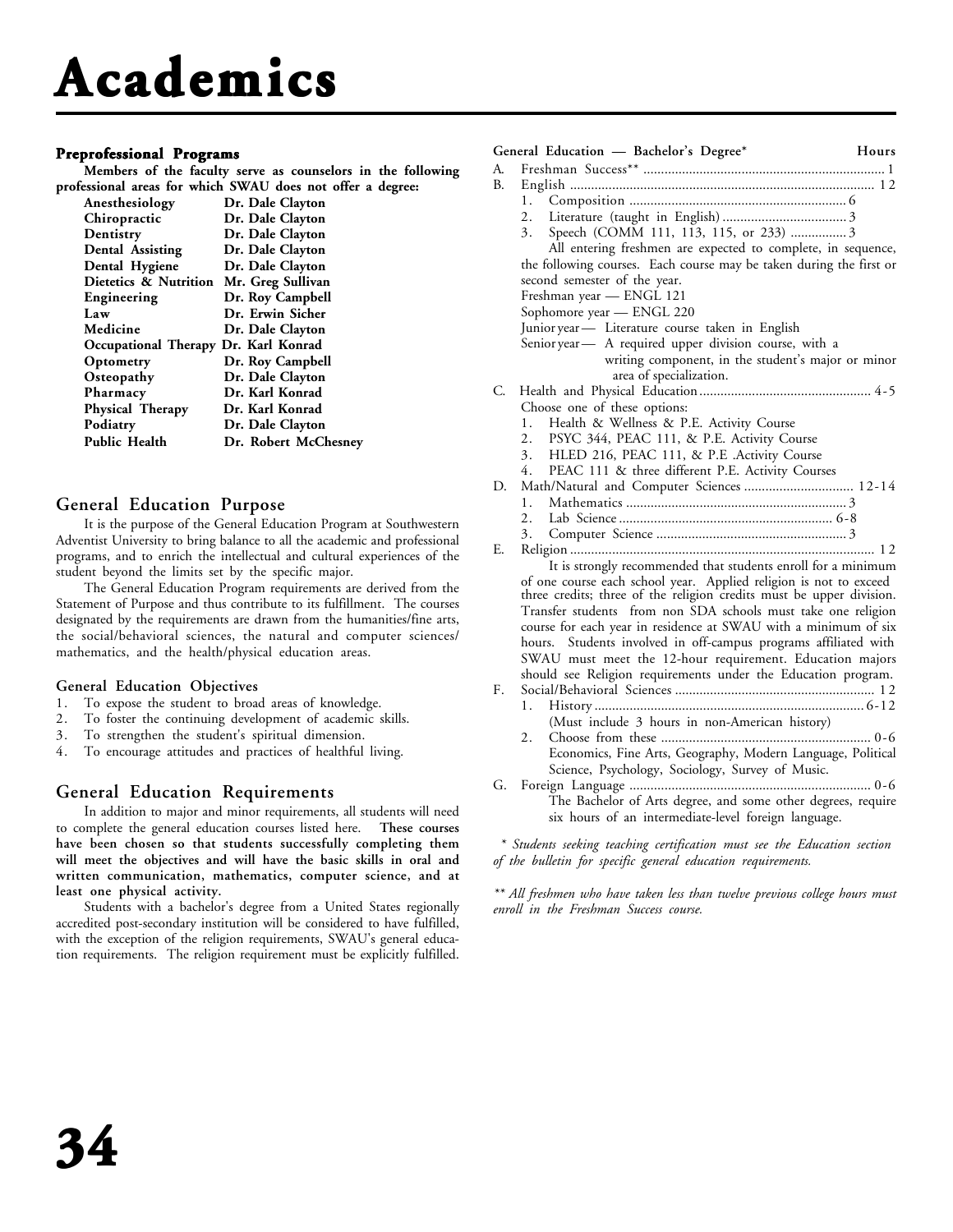# Academics

### Preprofessional Programs

**Members of the faculty serve as counselors in the following professional areas for which SWAU does not offer a degree:**

| | |
|---|---|
| **Anesthesiology** | **Dr. Dale Clayton** |
| **Chiropractic** | **Dr. Dale Clayton** |
| **Dentistry** | **Dr. Dale Clayton** |
| **Dental Assisting** | **Dr. Dale Clayton** |
| **Dental Hygiene** | **Dr. Dale Clayton** |
| **Dietetics & Nutrition** | **Mr. Greg Sullivan** |
| **Engineering** | **Dr. Roy Campbell** |
| **Law** | **Dr. Erwin Sicher** |
| **Medicine** | **Dr. Dale Clayton** |
| **Occupational Therapy** | **Dr. Karl Konrad** |
| **Optometry** | **Dr. Roy Campbell** |
| **Osteopathy** | **Dr. Dale Clayton** |
| **Pharmacy** | **Dr. Karl Konrad** |
| **Physical Therapy** | **Dr. Karl Konrad** |
| **Podiatry** | **Dr. Dale Clayton** |
| **Public Health** | **Dr. Robert McChesney** |

## General Education Purpose

It is the purpose of the General Education Program at Southwestern Adventist University to bring balance to all the academic and professional programs, and to enrich the intellectual and cultural experiences of the student beyond the limits set by the specific major.

The General Education Program requirements are derived from the Statement of Purpose and thus contribute to its fulfillment. The courses designated by the requirements are drawn from the humanities/fine arts, the social/behavioral sciences, the natural and computer sciences/ mathematics, and the health/physical education areas.

### General Education Objectives

1. To expose the student to broad areas of knowledge.
2. To foster the continuing development of academic skills.
3. To strengthen the student's spiritual dimension.
4. To encourage attitudes and practices of healthful living.

## General Education Requirements

In addition to major and minor requirements, all students will need to complete the general education courses listed here. **These courses have been chosen so that students successfully completing them will meet the objectives and will have the basic skills in oral and written communication, mathematics, computer science, and at least one physical activity.**

Students with a bachelor's degree from a United States regionally accredited post-secondary institution will be considered to have fulfilled, with the exception of the religion requirements, SWAU's general education requirements. The religion requirement must be explicitly fulfilled.

**General Education — Bachelor's Degree*** **Hours**

A. Freshman Success** ........ 1

B. English ........ 12
   1. Composition ........ 6
   2. Literature (taught in English) ........ 3
   3. Speech (COMM 111, 113, 115, or 233) ........ 3

   All entering freshmen are expected to complete, in sequence, the following courses. Each course may be taken during the first or second semester of the year.
   Freshman year — ENGL 121
   Sophomore year — ENGL 220
   Junior year — Literature course taken in English
   Senior year — A required upper division course, with a writing component, in the student's major or minor area of specialization.

C. Health and Physical Education ........ 4-5
   Choose one of these options:
   1. Health & Wellness & P.E. Activity Course
   2. PSYC 344, PEAC 111, & P.E. Activity Course
   3. HLED 216, PEAC 111, & P.E .Activity Course
   4. PEAC 111 & three different P.E. Activity Courses

D. Math/Natural and Computer Sciences ........ 12-14
   1. Mathematics ........ 3
   2. Lab Science ........ 6-8
   3. Computer Science ........ 3

E. Religion ........ 12
   It is strongly recommended that students enroll for a minimum of one course each school year. Applied religion is not to exceed three credits; three of the religion credits must be upper division. Transfer students from non SDA schools must take one religion course for each year in residence at SWAU with a minimum of six hours. Students involved in off-campus programs affiliated with SWAU must meet the 12-hour requirement. Education majors should see Religion requirements under the Education program.

F. Social/Behavioral Sciences ........ 12
   1. History ........ 6-12
      (Must include 3 hours in non-American history)
   2. Choose from these ........ 0-6
      Economics, Fine Arts, Geography, Modern Language, Political Science, Psychology, Sociology, Survey of Music.

G. Foreign Language ........ 0-6
   The Bachelor of Arts degree, and some other degrees, require six hours of an intermediate-level foreign language.

*\* Students seeking teaching certification must see the Education section of the bulletin for specific general education requirements.*

*\*\* All freshmen who have taken less than twelve previous college hours must enroll in the Freshman Success course.*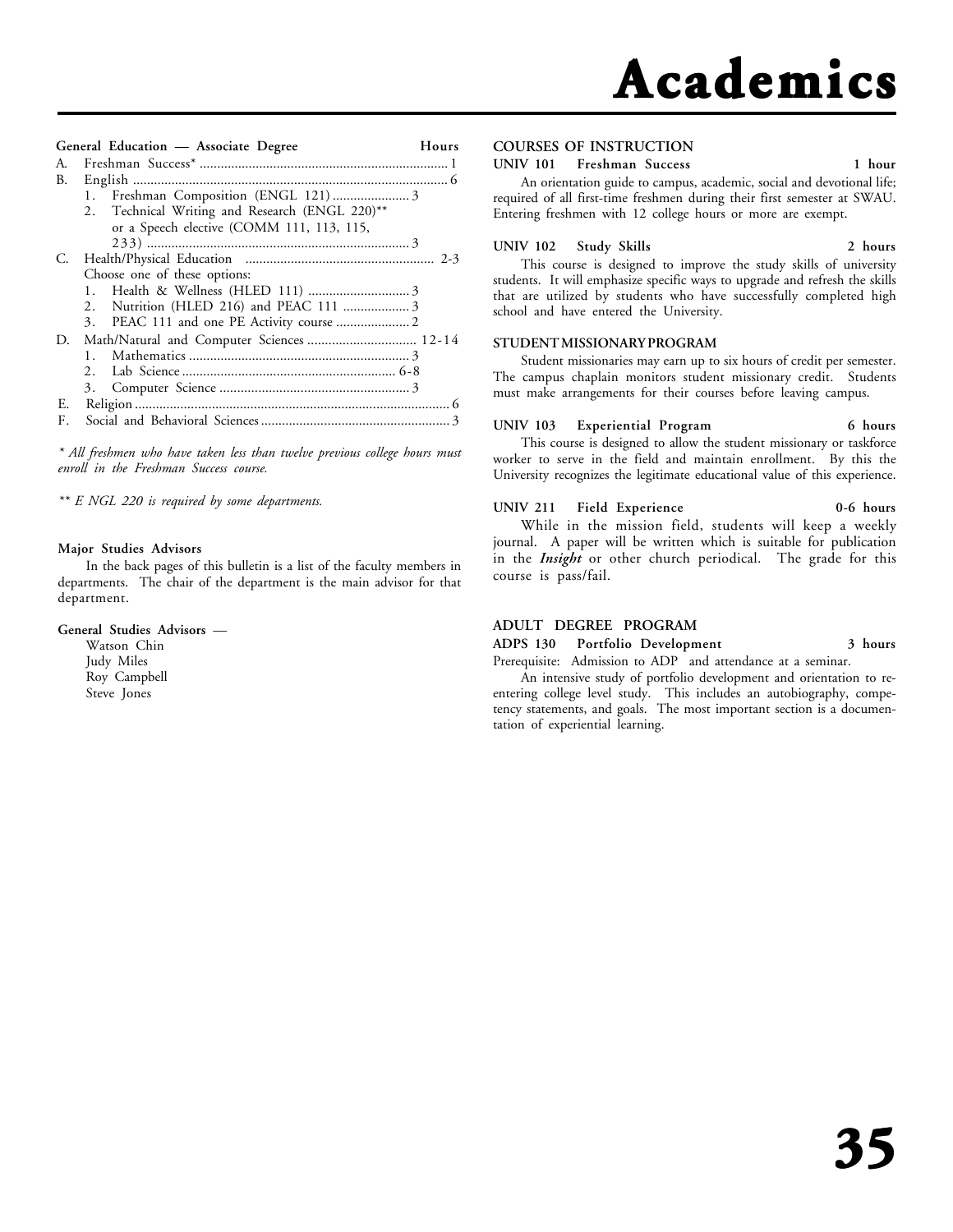**General Education — Associate Degree** | **Hours**

A. Freshman Success* ........................................................................ 1

B. English .............................................................................................. 6
   1. Freshman Composition (ENGL 121) ...................... 3
   2. Technical Writing and Research (ENGL 220)** or a Speech elective (COMM 111, 113, 115, 233) ............................................................................ 3

C. Health/Physical Education ..................................................... 2-3
   Choose one of these options:
   1. Health & Wellness (HLED 111) ............................. 3
   2. Nutrition (HLED 216) and PEAC 111 ................... 3
   3. PEAC 111 and one PE Activity course ..................... 2

D. Math/Natural and Computer Sciences ............................... 12-14
   1. Mathematics .............................................................. 3
   2. Lab Science ............................................................ 6-8
   3. Computer Science ...................................................... 3

E. Religion .......................................................................................... 6

F. Social and Behavioral Sciences ...................................................... 3

*\* All freshmen who have taken less than twelve previous college hours must enroll in the Freshman Success course.*

*\*\* E NGL 220 is required by some departments.*

**Major Studies Advisors**

In the back pages of this bulletin is a list of the faculty members in departments. The chair of the department is the main advisor for that department.

**General Studies Advisors —**

Watson Chin
Judy Miles
Roy Campbell
Steve Jones

## COURSES OF INSTRUCTION

**UNIV 101 Freshman Success** — **1 hour**

An orientation guide to campus, academic, social and devotional life; required of all first-time freshmen during their first semester at SWAU. Entering freshmen with 12 college hours or more are exempt.

**UNIV 102 Study Skills** — **2 hours**

This course is designed to improve the study skills of university students. It will emphasize specific ways to upgrade and refresh the skills that are utilized by students who have successfully completed high school and have entered the University.

## STUDENT MISSIONARY PROGRAM

Student missionaries may earn up to six hours of credit per semester. The campus chaplain monitors student missionary credit. Students must make arrangements for their courses before leaving campus.

**UNIV 103 Experiential Program** — **6 hours**

This course is designed to allow the student missionary or taskforce worker to serve in the field and maintain enrollment. By this the University recognizes the legitimate educational value of this experience.

**UNIV 211 Field Experience** — **0-6 hours**

While in the mission field, students will keep a weekly journal. A paper will be written which is suitable for publication in the ***Insight*** or other church periodical. The grade for this course is pass/fail.

## ADULT DEGREE PROGRAM

**ADPS 130 Portfolio Development** — **3 hours**

Prerequisite: Admission to ADP and attendance at a seminar.

An intensive study of portfolio development and orientation to re-entering college level study. This includes an autobiography, competency statements, and goals. The most important section is a documentation of experiential learning.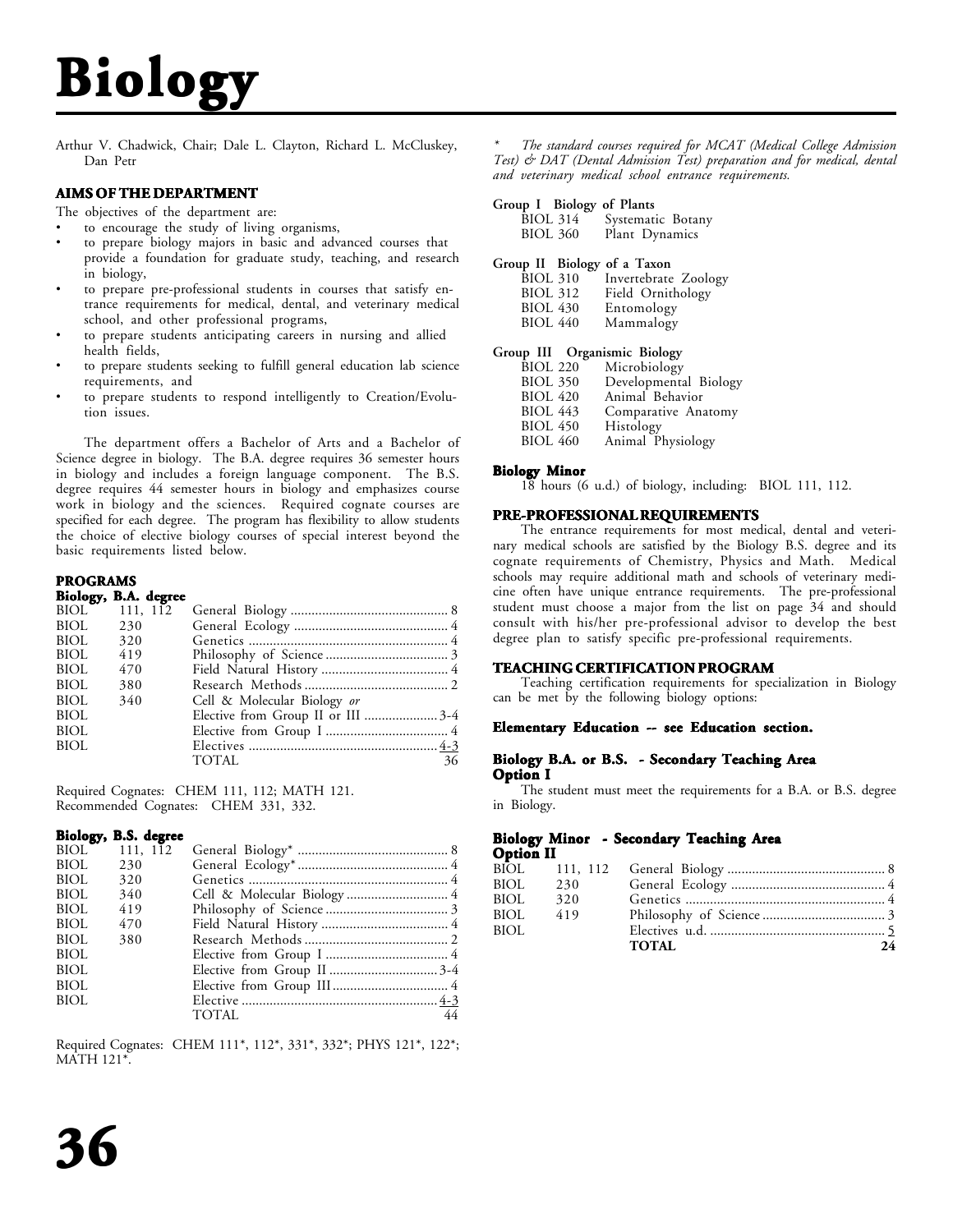# Biology

Arthur V. Chadwick, Chair; Dale L. Clayton, Richard L. McCluskey, Dan Petr

## AIMS OF THE DEPARTMENT

The objectives of the department are:

- to encourage the study of living organisms,
- to prepare biology majors in basic and advanced courses that provide a foundation for graduate study, teaching, and research in biology,
- to prepare pre-professional students in courses that satisfy entrance requirements for medical, dental, and veterinary medical school, and other professional programs,
- to prepare students anticipating careers in nursing and allied health fields,
- to prepare students seeking to fulfill general education lab science requirements, and
- to prepare students to respond intelligently to Creation/Evolution issues.

The department offers a Bachelor of Arts and a Bachelor of Science degree in biology. The B.A. degree requires 36 semester hours in biology and includes a foreign language component. The B.S. degree requires 44 semester hours in biology and emphasizes course work in biology and the sciences. Required cognate courses are specified for each degree. The program has flexibility to allow students the choice of elective biology courses of special interest beyond the basic requirements listed below.

## PROGRAMS

### Biology, B.A. degree

| | | | |
|---|---|---|---|
| BIOL | 111, 112 | General Biology | 8 |
| BIOL | 230 | General Ecology | 4 |
| BIOL | 320 | Genetics | 4 |
| BIOL | 419 | Philosophy of Science | 3 |
| BIOL | 470 | Field Natural History | 4 |
| BIOL | 380 | Research Methods | 2 |
| BIOL | 340 | Cell & Molecular Biology *or* | |
| BIOL | | Elective from Group II or III | 3-4 |
| BIOL | | Elective from Group I | 4 |
| BIOL | | Electives | 4-3 |
| | | TOTAL | 36 |

Required Cognates: CHEM 111, 112; MATH 121.
Recommended Cognates: CHEM 331, 332.

### Biology, B.S. degree

| | | | |
|---|---|---|---|
| BIOL | 111, 112 | General Biology* | 8 |
| BIOL | 230 | General Ecology* | 4 |
| BIOL | 320 | Genetics | 4 |
| BIOL | 340 | Cell & Molecular Biology | 4 |
| BIOL | 419 | Philosophy of Science | 3 |
| BIOL | 470 | Field Natural History | 4 |
| BIOL | 380 | Research Methods | 2 |
| BIOL | | Elective from Group I | 4 |
| BIOL | | Elective from Group II | 3-4 |
| BIOL | | Elective from Group III | 4 |
| BIOL | | Elective | 4-3 |
| | | TOTAL | 44 |

Required Cognates: CHEM 111*, 112*, 331*, 332*; PHYS 121*, 122*; MATH 121*.

\* *The standard courses required for MCAT (Medical College Admission Test) & DAT (Dental Admission Test) preparation and for medical, dental and veterinary medical school entrance requirements.*

**Group I Biology of Plants**

| | |
|---|---|
| BIOL 314 | Systematic Botany |
| BIOL 360 | Plant Dynamics |

**Group II Biology of a Taxon**

| | |
|---|---|
| BIOL 310 | Invertebrate Zoology |
| BIOL 312 | Field Ornithology |
| BIOL 430 | Entomology |
| BIOL 440 | Mammalogy |

**Group III Organismic Biology**

| | |
|---|---|
| BIOL 220 | Microbiology |
| BIOL 350 | Developmental Biology |
| BIOL 420 | Animal Behavior |
| BIOL 443 | Comparative Anatomy |
| BIOL 450 | Histology |
| BIOL 460 | Animal Physiology |

### Biology Minor

18 hours (6 u.d.) of biology, including: BIOL 111, 112.

## PRE-PROFESSIONAL REQUIREMENTS

The entrance requirements for most medical, dental and veterinary medical schools are satisfied by the Biology B.S. degree and its cognate requirements of Chemistry, Physics and Math. Medical schools may require additional math and schools of veterinary medicine often have unique entrance requirements. The pre-professional student must choose a major from the list on page 34 and should consult with his/her pre-professional advisor to develop the best degree plan to satisfy specific pre-professional requirements.

## TEACHING CERTIFICATION PROGRAM

Teaching certification requirements for specialization in Biology can be met by the following biology options:

### Elementary Education -- see Education section.

### Biology B.A. or B.S. - Secondary Teaching Area Option I

The student must meet the requirements for a B.A. or B.S. degree in Biology.

### Biology Minor - Secondary Teaching Area Option II

| | | | |
|---|---|---|---|
| BIOL | 111, 112 | General Biology | 8 |
| BIOL | 230 | General Ecology | 4 |
| BIOL | 320 | Genetics | 4 |
| BIOL | 419 | Philosophy of Science | 3 |
| BIOL | | Electives u.d. | 5 |
| | | **TOTAL** | **24** |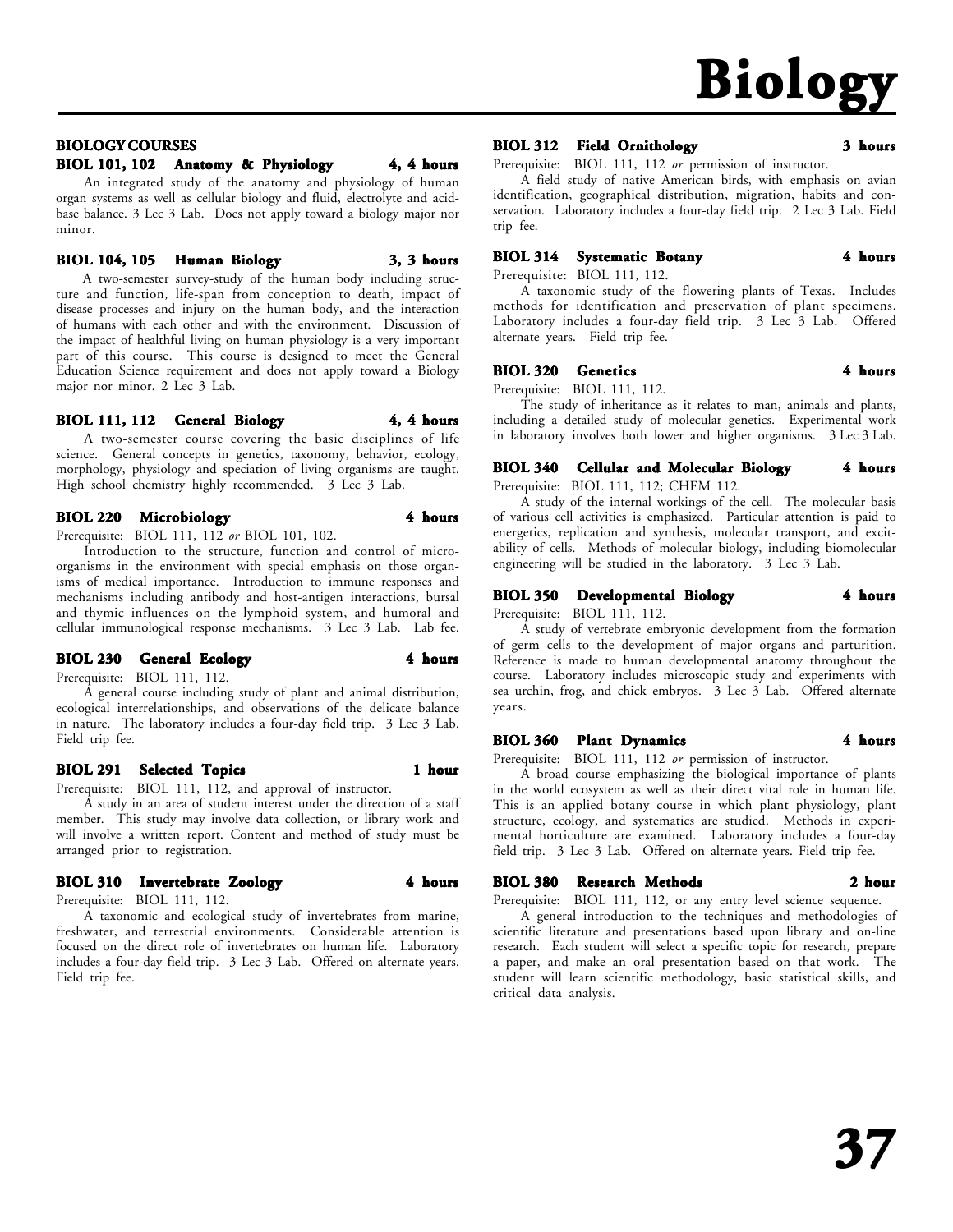# Biology

## BIOLOGY COURSES

### BIOL 101, 102 Anatomy & Physiology 4, 4 hours

An integrated study of the anatomy and physiology of human organ systems as well as cellular biology and fluid, electrolyte and acid-base balance. 3 Lec 3 Lab. Does not apply toward a biology major nor minor.

### BIOL 104, 105 Human Biology 3, 3 hours

A two-semester survey-study of the human body including structure and function, life-span from conception to death, impact of disease processes and injury on the human body, and the interaction of humans with each other and with the environment. Discussion of the impact of healthful living on human physiology is a very important part of this course. This course is designed to meet the General Education Science requirement and does not apply toward a Biology major nor minor. 2 Lec 3 Lab.

### BIOL 111, 112 General Biology 4, 4 hours

A two-semester course covering the basic disciplines of life science. General concepts in genetics, taxonomy, behavior, ecology, morphology, physiology and speciation of living organisms are taught. High school chemistry highly recommended. 3 Lec 3 Lab.

### BIOL 220 Microbiology 4 hours

Prerequisite: BIOL 111, 112 *or* BIOL 101, 102.

Introduction to the structure, function and control of micro-organisms in the environment with special emphasis on those organisms of medical importance. Introduction to immune responses and mechanisms including antibody and host-antigen interactions, bursal and thymic influences on the lymphoid system, and humoral and cellular immunological response mechanisms. 3 Lec 3 Lab. Lab fee.

### BIOL 230 General Ecology 4 hours

Prerequisite: BIOL 111, 112.

A general course including study of plant and animal distribution, ecological interrelationships, and observations of the delicate balance in nature. The laboratory includes a four-day field trip. 3 Lec 3 Lab. Field trip fee.

### BIOL 291 Selected Topics 1 hour

Prerequisite: BIOL 111, 112, and approval of instructor.

A study in an area of student interest under the direction of a staff member. This study may involve data collection, or library work and will involve a written report. Content and method of study must be arranged prior to registration.

### BIOL 310 Invertebrate Zoology 4 hours

Prerequisite: BIOL 111, 112.

A taxonomic and ecological study of invertebrates from marine, freshwater, and terrestrial environments. Considerable attention is focused on the direct role of invertebrates on human life. Laboratory includes a four-day field trip. 3 Lec 3 Lab. Offered on alternate years. Field trip fee.

### BIOL 312 Field Ornithology 3 hours

Prerequisite: BIOL 111, 112 *or* permission of instructor.

A field study of native American birds, with emphasis on avian identification, geographical distribution, migration, habits and conservation. Laboratory includes a four-day field trip. 2 Lec 3 Lab. Field trip fee.

### BIOL 314 Systematic Botany 4 hours

Prerequisite: BIOL 111, 112.

A taxonomic study of the flowering plants of Texas. Includes methods for identification and preservation of plant specimens. Laboratory includes a four-day field trip. 3 Lec 3 Lab. Offered alternate years. Field trip fee.

### BIOL 320 Genetics 4 hours

Prerequisite: BIOL 111, 112.

The study of inheritance as it relates to man, animals and plants, including a detailed study of molecular genetics. Experimental work in laboratory involves both lower and higher organisms. 3 Lec 3 Lab.

### BIOL 340 Cellular and Molecular Biology 4 hours

Prerequisite: BIOL 111, 112; CHEM 112.

A study of the internal workings of the cell. The molecular basis of various cell activities is emphasized. Particular attention is paid to energetics, replication and synthesis, molecular transport, and excitability of cells. Methods of molecular biology, including biomolecular engineering will be studied in the laboratory. 3 Lec 3 Lab.

### BIOL 350 Developmental Biology 4 hours

Prerequisite: BIOL 111, 112.

A study of vertebrate embryonic development from the formation of germ cells to the development of major organs and parturition. Reference is made to human developmental anatomy throughout the course. Laboratory includes microscopic study and experiments with sea urchin, frog, and chick embryos. 3 Lec 3 Lab. Offered alternate years.

### BIOL 360 Plant Dynamics 4 hours

Prerequisite: BIOL 111, 112 *or* permission of instructor.

A broad course emphasizing the biological importance of plants in the world ecosystem as well as their direct vital role in human life. This is an applied botany course in which plant physiology, plant structure, ecology, and systematics are studied. Methods in experimental horticulture are examined. Laboratory includes a four-day field trip. 3 Lec 3 Lab. Offered on alternate years. Field trip fee.

### BIOL 380 Research Methods 2 hour

Prerequisite: BIOL 111, 112, or any entry level science sequence.

A general introduction to the techniques and methodologies of scientific literature and presentations based upon library and on-line research. Each student will select a specific topic for research, prepare a paper, and make an oral presentation based on that work. The student will learn scientific methodology, basic statistical skills, and critical data analysis.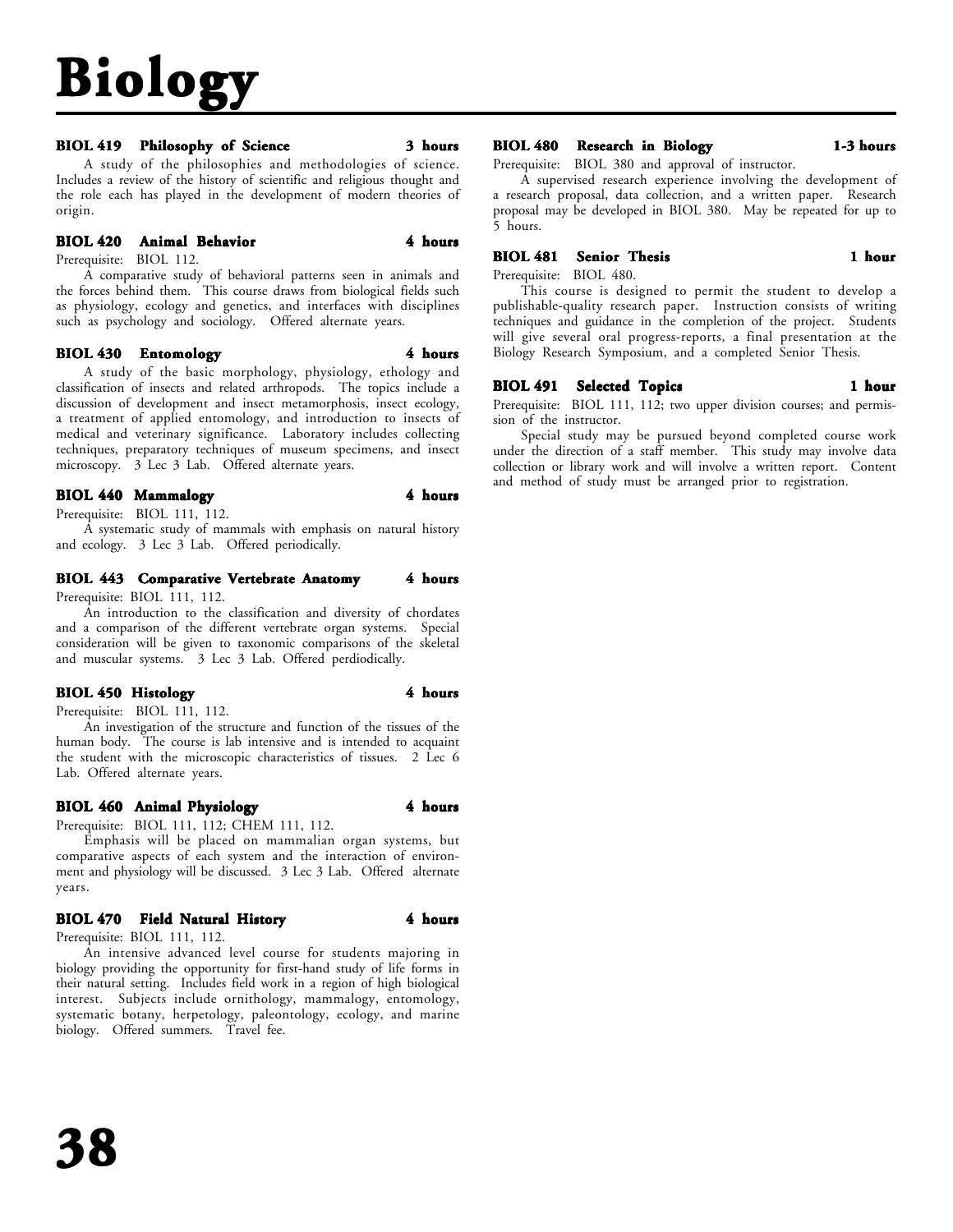# Biology

### BIOL 419 Philosophy of Science — 3 hours

A study of the philosophies and methodologies of science. Includes a review of the history of scientific and religious thought and the role each has played in the development of modern theories of origin.

### BIOL 420 Animal Behavior — 4 hours

Prerequisite: BIOL 112.

A comparative study of behavioral patterns seen in animals and the forces behind them. This course draws from biological fields such as physiology, ecology and genetics, and interfaces with disciplines such as psychology and sociology. Offered alternate years.

### BIOL 430 Entomology — 4 hours

A study of the basic morphology, physiology, ethology and classification of insects and related arthropods. The topics include a discussion of development and insect metamorphosis, insect ecology, a treatment of applied entomology, and introduction to insects of medical and veterinary significance. Laboratory includes collecting techniques, preparatory techniques of museum specimens, and insect microscopy. 3 Lec 3 Lab. Offered alternate years.

### BIOL 440 Mammalogy — 4 hours

Prerequisite: BIOL 111, 112.

A systematic study of mammals with emphasis on natural history and ecology. 3 Lec 3 Lab. Offered periodically.

### BIOL 443 Comparative Vertebrate Anatomy — 4 hours

Prerequisite: BIOL 111, 112.

An introduction to the classification and diversity of chordates and a comparison of the different vertebrate organ systems. Special consideration will be given to taxonomic comparisons of the skeletal and muscular systems. 3 Lec 3 Lab. Offered perdiodically.

### BIOL 450 Histology — 4 hours

Prerequisite: BIOL 111, 112.

An investigation of the structure and function of the tissues of the human body. The course is lab intensive and is intended to acquaint the student with the microscopic characteristics of tissues. 2 Lec 6 Lab. Offered alternate years.

### BIOL 460 Animal Physiology — 4 hours

Prerequisite: BIOL 111, 112; CHEM 111, 112.

Emphasis will be placed on mammalian organ systems, but comparative aspects of each system and the interaction of environment and physiology will be discussed. 3 Lec 3 Lab. Offered alternate years.

### BIOL 470 Field Natural History — 4 hours

Prerequisite: BIOL 111, 112.

An intensive advanced level course for students majoring in biology providing the opportunity for first-hand study of life forms in their natural setting. Includes field work in a region of high biological interest. Subjects include ornithology, mammalogy, entomology, systematic botany, herpetology, paleontology, ecology, and marine biology. Offered summers. Travel fee.

### BIOL 480 Research in Biology — 1-3 hours

Prerequisite: BIOL 380 and approval of instructor.

A supervised research experience involving the development of a research proposal, data collection, and a written paper. Research proposal may be developed in BIOL 380. May be repeated for up to 5 hours.

### BIOL 481 Senior Thesis — 1 hour

Prerequisite: BIOL 480.

This course is designed to permit the student to develop a publishable-quality research paper. Instruction consists of writing techniques and guidance in the completion of the project. Students will give several oral progress-reports, a final presentation at the Biology Research Symposium, and a completed Senior Thesis.

### BIOL 491 Selected Topics — 1 hour

Prerequisite: BIOL 111, 112; two upper division courses; and permission of the instructor.

Special study may be pursued beyond completed course work under the direction of a staff member. This study may involve data collection or library work and will involve a written report. Content and method of study must be arranged prior to registration.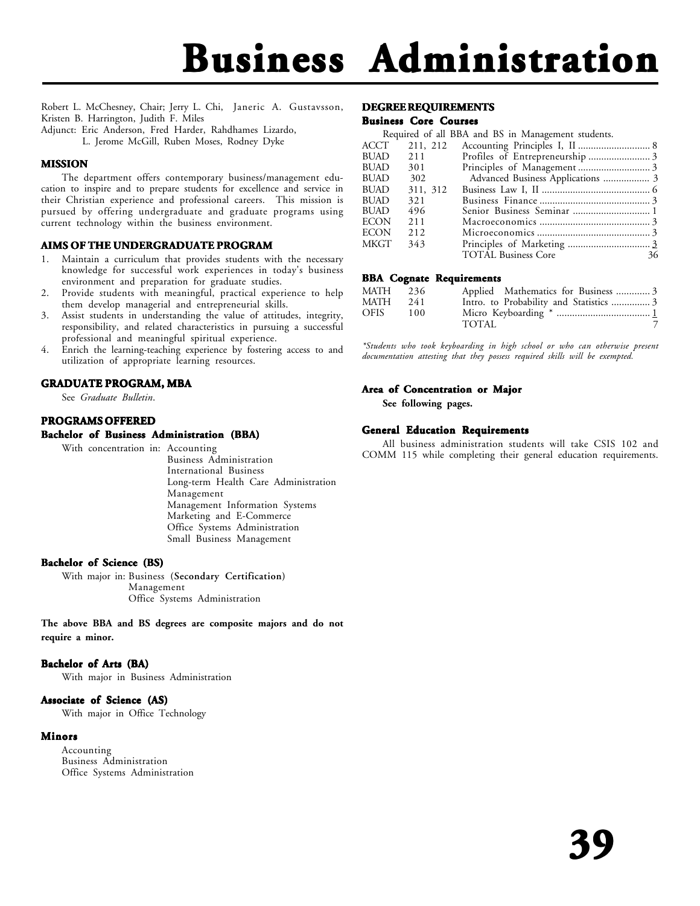# Business Administration

Robert L. McChesney, Chair; Jerry L. Chi, Janeric A. Gustavsson, Kristen B. Harrington, Judith F. Miles
Adjunct: Eric Anderson, Fred Harder, Rahdhames Lizardo, L. Jerome McGill, Ruben Moses, Rodney Dyke

## MISSION

The department offers contemporary business/management education to inspire and to prepare students for excellence and service in their Christian experience and professional careers. This mission is pursued by offering undergraduate and graduate programs using current technology within the business environment.

## AIMS OF THE UNDERGRADUATE PROGRAM

1. Maintain a curriculum that provides students with the necessary knowledge for successful work experiences in today's business environment and preparation for graduate studies.
2. Provide students with meaningful, practical experience to help them develop managerial and entrepreneurial skills.
3. Assist students in understanding the value of attitudes, integrity, responsibility, and related characteristics in pursuing a successful professional and meaningful spiritual experience.
4. Enrich the learning-teaching experience by fostering access to and utilization of appropriate learning resources.

## GRADUATE PROGRAM, MBA

See *Graduate Bulletin*.

## PROGRAMS OFFERED

### Bachelor of Business Administration (BBA)

With concentration in:
- Accounting
- Business Administration
- International Business
- Long-term Health Care Administration
- Management
- Management Information Systems
- Marketing and E-Commerce
- Office Systems Administration
- Small Business Management

### Bachelor of Science (BS)

With major in:
- Business (**Secondary Certification**)
- Management
- Office Systems Administration

**The above BBA and BS degrees are composite majors and do not require a minor.**

### Bachelor of Arts (BA)

With major in Business Administration

### Associate of Science (AS)

With major in Office Technology

### Minors

- Accounting
- Business Administration
- Office Systems Administration

## DEGREE REQUIREMENTS

### Business Core Courses

Required of all BBA and BS in Management students.

| | | | |
|---|---|---|---|
| ACCT | 211, 212 | Accounting Principles I, II | 8 |
| BUAD | 211 | Profiles of Entrepreneurship | 3 |
| BUAD | 301 | Principles of Management | 3 |
| BUAD | 302 | Advanced Business Applications | 3 |
| BUAD | 311, 312 | Business Law I, II | 6 |
| BUAD | 321 | Business Finance | 3 |
| BUAD | 496 | Senior Business Seminar | 1 |
| ECON | 211 | Macroeconomics | 3 |
| ECON | 212 | Microeconomics | 3 |
| MKGT | 343 | Principles of Marketing | 3 |
| | | TOTAL Business Core | 36 |

### BBA Cognate Requirements

| | | | |
|---|---|---|---|
| MATH | 236 | Applied Mathematics for Business | 3 |
| MATH | 241 | Intro. to Probability and Statistics | 3 |
| OFIS | 100 | Micro Keyboarding * | 1 |
| | | TOTAL | 7 |

*\*Students who took keyboarding in high school or who can otherwise present documentation attesting that they possess required skills will be exempted.*

### Area of Concentration or Major

**See following pages.**

### General Education Requirements

All business administration students will take CSIS 102 and COMM 115 while completing their general education requirements.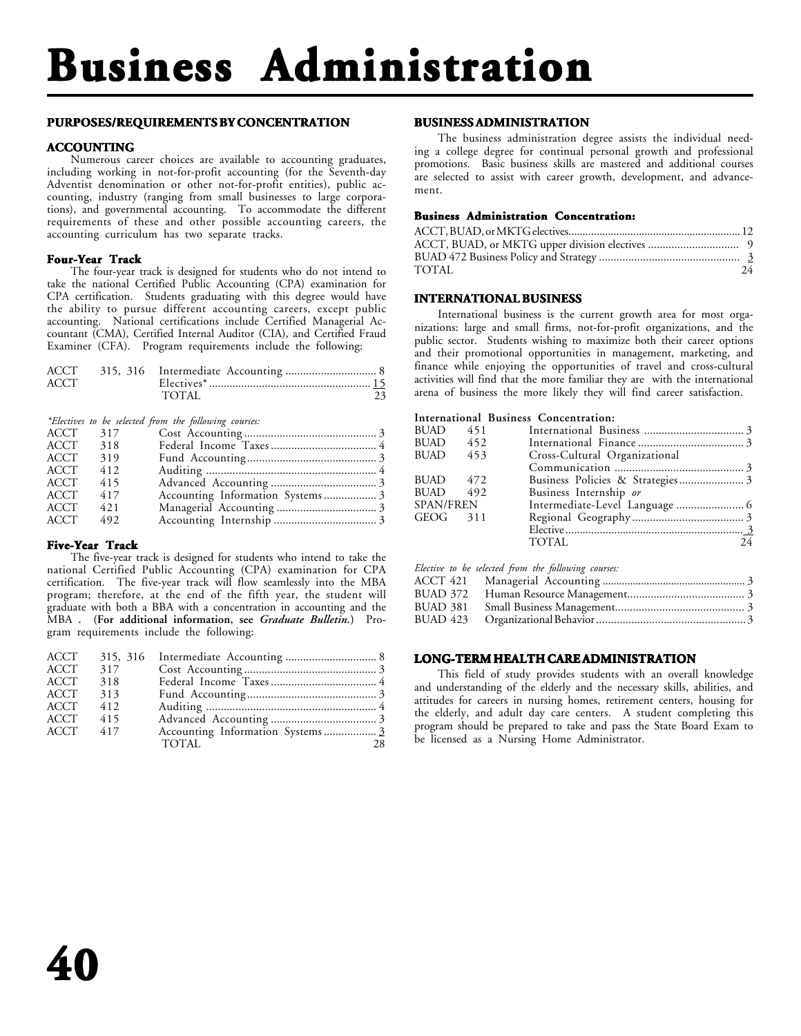# Business Administration

## PURPOSES/REQUIREMENTS BY CONCENTRATION

### ACCOUNTING

Numerous career choices are available to accounting graduates, including working in not-for-profit accounting (for the Seventh-day Adventist denomination or other not-for-profit entities), public accounting, industry (ranging from small businesses to large corporations), and governmental accounting. To accommodate the different requirements of these and other possible accounting careers, the accounting curriculum has two separate tracks.

#### Four-Year Track

The four-year track is designed for students who do not intend to take the national Certified Public Accounting (CPA) examination for CPA certification. Students graduating with this degree would have the ability to pursue different accounting careers, except public accounting. National certifications include Certified Managerial Accountant (CMA), Certified Internal Auditor (CIA), and Certified Fraud Examiner (CFA). Program requirements include the following:

| | | | |
|---|---|---|---|
| ACCT | 315, 316 | Intermediate Accounting | 8 |
| ACCT | | Electives* | 15 |
| | | TOTAL | 23 |

*Electives to be selected from the following courses:*

| | | | |
|---|---|---|---|
| ACCT | 317 | Cost Accounting | 3 |
| ACCT | 318 | Federal Income Taxes | 4 |
| ACCT | 319 | Fund Accounting | 3 |
| ACCT | 412 | Auditing | 4 |
| ACCT | 415 | Advanced Accounting | 3 |
| ACCT | 417 | Accounting Information Systems | 3 |
| ACCT | 421 | Managerial Accounting | 3 |
| ACCT | 492 | Accounting Internship | 3 |

#### Five-Year Track

The five-year track is designed for students who intend to take the national Certified Public Accounting (CPA) examination for CPA certification. The five-year track will flow seamlessly into the MBA program; therefore, at the end of the fifth year, the student will graduate with both a BBA with a concentration in accounting and the MBA . (**For additional information, see *Graduate Bulletin*.**) Program requirements include the following:

| | | | |
|---|---|---|---|
| ACCT | 315, 316 | Intermediate Accounting | 8 |
| ACCT | 317 | Cost Accounting | 3 |
| ACCT | 318 | Federal Income Taxes | 4 |
| ACCT | 313 | Fund Accounting | 3 |
| ACCT | 412 | Auditing | 4 |
| ACCT | 415 | Advanced Accounting | 3 |
| ACCT | 417 | Accounting Information Systems | 3 |
| | | TOTAL | 28 |

### BUSINESS ADMINISTRATION

The business administration degree assists the individual needing a college degree for continual personal growth and professional promotions. Basic business skills are mastered and additional courses are selected to assist with career growth, development, and advancement.

#### Business Administration Concentration:

| | |
|---|---|
| ACCT, BUAD, or MKTG electives | 12 |
| ACCT, BUAD, or MKTG upper division electives | 9 |
| BUAD 472 Business Policy and Strategy | 3 |
| TOTAL | 24 |

### INTERNATIONAL BUSINESS

International business is the current growth area for most organizations: large and small firms, not-for-profit organizations, and the public sector. Students wishing to maximize both their career options and their promotional opportunities in management, marketing, and finance while enjoying the opportunities of travel and cross-cultural activities will find that the more familiar they are with the international arena of business the more likely they will find career satisfaction.

**International Business Concentration:**

| | | | |
|---|---|---|---|
| BUAD | 451 | International Business | 3 |
| BUAD | 452 | International Finance | 3 |
| BUAD | 453 | Cross-Cultural Organizational Communication | 3 |
| BUAD | 472 | Business Policies & Strategies | 3 |
| BUAD | 492 | Business Internship *or* | |
| SPAN/FREN | | Intermediate-Level Language | 6 |
| GEOG | 311 | Regional Geography | 3 |
| | | Elective | 3 |
| | | TOTAL | 24 |

*Elective to be selected from the following courses:*

| | | |
|---|---|---|
| ACCT 421 | Managerial Accounting | 3 |
| BUAD 372 | Human Resource Management | 3 |
| BUAD 381 | Small Business Management | 3 |
| BUAD 423 | Organizational Behavior | 3 |

### LONG-TERM HEALTH CARE ADMINISTRATION

This field of study provides students with an overall knowledge and understanding of the elderly and the necessary skills, abilities, and attitudes for careers in nursing homes, retirement centers, housing for the elderly, and adult day care centers. A student completing this program should be prepared to take and pass the State Board Exam to be licensed as a Nursing Home Administrator.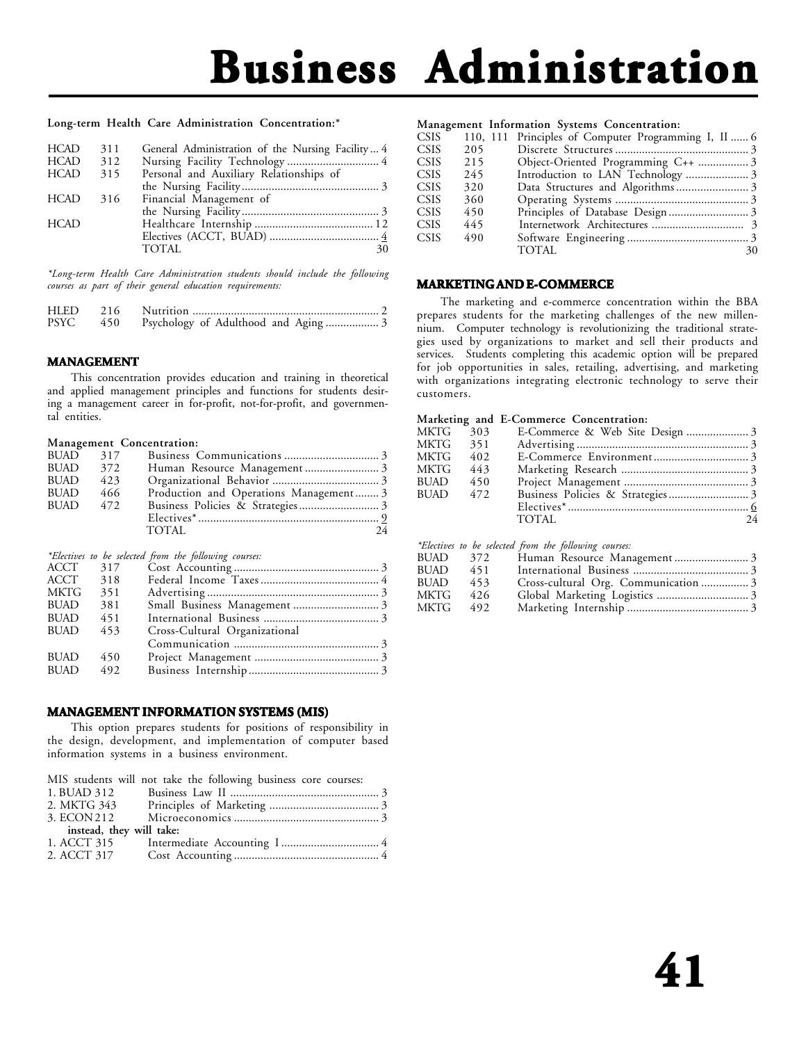**Long-term Health Care Administration Concentration:***

| | | | |
|---|---|---|---|
| HCAD | 311 | General Administration of the Nursing Facility | 4 |
| HCAD | 312 | Nursing Facility Technology | 4 |
| HCAD | 315 | Personal and Auxiliary Relationships of the Nursing Facility | 3 |
| HCAD | 316 | Financial Management of the Nursing Facility | 3 |
| HCAD | | Healthcare Internship | 12 |
| | | Electives (ACCT, BUAD) | 4 |
| | | TOTAL | 30 |

*Long-term Health Care Administration students should include the following courses as part of their general education requirements:*

| | | | |
|---|---|---|---|
| HLED | 216 | Nutrition | 2 |
| PSYC | 450 | Psychology of Adulthood and Aging | 3 |

## MANAGEMENT

This concentration provides education and training in theoretical and applied management principles and functions for students desiring a management career in for-profit, not-for-profit, and governmental entities.

**Management Concentration:**

| | | | |
|---|---|---|---|
| BUAD | 317 | Business Communications | 3 |
| BUAD | 372 | Human Resource Management | 3 |
| BUAD | 423 | Organizational Behavior | 3 |
| BUAD | 466 | Production and Operations Management | 3 |
| BUAD | 472 | Business Policies & Strategies | 3 |
| | | Electives* | 9 |
| | | TOTAL | 24 |

*Electives to be selected from the following courses:*

| | | | |
|---|---|---|---|
| ACCT | 317 | Cost Accounting | 3 |
| ACCT | 318 | Federal Income Taxes | 4 |
| MKTG | 351 | Advertising | 3 |
| BUAD | 381 | Small Business Management | 3 |
| BUAD | 451 | International Business | 3 |
| BUAD | 453 | Cross-Cultural Organizational Communication | 3 |
| BUAD | 450 | Project Management | 3 |
| BUAD | 492 | Business Internship | 3 |

## MANAGEMENT INFORMATION SYSTEMS (MIS)

This option prepares students for positions of responsibility in the design, development, and implementation of computer based information systems in a business environment.

MIS students will not take the following business core courses:

| | | |
|---|---|---|
| 1. BUAD 312 | Business Law II | 3 |
| 2. MKTG 343 | Principles of Marketing | 3 |
| 3. ECON 212 | Microeconomics | 3 |
| **instead, they will take:** | | |
| 1. ACCT 315 | Intermediate Accounting I | 4 |
| 2. ACCT 317 | Cost Accounting | 4 |

**Management Information Systems Concentration:**

| | | | |
|---|---|---|---|
| CSIS | 110, 111 | Principles of Computer Programming I, II | 6 |
| CSIS | 205 | Discrete Structures | 3 |
| CSIS | 215 | Object-Oriented Programming C++ | 3 |
| CSIS | 245 | Introduction to LAN Technology | 3 |
| CSIS | 320 | Data Structures and Algorithms | 3 |
| CSIS | 360 | Operating Systems | 3 |
| CSIS | 450 | Principles of Database Design | 3 |
| CSIS | 445 | Internetwork Architectures | 3 |
| CSIS | 490 | Software Engineering | 3 |
| | | TOTAL | 30 |

## MARKETING AND E-COMMERCE

The marketing and e-commerce concentration within the BBA prepares students for the marketing challenges of the new millennium. Computer technology is revolutionizing the traditional strategies used by organizations to market and sell their products and services. Students completing this academic option will be prepared for job opportunities in sales, retailing, advertising, and marketing with organizations integrating electronic technology to serve their customers.

**Marketing and E-Commerce Concentration:**

| | | | |
|---|---|---|---|
| MKTG | 303 | E-Commerce & Web Site Design | 3 |
| MKTG | 351 | Advertising | 3 |
| MKTG | 402 | E-Commerce Environment | 3 |
| MKTG | 443 | Marketing Research | 3 |
| BUAD | 450 | Project Management | 3 |
| BUAD | 472 | Business Policies & Strategies | 3 |
| | | Electives* | 6 |
| | | TOTAL | 24 |

*Electives to be selected from the following courses:*

| | | | |
|---|---|---|---|
| BUAD | 372 | Human Resource Management | 3 |
| BUAD | 451 | International Business | 3 |
| BUAD | 453 | Cross-cultural Org. Communication | 3 |
| MKTG | 426 | Global Marketing Logistics | 3 |
| MKTG | 492 | Marketing Internship | 3 |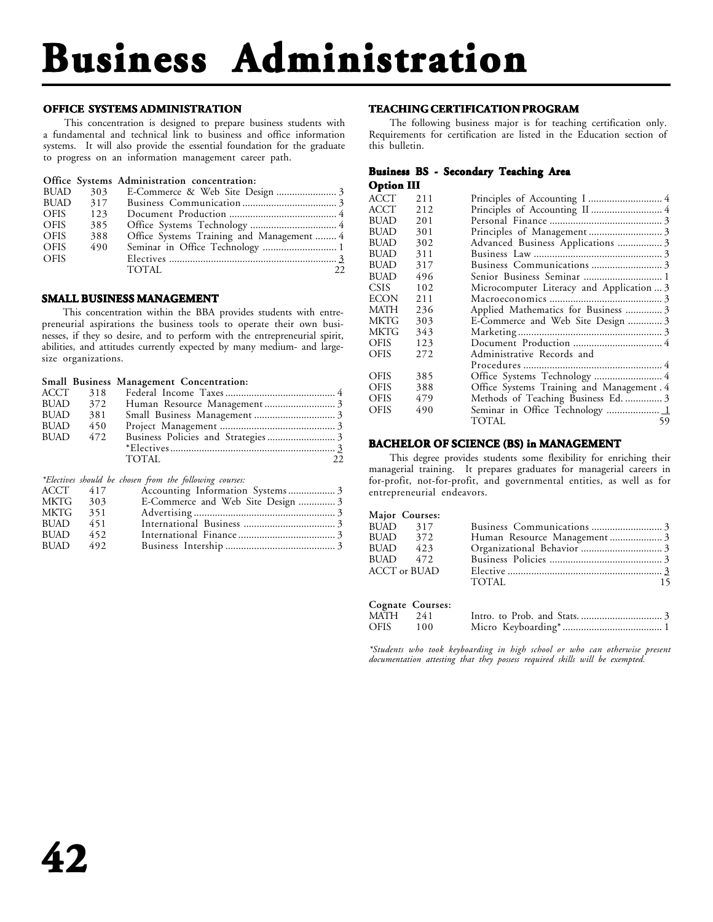# Business Administration

## OFFICE SYSTEMS ADMINISTRATION

This concentration is designed to prepare business students with a fundamental and technical link to business and office information systems. It will also provide the essential foundation for the graduate to progress on an information management career path.

**Office Systems Administration concentration:**

| | | | |
|---|---|---|---|
| BUAD | 303 | E-Commerce & Web Site Design | 3 |
| BUAD | 317 | Business Communication | 3 |
| OFIS | 123 | Document Production | 4 |
| OFIS | 385 | Office Systems Technology | 4 |
| OFIS | 388 | Office Systems Training and Management | 4 |
| OFIS | 490 | Seminar in Office Technology | 1 |
| OFIS | | Electives | 3 |
| | | TOTAL | 22 |

## SMALL BUSINESS MANAGEMENT

This concentration within the BBA provides students with entrepreneurial aspirations the business tools to operate their own businesses, if they so desire, and to perform with the entrepreneurial spirit, abilities, and attitudes currently expected by many medium- and large-size organizations.

**Small Business Management Concentration:**

| | | | |
|---|---|---|---|
| ACCT | 318 | Federal Income Taxes | 4 |
| BUAD | 372 | Human Resource Management | 3 |
| BUAD | 381 | Small Business Management | 3 |
| BUAD | 450 | Project Management | 3 |
| BUAD | 472 | Business Policies and Strategies | 3 |
| | | *Electives | 3 |
| | | TOTAL | 22 |

*\*Electives should be chosen from the following courses:*

| | | | |
|---|---|---|---|
| ACCT | 417 | Accounting Information Systems | 3 |
| MKTG | 303 | E-Commerce and Web Site Design | 3 |
| MKTG | 351 | Advertising | 3 |
| BUAD | 451 | International Business | 3 |
| BUAD | 452 | International Finance | 3 |
| BUAD | 492 | Business Intership | 3 |

## TEACHING CERTIFICATION PROGRAM

The following business major is for teaching certification only. Requirements for certification are listed in the Education section of this bulletin.

### Business BS - Secondary Teaching Area Option III

| | | | |
|---|---|---|---|
| ACCT | 211 | Principles of Accounting I | 4 |
| ACCT | 212 | Principles of Accounting II | 4 |
| BUAD | 201 | Personal Finance | 3 |
| BUAD | 301 | Principles of Management | 3 |
| BUAD | 302 | Advanced Business Applications | 3 |
| BUAD | 311 | Business Law | 3 |
| BUAD | 317 | Business Communications | 3 |
| BUAD | 496 | Senior Business Seminar | 1 |
| CSIS | 102 | Microcomputer Literacy and Application | 3 |
| ECON | 211 | Macroeconomics | 3 |
| MATH | 236 | Applied Mathematics for Business | 3 |
| MKTG | 303 | E-Commerce and Web Site Design | 3 |
| MKTG | 343 | Marketing | 3 |
| OFIS | 123 | Document Production | 4 |
| OFIS | 272 | Administrative Records and Procedures | 4 |
| OFIS | 385 | Office Systems Technology | 4 |
| OFIS | 388 | Office Systems Training and Management | 4 |
| OFIS | 479 | Methods of Teaching Business Ed. | 3 |
| OFIS | 490 | Seminar in Office Technology | 1 |
| | | TOTAL | 59 |

## BACHELOR OF SCIENCE (BS) in MANAGEMENT

This degree provides students some flexibility for enriching their managerial training. It prepares graduates for managerial careers in for-profit, not-for-profit, and governmental entities, as well as for entrepreneurial endeavors.

**Major Courses:**

| | | | |
|---|---|---|---|
| BUAD | 317 | Business Communications | 3 |
| BUAD | 372 | Human Resource Management | 3 |
| BUAD | 423 | Organizational Behavior | 3 |
| BUAD | 472 | Business Policies | 3 |
| ACCT or BUAD | | Elective | 3 |
| | | TOTAL | 15 |

**Cognate Courses:**

| | | | |
|---|---|---|---|
| MATH | 241 | Intro. to Prob. and Stats. | 3 |
| OFIS | 100 | Micro Keyboarding* | 1 |

*\*Students who took keyboarding in high school or who can otherwise present documentation attesting that they possess required skills will be exempted.*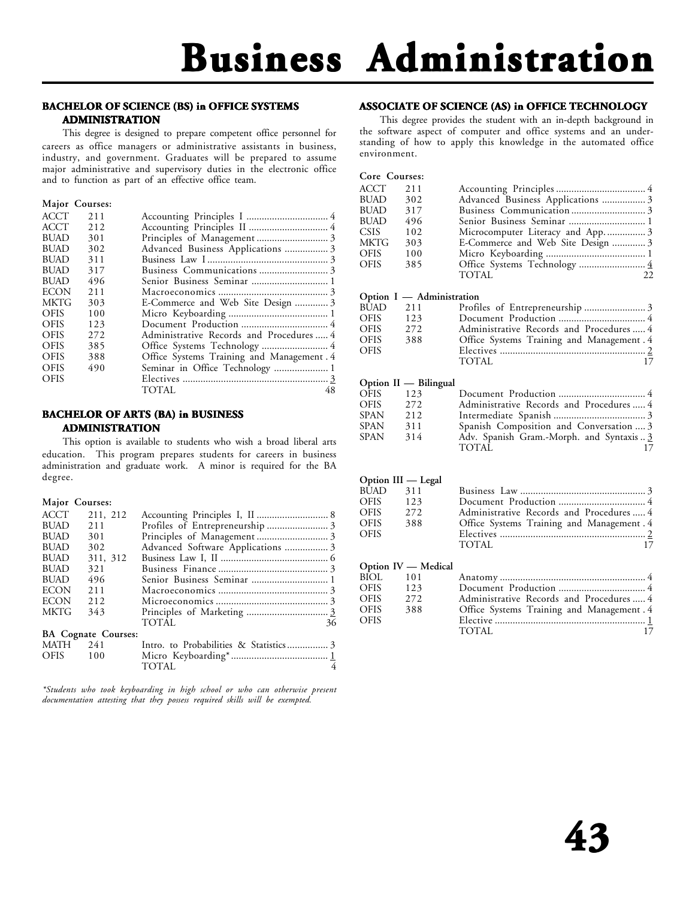# Business Administration

## BACHELOR OF SCIENCE (BS) in OFFICE SYSTEMS ADMINISTRATION

This degree is designed to prepare competent office personnel for careers as office managers or administrative assistants in business, industry, and government. Graduates will be prepared to assume major administrative and supervisory duties in the electronic office and to function as part of an effective office team.

**Major Courses:**

| | | | |
|---|---|---|---|
| ACCT | 211 | Accounting Principles I | 4 |
| ACCT | 212 | Accounting Principles II | 4 |
| BUAD | 301 | Principles of Management | 3 |
| BUAD | 302 | Advanced Business Applications | 3 |
| BUAD | 311 | Business Law I | 3 |
| BUAD | 317 | Business Communications | 3 |
| BUAD | 496 | Senior Business Seminar | 1 |
| ECON | 211 | Macroeconomics | 3 |
| MKTG | 303 | E-Commerce and Web Site Design | 3 |
| OFIS | 100 | Micro Keyboarding | 1 |
| OFIS | 123 | Document Production | 4 |
| OFIS | 272 | Administrative Records and Procedures | 4 |
| OFIS | 385 | Office Systems Technology | 4 |
| OFIS | 388 | Office Systems Training and Management | 4 |
| OFIS | 490 | Seminar in Office Technology | 1 |
| OFIS | | Electives | 3 |
| | | TOTAL | 48 |

## BACHELOR OF ARTS (BA) in BUSINESS ADMINISTRATION

This option is available to students who wish a broad liberal arts education. This program prepares students for careers in business administration and graduate work. A minor is required for the BA degree.

**Major Courses:**

| | | | |
|---|---|---|---|
| ACCT | 211, 212 | Accounting Principles I, II | 8 |
| BUAD | 211 | Profiles of Entrepreneurship | 3 |
| BUAD | 301 | Principles of Management | 3 |
| BUAD | 302 | Advanced Software Applications | 3 |
| BUAD | 311, 312 | Business Law I, II | 6 |
| BUAD | 321 | Business Finance | 3 |
| BUAD | 496 | Senior Business Seminar | 1 |
| ECON | 211 | Macroeconomics | 3 |
| ECON | 212 | Microeconomics | 3 |
| MKTG | 343 | Principles of Marketing | 3 |
| | | TOTAL | 36 |

**BA Cognate Courses:**

| | | | |
|---|---|---|---|
| MATH | 241 | Intro. to Probabilities & Statistics | 3 |
| OFIS | 100 | Micro Keyboarding* | 1 |
| | | TOTAL | 4 |

*\*Students who took keyboarding in high school or who can otherwise present documentation attesting that they possess required skills will be exempted.*

## ASSOCIATE OF SCIENCE (AS) in OFFICE TECHNOLOGY

This degree provides the student with an in-depth background in the software aspect of computer and office systems and an understanding of how to apply this knowledge in the automated office environment.

**Core Courses:**

| | | | |
|---|---|---|---|
| ACCT | 211 | Accounting Principles | 4 |
| BUAD | 302 | Advanced Business Applications | 3 |
| BUAD | 317 | Business Communication | 3 |
| BUAD | 496 | Senior Business Seminar | 1 |
| CSIS | 102 | Microcomputer Literacy and App. | 3 |
| MKTG | 303 | E-Commerce and Web Site Design | 3 |
| OFIS | 100 | Micro Keyboarding | 1 |
| OFIS | 385 | Office Systems Technology | 4 |
| | | TOTAL | 22 |

**Option I — Administration**

| | | | |
|---|---|---|---|
| BUAD | 211 | Profiles of Entrepreneurship | 3 |
| OFIS | 123 | Document Production | 4 |
| OFIS | 272 | Administrative Records and Procedures | 4 |
| OFIS | 388 | Office Systems Training and Management | 4 |
| OFIS | | Electives | 2 |
| | | TOTAL | 17 |

**Option II — Bilingual**

| | | | |
|---|---|---|---|
| OFIS | 123 | Document Production | 4 |
| OFIS | 272 | Administrative Records and Procedures | 4 |
| SPAN | 212 | Intermediate Spanish | 3 |
| SPAN | 311 | Spanish Composition and Conversation | 3 |
| SPAN | 314 | Adv. Spanish Gram.-Morph. and Syntaxis | 3 |
| | | TOTAL | 17 |

**Option III — Legal**

| | | | |
|---|---|---|---|
| BUAD | 311 | Business Law | 3 |
| OFIS | 123 | Document Production | 4 |
| OFIS | 272 | Administrative Records and Procedures | 4 |
| OFIS | 388 | Office Systems Training and Management | 4 |
| OFIS | | Electives | 2 |
| | | TOTAL | 17 |

**Option IV — Medical**

| | | | |
|---|---|---|---|
| BIOL | 101 | Anatomy | 4 |
| OFIS | 123 | Document Production | 4 |
| OFIS | 272 | Administrative Records and Procedures | 4 |
| OFIS | 388 | Office Systems Training and Management | 4 |
| OFIS | | Elective | 1 |
| | | TOTAL | 17 |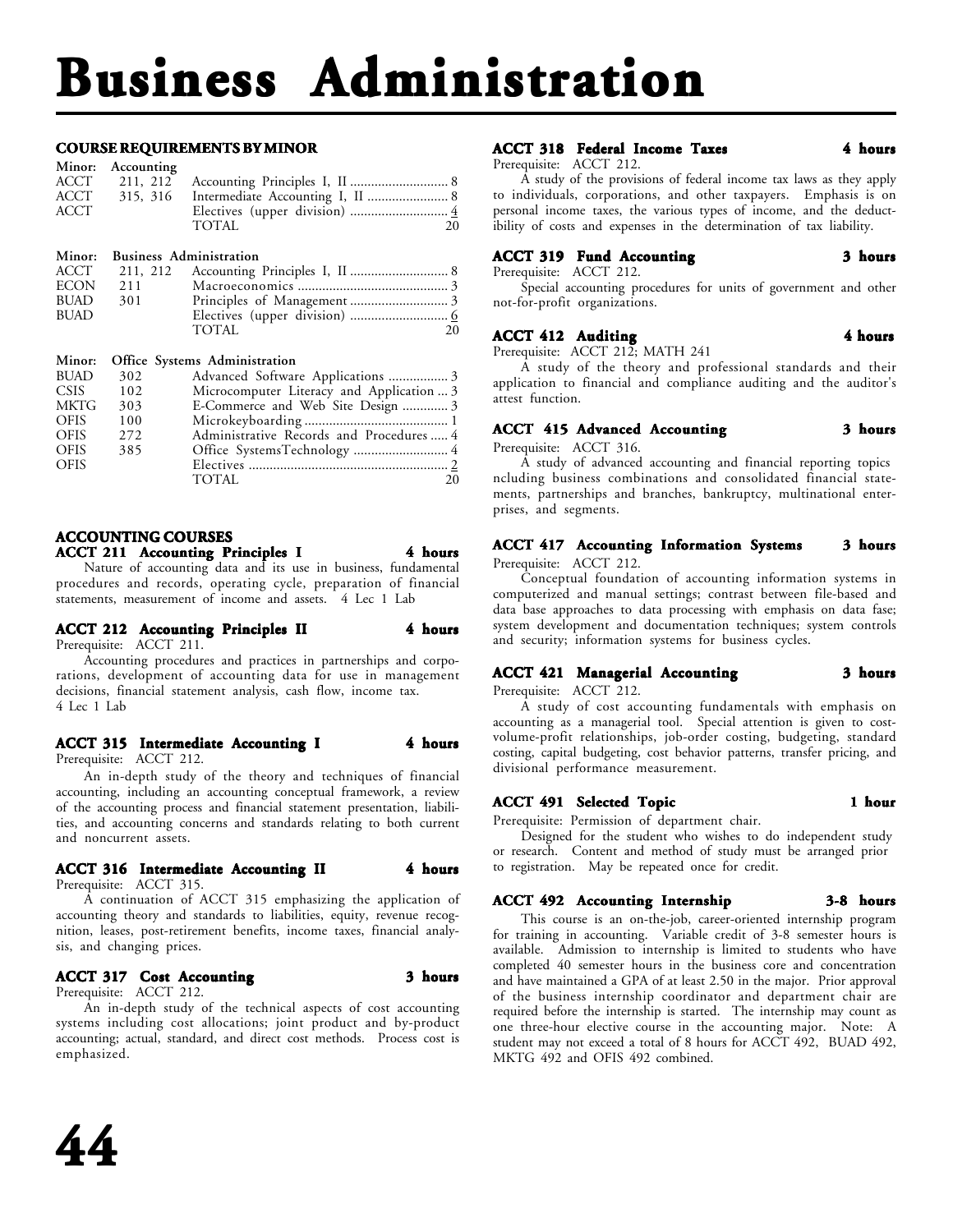# Business Administration

### COURSE REQUIREMENTS BY MINOR

**Minor: Accounting**

| | | | |
|---|---|---|---|
| ACCT | 211, 212 | Accounting Principles I, II | 8 |
| ACCT | 315, 316 | Intermediate Accounting I, II | 8 |
| ACCT | | Electives (upper division) | 4 |
| | | TOTAL | 20 |

**Minor: Business Administration**

| | | | |
|---|---|---|---|
| ACCT | 211, 212 | Accounting Principles I, II | 8 |
| ECON | 211 | Macroeconomics | 3 |
| BUAD | 301 | Principles of Management | 3 |
| BUAD | | Electives (upper division) | 6 |
| | | TOTAL | 20 |

**Minor: Office Systems Administration**

| | | | |
|---|---|---|---|
| BUAD | 302 | Advanced Software Applications | 3 |
| CSIS | 102 | Microcomputer Literacy and Application | 3 |
| MKTG | 303 | E-Commerce and Web Site Design | 3 |
| OFIS | 100 | Microkeyboarding | 1 |
| OFIS | 272 | Administrative Records and Procedures | 4 |
| OFIS | 385 | Office SystemsTechnology | 4 |
| OFIS | | Electives | 2 |
| | | TOTAL | 20 |

### ACCOUNTING COURSES

**ACCT 211 Accounting Principles I — 4 hours**

Nature of accounting data and its use in business, fundamental procedures and records, operating cycle, preparation of financial statements, measurement of income and assets. 4 Lec 1 Lab

**ACCT 212 Accounting Principles II — 4 hours**

Prerequisite: ACCT 211.

Accounting procedures and practices in partnerships and corporations, development of accounting data for use in management decisions, financial statement analysis, cash flow, income tax. 4 Lec 1 Lab

**ACCT 315 Intermediate Accounting I — 4 hours**

Prerequisite: ACCT 212.

An in-depth study of the theory and techniques of financial accounting, including an accounting conceptual framework, a review of the accounting process and financial statement presentation, liabilities, and accounting concerns and standards relating to both current and noncurrent assets.

**ACCT 316 Intermediate Accounting II — 4 hours**

Prerequisite: ACCT 315.

A continuation of ACCT 315 emphasizing the application of accounting theory and standards to liabilities, equity, revenue recognition, leases, post-retirement benefits, income taxes, financial analysis, and changing prices.

**ACCT 317 Cost Accounting — 3 hours**

Prerequisite: ACCT 212.

An in-depth study of the technical aspects of cost accounting systems including cost allocations; joint product and by-product accounting; actual, standard, and direct cost methods. Process cost is emphasized.

**ACCT 318 Federal Income Taxes — 4 hours**

Prerequisite: ACCT 212.

A study of the provisions of federal income tax laws as they apply to individuals, corporations, and other taxpayers. Emphasis is on personal income taxes, the various types of income, and the deductibility of costs and expenses in the determination of tax liability.

**ACCT 319 Fund Accounting — 3 hours**

Prerequisite: ACCT 212.

Special accounting procedures for units of government and other not-for-profit organizations.

**ACCT 412 Auditing — 4 hours**

Prerequisite: ACCT 212; MATH 241

A study of the theory and professional standards and their application to financial and compliance auditing and the auditor's attest function.

**ACCT 415 Advanced Accounting — 3 hours**

Prerequisite: ACCT 316.

A study of advanced accounting and financial reporting topics ncluding business combinations and consolidated financial statements, partnerships and branches, bankruptcy, multinational enterprises, and segments.

**ACCT 417 Accounting Information Systems — 3 hours**

Prerequisite: ACCT 212.

Conceptual foundation of accounting information systems in computerized and manual settings; contrast between file-based and data base approaches to data processing with emphasis on data fase; system development and documentation techniques; system controls and security; information systems for business cycles.

**ACCT 421 Managerial Accounting — 3 hours**

Prerequisite: ACCT 212.

A study of cost accounting fundamentals with emphasis on accounting as a managerial tool. Special attention is given to cost-volume-profit relationships, job-order costing, budgeting, standard costing, capital budgeting, cost behavior patterns, transfer pricing, and divisional performance measurement.

**ACCT 491 Selected Topic — 1 hour**

Prerequisite: Permission of department chair.

Designed for the student who wishes to do independent study or research. Content and method of study must be arranged prior to registration. May be repeated once for credit.

**ACCT 492 Accounting Internship — 3-8 hours**

This course is an on-the-job, career-oriented internship program for training in accounting. Variable credit of 3-8 semester hours is available. Admission to internship is limited to students who have completed 40 semester hours in the business core and concentration and have maintained a GPA of at least 2.50 in the major. Prior approval of the business internship coordinator and department chair are required before the internship is started. The internship may count as one three-hour elective course in the accounting major. Note: A student may not exceed a total of 8 hours for ACCT 492, BUAD 492, MKTG 492 and OFIS 492 combined.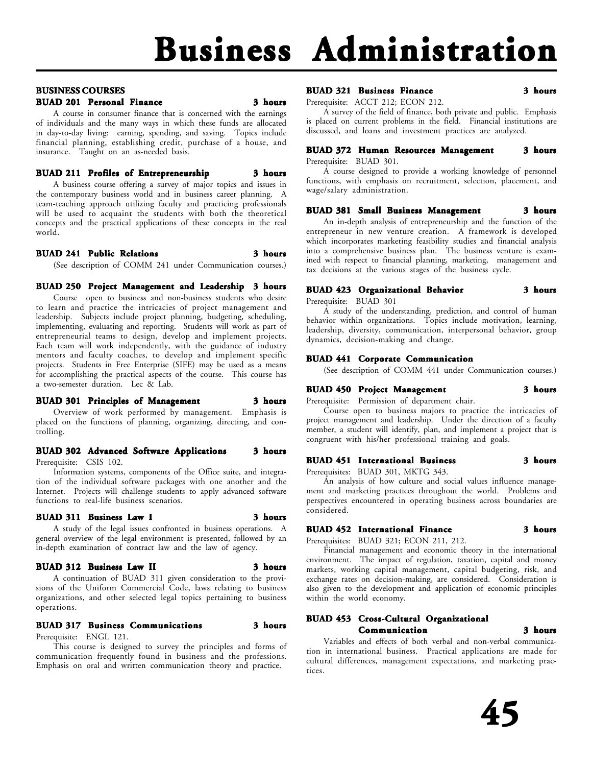# Business Administration

## BUSINESS COURSES

### BUAD 201 Personal Finance — 3 hours

A course in consumer finance that is concerned with the earnings of individuals and the many ways in which these funds are allocated in day-to-day living: earning, spending, and saving. Topics include financial planning, establishing credit, purchase of a house, and insurance. Taught on an as-needed basis.

### BUAD 211 Profiles of Entrepreneurship — 3 hours

A business course offering a survey of major topics and issues in the contemporary business world and in business career planning. A team-teaching approach utilizing faculty and practicing professionals will be used to acquaint the students with both the theoretical concepts and the practical applications of these concepts in the real world.

### BUAD 241 Public Relations — 3 hours

(See description of COMM 241 under Communication courses.)

### BUAD 250 Project Management and Leadership — 3 hours

Course open to business and non-business students who desire to learn and practice the intricacies of project management and leadership. Subjects include project planning, budgeting, scheduling, implementing, evaluating and reporting. Students will work as part of entrepreneurial teams to design, develop and implement projects. Each team will work independently, with the guidance of industry mentors and faculty coaches, to develop and implement specific projects. Students in Free Enterprise (SIFE) may be used as a means for accomplishing the practical aspects of the course. This course has a two-semester duration. Lec & Lab.

### BUAD 301 Principles of Management — 3 hours

Overview of work performed by management. Emphasis is placed on the functions of planning, organizing, directing, and controlling.

### BUAD 302 Advanced Software Applications — 3 hours

Prerequisite: CSIS 102.

Information systems, components of the Office suite, and integration of the individual software packages with one another and the Internet. Projects will challenge students to apply advanced software functions to real-life business scenarios.

### BUAD 311 Business Law I — 3 hours

A study of the legal issues confronted in business operations. A general overview of the legal environment is presented, followed by an in-depth examination of contract law and the law of agency.

### BUAD 312 Business Law II — 3 hours

A continuation of BUAD 311 given consideration to the provisions of the Uniform Commercial Code, laws relating to business organizations, and other selected legal topics pertaining to business operations.

### BUAD 317 Business Communications — 3 hours

Prerequisite: ENGL 121.

This course is designed to survey the principles and forms of communication frequently found in business and the professions. Emphasis on oral and written communication theory and practice.

### BUAD 321 Business Finance — 3 hours

Prerequisite: ACCT 212; ECON 212.

A survey of the field of finance, both private and public. Emphasis is placed on current problems in the field. Financial institutions are discussed, and loans and investment practices are analyzed.

### BUAD 372 Human Resources Management — 3 hours

Prerequisite: BUAD 301.

A course designed to provide a working knowledge of personnel functions, with emphasis on recruitment, selection, placement, and wage/salary administration.

### BUAD 381 Small Business Management — 3 hours

An in-depth analysis of entrepreneurship and the function of the entrepreneur in new venture creation. A framework is developed which incorporates marketing feasibility studies and financial analysis into a comprehensive business plan. The business venture is examined with respect to financial planning, marketing, management and tax decisions at the various stages of the business cycle.

### BUAD 423 Organizational Behavior — 3 hours

Prerequisite: BUAD 301

A study of the understanding, prediction, and control of human behavior within organizations. Topics include motivation, learning, leadership, diversity, communication, interpersonal behavior, group dynamics, decision-making and change.

### BUAD 441 Corporate Communication

(See description of COMM 441 under Communication courses.)

### BUAD 450 Project Management — 3 hours

Prerequisite: Permission of department chair.

Course open to business majors to practice the intricacies of project management and leadership. Under the direction of a faculty member, a student will identify, plan, and implement a project that is congruent with his/her professional training and goals.

### BUAD 451 International Business — 3 hours

Prerequisites: BUAD 301, MKTG 343.

An analysis of how culture and social values influence management and marketing practices throughout the world. Problems and perspectives encountered in operating business across boundaries are considered.

### BUAD 452 International Finance — 3 hours

Prerequisites: BUAD 321; ECON 211, 212.

Financial management and economic theory in the international environment. The impact of regulation, taxation, capital and money markets, working capital management, capital budgeting, risk, and exchange rates on decision-making, are considered. Consideration is also given to the development and application of economic principles within the world economy.

### BUAD 453 Cross-Cultural Organizational Communication — 3 hours

Variables and effects of both verbal and non-verbal communication in international business. Practical applications are made for cultural differences, management expectations, and marketing practices.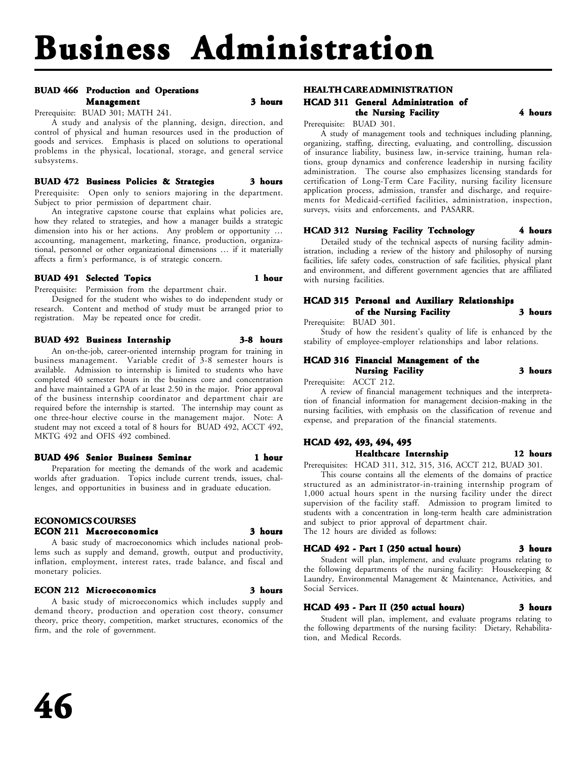# Business Administration

**BUAD 466 Production and Operations Management** — **3 hours**

Prerequisite: BUAD 301; MATH 241.

A study and analysis of the planning, design, direction, and control of physical and human resources used in the production of goods and services. Emphasis is placed on solutions to operational problems in the physical, locational, storage, and general service subsystems.

**BUAD 472 Business Policies & Strategies** — **3 hours**

Prerequisite: Open only to seniors majoring in the department. Subject to prior permission of department chair.

An integrative capstone course that explains what policies are, how they related to strategies, and how a manager builds a strategic dimension into his or her actions. Any problem or opportunity … accounting, management, marketing, finance, production, organizational, personnel or other organizational dimensions … if it materially affects a firm's performance, is of strategic concern.

**BUAD 491 Selected Topics** — **1 hour**

Prerequisite: Permission from the department chair.

Designed for the student who wishes to do independent study or research. Content and method of study must be arranged prior to registration. May be repeated once for credit.

**BUAD 492 Business Internship** — **3-8 hours**

An on-the-job, career-oriented internship program for training in business management. Variable credit of 3-8 semester hours is available. Admission to internship is limited to students who have completed 40 semester hours in the business core and concentration and have maintained a GPA of at least 2.50 in the major. Prior approval of the business internship coordinator and department chair are required before the internship is started. The internship may count as one three-hour elective course in the management major. Note: A student may not exceed a total of 8 hours for BUAD 492, ACCT 492, MKTG 492 and OFIS 492 combined.

**BUAD 496 Senior Business Seminar** — **1 hour**

Preparation for meeting the demands of the work and academic worlds after graduation. Topics include current trends, issues, challenges, and opportunities in business and in graduate education.

## ECONOMICS COURSES

**ECON 211 Macroeconomics** — **3 hours**

A basic study of macroeconomics which includes national problems such as supply and demand, growth, output and productivity, inflation, employment, interest rates, trade balance, and fiscal and monetary policies.

**ECON 212 Microeconomics** — **3 hours**

A basic study of microeconomics which includes supply and demand theory, production and operation cost theory, consumer theory, price theory, competition, market structures, economics of the firm, and the role of government.

## HEALTH CARE ADMINISTRATION

**HCAD 311 General Administration of the Nursing Facility** — **4 hours**

Prerequisite: BUAD 301.

A study of management tools and techniques including planning, organizing, staffing, directing, evaluating, and controlling, discussion of insurance liability, business law, in-service training, human relations, group dynamics and conference leadership in nursing facility administration. The course also emphasizes licensing standards for certification of Long-Term Care Facility, nursing facility licensure application process, admission, transfer and discharge, and requirements for Medicaid-certified facilities, administration, inspection, surveys, visits and enforcements, and PASARR.

**HCAD 312 Nursing Facility Technology** — **4 hours**

Detailed study of the technical aspects of nursing facility administration, including a review of the history and philosophy of nursing facilities, life safety codes, construction of safe facilities, physical plant and environment, and different government agencies that are affiliated with nursing facilities.

**HCAD 315 Personal and Auxiliary Relationships of the Nursing Facility** — **3 hours**

Prerequisite: BUAD 301.

Study of how the resident's quality of life is enhanced by the stability of employee-employer relationships and labor relations.

**HCAD 316 Financial Management of the Nursing Facility** — **3 hours**

Prerequisite: ACCT 212.

A review of financial management techniques and the interpretation of financial information for management decision-making in the nursing facilities, with emphasis on the classification of revenue and expense, and preparation of the financial statements.

**HCAD 492, 493, 494, 495 Healthcare Internship** — **12 hours**

Prerequisites: HCAD 311, 312, 315, 316, ACCT 212, BUAD 301.

This course contains all the elements of the domains of practice structured as an administrator-in-training internship program of 1,000 actual hours spent in the nursing facility under the direct supervision of the facility staff. Admission to program limited to students with a concentration in long-term health care administration and subject to prior approval of department chair.

The 12 hours are divided as follows:

**HCAD 492 - Part I (250 actual hours)** — **3 hours**

Student will plan, implement, and evaluate programs relating to the following departments of the nursing facility: Housekeeping & Laundry, Environmental Management & Maintenance, Activities, and Social Services.

**HCAD 493 - Part II (250 actual hours)** — **3 hours**

Student will plan, implement, and evaluate programs relating to the following departments of the nursing facility: Dietary, Rehabilitation, and Medical Records.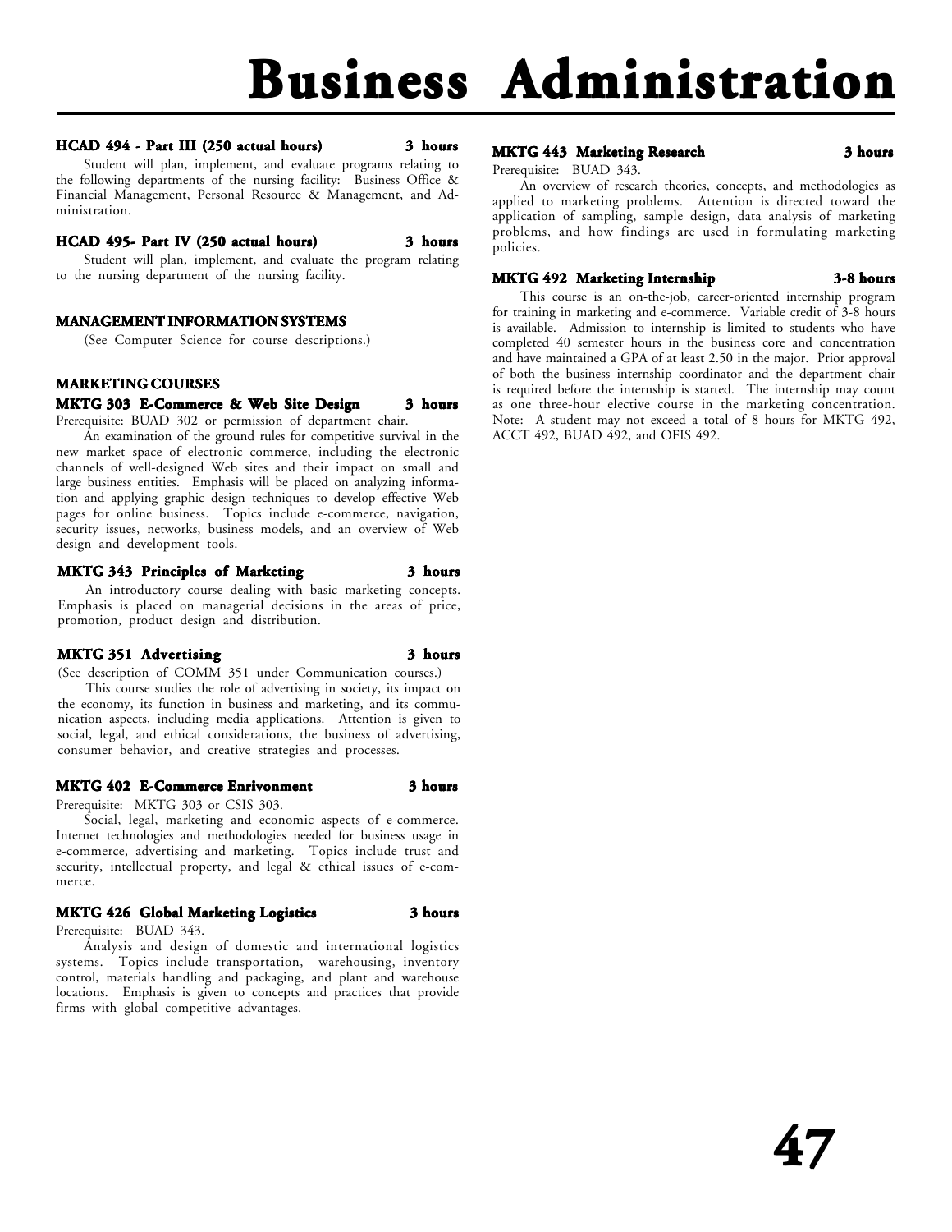# Business Administration

**HCAD 494 - Part III (250 actual hours)** **3 hours**

Student will plan, implement, and evaluate programs relating to the following departments of the nursing facility: Business Office & Financial Management, Personal Resource & Management, and Administration.

**HCAD 495- Part IV (250 actual hours)** **3 hours**

Student will plan, implement, and evaluate the program relating to the nursing department of the nursing facility.

### MANAGEMENT INFORMATION SYSTEMS

(See Computer Science for course descriptions.)

### MARKETING COURSES

**MKTG 303 E-Commerce & Web Site Design** **3 hours**

Prerequisite: BUAD 302 or permission of department chair.

An examination of the ground rules for competitive survival in the new market space of electronic commerce, including the electronic channels of well-designed Web sites and their impact on small and large business entities. Emphasis will be placed on analyzing information and applying graphic design techniques to develop effective Web pages for online business. Topics include e-commerce, navigation, security issues, networks, business models, and an overview of Web design and development tools.

**MKTG 343 Principles of Marketing** **3 hours**

An introductory course dealing with basic marketing concepts. Emphasis is placed on managerial decisions in the areas of price, promotion, product design and distribution.

**MKTG 351 Advertising** **3 hours**

(See description of COMM 351 under Communication courses.)

This course studies the role of advertising in society, its impact on the economy, its function in business and marketing, and its communication aspects, including media applications. Attention is given to social, legal, and ethical considerations, the business of advertising, consumer behavior, and creative strategies and processes.

**MKTG 402 E-Commerce Enrivonment** **3 hours**

Prerequisite: MKTG 303 or CSIS 303.

Social, legal, marketing and economic aspects of e-commerce. Internet technologies and methodologies needed for business usage in e-commerce, advertising and marketing. Topics include trust and security, intellectual property, and legal & ethical issues of e-commerce.

**MKTG 426 Global Marketing Logistics** **3 hours**

Prerequisite: BUAD 343.

Analysis and design of domestic and international logistics systems. Topics include transportation, warehousing, inventory control, materials handling and packaging, and plant and warehouse locations. Emphasis is given to concepts and practices that provide firms with global competitive advantages.

**MKTG 443 Marketing Research** **3 hours**

Prerequisite: BUAD 343.

An overview of research theories, concepts, and methodologies as applied to marketing problems. Attention is directed toward the application of sampling, sample design, data analysis of marketing problems, and how findings are used in formulating marketing policies.

**MKTG 492 Marketing Internship** **3-8 hours**

This course is an on-the-job, career-oriented internship program for training in marketing and e-commerce. Variable credit of 3-8 hours is available. Admission to internship is limited to students who have completed 40 semester hours in the business core and concentration and have maintained a GPA of at least 2.50 in the major. Prior approval of both the business internship coordinator and the department chair is required before the internship is started. The internship may count as one three-hour elective course in the marketing concentration. Note: A student may not exceed a total of 8 hours for MKTG 492, ACCT 492, BUAD 492, and OFIS 492.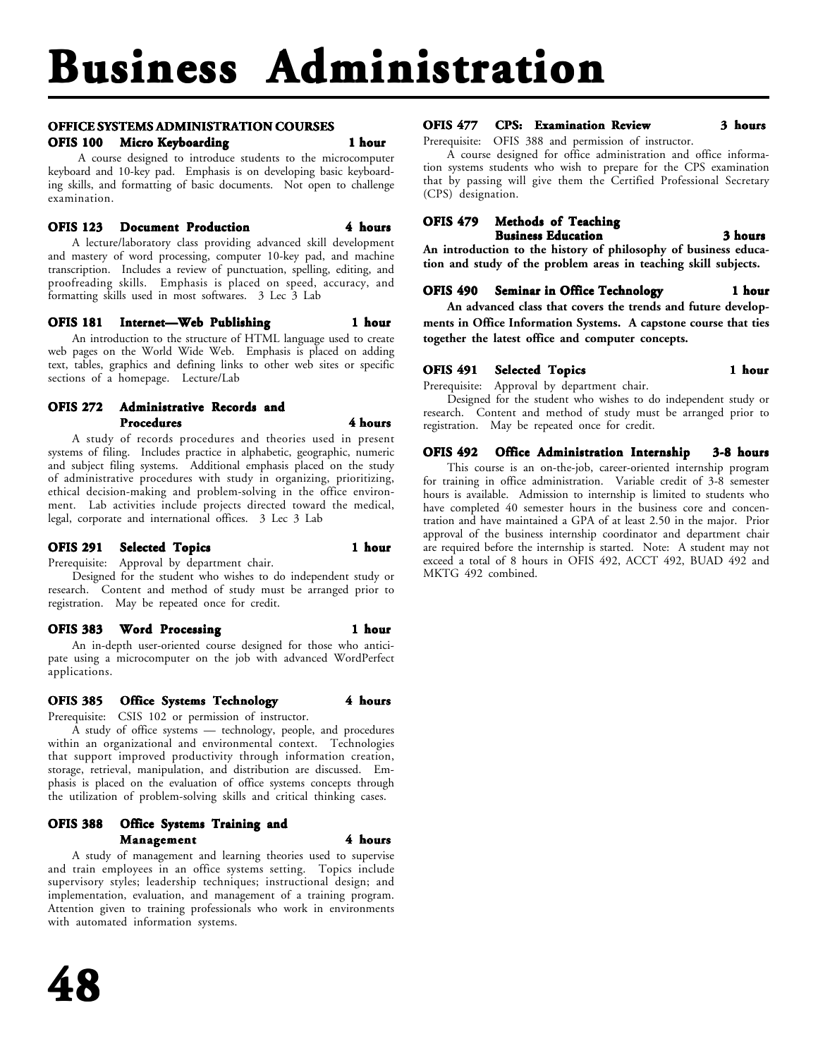# Business Administration

## OFFICE SYSTEMS ADMINISTRATION COURSES

**OFIS 100 Micro Keyboarding 1 hour**

A course designed to introduce students to the microcomputer keyboard and 10-key pad. Emphasis is on developing basic keyboarding skills, and formatting of basic documents. Not open to challenge examination.

**OFIS 123 Document Production 4 hours**

A lecture/laboratory class providing advanced skill development and mastery of word processing, computer 10-key pad, and machine transcription. Includes a review of punctuation, spelling, editing, and proofreading skills. Emphasis is placed on speed, accuracy, and formatting skills used in most softwares. 3 Lec 3 Lab

**OFIS 181 Internet—Web Publishing 1 hour**

An introduction to the structure of HTML language used to create web pages on the World Wide Web. Emphasis is placed on adding text, tables, graphics and defining links to other web sites or specific sections of a homepage. Lecture/Lab

**OFIS 272 Administrative Records and Procedures 4 hours**

A study of records procedures and theories used in present systems of filing. Includes practice in alphabetic, geographic, numeric and subject filing systems. Additional emphasis placed on the study of administrative procedures with study in organizing, prioritizing, ethical decision-making and problem-solving in the office environment. Lab activities include projects directed toward the medical, legal, corporate and international offices. 3 Lec 3 Lab

**OFIS 291 Selected Topics 1 hour**

Prerequisite: Approval by department chair.

Designed for the student who wishes to do independent study or research. Content and method of study must be arranged prior to registration. May be repeated once for credit.

**OFIS 383 Word Processing 1 hour**

An in-depth user-oriented course designed for those who anticipate using a microcomputer on the job with advanced WordPerfect applications.

**OFIS 385 Office Systems Technology 4 hours**

Prerequisite: CSIS 102 or permission of instructor.

A study of office systems — technology, people, and procedures within an organizational and environmental context. Technologies that support improved productivity through information creation, storage, retrieval, manipulation, and distribution are discussed. Emphasis is placed on the evaluation of office systems concepts through the utilization of problem-solving skills and critical thinking cases.

**OFIS 388 Office Systems Training and Management 4 hours**

A study of management and learning theories used to supervise and train employees in an office systems setting. Topics include supervisory styles; leadership techniques; instructional design; and implementation, evaluation, and management of a training program. Attention given to training professionals who work in environments with automated information systems.

**OFIS 477 CPS: Examination Review 3 hours**

Prerequisite: OFIS 388 and permission of instructor.

A course designed for office administration and office information systems students who wish to prepare for the CPS examination that by passing will give them the Certified Professional Secretary (CPS) designation.

**OFIS 479 Methods of Teaching Business Education 3 hours**

**An introduction to the history of philosophy of business education and study of the problem areas in teaching skill subjects.**

**OFIS 490 Seminar in Office Technology 1 hour**

**An advanced class that covers the trends and future developments in Office Information Systems. A capstone course that ties together the latest office and computer concepts.**

**OFIS 491 Selected Topics 1 hour**

Prerequisite: Approval by department chair.

Designed for the student who wishes to do independent study or research. Content and method of study must be arranged prior to registration. May be repeated once for credit.

**OFIS 492 Office Administration Internship 3-8 hours**

This course is an on-the-job, career-oriented internship program for training in office administration. Variable credit of 3-8 semester hours is available. Admission to internship is limited to students who have completed 40 semester hours in the business core and concentration and have maintained a GPA of at least 2.50 in the major. Prior approval of the business internship coordinator and department chair are required before the internship is started. Note: A student may not exceed a total of 8 hours in OFIS 492, ACCT 492, BUAD 492 and MKTG 492 combined.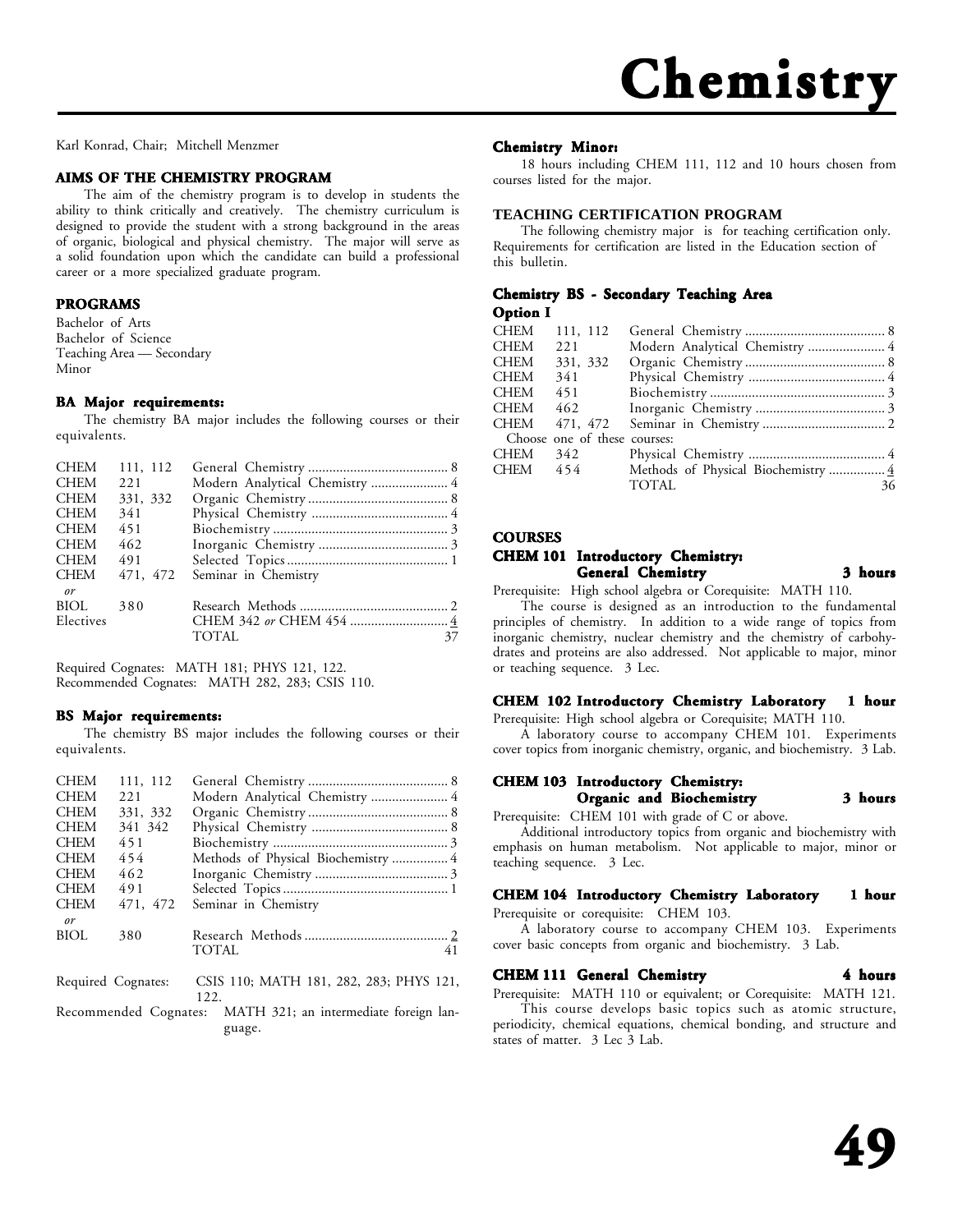# Chemistry

Karl Konrad, Chair; Mitchell Menzmer

### AIMS OF THE CHEMISTRY PROGRAM

The aim of the chemistry program is to develop in students the ability to think critically and creatively. The chemistry curriculum is designed to provide the student with a strong background in the areas of organic, biological and physical chemistry. The major will serve as a solid foundation upon which the candidate can build a professional career or a more specialized graduate program.

### PROGRAMS

Bachelor of Arts
Bachelor of Science
Teaching Area — Secondary
Minor

### BA Major requirements:

The chemistry BA major includes the following courses or their equivalents.

| | | | |
|---|---|---|---|
| CHEM | 111, 112 | General Chemistry | 8 |
| CHEM | 221 | Modern Analytical Chemistry | 4 |
| CHEM | 331, 332 | Organic Chemistry | 8 |
| CHEM | 341 | Physical Chemistry | 4 |
| CHEM | 451 | Biochemistry | 3 |
| CHEM | 462 | Inorganic Chemistry | 3 |
| CHEM | 491 | Selected Topics | 1 |
| CHEM | 471, 472 | Seminar in Chemistry | |
| *or* | | | |
| BIOL | 380 | Research Methods | 2 |
| Electives | | CHEM 342 *or* CHEM 454 | 4 |
| | | TOTAL | 37 |

Required Cognates: MATH 181; PHYS 121, 122.
Recommended Cognates: MATH 282, 283; CSIS 110.

### BS Major requirements:

The chemistry BS major includes the following courses or their equivalents.

| | | | |
|---|---|---|---|
| CHEM | 111, 112 | General Chemistry | 8 |
| CHEM | 221 | Modern Analytical Chemistry | 4 |
| CHEM | 331, 332 | Organic Chemistry | 8 |
| CHEM | 341 342 | Physical Chemistry | 8 |
| CHEM | 451 | Biochemistry | 3 |
| CHEM | 454 | Methods of Physical Biochemistry | 4 |
| CHEM | 462 | Inorganic Chemistry | 3 |
| CHEM | 491 | Selected Topics | 1 |
| CHEM | 471, 472 | Seminar in Chemistry | |
| *or* | | | |
| BIOL | 380 | Research Methods | 2 |
| | | TOTAL | 41 |

Required Cognates: CSIS 110; MATH 181, 282, 283; PHYS 121, 122.
Recommended Cognates: MATH 321; an intermediate foreign language.

### Chemistry Minor:

18 hours including CHEM 111, 112 and 10 hours chosen from courses listed for the major.

### TEACHING CERTIFICATION PROGRAM

The following chemistry major is for teaching certification only. Requirements for certification are listed in the Education section of this bulletin.

### Chemistry BS - Secondary Teaching Area

**Option I**

| | | | |
|---|---|---|---|
| CHEM | 111, 112 | General Chemistry | 8 |
| CHEM | 221 | Modern Analytical Chemistry | 4 |
| CHEM | 331, 332 | Organic Chemistry | 8 |
| CHEM | 341 | Physical Chemistry | 4 |
| CHEM | 451 | Biochemistry | 3 |
| CHEM | 462 | Inorganic Chemistry | 3 |
| CHEM | 471, 472 | Seminar in Chemistry | 2 |
| Choose one of these courses: | | | |
| CHEM | 342 | Physical Chemistry | 4 |
| CHEM | 454 | Methods of Physical Biochemistry | 4 |
| | | TOTAL | 36 |

### COURSES

#### CHEM 101 Introductory Chemistry: General Chemistry — 3 hours

Prerequisite: High school algebra or Corequisite: MATH 110.

The course is designed as an introduction to the fundamental principles of chemistry. In addition to a wide range of topics from inorganic chemistry, nuclear chemistry and the chemistry of carbohydrates and proteins are also addressed. Not applicable to major, minor or teaching sequence. 3 Lec.

#### CHEM 102 Introductory Chemistry Laboratory — 1 hour

Prerequisite: High school algebra or Corequisite; MATH 110.

A laboratory course to accompany CHEM 101. Experiments cover topics from inorganic chemistry, organic, and biochemistry. 3 Lab.

#### CHEM 103 Introductory Chemistry: Organic and Biochemistry — 3 hours

Prerequisite: CHEM 101 with grade of C or above.

Additional introductory topics from organic and biochemistry with emphasis on human metabolism. Not applicable to major, minor or teaching sequence. 3 Lec.

#### CHEM 104 Introductory Chemistry Laboratory — 1 hour

Prerequisite or corequisite: CHEM 103.

A laboratory course to accompany CHEM 103. Experiments cover basic concepts from organic and biochemistry. 3 Lab.

#### CHEM 111 General Chemistry — 4 hours

Prerequisite: MATH 110 or equivalent; or Corequisite: MATH 121.

This course develops basic topics such as atomic structure, periodicity, chemical equations, chemical bonding, and structure and states of matter. 3 Lec 3 Lab.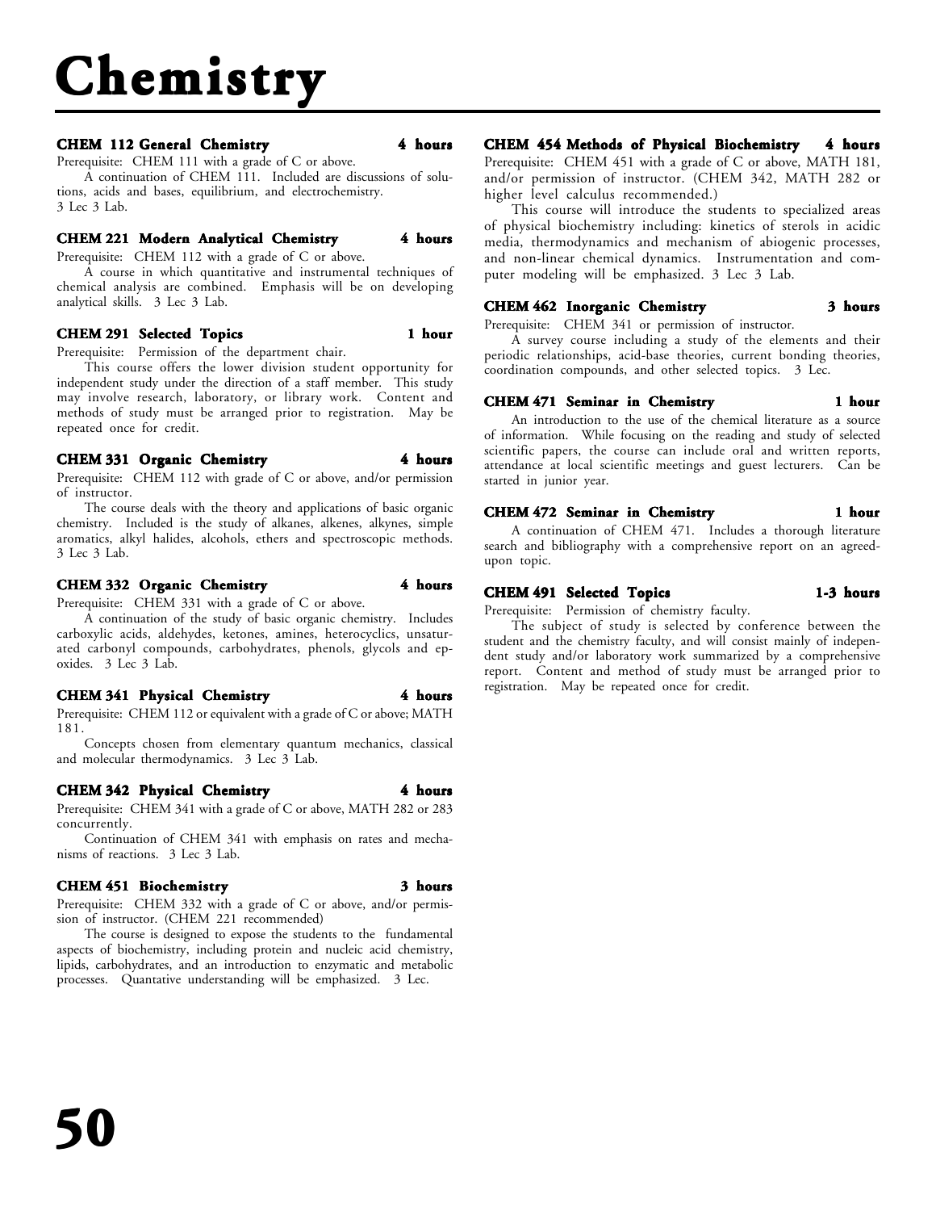# Chemistry

### CHEM 112 General Chemistry — 4 hours

Prerequisite: CHEM 111 with a grade of C or above.

A continuation of CHEM 111. Included are discussions of solutions, acids and bases, equilibrium, and electrochemistry. 3 Lec 3 Lab.

### CHEM 221 Modern Analytical Chemistry — 4 hours

Prerequisite: CHEM 112 with a grade of C or above.

A course in which quantitative and instrumental techniques of chemical analysis are combined. Emphasis will be on developing analytical skills. 3 Lec 3 Lab.

### CHEM 291 Selected Topics — 1 hour

Prerequisite: Permission of the department chair.

This course offers the lower division student opportunity for independent study under the direction of a staff member. This study may involve research, laboratory, or library work. Content and methods of study must be arranged prior to registration. May be repeated once for credit.

### CHEM 331 Organic Chemistry — 4 hours

Prerequisite: CHEM 112 with grade of C or above, and/or permission of instructor.

The course deals with the theory and applications of basic organic chemistry. Included is the study of alkanes, alkenes, alkynes, simple aromatics, alkyl halides, alcohols, ethers and spectroscopic methods. 3 Lec 3 Lab.

### CHEM 332 Organic Chemistry — 4 hours

Prerequisite: CHEM 331 with a grade of C or above.

A continuation of the study of basic organic chemistry. Includes carboxylic acids, aldehydes, ketones, amines, heterocyclics, unsaturated carbonyl compounds, carbohydrates, phenols, glycols and epoxides. 3 Lec 3 Lab.

### CHEM 341 Physical Chemistry — 4 hours

Prerequisite: CHEM 112 or equivalent with a grade of C or above; MATH 181.

Concepts chosen from elementary quantum mechanics, classical and molecular thermodynamics. 3 Lec 3 Lab.

### CHEM 342 Physical Chemistry — 4 hours

Prerequisite: CHEM 341 with a grade of C or above, MATH 282 or 283 concurrently.

Continuation of CHEM 341 with emphasis on rates and mechanisms of reactions. 3 Lec 3 Lab.

### CHEM 451 Biochemistry — 3 hours

Prerequisite: CHEM 332 with a grade of C or above, and/or permission of instructor. (CHEM 221 recommended)

The course is designed to expose the students to the fundamental aspects of biochemistry, including protein and nucleic acid chemistry, lipids, carbohydrates, and an introduction to enzymatic and metabolic processes. Quantative understanding will be emphasized. 3 Lec.

### CHEM 454 Methods of Physical Biochemistry — 4 hours

Prerequisite: CHEM 451 with a grade of C or above, MATH 181, and/or permission of instructor. (CHEM 342, MATH 282 or higher level calculus recommended.)

This course will introduce the students to specialized areas of physical biochemistry including: kinetics of sterols in acidic media, thermodynamics and mechanism of abiogenic processes, and non-linear chemical dynamics. Instrumentation and computer modeling will be emphasized. 3 Lec 3 Lab.

### CHEM 462 Inorganic Chemistry — 3 hours

Prerequisite: CHEM 341 or permission of instructor.

A survey course including a study of the elements and their periodic relationships, acid-base theories, current bonding theories, coordination compounds, and other selected topics. 3 Lec.

### CHEM 471 Seminar in Chemistry — 1 hour

An introduction to the use of the chemical literature as a source of information. While focusing on the reading and study of selected scientific papers, the course can include oral and written reports, attendance at local scientific meetings and guest lecturers. Can be started in junior year.

### CHEM 472 Seminar in Chemistry — 1 hour

A continuation of CHEM 471. Includes a thorough literature search and bibliography with a comprehensive report on an agreed-upon topic.

### CHEM 491 Selected Topics — 1-3 hours

Prerequisite: Permission of chemistry faculty.

The subject of study is selected by conference between the student and the chemistry faculty, and will consist mainly of independent study and/or laboratory work summarized by a comprehensive report. Content and method of study must be arranged prior to registration. May be repeated once for credit.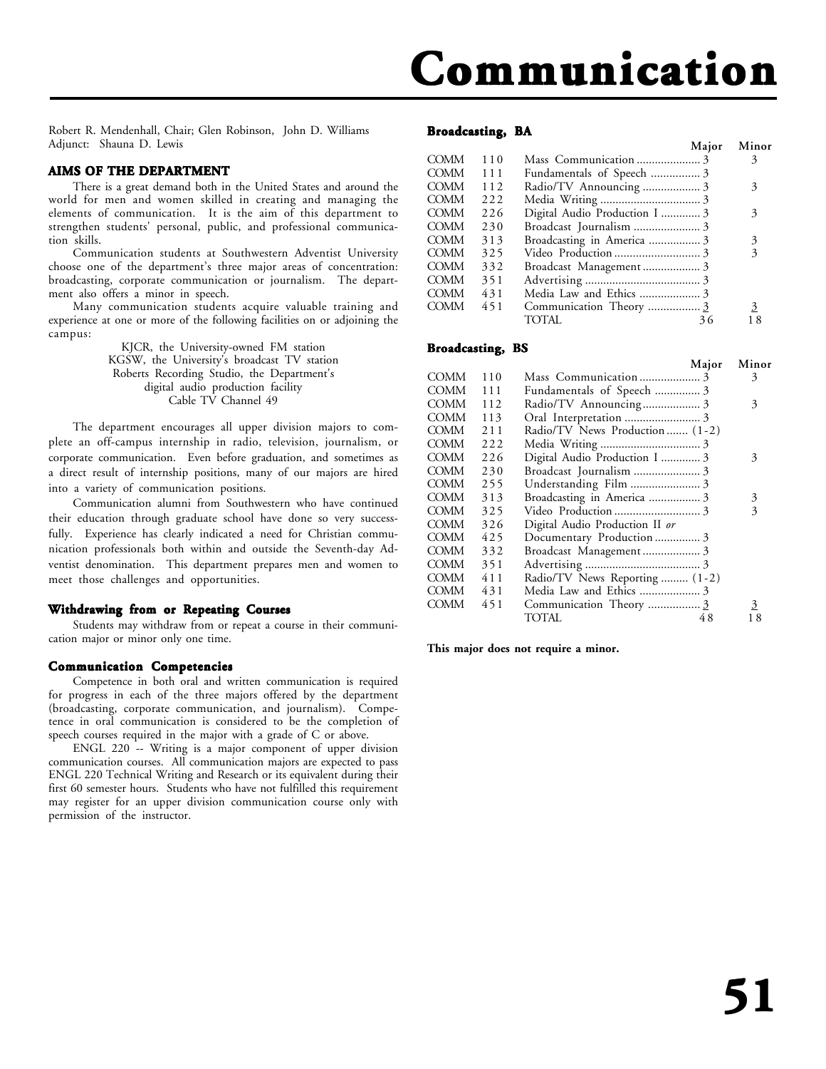# Communication

Robert R. Mendenhall, Chair; Glen Robinson, John D. Williams
Adjunct: Shauna D. Lewis

### AIMS OF THE DEPARTMENT

There is a great demand both in the United States and around the world for men and women skilled in creating and managing the elements of communication. It is the aim of this department to strengthen students' personal, public, and professional communication skills.

Communication students at Southwestern Adventist University choose one of the department's three major areas of concentration: broadcasting, corporate communication or journalism. The department also offers a minor in speech.

Many communication students acquire valuable training and experience at one or more of the following facilities on or adjoining the campus:

KJCR, the University-owned FM station
KGSW, the University's broadcast TV station
Roberts Recording Studio, the Department's digital audio production facility
Cable TV Channel 49

The department encourages all upper division majors to complete an off-campus internship in radio, television, journalism, or corporate communication. Even before graduation, and sometimes as a direct result of internship positions, many of our majors are hired into a variety of communication positions.

Communication alumni from Southwestern who have continued their education through graduate school have done so very successfully. Experience has clearly indicated a need for Christian communication professionals both within and outside the Seventh-day Adventist denomination. This department prepares men and women to meet those challenges and opportunities.

### Withdrawing from or Repeating Courses

Students may withdraw from or repeat a course in their communication major or minor only one time.

### Communication Competencies

Competence in both oral and written communication is required for progress in each of the three majors offered by the department (broadcasting, corporate communication, and journalism). Competence in oral communication is considered to be the completion of speech courses required in the major with a grade of C or above.

ENGL 220 -- Writing is a major component of upper division communication courses. All communication majors are expected to pass ENGL 220 Technical Writing and Research or its equivalent during their first 60 semester hours. Students who have not fulfilled this requirement may register for an upper division communication course only with permission of the instructor.

### Broadcasting, BA

| | | | Major | Minor |
|---|---|---|---|---|
| COMM | 110 | Mass Communication | 3 | 3 |
| COMM | 111 | Fundamentals of Speech | 3 | |
| COMM | 112 | Radio/TV Announcing | 3 | 3 |
| COMM | 222 | Media Writing | 3 | |
| COMM | 226 | Digital Audio Production I | 3 | 3 |
| COMM | 230 | Broadcast Journalism | 3 | |
| COMM | 313 | Broadcasting in America | 3 | 3 |
| COMM | 325 | Video Production | 3 | 3 |
| COMM | 332 | Broadcast Management | 3 | |
| COMM | 351 | Advertising | 3 | |
| COMM | 431 | Media Law and Ethics | 3 | |
| COMM | 451 | Communication Theory | 3 | 3 |
| | | TOTAL | 36 | 18 |

### Broadcasting, BS

| | | | Major | Minor |
|---|---|---|---|---|
| COMM | 110 | Mass Communication | 3 | 3 |
| COMM | 111 | Fundamentals of Speech | 3 | |
| COMM | 112 | Radio/TV Announcing | 3 | 3 |
| COMM | 113 | Oral Interpretation | 3 | |
| COMM | 211 | Radio/TV News Production | (1-2) | |
| COMM | 222 | Media Writing | 3 | |
| COMM | 226 | Digital Audio Production I | 3 | 3 |
| COMM | 230 | Broadcast Journalism | 3 | |
| COMM | 255 | Understanding Film | 3 | |
| COMM | 313 | Broadcasting in America | 3 | 3 |
| COMM | 325 | Video Production | 3 | 3 |
| COMM | 326 | Digital Audio Production II *or* | | |
| COMM | 425 | Documentary Production | 3 | |
| COMM | 332 | Broadcast Management | 3 | |
| COMM | 351 | Advertising | 3 | |
| COMM | 411 | Radio/TV News Reporting | (1-2) | |
| COMM | 431 | Media Law and Ethics | 3 | |
| COMM | 451 | Communication Theory | 3 | 3 |
| | | TOTAL | 48 | 18 |

**This major does not require a minor.**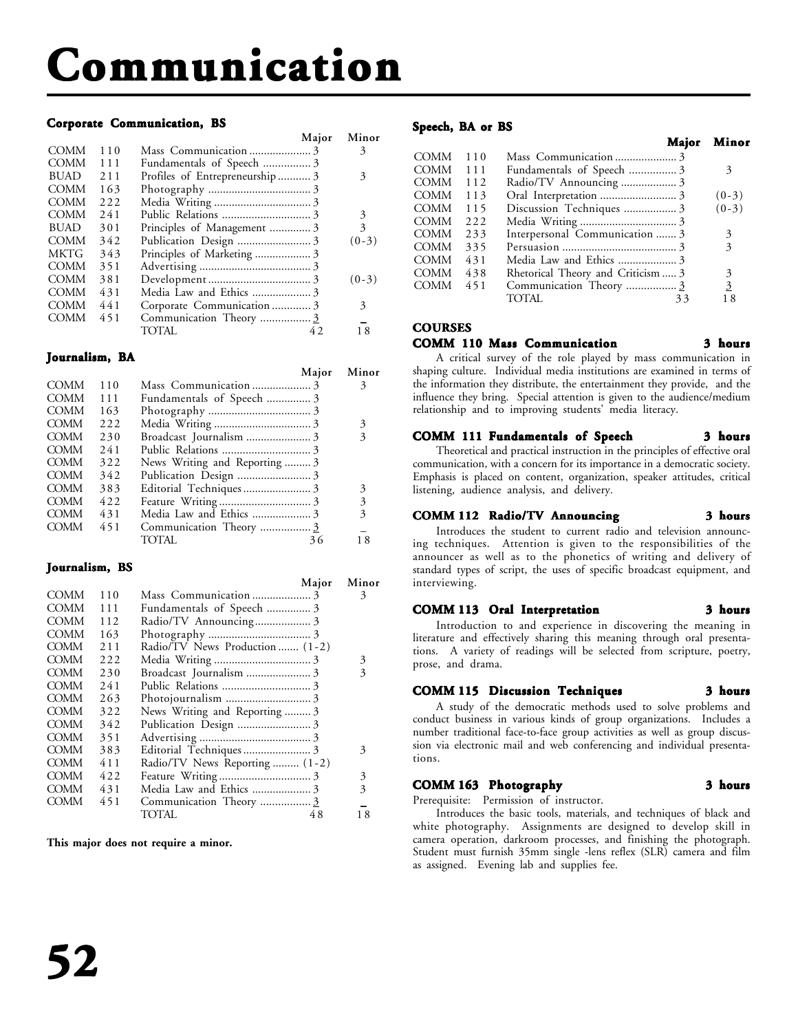# Communication

### Corporate Communication, BS

| | | | Major | Minor |
|---|---|---|---|---|
| COMM | 110 | Mass Communication | 3 | 3 |
| COMM | 111 | Fundamentals of Speech | 3 | |
| BUAD | 211 | Profiles of Entrepreneurship | 3 | 3 |
| COMM | 163 | Photography | 3 | |
| COMM | 222 | Media Writing | 3 | |
| COMM | 241 | Public Relations | 3 | 3 |
| BUAD | 301 | Principles of Management | 3 | 3 |
| COMM | 342 | Publication Design | 3 | (0-3) |
| MKTG | 343 | Principles of Marketing | 3 | |
| COMM | 351 | Advertising | 3 | |
| COMM | 381 | Development | 3 | (0-3) |
| COMM | 431 | Media Law and Ethics | 3 | |
| COMM | 441 | Corporate Communication | 3 | 3 |
| COMM | 451 | Communication Theory | 3 | |
| | | TOTAL | 42 | 18 |

### Journalism, BA

| | | | Major | Minor |
|---|---|---|---|---|
| COMM | 110 | Mass Communication | 3 | 3 |
| COMM | 111 | Fundamentals of Speech | 3 | |
| COMM | 163 | Photography | 3 | |
| COMM | 222 | Media Writing | 3 | 3 |
| COMM | 230 | Broadcast Journalism | 3 | 3 |
| COMM | 241 | Public Relations | 3 | |
| COMM | 322 | News Writing and Reporting | 3 | |
| COMM | 342 | Publication Design | 3 | |
| COMM | 383 | Editorial Techniques | 3 | 3 |
| COMM | 422 | Feature Writing | 3 | 3 |
| COMM | 431 | Media Law and Ethics | 3 | 3 |
| COMM | 451 | Communication Theory | 3 | |
| | | TOTAL | 36 | 18 |

### Journalism, BS

| | | | Major | Minor |
|---|---|---|---|---|
| COMM | 110 | Mass Communication | 3 | 3 |
| COMM | 111 | Fundamentals of Speech | 3 | |
| COMM | 112 | Radio/TV Announcing | 3 | |
| COMM | 163 | Photography | 3 | |
| COMM | 211 | Radio/TV News Production | (1-2) | |
| COMM | 222 | Media Writing | 3 | 3 |
| COMM | 230 | Broadcast Journalism | 3 | 3 |
| COMM | 241 | Public Relations | 3 | |
| COMM | 263 | Photojournalism | 3 | |
| COMM | 322 | News Writing and Reporting | 3 | |
| COMM | 342 | Publication Design | 3 | |
| COMM | 351 | Advertising | 3 | |
| COMM | 383 | Editorial Techniques | 3 | 3 |
| COMM | 411 | Radio/TV News Reporting | (1-2) | |
| COMM | 422 | Feature Writing | 3 | 3 |
| COMM | 431 | Media Law and Ethics | 3 | 3 |
| COMM | 451 | Communication Theory | 3 | |
| | | TOTAL | 48 | 18 |

**This major does not require a minor.**

### Speech, BA or BS

| | | | Major | Minor |
|---|---|---|---|---|
| COMM | 110 | Mass Communication | 3 | |
| COMM | 111 | Fundamentals of Speech | 3 | 3 |
| COMM | 112 | Radio/TV Announcing | 3 | |
| COMM | 113 | Oral Interpretation | 3 | (0-3) |
| COMM | 115 | Discussion Techniques | 3 | (0-3) |
| COMM | 222 | Media Writing | 3 | |
| COMM | 233 | Interpersonal Communication | 3 | 3 |
| COMM | 335 | Persuasion | 3 | 3 |
| COMM | 431 | Media Law and Ethics | 3 | |
| COMM | 438 | Rhetorical Theory and Criticism | 3 | 3 |
| COMM | 451 | Communication Theory | 3 | 3 |
| | | TOTAL | 33 | 18 |

## COURSES

### COMM 110 Mass Communication — 3 hours

A critical survey of the role played by mass communication in shaping culture. Individual media institutions are examined in terms of the information they distribute, the entertainment they provide, and the influence they bring. Special attention is given to the audience/medium relationship and to improving students' media literacy.

### COMM 111 Fundamentals of Speech — 3 hours

Theoretical and practical instruction in the principles of effective oral communication, with a concern for its importance in a democratic society. Emphasis is placed on content, organization, speaker attitudes, critical listening, audience analysis, and delivery.

### COMM 112 Radio/TV Announcing — 3 hours

Introduces the student to current radio and television announcing techniques. Attention is given to the responsibilities of the announcer as well as to the phonetics of writing and delivery of standard types of script, the uses of specific broadcast equipment, and interviewing.

### COMM 113 Oral Interpretation — 3 hours

Introduction to and experience in discovering the meaning in literature and effectively sharing this meaning through oral presentations. A variety of readings will be selected from scripture, poetry, prose, and drama.

### COMM 115 Discussion Techniques — 3 hours

A study of the democratic methods used to solve problems and conduct business in various kinds of group organizations. Includes a number traditional face-to-face group activities as well as group discussion via electronic mail and web conferencing and individual presentations.

### COMM 163 Photography — 3 hours

Prerequisite: Permission of instructor.

Introduces the basic tools, materials, and techniques of black and white photography. Assignments are designed to develop skill in camera operation, darkroom processes, and finishing the photograph. Student must furnish 35mm single -lens reflex (SLR) camera and film as assigned. Evening lab and supplies fee.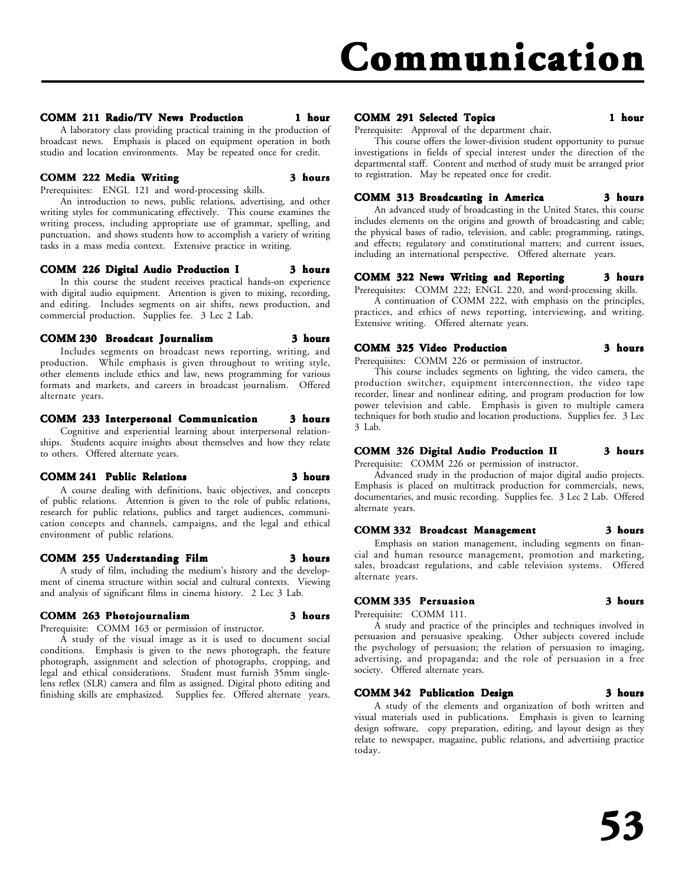# Communication

### COMM 211 Radio/TV News Production — 1 hour

A laboratory class providing practical training in the production of broadcast news. Emphasis is placed on equipment operation in both studio and location environments. May be repeated once for credit.

### COMM 222 Media Writing — 3 hours

Prerequisites: ENGL 121 and word-processing skills.

An introduction to news, public relations, advertising, and other writing styles for communicating effectively. This course examines the writing process, including appropriate use of grammar, spelling, and punctuation, and shows students how to accomplish a variety of writing tasks in a mass media context. Extensive practice in writing.

### COMM 226 Digital Audio Production I — 3 hours

In this course the student receives practical hands-on experience with digital audio equipment. Attention is given to mixing, recording, and editing. Includes segments on air shifts, news production, and commercial production. Supplies fee. 3 Lec 2 Lab.

### COMM 230 Broadcast Journalism — 3 hours

Includes segments on broadcast news reporting, writing, and production. While emphasis is given throughout to writing style, other elements include ethics and law, news programming for various formats and markets, and careers in broadcast journalism. Offered alternate years.

### COMM 233 Interpersonal Communication — 3 hours

Cognitive and experiential learning about interpersonal relationships. Students acquire insights about themselves and how they relate to others. Offered alternate years.

### COMM 241 Public Relations — 3 hours

A course dealing with definitions, basic objectives, and concepts of public relations. Attention is given to the role of public relations, research for public relations, publics and target audiences, communication concepts and channels, campaigns, and the legal and ethical environment of public relations.

### COMM 255 Understanding Film — 3 hours

A study of film, including the medium's history and the development of cinema structure within social and cultural contexts. Viewing and analysis of significant films in cinema history. 2 Lec 3 Lab.

### COMM 263 Photojournalism — 3 hours

Prerequisite: COMM 163 or permission of instructor.

A study of the visual image as it is used to document social conditions. Emphasis is given to the news photograph, the feature photograph, assignment and selection of photographs, cropping, and legal and ethical considerations. Student must furnish 35mm single-lens reflex (SLR) camera and film as assigned. Digital photo editing and finishing skills are emphasized. Supplies fee. Offered alternate years.

### COMM 291 Selected Topics — 1 hour

Prerequisite: Approval of the department chair.

This course offers the lower-division student opportunity to pursue investigations in fields of special interest under the direction of the departmental staff. Content and method of study must be arranged prior to registration. May be repeated once for credit.

### COMM 313 Broadcasting in America — 3 hours

An advanced study of broadcasting in the United States, this course includes elements on the origins and growth of broadcasting and cable; the physical bases of radio, television, and cable; programming, ratings, and effects; regulatory and constitutional matters; and current issues, including an international perspective. Offered alternate years.

### COMM 322 News Writing and Reporting — 3 hours

Prerequisites: COMM 222; ENGL 220, and word-processing skills.

A continuation of COMM 222, with emphasis on the principles, practices, and ethics of news reporting, interviewing, and writing. Extensive writing. Offered alternate years.

### COMM 325 Video Production — 3 hours

Prerequisites: COMM 226 or permission of instructor.

This course includes segments on lighting, the video camera, the production switcher, equipment interconnection, the video tape recorder, linear and nonlinear editing, and program production for low power television and cable. Emphasis is given to multiple camera techniques for both studio and location productions. Supplies fee. 3 Lec 3 Lab.

### COMM 326 Digital Audio Production II — 3 hours

Prerequisite: COMM 226 or permission of instructor.

Advanced study in the production of major digital audio projects. Emphasis is placed on multitrack production for commercials, news, documentaries, and music recording. Supplies fee. 3 Lec 2 Lab. Offered alternate years.

### COMM 332 Broadcast Management — 3 hours

Emphasis on station management, including segments on financial and human resource management, promotion and marketing, sales, broadcast regulations, and cable television systems. Offered alternate years.

### COMM 335 Persuasion — 3 hours

Prerequisite: COMM 111.

A study and practice of the principles and techniques involved in persuasion and persuasive speaking. Other subjects covered include the psychology of persuasion; the relation of persuasion to imaging, advertising, and propaganda; and the role of persuasion in a free society. Offered alternate years.

### COMM 342 Publication Design — 3 hours

A study of the elements and organization of both written and visual materials used in publications. Emphasis is given to learning design software, copy preparation, editing, and layout design as they relate to newspaper, magazine, public relations, and advertising practice today.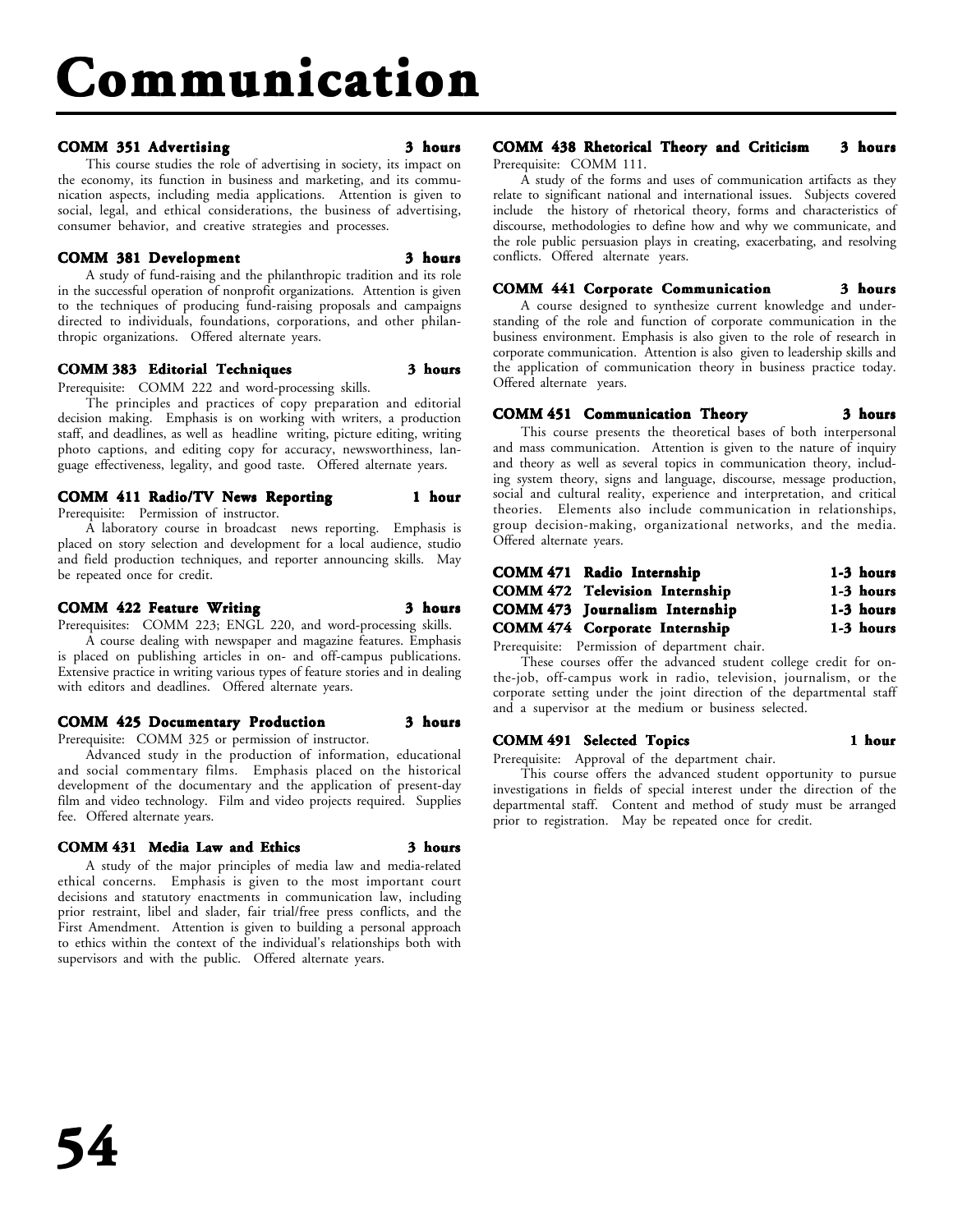# Communication

**COMM 351 Advertising — 3 hours**

This course studies the role of advertising in society, its impact on the economy, its function in business and marketing, and its communication aspects, including media applications. Attention is given to social, legal, and ethical considerations, the business of advertising, consumer behavior, and creative strategies and processes.

**COMM 381 Development — 3 hours**

A study of fund-raising and the philanthropic tradition and its role in the successful operation of nonprofit organizations. Attention is given to the techniques of producing fund-raising proposals and campaigns directed to individuals, foundations, corporations, and other philanthropic organizations. Offered alternate years.

**COMM 383 Editorial Techniques — 3 hours**

Prerequisite: COMM 222 and word-processing skills.

The principles and practices of copy preparation and editorial decision making. Emphasis is on working with writers, a production staff, and deadlines, as well as headline writing, picture editing, writing photo captions, and editing copy for accuracy, newsworthiness, language effectiveness, legality, and good taste. Offered alternate years.

**COMM 411 Radio/TV News Reporting — 1 hour**

Prerequisite: Permission of instructor.

A laboratory course in broadcast news reporting. Emphasis is placed on story selection and development for a local audience, studio and field production techniques, and reporter announcing skills. May be repeated once for credit.

**COMM 422 Feature Writing — 3 hours**

Prerequisites: COMM 223; ENGL 220, and word-processing skills.

A course dealing with newspaper and magazine features. Emphasis is placed on publishing articles in on- and off-campus publications. Extensive practice in writing various types of feature stories and in dealing with editors and deadlines. Offered alternate years.

**COMM 425 Documentary Production — 3 hours**

Prerequisite: COMM 325 or permission of instructor.

Advanced study in the production of information, educational and social commentary films. Emphasis placed on the historical development of the documentary and the application of present-day film and video technology. Film and video projects required. Supplies fee. Offered alternate years.

**COMM 431 Media Law and Ethics — 3 hours**

A study of the major principles of media law and media-related ethical concerns. Emphasis is given to the most important court decisions and statutory enactments in communication law, including prior restraint, libel and slader, fair trial/free press conflicts, and the First Amendment. Attention is given to building a personal approach to ethics within the context of the individual's relationships both with supervisors and with the public. Offered alternate years.

**COMM 438 Rhetorical Theory and Criticism — 3 hours**

Prerequisite: COMM 111.

A study of the forms and uses of communication artifacts as they relate to significant national and international issues. Subjects covered include the history of rhetorical theory, forms and characteristics of discourse, methodologies to define how and why we communicate, and the role public persuasion plays in creating, exacerbating, and resolving conflicts. Offered alternate years.

**COMM 441 Corporate Communication — 3 hours**

A course designed to synthesize current knowledge and understanding of the role and function of corporate communication in the business environment. Emphasis is also given to the role of research in corporate communication. Attention is also given to leadership skills and the application of communication theory in business practice today. Offered alternate years.

**COMM 451 Communication Theory — 3 hours**

This course presents the theoretical bases of both interpersonal and mass communication. Attention is given to the nature of inquiry and theory as well as several topics in communication theory, including system theory, signs and language, discourse, message production, social and cultural reality, experience and interpretation, and critical theories. Elements also include communication in relationships, group decision-making, organizational networks, and the media. Offered alternate years.

**COMM 471 Radio Internship — 1-3 hours**
**COMM 472 Television Internship — 1-3 hours**
**COMM 473 Journalism Internship — 1-3 hours**
**COMM 474 Corporate Internship — 1-3 hours**

Prerequisite: Permission of department chair.

These courses offer the advanced student college credit for on-the-job, off-campus work in radio, television, journalism, or the corporate setting under the joint direction of the departmental staff and a supervisor at the medium or business selected.

**COMM 491 Selected Topics — 1 hour**

Prerequisite: Approval of the department chair.

This course offers the advanced student opportunity to pursue investigations in fields of special interest under the direction of the departmental staff. Content and method of study must be arranged prior to registration. May be repeated once for credit.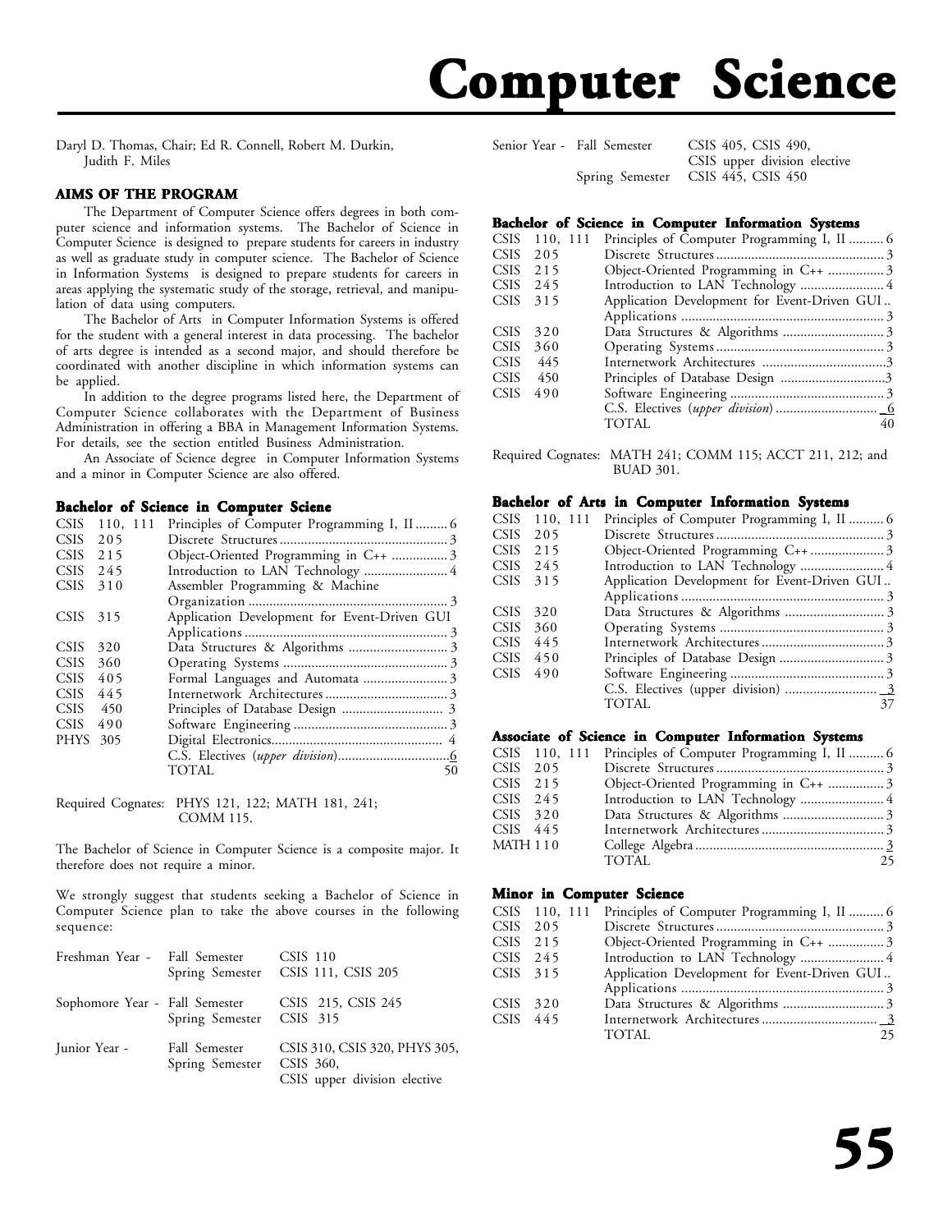# Computer Science

Daryl D. Thomas, Chair; Ed R. Connell, Robert M. Durkin, Judith F. Miles

## AIMS OF THE PROGRAM

The Department of Computer Science offers degrees in both computer science and information systems. The Bachelor of Science in Computer Science is designed to prepare students for careers in industry as well as graduate study in computer science. The Bachelor of Science in Information Systems is designed to prepare students for careers in areas applying the systematic study of the storage, retrieval, and manipulation of data using computers.

The Bachelor of Arts in Computer Information Systems is offered for the student with a general interest in data processing. The bachelor of arts degree is intended as a second major, and should therefore be coordinated with another discipline in which information systems can be applied.

In addition to the degree programs listed here, the Department of Computer Science collaborates with the Department of Business Administration in offering a BBA in Management Information Systems. For details, see the section entitled Business Administration.

An Associate of Science degree in Computer Information Systems and a minor in Computer Science are also offered.

### Bachelor of Science in Computer Sciene

| Course | Title | Hours |
|---|---|---|
| CSIS 110, 111 | Principles of Computer Programming I, II | 6 |
| CSIS 205 | Discrete Structures | 3 |
| CSIS 215 | Object-Oriented Programming in C++ | 3 |
| CSIS 245 | Introduction to LAN Technology | 4 |
| CSIS 310 | Assembler Programming & Machine Organization | 3 |
| CSIS 315 | Application Development for Event-Driven GUI Applications | 3 |
| CSIS 320 | Data Structures & Algorithms | 3 |
| CSIS 360 | Operating Systems | 3 |
| CSIS 405 | Formal Languages and Automata | 3 |
| CSIS 445 | Internetwork Architectures | 3 |
| CSIS 450 | Principles of Database Design | 3 |
| CSIS 490 | Software Engineering | 3 |
| PHYS 305 | Digital Electronics | 4 |
| | C.S. Electives (*upper division*) | 6 |
| | TOTAL | 50 |

Required Cognates: PHYS 121, 122; MATH 181, 241; COMM 115.

The Bachelor of Science in Computer Science is a composite major. It therefore does not require a minor.

We strongly suggest that students seeking a Bachelor of Science in Computer Science plan to take the above courses in the following sequence:

| Year | Semester | Courses |
|---|---|---|
| Freshman Year - | Fall Semester | CSIS 110 |
| | Spring Semester | CSIS 111, CSIS 205 |
| Sophomore Year - | Fall Semester | CSIS 215, CSIS 245 |
| | Spring Semester | CSIS 315 |
| Junior Year - | Fall Semester | CSIS 310, CSIS 320, PHYS 305, |
| | Spring Semester | CSIS 360, CSIS upper division elective |
| Senior Year - | Fall Semester | CSIS 405, CSIS 490, CSIS upper division elective |
| | Spring Semester | CSIS 445, CSIS 450 |

### Bachelor of Science in Computer Information Systems

| Course | Title | Hours |
|---|---|---|
| CSIS 110, 111 | Principles of Computer Programming I, II | 6 |
| CSIS 205 | Discrete Structures | 3 |
| CSIS 215 | Object-Oriented Programming in C++ | 3 |
| CSIS 245 | Introduction to LAN Technology | 4 |
| CSIS 315 | Application Development for Event-Driven GUI Applications | 3 |
| CSIS 320 | Data Structures & Algorithms | 3 |
| CSIS 360 | Operating Systems | 3 |
| CSIS 445 | Internetwork Architectures | 3 |
| CSIS 450 | Principles of Database Design | 3 |
| CSIS 490 | Software Engineering | 3 |
| | C.S. Electives (*upper division*) | 6 |
| | TOTAL | 40 |

Required Cognates: MATH 241; COMM 115; ACCT 211, 212; and BUAD 301.

### Bachelor of Arts in Computer Information Systems

| Course | Title | Hours |
|---|---|---|
| CSIS 110, 111 | Principles of Computer Programming I, II | 6 |
| CSIS 205 | Discrete Structures | 3 |
| CSIS 215 | Object-Oriented Programming C++ | 3 |
| CSIS 245 | Introduction to LAN Technology | 4 |
| CSIS 315 | Application Development for Event-Driven GUI Applications | 3 |
| CSIS 320 | Data Structures & Algorithms | 3 |
| CSIS 360 | Operating Systems | 3 |
| CSIS 445 | Internetwork Architectures | 3 |
| CSIS 450 | Principles of Database Design | 3 |
| CSIS 490 | Software Engineering | 3 |
| | C.S. Electives (upper division) | 3 |
| | TOTAL | 37 |

### Associate of Science in Computer Information Systems

| Course | Title | Hours |
|---|---|---|
| CSIS 110, 111 | Principles of Computer Programming I, II | 6 |
| CSIS 205 | Discrete Structures | 3 |
| CSIS 215 | Object-Oriented Programming in C++ | 3 |
| CSIS 245 | Introduction to LAN Technology | 4 |
| CSIS 320 | Data Structures & Algorithms | 3 |
| CSIS 445 | Internetwork Architectures | 3 |
| MATH 110 | College Algebra | 3 |
| | TOTAL | 25 |

### Minor in Computer Science

| Course | Title | Hours |
|---|---|---|
| CSIS 110, 111 | Principles of Computer Programming I, II | 6 |
| CSIS 205 | Discrete Structures | 3 |
| CSIS 215 | Object-Oriented Programming in C++ | 3 |
| CSIS 245 | Introduction to LAN Technology | 4 |
| CSIS 315 | Application Development for Event-Driven GUI Applications | 3 |
| CSIS 320 | Data Structures & Algorithms | 3 |
| CSIS 445 | Internetwork Architectures | 3 |
| | TOTAL | 25 |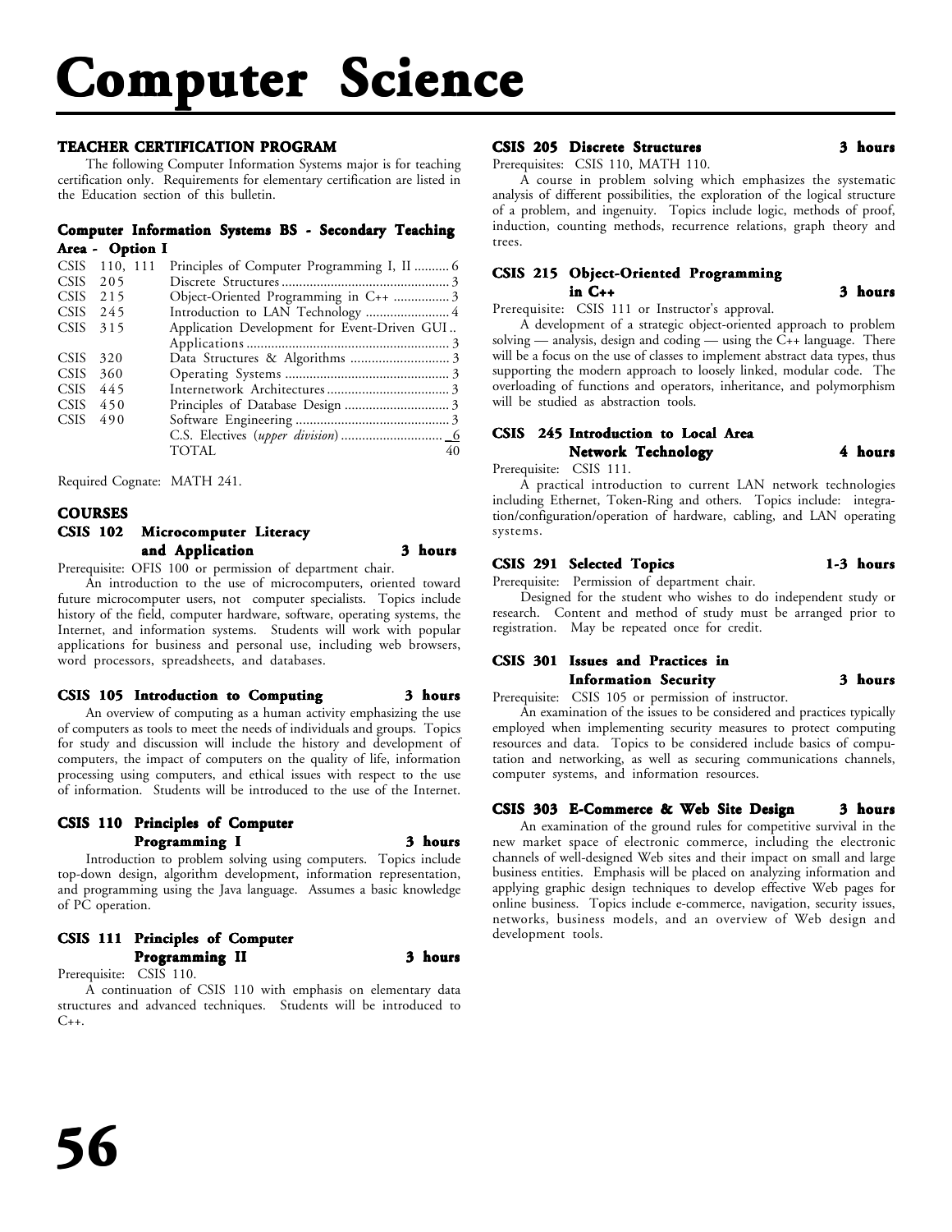# Computer Science

## TEACHER CERTIFICATION PROGRAM

The following Computer Information Systems major is for teaching certification only. Requirements for elementary certification are listed in the Education section of this bulletin.

### Computer Information Systems BS - Secondary Teaching Area - Option I

| Course | Title | Hours |
|---|---|---|
| CSIS 110, 111 | Principles of Computer Programming I, II | 6 |
| CSIS 205 | Discrete Structures | 3 |
| CSIS 215 | Object-Oriented Programming in C++ | 3 |
| CSIS 245 | Introduction to LAN Technology | 4 |
| CSIS 315 | Application Development for Event-Driven GUI Applications | 3 |
| CSIS 320 | Data Structures & Algorithms | 3 |
| CSIS 360 | Operating Systems | 3 |
| CSIS 445 | Internetwork Architectures | 3 |
| CSIS 450 | Principles of Database Design | 3 |
| CSIS 490 | Software Engineering | 3 |
| | C.S. Electives (*upper division*) | 6 |
| | TOTAL | 40 |

Required Cognate: MATH 241.

## COURSES

### CSIS 102 Microcomputer Literacy and Application — 3 hours

Prerequisite: OFIS 100 or permission of department chair.

An introduction to the use of microcomputers, oriented toward future microcomputer users, not computer specialists. Topics include history of the field, computer hardware, software, operating systems, the Internet, and information systems. Students will work with popular applications for business and personal use, including web browsers, word processors, spreadsheets, and databases.

### CSIS 105 Introduction to Computing — 3 hours

An overview of computing as a human activity emphasizing the use of computers as tools to meet the needs of individuals and groups. Topics for study and discussion will include the history and development of computers, the impact of computers on the quality of life, information processing using computers, and ethical issues with respect to the use of information. Students will be introduced to the use of the Internet.

### CSIS 110 Principles of Computer Programming I — 3 hours

Introduction to problem solving using computers. Topics include top-down design, algorithm development, information representation, and programming using the Java language. Assumes a basic knowledge of PC operation.

### CSIS 111 Principles of Computer Programming II — 3 hours

Prerequisite: CSIS 110.

A continuation of CSIS 110 with emphasis on elementary data structures and advanced techniques. Students will be introduced to C++.

### CSIS 205 Discrete Structures — 3 hours

Prerequisites: CSIS 110, MATH 110.

A course in problem solving which emphasizes the systematic analysis of different possibilities, the exploration of the logical structure of a problem, and ingenuity. Topics include logic, methods of proof, induction, counting methods, recurrence relations, graph theory and trees.

### CSIS 215 Object-Oriented Programming in C++ — 3 hours

Prerequisite: CSIS 111 or Instructor's approval.

A development of a strategic object-oriented approach to problem solving — analysis, design and coding — using the C++ language. There will be a focus on the use of classes to implement abstract data types, thus supporting the modern approach to loosely linked, modular code. The overloading of functions and operators, inheritance, and polymorphism will be studied as abstraction tools.

### CSIS 245 Introduction to Local Area Network Technology — 4 hours

Prerequisite: CSIS 111.

A practical introduction to current LAN network technologies including Ethernet, Token-Ring and others. Topics include: integration/configuration/operation of hardware, cabling, and LAN operating systems.

### CSIS 291 Selected Topics — 1-3 hours

Prerequisite: Permission of department chair.

Designed for the student who wishes to do independent study or research. Content and method of study must be arranged prior to registration. May be repeated once for credit.

### CSIS 301 Issues and Practices in Information Security — 3 hours

Prerequisite: CSIS 105 or permission of instructor.

An examination of the issues to be considered and practices typically employed when implementing security measures to protect computing resources and data. Topics to be considered include basics of computation and networking, as well as securing communications channels, computer systems, and information resources.

### CSIS 303 E-Commerce & Web Site Design — 3 hours

An examination of the ground rules for competitive survival in the new market space of electronic commerce, including the electronic channels of well-designed Web sites and their impact on small and large business entities. Emphasis will be placed on analyzing information and applying graphic design techniques to develop effective Web pages for online business. Topics include e-commerce, navigation, security issues, networks, business models, and an overview of Web design and development tools.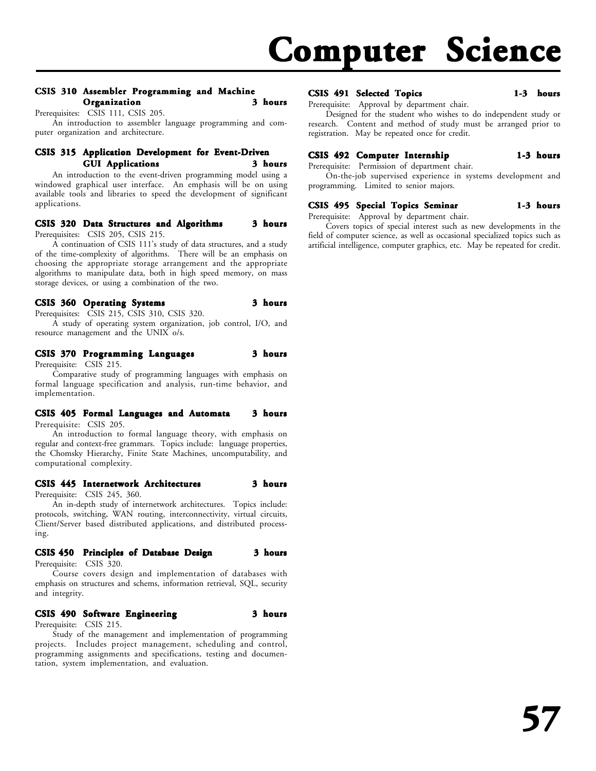# Computer Science

### CSIS 310 Assembler Programming and Machine Organization — 3 hours

Prerequisites: CSIS 111, CSIS 205.

An introduction to assembler language programming and computer organization and architecture.

### CSIS 315 Application Development for Event-Driven GUI Applications — 3 hours

An introduction to the event-driven programming model using a windowed graphical user interface. An emphasis will be on using available tools and libraries to speed the development of significant applications.

### CSIS 320 Data Structures and Algorithms — 3 hours

Prerequisites: CSIS 205, CSIS 215.

A continuation of CSIS 111's study of data structures, and a study of the time-complexity of algorithms. There will be an emphasis on choosing the appropriate storage arrangement and the appropriate algorithms to manipulate data, both in high speed memory, on mass storage devices, or using a combination of the two.

### CSIS 360 Operating Systems — 3 hours

Prerequisites: CSIS 215, CSIS 310, CSIS 320.

A study of operating system organization, job control, I/O, and resource management and the UNIX o/s.

### CSIS 370 Programming Languages — 3 hours

Prerequisite: CSIS 215.

Comparative study of programming languages with emphasis on formal language specification and analysis, run-time behavior, and implementation.

### CSIS 405 Formal Languages and Automata — 3 hours

Prerequisite: CSIS 205.

An introduction to formal language theory, with emphasis on regular and context-free grammars. Topics include: language properties, the Chomsky Hierarchy, Finite State Machines, uncomputability, and computational complexity.

### CSIS 445 Internetwork Architectures — 3 hours

Prerequisite: CSIS 245, 360.

An in-depth study of internetwork architectures. Topics include: protocols, switching, WAN routing, interconnectivity, virtual circuits, Client/Server based distributed applications, and distributed processing.

### CSIS 450 Principles of Database Design — 3 hours

Prerequisite: CSIS 320.

Course covers design and implementation of databases with emphasis on structures and schems, information retrieval, SQL, security and integrity.

### CSIS 490 Software Engineering — 3 hours

Prerequisite: CSIS 215.

Study of the management and implementation of programming projects. Includes project management, scheduling and control, programming assignments and specifications, testing and documentation, system implementation, and evaluation.

### CSIS 491 Selected Topics — 1-3 hours

Prerequisite: Approval by department chair.

Designed for the student who wishes to do independent study or research. Content and method of study must be arranged prior to registration. May be repeated once for credit.

### CSIS 492 Computer Internship — 1-3 hours

Prerequisite: Permission of department chair.

On-the-job supervised experience in systems development and programming. Limited to senior majors.

### CSIS 495 Special Topics Seminar — 1-3 hours

Prerequisite: Approval by department chair.

Covers topics of special interest such as new developments in the field of computer science, as well as occasional specialized topics such as artificial intelligence, computer graphics, etc. May be repeated for credit.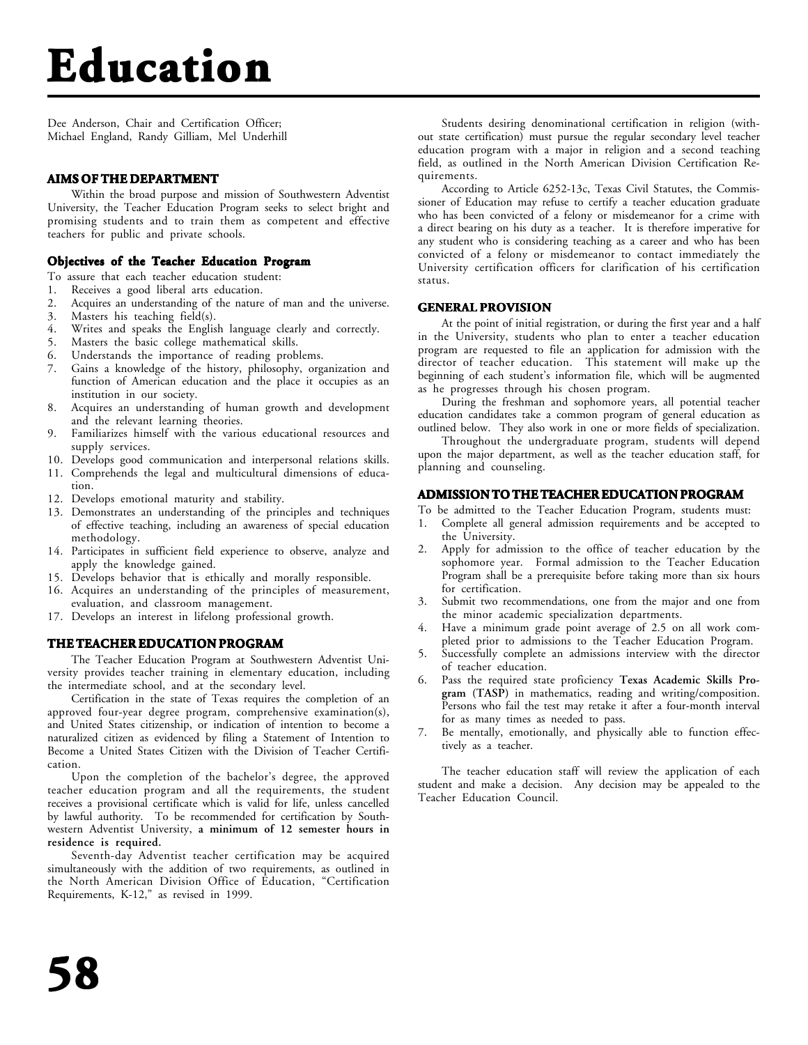# Education

Dee Anderson, Chair and Certification Officer;
Michael England, Randy Gilliam, Mel Underhill

## AIMS OF THE DEPARTMENT

Within the broad purpose and mission of Southwestern Adventist University, the Teacher Education Program seeks to select bright and promising students and to train them as competent and effective teachers for public and private schools.

### Objectives of the Teacher Education Program

To assure that each teacher education student:

1. Receives a good liberal arts education.
2. Acquires an understanding of the nature of man and the universe.
3. Masters his teaching field(s).
4. Writes and speaks the English language clearly and correctly.
5. Masters the basic college mathematical skills.
6. Understands the importance of reading problems.
7. Gains a knowledge of the history, philosophy, organization and function of American education and the place it occupies as an institution in our society.
8. Acquires an understanding of human growth and development and the relevant learning theories.
9. Familiarizes himself with the various educational resources and supply services.
10. Develops good communication and interpersonal relations skills.
11. Comprehends the legal and multicultural dimensions of education.
12. Develops emotional maturity and stability.
13. Demonstrates an understanding of the principles and techniques of effective teaching, including an awareness of special education methodology.
14. Participates in sufficient field experience to observe, analyze and apply the knowledge gained.
15. Develops behavior that is ethically and morally responsible.
16. Acquires an understanding of the principles of measurement, evaluation, and classroom management.
17. Develops an interest in lifelong professional growth.

## THE TEACHER EDUCATION PROGRAM

The Teacher Education Program at Southwestern Adventist University provides teacher training in elementary education, including the intermediate school, and at the secondary level.

Certification in the state of Texas requires the completion of an approved four-year degree program, comprehensive examination(s), and United States citizenship, or indication of intention to become a naturalized citizen as evidenced by filing a Statement of Intention to Become a United States Citizen with the Division of Teacher Certification.

Upon the completion of the bachelor's degree, the approved teacher education program and all the requirements, the student receives a provisional certificate which is valid for life, unless cancelled by lawful authority. To be recommended for certification by Southwestern Adventist University, **a minimum of 12 semester hours in residence is required.**

Seventh-day Adventist teacher certification may be acquired simultaneously with the addition of two requirements, as outlined in the North American Division Office of Education, "Certification Requirements, K-12," as revised in 1999.

Students desiring denominational certification in religion (without state certification) must pursue the regular secondary level teacher education program with a major in religion and a second teaching field, as outlined in the North American Division Certification Requirements.

According to Article 6252-13c, Texas Civil Statutes, the Commissioner of Education may refuse to certify a teacher education graduate who has been convicted of a felony or misdemeanor for a crime with a direct bearing on his duty as a teacher. It is therefore imperative for any student who is considering teaching as a career and who has been convicted of a felony or misdemeanor to contact immediately the University certification officers for clarification of his certification status.

## GENERAL PROVISION

At the point of initial registration, or during the first year and a half in the University, students who plan to enter a teacher education program are requested to file an application for admission with the director of teacher education. This statement will make up the beginning of each student's information file, which will be augmented as he progresses through his chosen program.

During the freshman and sophomore years, all potential teacher education candidates take a common program of general education as outlined below. They also work in one or more fields of specialization.

Throughout the undergraduate program, students will depend upon the major department, as well as the teacher education staff, for planning and counseling.

## ADMISSION TO THE TEACHER EDUCATION PROGRAM

To be admitted to the Teacher Education Program, students must:

1. Complete all general admission requirements and be accepted to the University.
2. Apply for admission to the office of teacher education by the sophomore year. Formal admission to the Teacher Education Program shall be a prerequisite before taking more than six hours for certification.
3. Submit two recommendations, one from the major and one from the minor academic specialization departments.
4. Have a minimum grade point average of 2.5 on all work completed prior to admissions to the Teacher Education Program.
5. Successfully complete an admissions interview with the director of teacher education.
6. Pass the required state proficiency **Texas Academic Skills Program (TASP)** in mathematics, reading and writing/composition. Persons who fail the test may retake it after a four-month interval for as many times as needed to pass.
7. Be mentally, emotionally, and physically able to function effectively as a teacher.

The teacher education staff will review the application of each student and make a decision. Any decision may be appealed to the Teacher Education Council.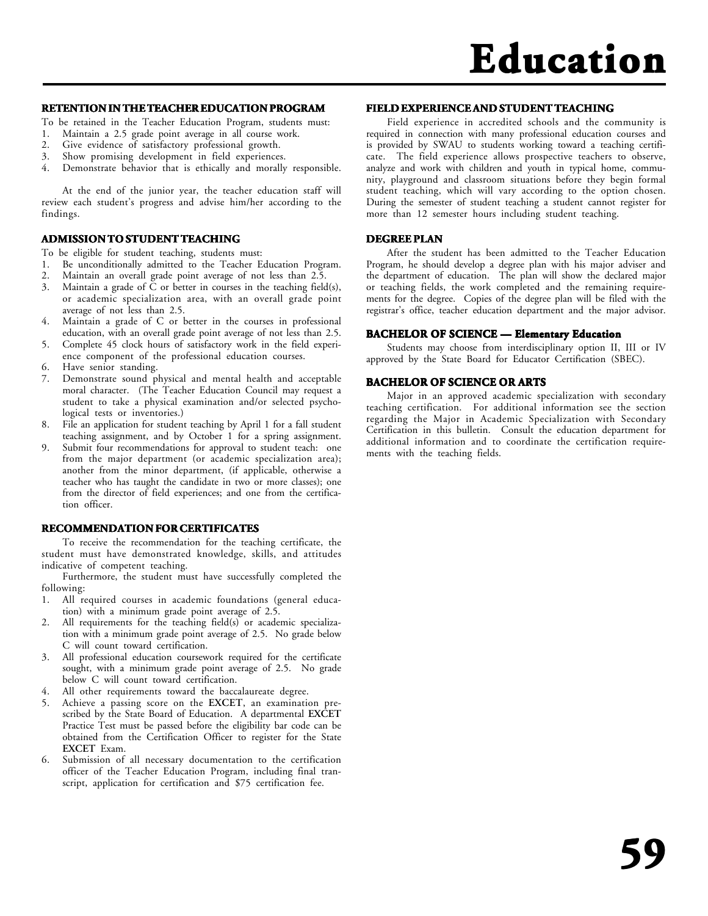### RETENTION IN THE TEACHER EDUCATION PROGRAM

To be retained in the Teacher Education Program, students must:

1. Maintain a 2.5 grade point average in all course work.
2. Give evidence of satisfactory professional growth.
3. Show promising development in field experiences.
4. Demonstrate behavior that is ethically and morally responsible.

At the end of the junior year, the teacher education staff will review each student's progress and advise him/her according to the findings.

### ADMISSION TO STUDENT TEACHING

To be eligible for student teaching, students must:

1. Be unconditionally admitted to the Teacher Education Program.
2. Maintain an overall grade point average of not less than 2.5.
3. Maintain a grade of C or better in courses in the teaching field(s), or academic specialization area, with an overall grade point average of not less than 2.5.
4. Maintain a grade of C or better in the courses in professional education, with an overall grade point average of not less than 2.5.
5. Complete 45 clock hours of satisfactory work in the field experience component of the professional education courses.
6. Have senior standing.
7. Demonstrate sound physical and mental health and acceptable moral character. (The Teacher Education Council may request a student to take a physical examination and/or selected psychological tests or inventories.)
8. File an application for student teaching by April 1 for a fall student teaching assignment, and by October 1 for a spring assignment.
9. Submit four recommendations for approval to student teach: one from the major department (or academic specialization area); another from the minor department, (if applicable, otherwise a teacher who has taught the candidate in two or more classes); one from the director of field experiences; and one from the certification officer.

### RECOMMENDATION FOR CERTIFICATES

To receive the recommendation for the teaching certificate, the student must have demonstrated knowledge, skills, and attitudes indicative of competent teaching.

Furthermore, the student must have successfully completed the following:

1. All required courses in academic foundations (general education) with a minimum grade point average of 2.5.
2. All requirements for the teaching field(s) or academic specialization with a minimum grade point average of 2.5. No grade below C will count toward certification.
3. All professional education coursework required for the certificate sought, with a minimum grade point average of 2.5. No grade below C will count toward certification.
4. All other requirements toward the baccalaureate degree.
5. Achieve a passing score on the **EXCET**, an examination prescribed by the State Board of Education. A departmental **EXCET** Practice Test must be passed before the eligibility bar code can be obtained from the Certification Officer to register for the State **EXCET** Exam.
6. Submission of all necessary documentation to the certification officer of the Teacher Education Program, including final transcript, application for certification and $75 certification fee.

### FIELD EXPERIENCE AND STUDENT TEACHING

Field experience in accredited schools and the community is required in connection with many professional education courses and is provided by SWAU to students working toward a teaching certificate. The field experience allows prospective teachers to observe, analyze and work with children and youth in typical home, community, playground and classroom situations before they begin formal student teaching, which will vary according to the option chosen. During the semester of student teaching a student cannot register for more than 12 semester hours including student teaching.

### DEGREE PLAN

After the student has been admitted to the Teacher Education Program, he should develop a degree plan with his major adviser and the department of education. The plan will show the declared major or teaching fields, the work completed and the remaining requirements for the degree. Copies of the degree plan will be filed with the registrar's office, teacher education department and the major advisor.

### BACHELOR OF SCIENCE — Elementary Education

Students may choose from interdisciplinary option II, III or IV approved by the State Board for Educator Certification (SBEC).

### BACHELOR OF SCIENCE OR ARTS

Major in an approved academic specialization with secondary teaching certification. For additional information see the section regarding the Major in Academic Specialization with Secondary Certification in this bulletin. Consult the education department for additional information and to coordinate the certification requirements with the teaching fields.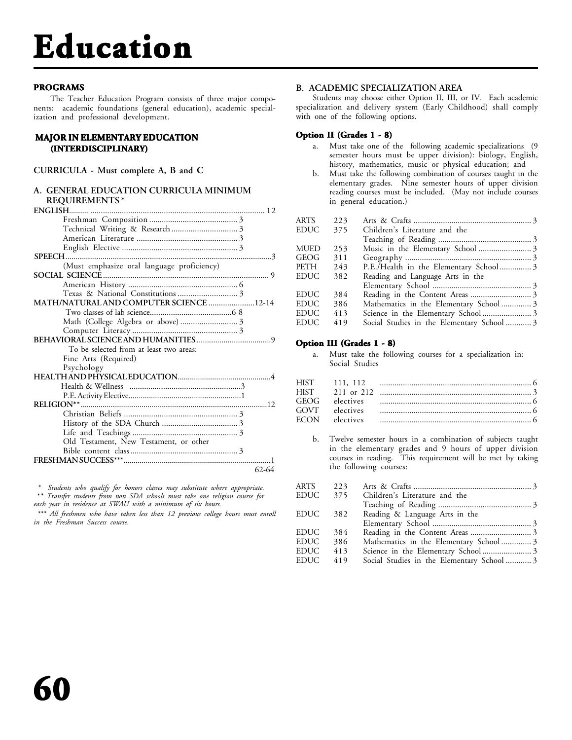# Education

## PROGRAMS

The Teacher Education Program consists of three major components: academic foundations (general education), academic specialization and professional development.

## MAJOR IN ELEMENTARY EDUCATION (INTERDISCIPLINARY)

**CURRICULA - Must complete A, B and C**

### A. GENERAL EDUCATION CURRICULA MINIMUM REQUIREMENTS *

| Course | Hours |
|---|---|
| **ENGLISH** | 12 |
| Freshman Composition | 3 |
| Technical Writing & Research | 3 |
| American Literature | 3 |
| English Elective | 3 |
| **SPEECH** | 3 |
| (Must emphasize oral language proficiency) | |
| **SOCIAL SCIENCE** | 9 |
| American History | 6 |
| Texas & National Constitutions | 3 |
| **MATH/NATURAL AND COMPUTER SCIENCE** | 12-14 |
| Two classes of lab science | 6-8 |
| Math (College Algebra or above) | 3 |
| Computer Literacy | 3 |
| **BEHAVIORAL SCIENCE AND HUMANITIES** | 9 |
| To be selected from at least two areas: | |
| Fine Arts (Required) | |
| Psychology | |
| **HEALTH AND PHYSICAL EDUCATION** | 4 |
| Health & Wellness | 3 |
| P.E. Activity Elective | 1 |
| **RELIGION**** | 12 |
| Christian Beliefs | 3 |
| History of the SDA Church | 3 |
| Life and Teachings | 3 |
| Old Testament, New Testament, or other Bible content class | 3 |
| **FRESHMAN SUCCESS***** | 1 |
| | 62-64 |

*\* Students who qualify for honors classes may substitute where appropriate.*
*\*\* Transfer students from non SDA schools must take one religion course for each year in residence at SWAU with a minimum of six hours.*
*\*\*\* All freshmen who have taken less than 12 previous college hours must enroll in the Freshman Success course.*

### B. ACADEMIC SPECIALIZATION AREA

Students may choose either Option II, III, or IV. Each academic specialization and delivery system (Early Childhood) shall comply with one of the following options.

#### Option II (Grades 1 - 8)

a. Must take one of the following academic specializations (9 semester hours must be upper division): biology, English, history, mathematics, music or physical education; and

b. Must take the following combination of courses taught in the elementary grades. Nine semester hours of upper division reading courses must be included. (May not include courses in general education.)

| Dept | No. | Course | Hours |
|---|---|---|---|
| ARTS | 223 | Arts & Crafts | 3 |
| EDUC | 375 | Children's Literature and the Teaching of Reading | 3 |
| MUED | 253 | Music in the Elementary School | 3 |
| GEOG | 311 | Geography | 3 |
| PETH | 243 | P.E./Health in the Elementary School | 3 |
| EDUC | 382 | Reading and Language Arts in the Elementary School | 3 |
| EDUC | 384 | Reading in the Content Areas | 3 |
| EDUC | 386 | Mathematics in the Elementary School | 3 |
| EDUC | 413 | Science in the Elementary School | 3 |
| EDUC | 419 | Social Studies in the Elementary School | 3 |

#### Option III (Grades 1 - 8)

a. Must take the following courses for a specialization in: Social Studies

| Dept | No. | Hours |
|---|---|---|
| HIST | 111, 112 | 6 |
| HIST | 211 or 212 | 3 |
| GEOG | electives | 6 |
| GOVT | electives | 6 |
| ECON | electives | 6 |

b. Twelve semester hours in a combination of subjects taught in the elementary grades and 9 hours of upper division courses in reading. This requirement will be met by taking the following courses:

| Dept | No. | Course | Hours |
|---|---|---|---|
| ARTS | 223 | Arts & Crafts | 3 |
| EDUC | 375 | Children's Literature and the Teaching of Reading | 3 |
| EDUC | 382 | Reading & Language Arts in the Elementary School | 3 |
| EDUC | 384 | Reading in the Content Areas | 3 |
| EDUC | 386 | Mathematics in the Elementary School | 3 |
| EDUC | 413 | Science in the Elementary School | 3 |
| EDUC | 419 | Social Studies in the Elementary School | 3 |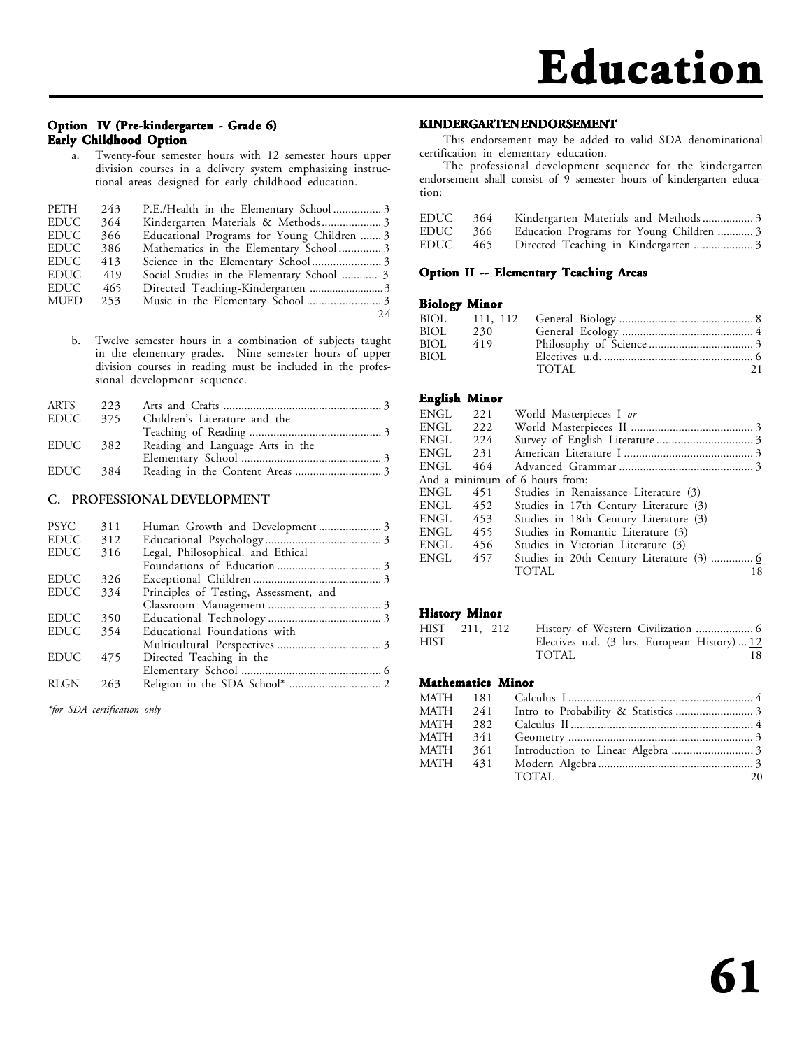#### Option IV (Pre-kindergarten - Grade 6) Early Childhood Option

a. Twenty-four semester hours with 12 semester hours upper division courses in a delivery system emphasizing instructional areas designed for early childhood education.

| | | | |
|---|---|---|---|
| PETH | 243 | P.E./Health in the Elementary School | 3 |
| EDUC | 364 | Kindergarten Materials & Methods | 3 |
| EDUC | 366 | Educational Programs for Young Children | 3 |
| EDUC | 386 | Mathematics in the Elementary School | 3 |
| EDUC | 413 | Science in the Elementary School | 3 |
| EDUC | 419 | Social Studies in the Elementary School | 3 |
| EDUC | 465 | Directed Teaching-Kindergarten | 3 |
| MUED | 253 | Music in the Elementary School | 3 |
| | | | 24 |

b. Twelve semester hours in a combination of subjects taught in the elementary grades. Nine semester hours of upper division courses in reading must be included in the professional development sequence.

| | | | |
|---|---|---|---|
| ARTS | 223 | Arts and Crafts | 3 |
| EDUC | 375 | Children's Literature and the Teaching of Reading | 3 |
| EDUC | 382 | Reading and Language Arts in the Elementary School | 3 |
| EDUC | 384 | Reading in the Content Areas | 3 |

### C. PROFESSIONAL DEVELOPMENT

| | | | |
|---|---|---|---|
| PSYC | 311 | Human Growth and Development | 3 |
| EDUC | 312 | Educational Psychology | 3 |
| EDUC | 316 | Legal, Philosophical, and Ethical Foundations of Education | 3 |
| EDUC | 326 | Exceptional Children | 3 |
| EDUC | 334 | Principles of Testing, Assessment, and Classroom Management | 3 |
| EDUC | 350 | Educational Technology | 3 |
| EDUC | 354 | Educational Foundations with Multicultural Perspectives | 3 |
| EDUC | 475 | Directed Teaching in the Elementary School | 6 |
| RLGN | 263 | Religion in the SDA School* | 2 |

*\*for SDA certification only*

#### KINDERGARTEN ENDORSEMENT

This endorsement may be added to valid SDA denominational certification in elementary education.

The professional development sequence for the kindergarten endorsement shall consist of 9 semester hours of kindergarten education:

| | | | |
|---|---|---|---|
| EDUC | 364 | Kindergarten Materials and Methods | 3 |
| EDUC | 366 | Education Programs for Young Children | 3 |
| EDUC | 465 | Directed Teaching in Kindergarten | 3 |

#### Option II -- Elementary Teaching Areas

**Biology Minor**

| | | | |
|---|---|---|---|
| BIOL | 111, 112 | General Biology | 8 |
| BIOL | 230 | General Ecology | 4 |
| BIOL | 419 | Philosophy of Science | 3 |
| BIOL | | Electives u.d. | 6 |
| | | TOTAL | 21 |

**English Minor**

| | | | |
|---|---|---|---|
| ENGL | 221 | World Masterpieces I *or* | |
| ENGL | 222 | World Masterpieces II | 3 |
| ENGL | 224 | Survey of English Literature | 3 |
| ENGL | 231 | American Literature I | 3 |
| ENGL | 464 | Advanced Grammar | 3 |
| And a minimum of 6 hours from: | | | |
| ENGL | 451 | Studies in Renaissance Literature (3) | |
| ENGL | 452 | Studies in 17th Century Literature (3) | |
| ENGL | 453 | Studies in 18th Century Literature (3) | |
| ENGL | 455 | Studies in Romantic Literature (3) | |
| ENGL | 456 | Studies in Victorian Literature (3) | |
| ENGL | 457 | Studies in 20th Century Literature (3) | 6 |
| | | TOTAL | 18 |

**History Minor**

| | | | |
|---|---|---|---|
| HIST | 211, 212 | History of Western Civilization | 6 |
| HIST | | Electives u.d. (3 hrs. European History) | 12 |
| | | TOTAL | 18 |

**Mathematics Minor**

| | | | |
|---|---|---|---|
| MATH | 181 | Calculus I | 4 |
| MATH | 241 | Intro to Probability & Statistics | 3 |
| MATH | 282 | Calculus II | 4 |
| MATH | 341 | Geometry | 3 |
| MATH | 361 | Introduction to Linear Algebra | 3 |
| MATH | 431 | Modern Algebra | 3 |
| | | TOTAL | 20 |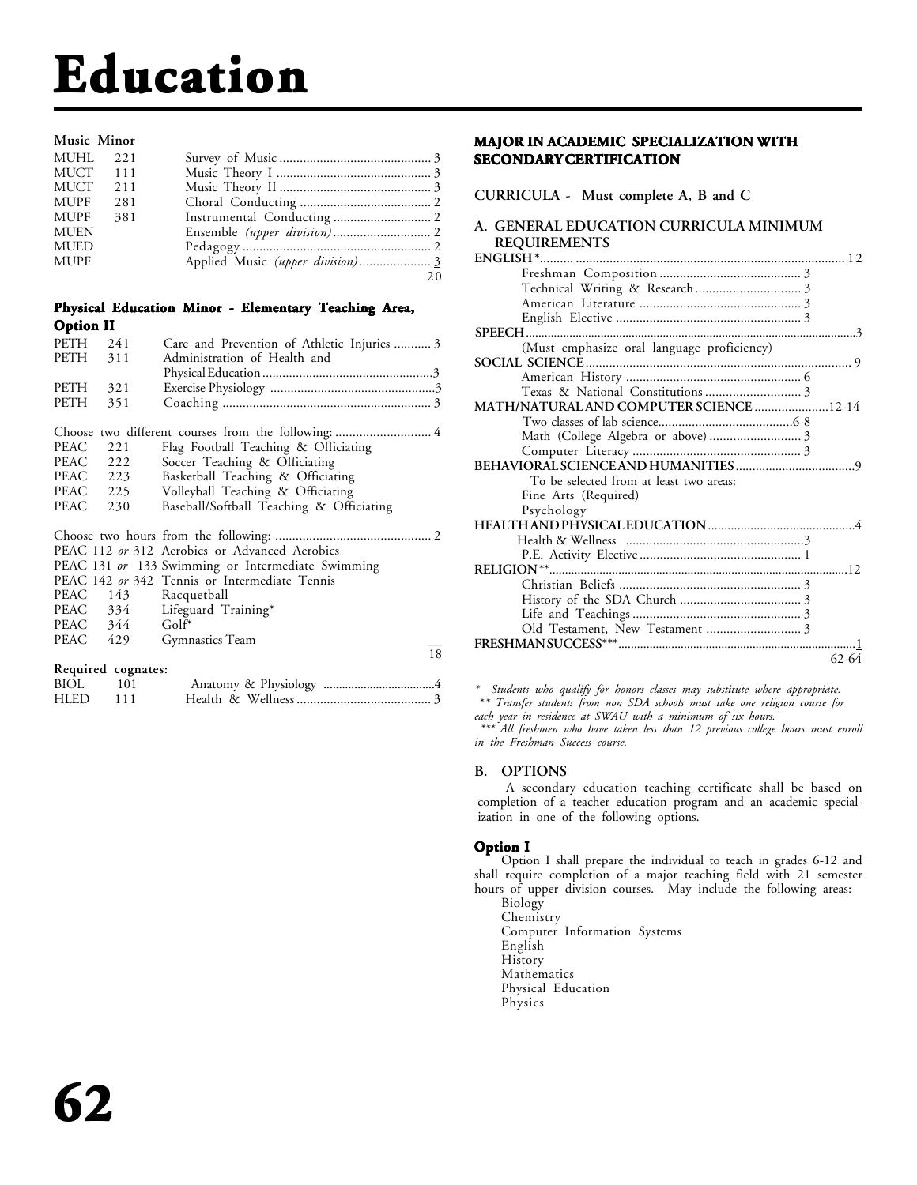# Education

**Music Minor**

| | | | |
|---|---|---|---|
| MUHL | 221 | Survey of Music | 3 |
| MUCT | 111 | Music Theory I | 3 |
| MUCT | 211 | Music Theory II | 3 |
| MUPF | 281 | Choral Conducting | 2 |
| MUPF | 381 | Instrumental Conducting | 2 |
| MUEN | | Ensemble *(upper division)* | 2 |
| MUED | | Pedagogy | 2 |
| MUPF | | Applied Music *(upper division)* | 3 |
| | | | 20 |

### Physical Education Minor - Elementary Teaching Area, Option II

| | | | |
|---|---|---|---|
| PETH | 241 | Care and Prevention of Athletic Injuries | 3 |
| PETH | 311 | Administration of Health and Physical Education | 3 |
| PETH | 321 | Exercise Physiology | 3 |
| PETH | 351 | Coaching | 3 |

Choose two different courses from the following: ............................ 4

| | | |
|---|---|---|
| PEAC | 221 | Flag Football Teaching & Officiating |
| PEAC | 222 | Soccer Teaching & Officiating |
| PEAC | 223 | Basketball Teaching & Officiating |
| PEAC | 225 | Volleyball Teaching & Officiating |
| PEAC | 230 | Baseball/Softball Teaching & Officiating |

Choose two hours from the following: .............................................. 2

| | | |
|---|---|---|
| PEAC | 112 *or* 312 | Aerobics or Advanced Aerobics |
| PEAC | 131 *or* 133 | Swimming or Intermediate Swimming |
| PEAC | 142 *or* 342 | Tennis or Intermediate Tennis |
| PEAC | 143 | Racquetball |
| PEAC | 334 | Lifeguard Training* |
| PEAC | 344 | Golf* |
| PEAC | 429 | Gymnastics Team |

18

**Required cognates:**

| | | | |
|---|---|---|---|
| BIOL | 101 | Anatomy & Physiology | 4 |
| HLED | 111 | Health & Wellness | 3 |

### MAJOR IN ACADEMIC SPECIALIZATION WITH SECONDARY CERTIFICATION

**CURRICULA - Must complete A, B and C**

**A. GENERAL EDUCATION CURRICULA MINIMUM REQUIREMENTS**

| | |
|---|---|
| **ENGLISH*** | 12 |
| Freshman Composition | 3 |
| Technical Writing & Research | 3 |
| American Literature | 3 |
| English Elective | 3 |
| **SPEECH** | 3 |
| (Must emphasize oral language proficiency) | |
| **SOCIAL SCIENCE** | 9 |
| American History | 6 |
| Texas & National Constitutions | 3 |
| **MATH/NATURAL AND COMPUTER SCIENCE** | 12-14 |
| Two classes of lab science | 6-8 |
| Math (College Algebra or above) | 3 |
| Computer Literacy | 3 |
| **BEHAVIORAL SCIENCE AND HUMANITIES** | 9 |
| To be selected from at least two areas: | |
| Fine Arts (Required) | |
| Psychology | |
| **HEALTH AND PHYSICAL EDUCATION** | 4 |
| Health & Wellness | 3 |
| P.E. Activity Elective | 1 |
| **RELIGION**** | 12 |
| Christian Beliefs | 3 |
| History of the SDA Church | 3 |
| Life and Teachings | 3 |
| Old Testament, New Testament | 3 |
| **FRESHMAN SUCCESS***** | 1 |
| | 62-64 |

*\* Students who qualify for honors classes may substitute where appropriate.*
*\*\* Transfer students from non SDA schools must take one religion course for each year in residence at SWAU with a minimum of six hours.*
*\*\*\* All freshmen who have taken less than 12 previous college hours must enroll in the Freshman Success course.*

**B. OPTIONS**

A secondary education teaching certificate shall be based on completion of a teacher education program and an academic specialization in one of the following options.

**Option I**

Option I shall prepare the individual to teach in grades 6-12 and shall require completion of a major teaching field with 21 semester hours of upper division courses. May include the following areas:

- Biology
- Chemistry
- Computer Information Systems
- English
- History
- Mathematics
- Physical Education
- Physics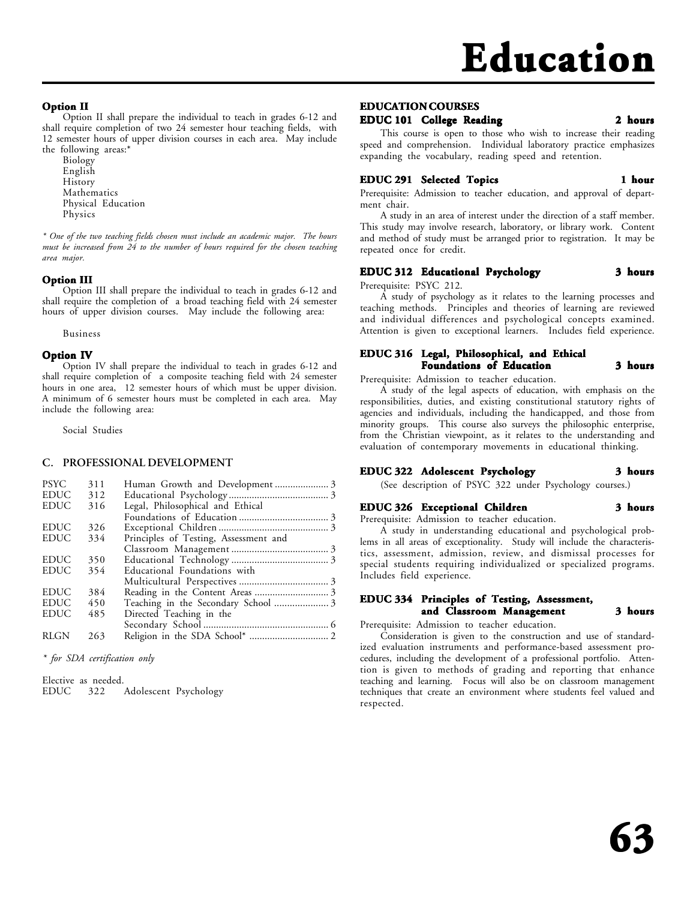# Education

### Option II

Option II shall prepare the individual to teach in grades 6-12 and shall require completion of two 24 semester hour teaching fields, with 12 semester hours of upper division courses in each area. May include the following areas:*

- Biology
- English
- History
- Mathematics
- Physical Education
- Physics

*\* One of the two teaching fields chosen must include an academic major. The hours must be increased from 24 to the number of hours required for the chosen teaching area major.*

### Option III

Option III shall prepare the individual to teach in grades 6-12 and shall require the completion of a broad teaching field with 24 semester hours of upper division courses. May include the following area:

Business

### Option IV

Option IV shall prepare the individual to teach in grades 6-12 and shall require completion of a composite teaching field with 24 semester hours in one area, 12 semester hours of which must be upper division. A minimum of 6 semester hours must be completed in each area. May include the following area:

Social Studies

### C. PROFESSIONAL DEVELOPMENT

| | | | |
|---|---|---|---|
| PSYC | 311 | Human Growth and Development | 3 |
| EDUC | 312 | Educational Psychology | 3 |
| EDUC | 316 | Legal, Philosophical and Ethical Foundations of Education | 3 |
| EDUC | 326 | Exceptional Children | 3 |
| EDUC | 334 | Principles of Testing, Assessment and Classroom Management | 3 |
| EDUC | 350 | Educational Technology | 3 |
| EDUC | 354 | Educational Foundations with Multicultural Perspectives | 3 |
| EDUC | 384 | Reading in the Content Areas | 3 |
| EDUC | 450 | Teaching in the Secondary School | 3 |
| EDUC | 485 | Directed Teaching in the Secondary School | 6 |
| RLGN | 263 | Religion in the SDA School* | 2 |

*\* for SDA certification only*

Elective as needed.
EDUC 322 Adolescent Psychology

## EDUCATION COURSES

### EDUC 101 College Reading — 2 hours

This course is open to those who wish to increase their reading speed and comprehension. Individual laboratory practice emphasizes expanding the vocabulary, reading speed and retention.

### EDUC 291 Selected Topics — 1 hour

Prerequisite: Admission to teacher education, and approval of department chair.

A study in an area of interest under the direction of a staff member. This study may involve research, laboratory, or library work. Content and method of study must be arranged prior to registration. It may be repeated once for credit.

### EDUC 312 Educational Psychology — 3 hours

Prerequisite: PSYC 212.

A study of psychology as it relates to the learning processes and teaching methods. Principles and theories of learning are reviewed and individual differences and psychological concepts examined. Attention is given to exceptional learners. Includes field experience.

### EDUC 316 Legal, Philosophical, and Ethical Foundations of Education — 3 hours

Prerequisite: Admission to teacher education.

A study of the legal aspects of education, with emphasis on the responsibilities, duties, and existing constitutional statutory rights of agencies and individuals, including the handicapped, and those from minority groups. This course also surveys the philosophic enterprise, from the Christian viewpoint, as it relates to the understanding and evaluation of contemporary movements in educational thinking.

### EDUC 322 Adolescent Psychology — 3 hours

(See description of PSYC 322 under Psychology courses.)

### EDUC 326 Exceptional Children — 3 hours

Prerequisite: Admission to teacher education.

A study in understanding educational and psychological problems in all areas of exceptionality. Study will include the characteristics, assessment, admission, review, and dismissal processes for special students requiring individualized or specialized programs. Includes field experience.

### EDUC 334 Principles of Testing, Assessment, and Classroom Management — 3 hours

Prerequisite: Admission to teacher education.

Consideration is given to the construction and use of standardized evaluation instruments and performance-based assessment procedures, including the development of a professional portfolio. Attention is given to methods of grading and reporting that enhance teaching and learning. Focus will also be on classroom management techniques that create an environment where students feel valued and respected.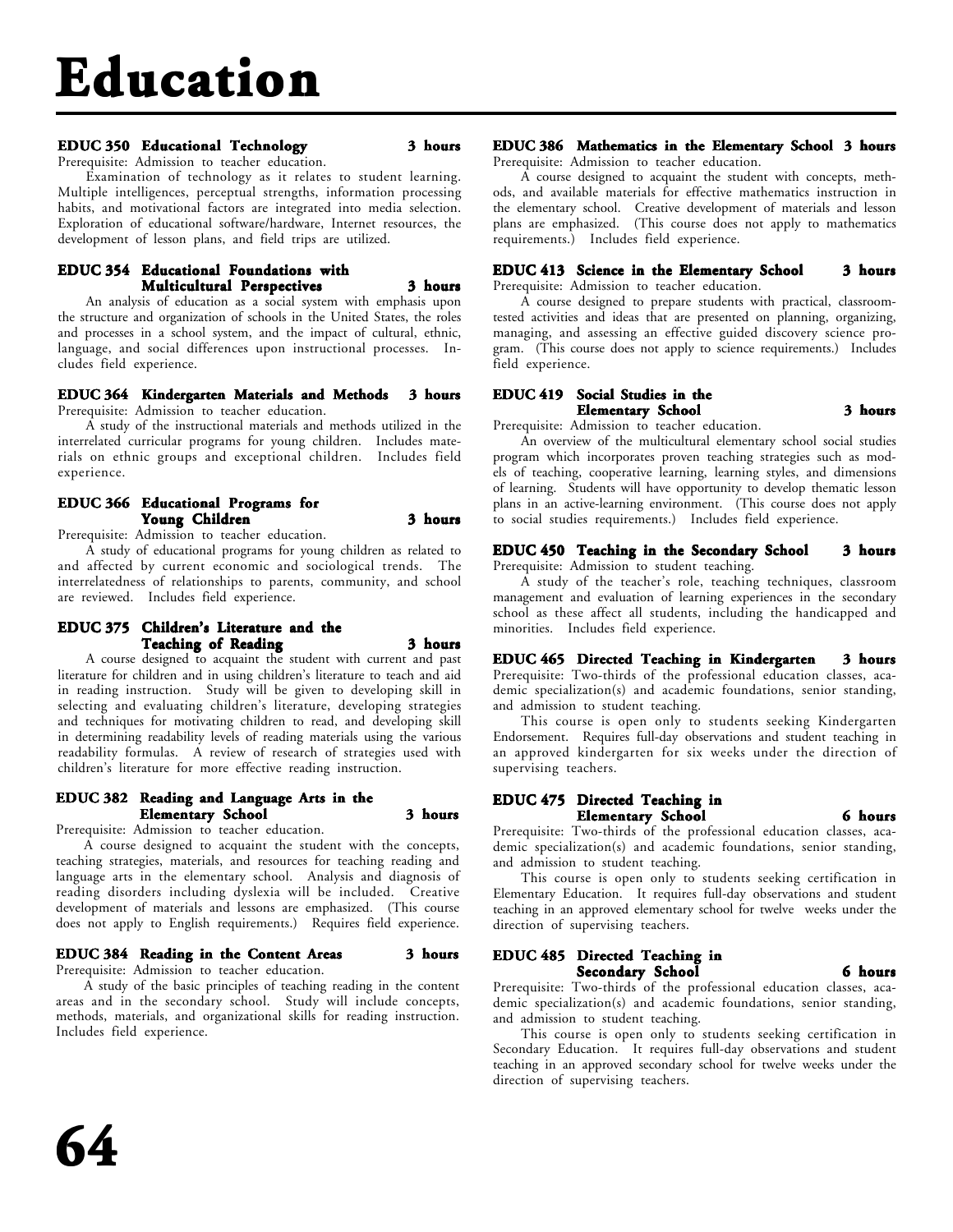# Education

### EDUC 350 Educational Technology — 3 hours

Prerequisite: Admission to teacher education.

Examination of technology as it relates to student learning. Multiple intelligences, perceptual strengths, information processing habits, and motivational factors are integrated into media selection. Exploration of educational software/hardware, Internet resources, the development of lesson plans, and field trips are utilized.

### EDUC 354 Educational Foundations with Multicultural Perspectives — 3 hours

An analysis of education as a social system with emphasis upon the structure and organization of schools in the United States, the roles and processes in a school system, and the impact of cultural, ethnic, language, and social differences upon instructional processes. Includes field experience.

### EDUC 364 Kindergarten Materials and Methods — 3 hours

Prerequisite: Admission to teacher education.

A study of the instructional materials and methods utilized in the interrelated curricular programs for young children. Includes materials on ethnic groups and exceptional children. Includes field experience.

### EDUC 366 Educational Programs for Young Children — 3 hours

Prerequisite: Admission to teacher education.

A study of educational programs for young children as related to and affected by current economic and sociological trends. The interrelatedness of relationships to parents, community, and school are reviewed. Includes field experience.

### EDUC 375 Children's Literature and the Teaching of Reading — 3 hours

A course designed to acquaint the student with current and past literature for children and in using children's literature to teach and aid in reading instruction. Study will be given to developing skill in selecting and evaluating children's literature, developing strategies and techniques for motivating children to read, and developing skill in determining readability levels of reading materials using the various readability formulas. A review of research of strategies used with children's literature for more effective reading instruction.

### EDUC 382 Reading and Language Arts in the Elementary School — 3 hours

Prerequisite: Admission to teacher education.

A course designed to acquaint the student with the concepts, teaching strategies, materials, and resources for teaching reading and language arts in the elementary school. Analysis and diagnosis of reading disorders including dyslexia will be included. Creative development of materials and lessons are emphasized. (This course does not apply to English requirements.) Requires field experience.

### EDUC 384 Reading in the Content Areas — 3 hours

Prerequisite: Admission to teacher education.

A study of the basic principles of teaching reading in the content areas and in the secondary school. Study will include concepts, methods, materials, and organizational skills for reading instruction. Includes field experience.

### EDUC 386 Mathematics in the Elementary School — 3 hours

Prerequisite: Admission to teacher education.

A course designed to acquaint the student with concepts, methods, and available materials for effective mathematics instruction in the elementary school. Creative development of materials and lesson plans are emphasized. (This course does not apply to mathematics requirements.) Includes field experience.

### EDUC 413 Science in the Elementary School — 3 hours

Prerequisite: Admission to teacher education.

A course designed to prepare students with practical, classroom-tested activities and ideas that are presented on planning, organizing, managing, and assessing an effective guided discovery science program. (This course does not apply to science requirements.) Includes field experience.

### EDUC 419 Social Studies in the Elementary School — 3 hours

Prerequisite: Admission to teacher education.

An overview of the multicultural elementary school social studies program which incorporates proven teaching strategies such as models of teaching, cooperative learning, learning styles, and dimensions of learning. Students will have opportunity to develop thematic lesson plans in an active-learning environment. (This course does not apply to social studies requirements.) Includes field experience.

### EDUC 450 Teaching in the Secondary School — 3 hours

Prerequisite: Admission to student teaching.

A study of the teacher's role, teaching techniques, classroom management and evaluation of learning experiences in the secondary school as these affect all students, including the handicapped and minorities. Includes field experience.

### EDUC 465 Directed Teaching in Kindergarten — 3 hours

Prerequisite: Two-thirds of the professional education classes, academic specialization(s) and academic foundations, senior standing, and admission to student teaching.

This course is open only to students seeking Kindergarten Endorsement. Requires full-day observations and student teaching in an approved kindergarten for six weeks under the direction of supervising teachers.

### EDUC 475 Directed Teaching in Elementary School — 6 hours

Prerequisite: Two-thirds of the professional education classes, academic specialization(s) and academic foundations, senior standing, and admission to student teaching.

This course is open only to students seeking certification in Elementary Education. It requires full-day observations and student teaching in an approved elementary school for twelve weeks under the direction of supervising teachers.

### EDUC 485 Directed Teaching in Secondary School — 6 hours

Prerequisite: Two-thirds of the professional education classes, academic specialization(s) and academic foundations, senior standing, and admission to student teaching.

This course is open only to students seeking certification in Secondary Education. It requires full-day observations and student teaching in an approved secondary school for twelve weeks under the direction of supervising teachers.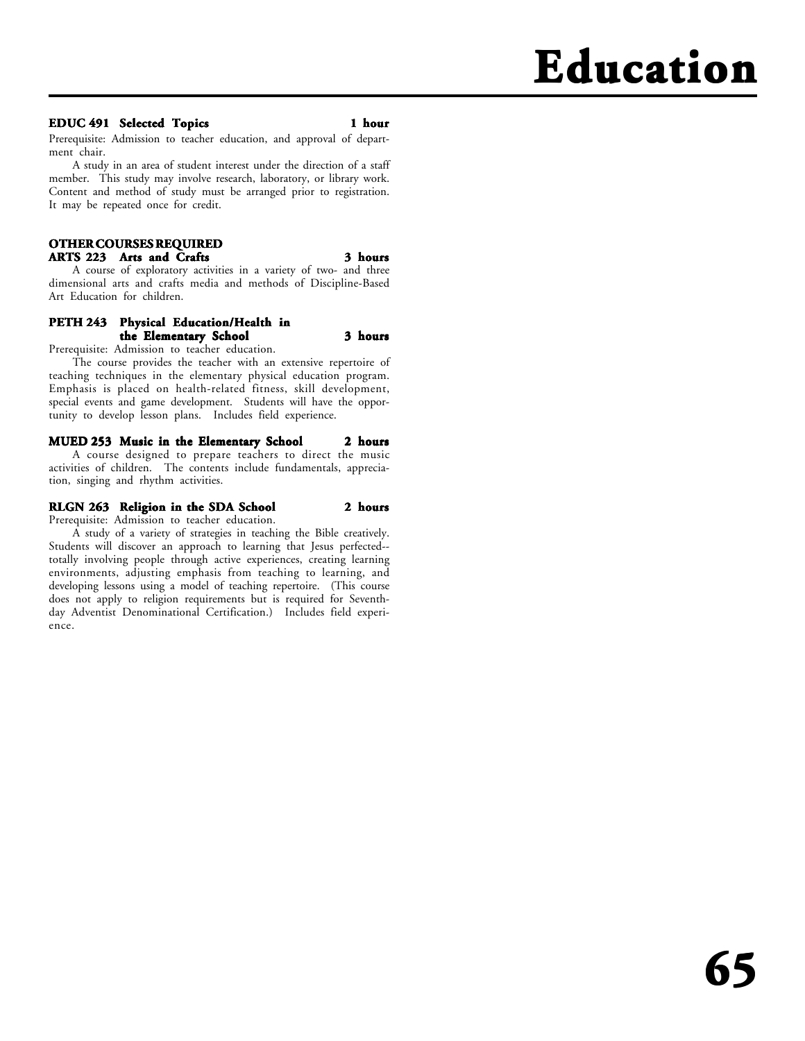**EDUC 491 Selected Topics 1 hour**

Prerequisite: Admission to teacher education, and approval of department chair.

A study in an area of student interest under the direction of a staff member. This study may involve research, laboratory, or library work. Content and method of study must be arranged prior to registration. It may be repeated once for credit.

**OTHER COURSES REQUIRED**

**ARTS 223 Arts and Crafts 3 hours**

A course of exploratory activities in a variety of two- and three dimensional arts and crafts media and methods of Discipline-Based Art Education for children.

**PETH 243 Physical Education/Health in the Elementary School 3 hours**

Prerequisite: Admission to teacher education.

The course provides the teacher with an extensive repertoire of teaching techniques in the elementary physical education program. Emphasis is placed on health-related fitness, skill development, special events and game development. Students will have the opportunity to develop lesson plans. Includes field experience.

**MUED 253 Music in the Elementary School 2 hours**

A course designed to prepare teachers to direct the music activities of children. The contents include fundamentals, appreciation, singing and rhythm activities.

**RLGN 263 Religion in the SDA School 2 hours**

Prerequisite: Admission to teacher education.

A study of a variety of strategies in teaching the Bible creatively. Students will discover an approach to learning that Jesus perfected--totally involving people through active experiences, creating learning environments, adjusting emphasis from teaching to learning, and developing lessons using a model of teaching repertoire. (This course does not apply to religion requirements but is required for Seventh-day Adventist Denominational Certification.) Includes field experience.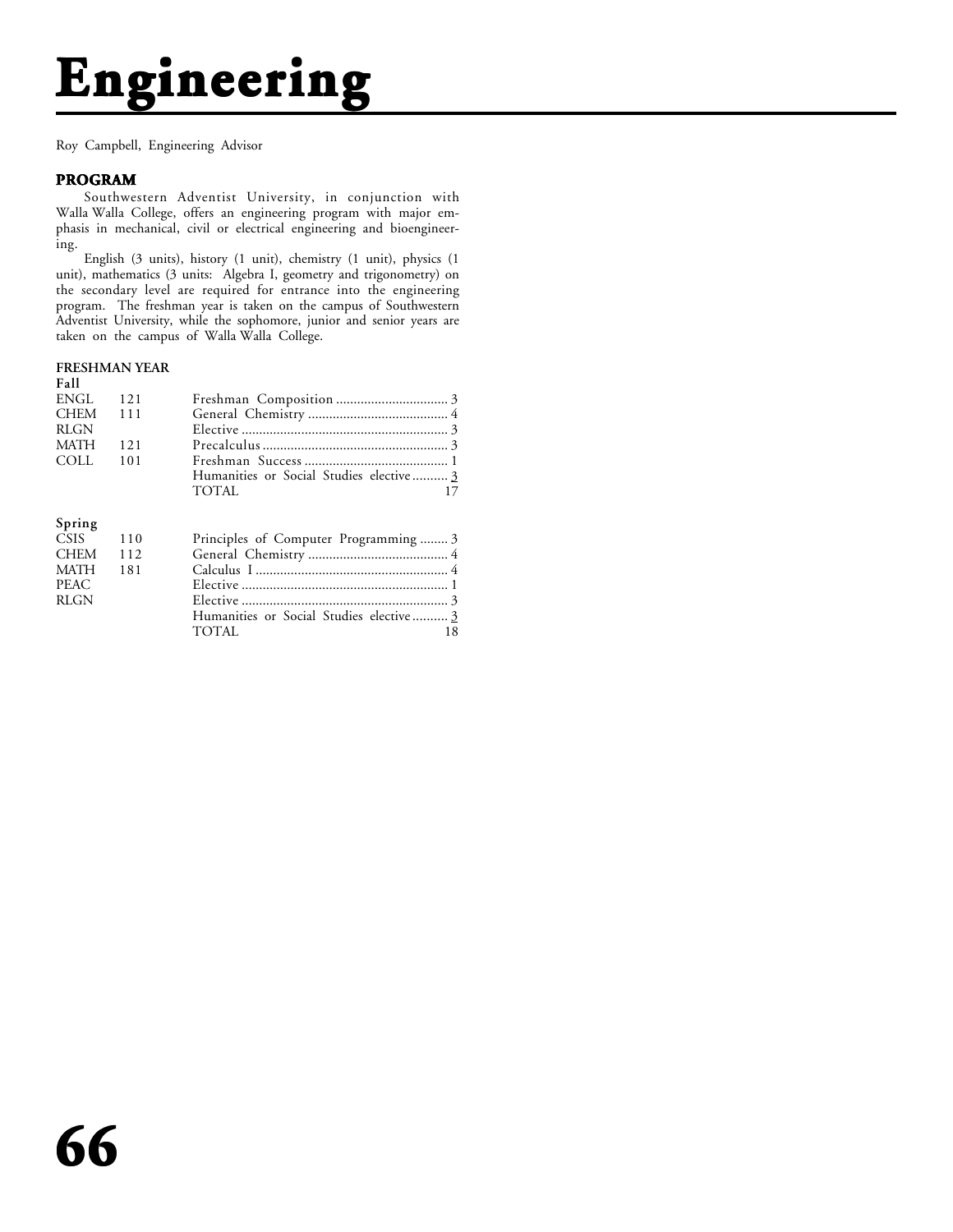# Engineering

Roy Campbell, Engineering Advisor

### PROGRAM

Southwestern Adventist University, in conjunction with Walla Walla College, offers an engineering program with major emphasis in mechanical, civil or electrical engineering and bioengineering.

English (3 units), history (1 unit), chemistry (1 unit), physics (1 unit), mathematics (3 units: Algebra I, geometry and trigonometry) on the secondary level are required for entrance into the engineering program. The freshman year is taken on the campus of Southwestern Adventist University, while the sophomore, junior and senior years are taken on the campus of Walla Walla College.

**FRESHMAN YEAR**

**Fall**

| | | | |
|---|---|---|---|
| ENGL | 121 | Freshman Composition | 3 |
| CHEM | 111 | General Chemistry | 4 |
| RLGN | | Elective | 3 |
| MATH | 121 | Precalculus | 3 |
| COLL | 101 | Freshman Success | 1 |
| | | Humanities or Social Studies elective | 3 |
| | | TOTAL | 17 |

**Spring**

| | | | |
|---|---|---|---|
| CSIS | 110 | Principles of Computer Programming | 3 |
| CHEM | 112 | General Chemistry | 4 |
| MATH | 181 | Calculus I | 4 |
| PEAC | | Elective | 1 |
| RLGN | | Elective | 3 |
| | | Humanities or Social Studies elective | 3 |
| | | TOTAL | 18 |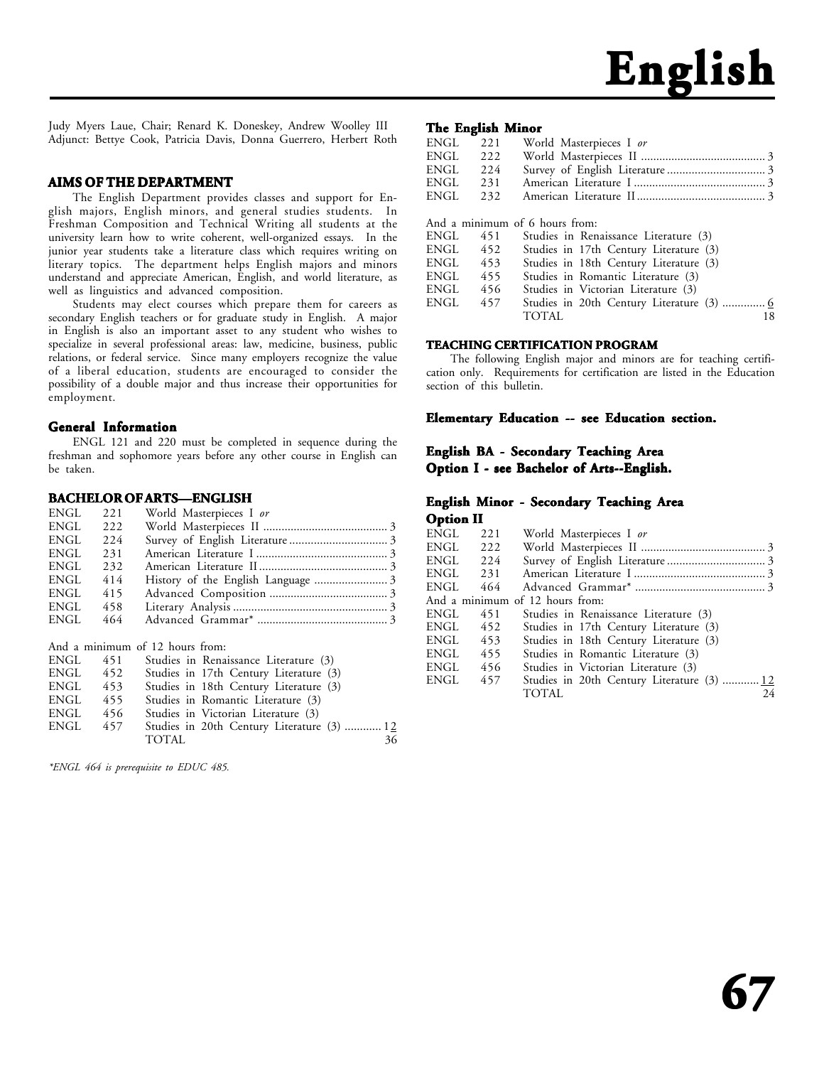# English

Judy Myers Laue, Chair; Renard K. Doneskey, Andrew Woolley III
Adjunct: Bettye Cook, Patricia Davis, Donna Guerrero, Herbert Roth

## AIMS OF THE DEPARTMENT

The English Department provides classes and support for English majors, English minors, and general studies students. In Freshman Composition and Technical Writing all students at the university learn how to write coherent, well-organized essays. In the junior year students take a literature class which requires writing on literary topics. The department helps English majors and minors understand and appreciate American, English, and world literature, as well as linguistics and advanced composition.

Students may elect courses which prepare them for careers as secondary English teachers or for graduate study in English. A major in English is also an important asset to any student who wishes to specialize in several professional areas: law, medicine, business, public relations, or federal service. Since many employers recognize the value of a liberal education, students are encouraged to consider the possibility of a double major and thus increase their opportunities for employment.

### General Information

ENGL 121 and 220 must be completed in sequence during the freshman and sophomore years before any other course in English can be taken.

## BACHELOR OF ARTS—ENGLISH

| | | | |
|---|---|---|---|
| ENGL | 221 | World Masterpieces I *or* | |
| ENGL | 222 | World Masterpieces II | 3 |
| ENGL | 224 | Survey of English Literature | 3 |
| ENGL | 231 | American Literature I | 3 |
| ENGL | 232 | American Literature II | 3 |
| ENGL | 414 | History of the English Language | 3 |
| ENGL | 415 | Advanced Composition | 3 |
| ENGL | 458 | Literary Analysis | 3 |
| ENGL | 464 | Advanced Grammar* | 3 |

And a minimum of 12 hours from:

| | | | |
|---|---|---|---|
| ENGL | 451 | Studies in Renaissance Literature (3) | |
| ENGL | 452 | Studies in 17th Century Literature (3) | |
| ENGL | 453 | Studies in 18th Century Literature (3) | |
| ENGL | 455 | Studies in Romantic Literature (3) | |
| ENGL | 456 | Studies in Victorian Literature (3) | |
| ENGL | 457 | Studies in 20th Century Literature (3) | 12 |
| | | TOTAL | 36 |

*\*ENGL 464 is prerequisite to EDUC 485.*

### The English Minor

| | | | |
|---|---|---|---|
| ENGL | 221 | World Masterpieces I *or* | |
| ENGL | 222 | World Masterpieces II | 3 |
| ENGL | 224 | Survey of English Literature | 3 |
| ENGL | 231 | American Literature I | 3 |
| ENGL | 232 | American Literature II | 3 |

And a minimum of 6 hours from:

| | | | |
|---|---|---|---|
| ENGL | 451 | Studies in Renaissance Literature (3) | |
| ENGL | 452 | Studies in 17th Century Literature (3) | |
| ENGL | 453 | Studies in 18th Century Literature (3) | |
| ENGL | 455 | Studies in Romantic Literature (3) | |
| ENGL | 456 | Studies in Victorian Literature (3) | |
| ENGL | 457 | Studies in 20th Century Literature (3) | 6 |
| | | TOTAL | 18 |

## TEACHING CERTIFICATION PROGRAM

The following English major and minors are for teaching certification only. Requirements for certification are listed in the Education section of this bulletin.

### Elementary Education -- see Education section.

### English BA - Secondary Teaching Area Option I - see Bachelor of Arts--English.

### English Minor - Secondary Teaching Area Option II

| | | | |
|---|---|---|---|
| ENGL | 221 | World Masterpieces I *or* | |
| ENGL | 222 | World Masterpieces II | 3 |
| ENGL | 224 | Survey of English Literature | 3 |
| ENGL | 231 | American Literature I | 3 |
| ENGL | 464 | Advanced Grammar* | 3 |

And a minimum of 12 hours from:

| | | | |
|---|---|---|---|
| ENGL | 451 | Studies in Renaissance Literature (3) | |
| ENGL | 452 | Studies in 17th Century Literature (3) | |
| ENGL | 453 | Studies in 18th Century Literature (3) | |
| ENGL | 455 | Studies in Romantic Literature (3) | |
| ENGL | 456 | Studies in Victorian Literature (3) | |
| ENGL | 457 | Studies in 20th Century Literature (3) | 12 |
| | | TOTAL | 24 |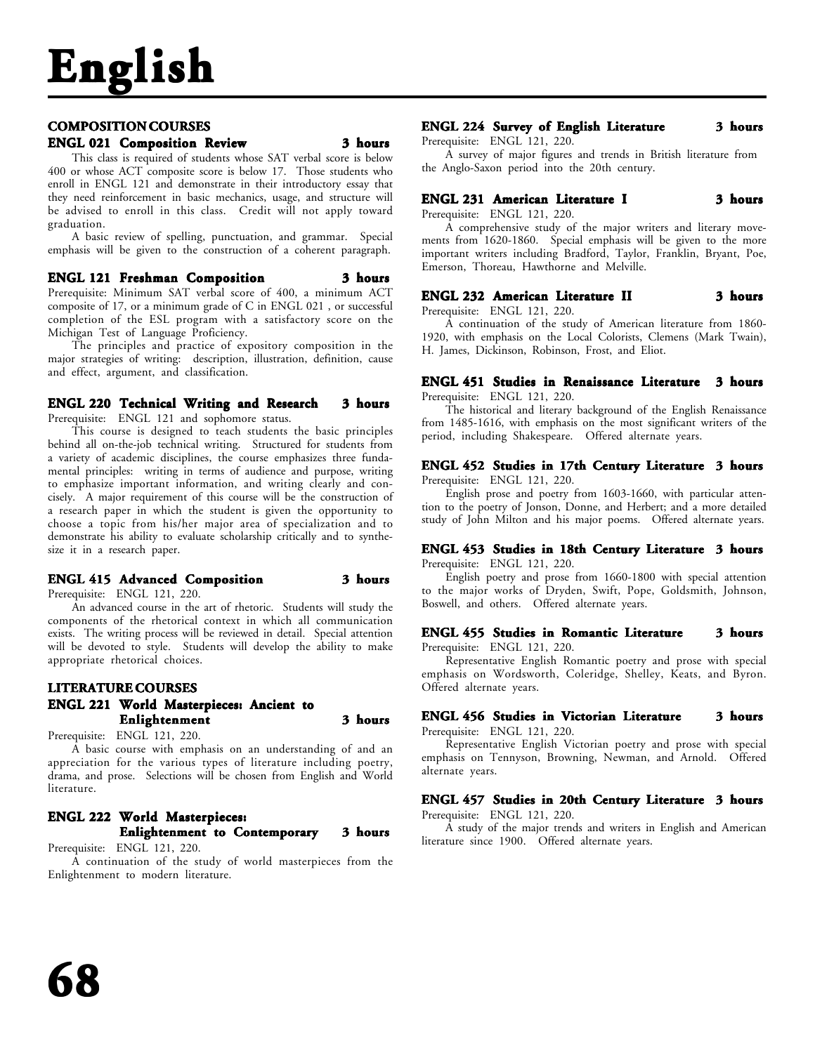# English

## COMPOSITION COURSES

### ENGL 021 Composition Review 3 hours

This class is required of students whose SAT verbal score is below 400 or whose ACT composite score is below 17. Those students who enroll in ENGL 121 and demonstrate in their introductory essay that they need reinforcement in basic mechanics, usage, and structure will be advised to enroll in this class. Credit will not apply toward graduation.

A basic review of spelling, punctuation, and grammar. Special emphasis will be given to the construction of a coherent paragraph.

### ENGL 121 Freshman Composition 3 hours

Prerequisite: Minimum SAT verbal score of 400, a minimum ACT composite of 17, or a minimum grade of C in ENGL 021 , or successful completion of the ESL program with a satisfactory score on the Michigan Test of Language Proficiency.

The principles and practice of expository composition in the major strategies of writing: description, illustration, definition, cause and effect, argument, and classification.

### ENGL 220 Technical Writing and Research 3 hours

Prerequisite: ENGL 121 and sophomore status.

This course is designed to teach students the basic principles behind all on-the-job technical writing. Structured for students from a variety of academic disciplines, the course emphasizes three fundamental principles: writing in terms of audience and purpose, writing to emphasize important information, and writing clearly and concisely. A major requirement of this course will be the construction of a research paper in which the student is given the opportunity to choose a topic from his/her major area of specialization and to demonstrate his ability to evaluate scholarship critically and to synthesize it in a research paper.

### ENGL 415 Advanced Composition 3 hours

Prerequisite: ENGL 121, 220.

An advanced course in the art of rhetoric. Students will study the components of the rhetorical context in which all communication exists. The writing process will be reviewed in detail. Special attention will be devoted to style. Students will develop the ability to make appropriate rhetorical choices.

## LITERATURE COURSES

### ENGL 221 World Masterpieces: Ancient to Enlightenment 3 hours

Prerequisite: ENGL 121, 220.

A basic course with emphasis on an understanding of and an appreciation for the various types of literature including poetry, drama, and prose. Selections will be chosen from English and World literature.

### ENGL 222 World Masterpieces: Enlightenment to Contemporary 3 hours

Prerequisite: ENGL 121, 220.

A continuation of the study of world masterpieces from the Enlightenment to modern literature.

### ENGL 224 Survey of English Literature 3 hours

Prerequisite: ENGL 121, 220.

A survey of major figures and trends in British literature from the Anglo-Saxon period into the 20th century.

### ENGL 231 American Literature I 3 hours

Prerequisite: ENGL 121, 220.

A comprehensive study of the major writers and literary movements from 1620-1860. Special emphasis will be given to the more important writers including Bradford, Taylor, Franklin, Bryant, Poe, Emerson, Thoreau, Hawthorne and Melville.

### ENGL 232 American Literature II 3 hours

Prerequisite: ENGL 121, 220.

A continuation of the study of American literature from 1860-1920, with emphasis on the Local Colorists, Clemens (Mark Twain), H. James, Dickinson, Robinson, Frost, and Eliot.

### ENGL 451 Studies in Renaissance Literature 3 hours

Prerequisite: ENGL 121, 220.

The historical and literary background of the English Renaissance from 1485-1616, with emphasis on the most significant writers of the period, including Shakespeare. Offered alternate years.

### ENGL 452 Studies in 17th Century Literature 3 hours

Prerequisite: ENGL 121, 220.

English prose and poetry from 1603-1660, with particular attention to the poetry of Jonson, Donne, and Herbert; and a more detailed study of John Milton and his major poems. Offered alternate years.

### ENGL 453 Studies in 18th Century Literature 3 hours

Prerequisite: ENGL 121, 220.

English poetry and prose from 1660-1800 with special attention to the major works of Dryden, Swift, Pope, Goldsmith, Johnson, Boswell, and others. Offered alternate years.

### ENGL 455 Studies in Romantic Literature 3 hours

Prerequisite: ENGL 121, 220.

Representative English Romantic poetry and prose with special emphasis on Wordsworth, Coleridge, Shelley, Keats, and Byron. Offered alternate years.

### ENGL 456 Studies in Victorian Literature 3 hours

Prerequisite: ENGL 121, 220.

Representative English Victorian poetry and prose with special emphasis on Tennyson, Browning, Newman, and Arnold. Offered alternate years.

### ENGL 457 Studies in 20th Century Literature 3 hours

Prerequisite: ENGL 121, 220.

A study of the major trends and writers in English and American literature since 1900. Offered alternate years.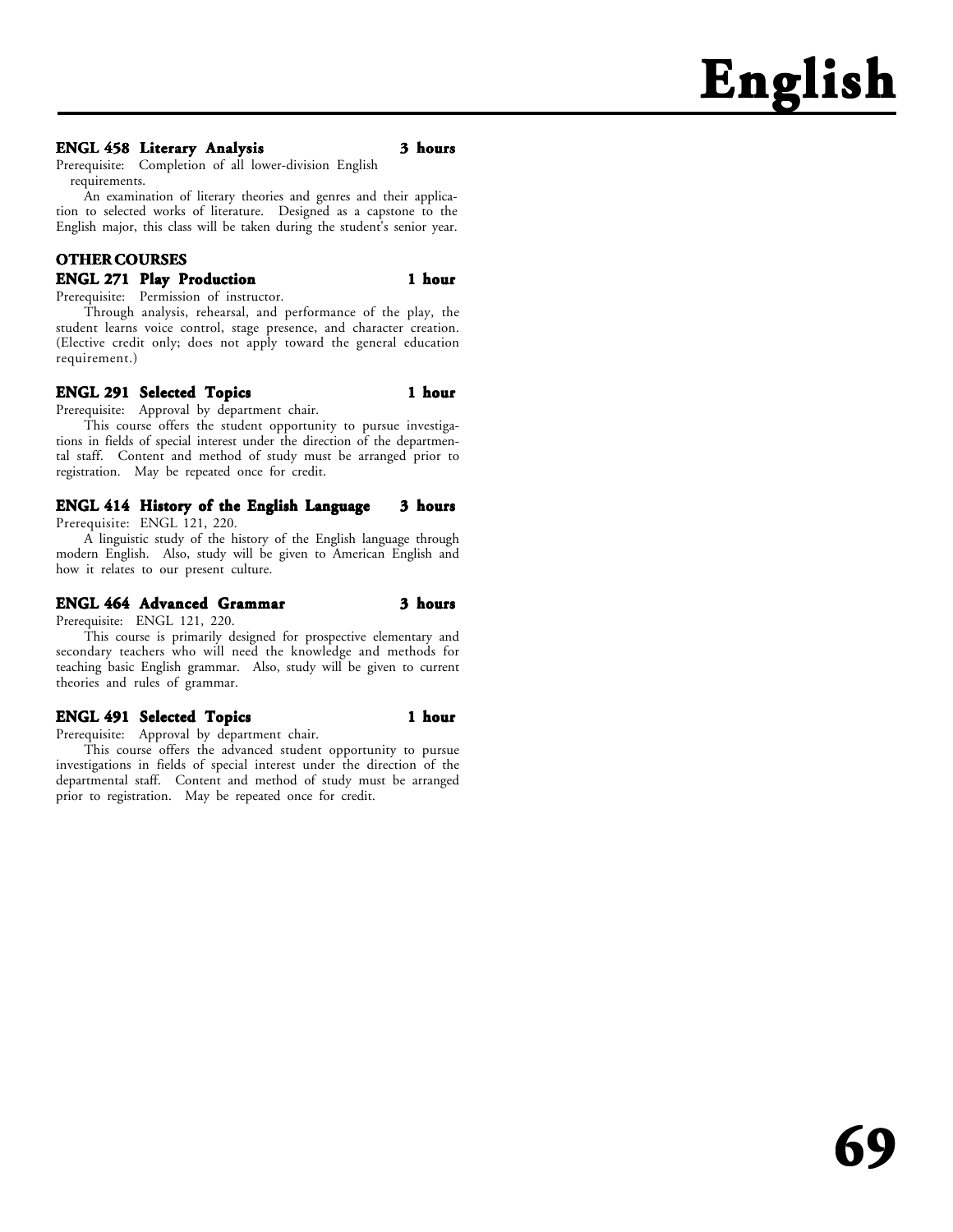**ENGL 458 Literary Analysis 3 hours**

Prerequisite: Completion of all lower-division English requirements.

An examination of literary theories and genres and their application to selected works of literature. Designed as a capstone to the English major, this class will be taken during the student's senior year.

### OTHER COURSES

**ENGL 271 Play Production 1 hour**

Prerequisite: Permission of instructor.

Through analysis, rehearsal, and performance of the play, the student learns voice control, stage presence, and character creation. (Elective credit only; does not apply toward the general education requirement.)

**ENGL 291 Selected Topics 1 hour**

Prerequisite: Approval by department chair.

This course offers the student opportunity to pursue investigations in fields of special interest under the direction of the departmental staff. Content and method of study must be arranged prior to registration. May be repeated once for credit.

**ENGL 414 History of the English Language 3 hours**

Prerequisite: ENGL 121, 220.

A linguistic study of the history of the English language through modern English. Also, study will be given to American English and how it relates to our present culture.

**ENGL 464 Advanced Grammar 3 hours**

Prerequisite: ENGL 121, 220.

This course is primarily designed for prospective elementary and secondary teachers who will need the knowledge and methods for teaching basic English grammar. Also, study will be given to current theories and rules of grammar.

**ENGL 491 Selected Topics 1 hour**

Prerequisite: Approval by department chair.

This course offers the advanced student opportunity to pursue investigations in fields of special interest under the direction of the departmental staff. Content and method of study must be arranged prior to registration. May be repeated once for credit.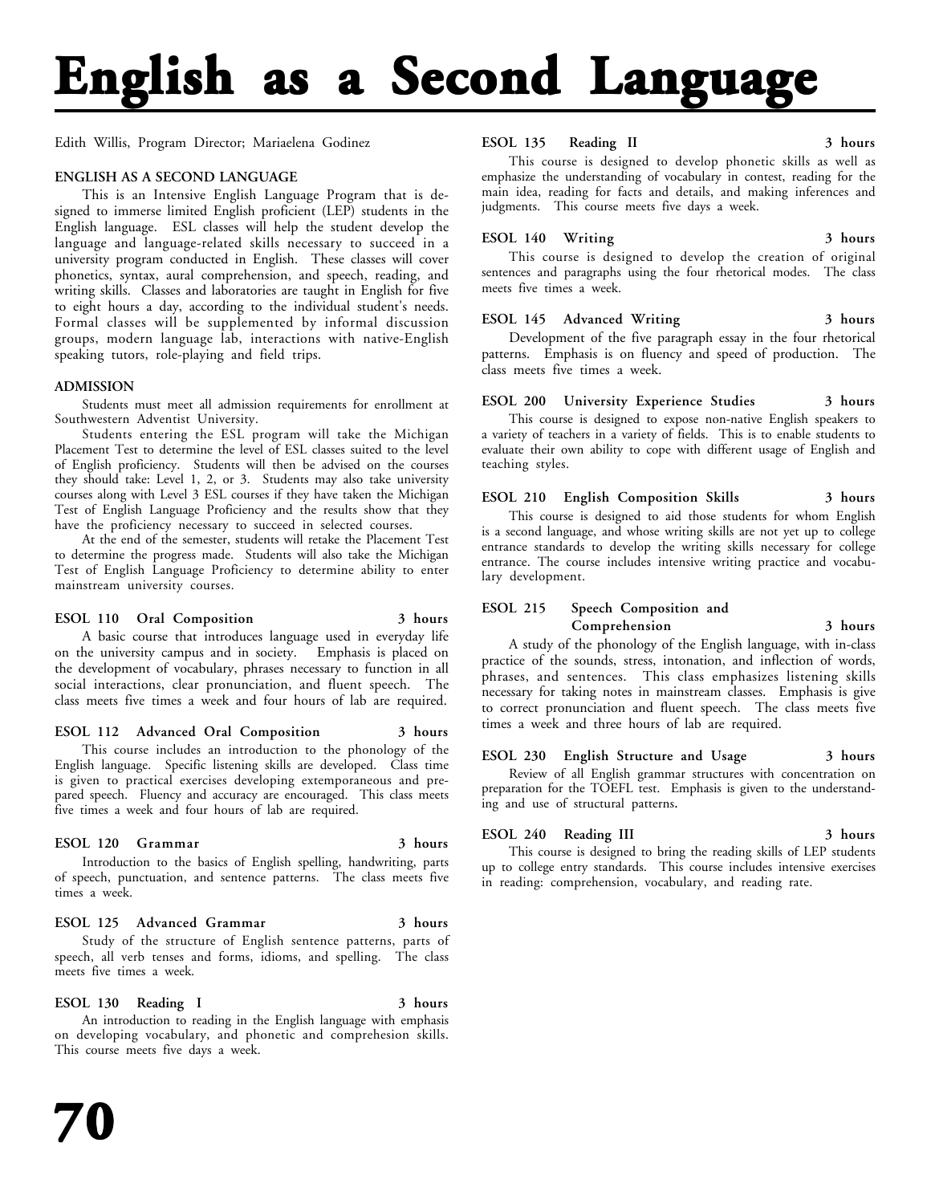# English as a Second Language

Edith Willis, Program Director; Mariaelena Godinez

### ENGLISH AS A SECOND LANGUAGE

This is an Intensive English Language Program that is designed to immerse limited English proficient (LEP) students in the English language. ESL classes will help the student develop the language and language-related skills necessary to succeed in a university program conducted in English. These classes will cover phonetics, syntax, aural comprehension, and speech, reading, and writing skills. Classes and laboratories are taught in English for five to eight hours a day, according to the individual student's needs. Formal classes will be supplemented by informal discussion groups, modern language lab, interactions with native-English speaking tutors, role-playing and field trips.

### ADMISSION

Students must meet all admission requirements for enrollment at Southwestern Adventist University.

Students entering the ESL program will take the Michigan Placement Test to determine the level of ESL classes suited to the level of English proficiency. Students will then be advised on the courses they should take: Level 1, 2, or 3. Students may also take university courses along with Level 3 ESL courses if they have taken the Michigan Test of English Language Proficiency and the results show that they have the proficiency necessary to succeed in selected courses.

At the end of the semester, students will retake the Placement Test to determine the progress made. Students will also take the Michigan Test of English Language Proficiency to determine ability to enter mainstream university courses.

**ESOL 110 Oral Composition** — 3 hours

A basic course that introduces language used in everyday life on the university campus and in society. Emphasis is placed on the development of vocabulary, phrases necessary to function in all social interactions, clear pronunciation, and fluent speech. The class meets five times a week and four hours of lab are required.

**ESOL 112 Advanced Oral Composition** — 3 hours

This course includes an introduction to the phonology of the English language. Specific listening skills are developed. Class time is given to practical exercises developing extemporaneous and prepared speech. Fluency and accuracy are encouraged. This class meets five times a week and four hours of lab are required.

**ESOL 120 Grammar** — 3 hours

Introduction to the basics of English spelling, handwriting, parts of speech, punctuation, and sentence patterns. The class meets five times a week.

**ESOL 125 Advanced Grammar** — 3 hours

Study of the structure of English sentence patterns, parts of speech, all verb tenses and forms, idioms, and spelling. The class meets five times a week.

**ESOL 130 Reading I** — 3 hours

An introduction to reading in the English language with emphasis on developing vocabulary, and phonetic and comprehesion skills. This course meets five days a week.

**ESOL 135 Reading II** — 3 hours

This course is designed to develop phonetic skills as well as emphasize the understanding of vocabulary in contest, reading for the main idea, reading for facts and details, and making inferences and judgments. This course meets five days a week.

**ESOL 140 Writing** — 3 hours

This course is designed to develop the creation of original sentences and paragraphs using the four rhetorical modes. The class meets five times a week.

**ESOL 145 Advanced Writing** — 3 hours

Development of the five paragraph essay in the four rhetorical patterns. Emphasis is on fluency and speed of production. The class meets five times a week.

**ESOL 200 University Experience Studies** — 3 hours

This course is designed to expose non-native English speakers to a variety of teachers in a variety of fields. This is to enable students to evaluate their own ability to cope with different usage of English and teaching styles.

**ESOL 210 English Composition Skills** — 3 hours

This course is designed to aid those students for whom English is a second language, and whose writing skills are not yet up to college entrance standards to develop the writing skills necessary for college entrance. The course includes intensive writing practice and vocabulary development.

**ESOL 215 Speech Composition and Comprehension** — 3 hours

A study of the phonology of the English language, with in-class practice of the sounds, stress, intonation, and inflection of words, phrases, and sentences. This class emphasizes listening skills necessary for taking notes in mainstream classes. Emphasis is give to correct pronunciation and fluent speech. The class meets five times a week and three hours of lab are required.

**ESOL 230 English Structure and Usage** — 3 hours

Review of all English grammar structures with concentration on preparation for the TOEFL test. Emphasis is given to the understanding and use of structural patterns.

**ESOL 240 Reading III** — 3 hours

This course is designed to bring the reading skills of LEP students up to college entry standards. This course includes intensive exercises in reading: comprehension, vocabulary, and reading rate.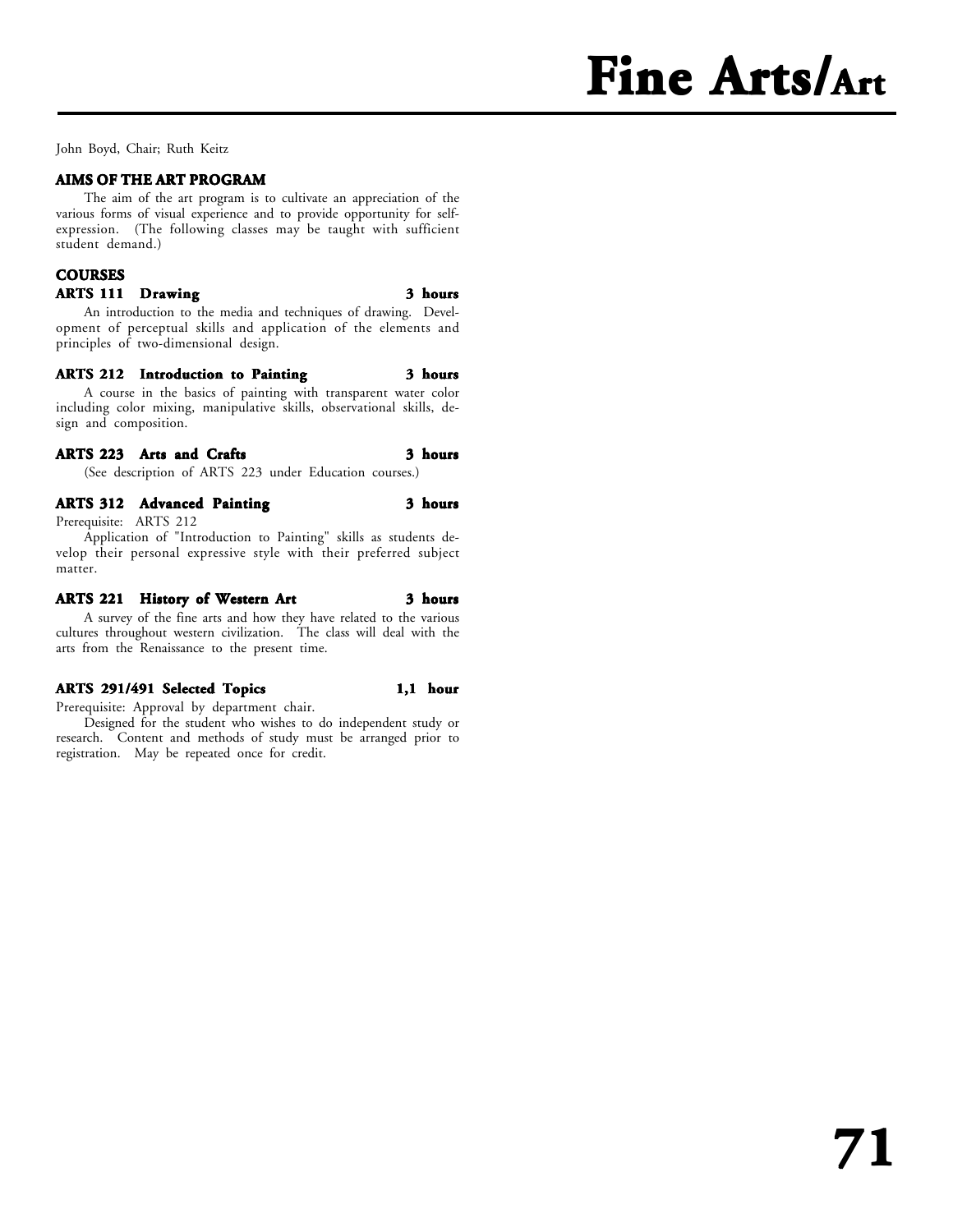# Fine Arts/Art

John Boyd, Chair; Ruth Keitz

## AIMS OF THE ART PROGRAM

The aim of the art program is to cultivate an appreciation of the various forms of visual experience and to provide opportunity for self-expression. (The following classes may be taught with sufficient student demand.)

## COURSES

**ARTS 111 Drawing — 3 hours**

An introduction to the media and techniques of drawing. Development of perceptual skills and application of the elements and principles of two-dimensional design.

**ARTS 212 Introduction to Painting — 3 hours**

A course in the basics of painting with transparent water color including color mixing, manipulative skills, observational skills, design and composition.

**ARTS 223 Arts and Crafts — 3 hours**

(See description of ARTS 223 under Education courses.)

**ARTS 312 Advanced Painting — 3 hours**

Prerequisite: ARTS 212

Application of "Introduction to Painting" skills as students develop their personal expressive style with their preferred subject matter.

**ARTS 221 History of Western Art — 3 hours**

A survey of the fine arts and how they have related to the various cultures throughout western civilization. The class will deal with the arts from the Renaissance to the present time.

**ARTS 291/491 Selected Topics — 1,1 hour**

Prerequisite: Approval by department chair.

Designed for the student who wishes to do independent study or research. Content and methods of study must be arranged prior to registration. May be repeated once for credit.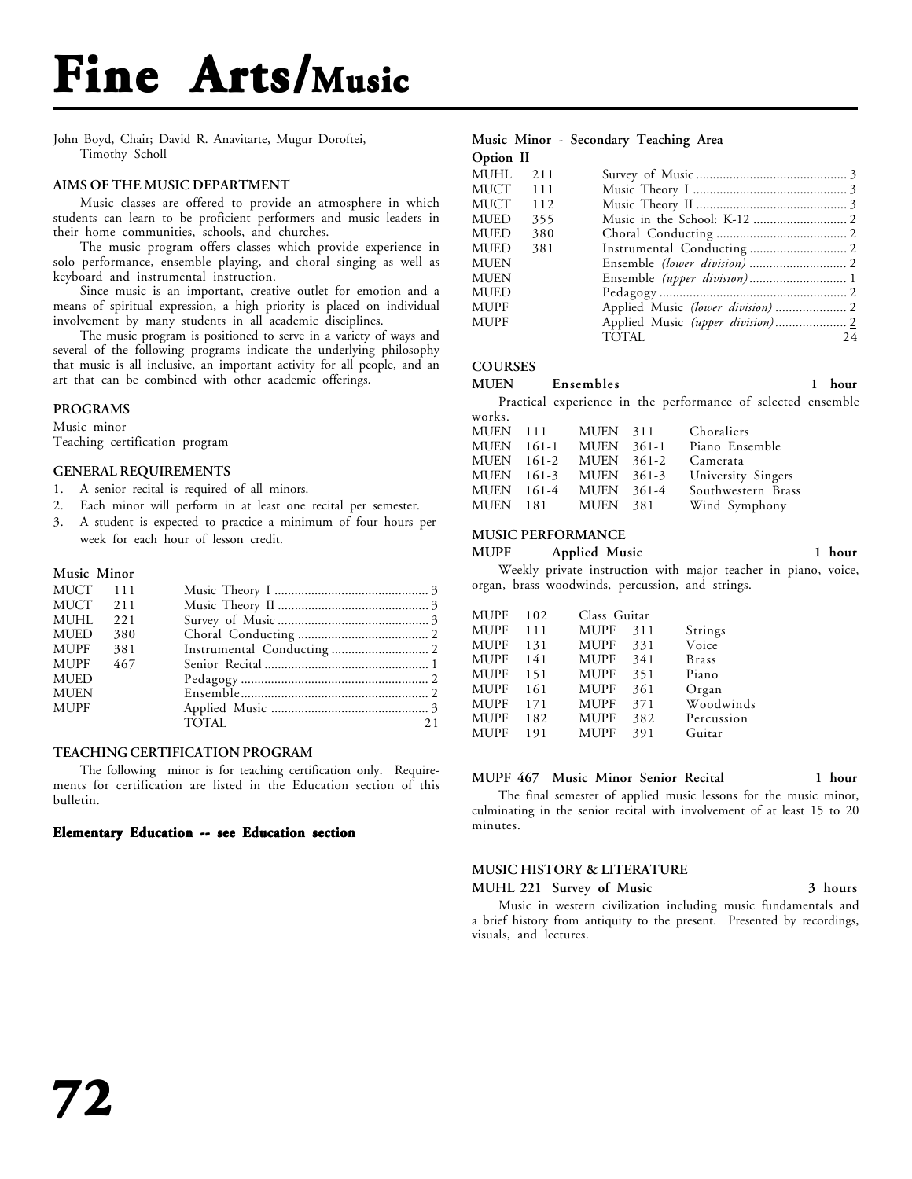# Fine Arts/Music

John Boyd, Chair; David R. Anavitarte, Mugur Doroftei, Timothy Scholl

### AIMS OF THE MUSIC DEPARTMENT

Music classes are offered to provide an atmosphere in which students can learn to be proficient performers and music leaders in their home communities, schools, and churches.

The music program offers classes which provide experience in solo performance, ensemble playing, and choral singing as well as keyboard and instrumental instruction.

Since music is an important, creative outlet for emotion and a means of spiritual expression, a high priority is placed on individual involvement by many students in all academic disciplines.

The music program is positioned to serve in a variety of ways and several of the following programs indicate the underlying philosophy that music is all inclusive, an important activity for all people, and an art that can be combined with other academic offerings.

### PROGRAMS

Music minor
Teaching certification program

### GENERAL REQUIREMENTS

1. A senior recital is required of all minors.
2. Each minor will perform in at least one recital per semester.
3. A student is expected to practice a minimum of four hours per week for each hour of lesson credit.

#### Music Minor

| | | | |
|---|---|---|---|
| MUCT | 111 | Music Theory I | 3 |
| MUCT | 211 | Music Theory II | 3 |
| MUHL | 221 | Survey of Music | 3 |
| MUED | 380 | Choral Conducting | 2 |
| MUPF | 381 | Instrumental Conducting | 2 |
| MUPF | 467 | Senior Recital | 1 |
| MUED | | Pedagogy | 2 |
| MUEN | | Ensemble | 2 |
| MUPF | | Applied Music | 3 |
| | | TOTAL | 21 |

### TEACHING CERTIFICATION PROGRAM

The following minor is for teaching certification only. Requirements for certification are listed in the Education section of this bulletin.

**Elementary Education -- see Education section**

#### Music Minor - Secondary Teaching Area

**Option II**

| | | | |
|---|---|---|---|
| MUHL | 211 | Survey of Music | 3 |
| MUCT | 111 | Music Theory I | 3 |
| MUCT | 112 | Music Theory II | 3 |
| MUED | 355 | Music in the School: K-12 | 2 |
| MUED | 380 | Choral Conducting | 2 |
| MUED | 381 | Instrumental Conducting | 2 |
| MUEN | | Ensemble *(lower division)* | 2 |
| MUEN | | Ensemble *(upper division)* | 1 |
| MUED | | Pedagogy | 2 |
| MUPF | | Applied Music *(lower division)* | 2 |
| MUPF | | Applied Music *(upper division)* | 2 |
| | | TOTAL | 24 |

### COURSES

**MUEN Ensembles — 1 hour**

Practical experience in the performance of selected ensemble works.

| | | |
|---|---|---|
| MUEN 111 | MUEN 311 | Choraliers |
| MUEN 161-1 | MUEN 361-1 | Piano Ensemble |
| MUEN 161-2 | MUEN 361-2 | Camerata |
| MUEN 161-3 | MUEN 361-3 | University Singers |
| MUEN 161-4 | MUEN 361-4 | Southwestern Brass |
| MUEN 181 | MUEN 381 | Wind Symphony |

### MUSIC PERFORMANCE

**MUPF Applied Music — 1 hour**

Weekly private instruction with major teacher in piano, voice, organ, brass woodwinds, percussion, and strings.

| | | |
|---|---|---|
| MUPF 102 | Class Guitar | |
| MUPF 111 | MUPF 311 | Strings |
| MUPF 131 | MUPF 331 | Voice |
| MUPF 141 | MUPF 341 | Brass |
| MUPF 151 | MUPF 351 | Piano |
| MUPF 161 | MUPF 361 | Organ |
| MUPF 171 | MUPF 371 | Woodwinds |
| MUPF 182 | MUPF 382 | Percussion |
| MUPF 191 | MUPF 391 | Guitar |

**MUPF 467 Music Minor Senior Recital — 1 hour**

The final semester of applied music lessons for the music minor, culminating in the senior recital with involvement of at least 15 to 20 minutes.

### MUSIC HISTORY & LITERATURE

**MUHL 221 Survey of Music — 3 hours**

Music in western civilization including music fundamentals and a brief history from antiquity to the present. Presented by recordings, visuals, and lectures.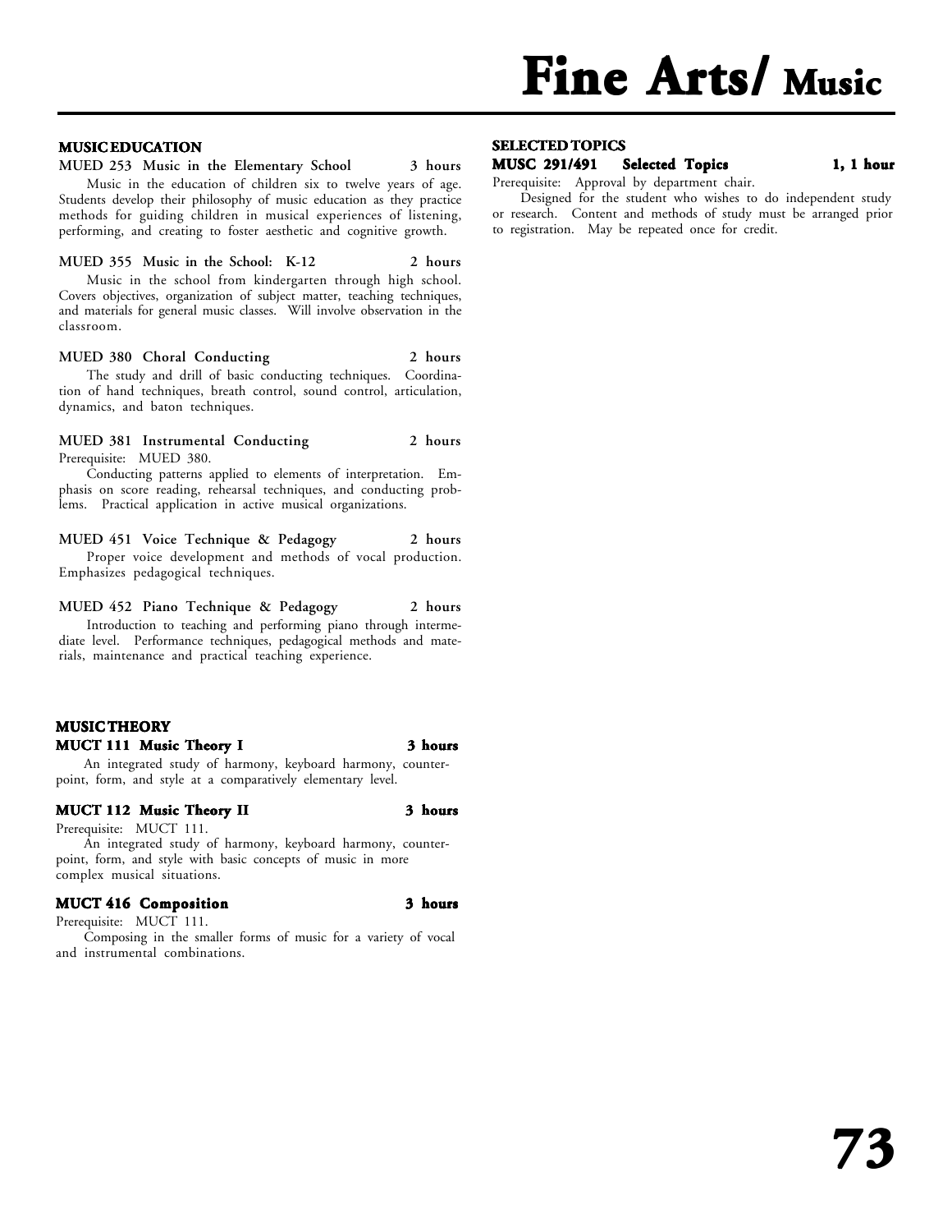## MUSIC EDUCATION

**MUED 253 Music in the Elementary School** **3 hours**

Music in the education of children six to twelve years of age. Students develop their philosophy of music education as they practice methods for guiding children in musical experiences of listening, performing, and creating to foster aesthetic and cognitive growth.

**MUED 355 Music in the School: K-12** **2 hours**

Music in the school from kindergarten through high school. Covers objectives, organization of subject matter, teaching techniques, and materials for general music classes. Will involve observation in the classroom.

**MUED 380 Choral Conducting** **2 hours**

The study and drill of basic conducting techniques. Coordination of hand techniques, breath control, sound control, articulation, dynamics, and baton techniques.

**MUED 381 Instrumental Conducting** **2 hours**

Prerequisite: MUED 380.

Conducting patterns applied to elements of interpretation. Emphasis on score reading, rehearsal techniques, and conducting problems. Practical application in active musical organizations.

**MUED 451 Voice Technique & Pedagogy** **2 hours**

Proper voice development and methods of vocal production. Emphasizes pedagogical techniques.

**MUED 452 Piano Technique & Pedagogy** **2 hours**

Introduction to teaching and performing piano through intermediate level. Performance techniques, pedagogical methods and materials, maintenance and practical teaching experience.

## MUSIC THEORY

**MUCT 111 Music Theory I** **3 hours**

An integrated study of harmony, keyboard harmony, counterpoint, form, and style at a comparatively elementary level.

**MUCT 112 Music Theory II** **3 hours**

Prerequisite: MUCT 111.

An integrated study of harmony, keyboard harmony, counterpoint, form, and style with basic concepts of music in more complex musical situations.

**MUCT 416 Composition** **3 hours**

Prerequisite: MUCT 111.

Composing in the smaller forms of music for a variety of vocal and instrumental combinations.

## SELECTED TOPICS

**MUSC 291/491 Selected Topics** **1, 1 hour**

Prerequisite: Approval by department chair.

Designed for the student who wishes to do independent study or research. Content and methods of study must be arranged prior to registration. May be repeated once for credit.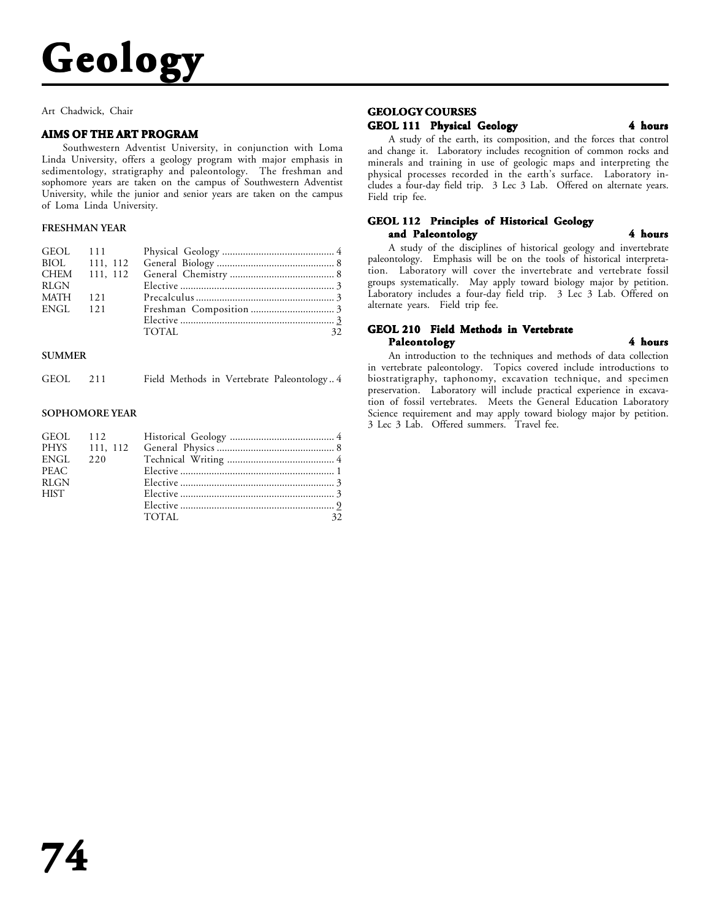# Geology

Art Chadwick, Chair

### AIMS OF THE ART PROGRAM

Southwestern Adventist University, in conjunction with Loma Linda University, offers a geology program with major emphasis in sedimentology, stratigraphy and paleontology. The freshman and sophomore years are taken on the campus of Southwestern Adventist University, while the junior and senior years are taken on the campus of Loma Linda University.

**FRESHMAN YEAR**

| | | | |
|---|---|---|---|
| GEOL | 111 | Physical Geology | 4 |
| BIOL | 111, 112 | General Biology | 8 |
| CHEM | 111, 112 | General Chemistry | 8 |
| RLGN | | Elective | 3 |
| MATH | 121 | Precalculus | 3 |
| ENGL | 121 | Freshman Composition | 3 |
| | | Elective | 3 |
| | | TOTAL | 32 |

**SUMMER**

| | | | |
|---|---|---|---|
| GEOL | 211 | Field Methods in Vertebrate Paleontology | 4 |

**SOPHOMORE YEAR**

| | | | |
|---|---|---|---|
| GEOL | 112 | Historical Geology | 4 |
| PHYS | 111, 112 | General Physics | 8 |
| ENGL | 220 | Technical Writing | 4 |
| PEAC | | Elective | 1 |
| RLGN | | Elective | 3 |
| HIST | | Elective | 3 |
| | | Elective | 9 |
| | | TOTAL | 32 |

### GEOLOGY COURSES

**GEOL 111 Physical Geology — 4 hours**

A study of the earth, its composition, and the forces that control and change it. Laboratory includes recognition of common rocks and minerals and training in use of geologic maps and interpreting the physical processes recorded in the earth's surface. Laboratory includes a four-day field trip. 3 Lec 3 Lab. Offered on alternate years. Field trip fee.

**GEOL 112 Principles of Historical Geology and Paleontology — 4 hours**

A study of the disciplines of historical geology and invertebrate paleontology. Emphasis will be on the tools of historical interpretation. Laboratory will cover the invertebrate and vertebrate fossil groups systematically. May apply toward biology major by petition. Laboratory includes a four-day field trip. 3 Lec 3 Lab. Offered on alternate years. Field trip fee.

**GEOL 210 Field Methods in Vertebrate Paleontology — 4 hours**

An introduction to the techniques and methods of data collection in vertebrate paleontology. Topics covered include introductions to biostratigraphy, taphonomy, excavation technique, and specimen preservation. Laboratory will include practical experience in excavation of fossil vertebrates. Meets the General Education Laboratory Science requirement and may apply toward biology major by petition. 3 Lec 3 Lab. Offered summers. Travel fee.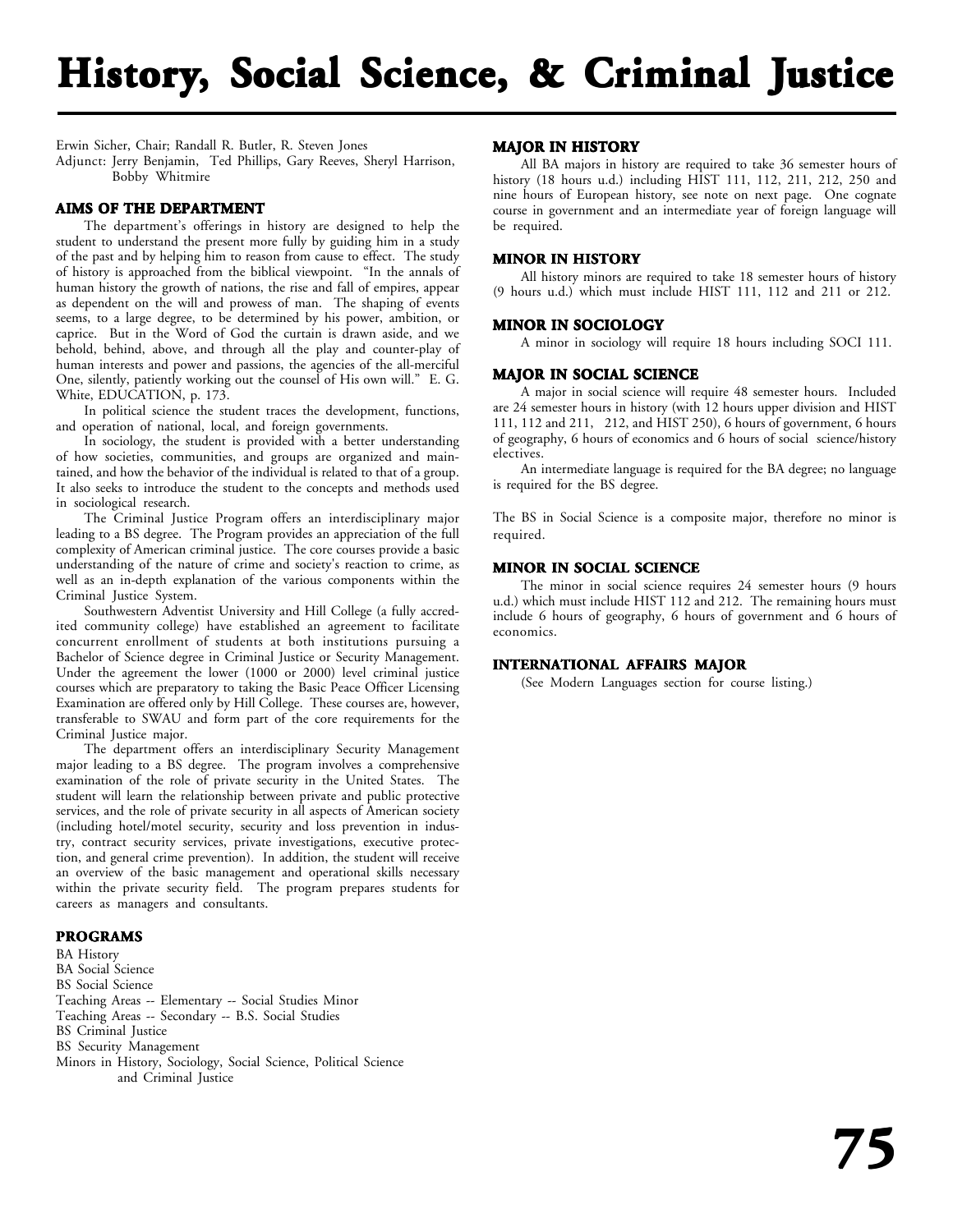# History, Social Science, & Criminal Justice

Erwin Sicher, Chair; Randall R. Butler, R. Steven Jones
Adjunct: Jerry Benjamin, Ted Phillips, Gary Reeves, Sheryl Harrison, Bobby Whitmire

## AIMS OF THE DEPARTMENT

The department's offerings in history are designed to help the student to understand the present more fully by guiding him in a study of the past and by helping him to reason from cause to effect. The study of history is approached from the biblical viewpoint. "In the annals of human history the growth of nations, the rise and fall of empires, appear as dependent on the will and prowess of man. The shaping of events seems, to a large degree, to be determined by his power, ambition, or caprice. But in the Word of God the curtain is drawn aside, and we behold, behind, above, and through all the play and counter-play of human interests and power and passions, the agencies of the all-merciful One, silently, patiently working out the counsel of His own will." E. G. White, EDUCATION, p. 173.

In political science the student traces the development, functions, and operation of national, local, and foreign governments.

In sociology, the student is provided with a better understanding of how societies, communities, and groups are organized and maintained, and how the behavior of the individual is related to that of a group. It also seeks to introduce the student to the concepts and methods used in sociological research.

The Criminal Justice Program offers an interdisciplinary major leading to a BS degree. The Program provides an appreciation of the full complexity of American criminal justice. The core courses provide a basic understanding of the nature of crime and society's reaction to crime, as well as an in-depth explanation of the various components within the Criminal Justice System.

Southwestern Adventist University and Hill College (a fully accredited community college) have established an agreement to facilitate concurrent enrollment of students at both institutions pursuing a Bachelor of Science degree in Criminal Justice or Security Management. Under the agreement the lower (1000 or 2000) level criminal justice courses which are preparatory to taking the Basic Peace Officer Licensing Examination are offered only by Hill College. These courses are, however, transferable to SWAU and form part of the core requirements for the Criminal Justice major.

The department offers an interdisciplinary Security Management major leading to a BS degree. The program involves a comprehensive examination of the role of private security in the United States. The student will learn the relationship between private and public protective services, and the role of private security in all aspects of American society (including hotel/motel security, security and loss prevention in industry, contract security services, private investigations, executive protection, and general crime prevention). In addition, the student will receive an overview of the basic management and operational skills necessary within the private security field. The program prepares students for careers as managers and consultants.

## PROGRAMS

BA History
BA Social Science
BS Social Science
Teaching Areas -- Elementary -- Social Studies Minor
Teaching Areas -- Secondary -- B.S. Social Studies
BS Criminal Justice
BS Security Management
Minors in History, Sociology, Social Science, Political Science and Criminal Justice

## MAJOR IN HISTORY

All BA majors in history are required to take 36 semester hours of history (18 hours u.d.) including HIST 111, 112, 211, 212, 250 and nine hours of European history, see note on next page. One cognate course in government and an intermediate year of foreign language will be required.

## MINOR IN HISTORY

All history minors are required to take 18 semester hours of history (9 hours u.d.) which must include HIST 111, 112 and 211 or 212.

## MINOR IN SOCIOLOGY

A minor in sociology will require 18 hours including SOCI 111.

## MAJOR IN SOCIAL SCIENCE

A major in social science will require 48 semester hours. Included are 24 semester hours in history (with 12 hours upper division and HIST 111, 112 and 211, 212, and HIST 250), 6 hours of government, 6 hours of geography, 6 hours of economics and 6 hours of social science/history electives.

An intermediate language is required for the BA degree; no language is required for the BS degree.

The BS in Social Science is a composite major, therefore no minor is required.

## MINOR IN SOCIAL SCIENCE

The minor in social science requires 24 semester hours (9 hours u.d.) which must include HIST 112 and 212. The remaining hours must include 6 hours of geography, 6 hours of government and 6 hours of economics.

## INTERNATIONAL AFFAIRS MAJOR

(See Modern Languages section for course listing.)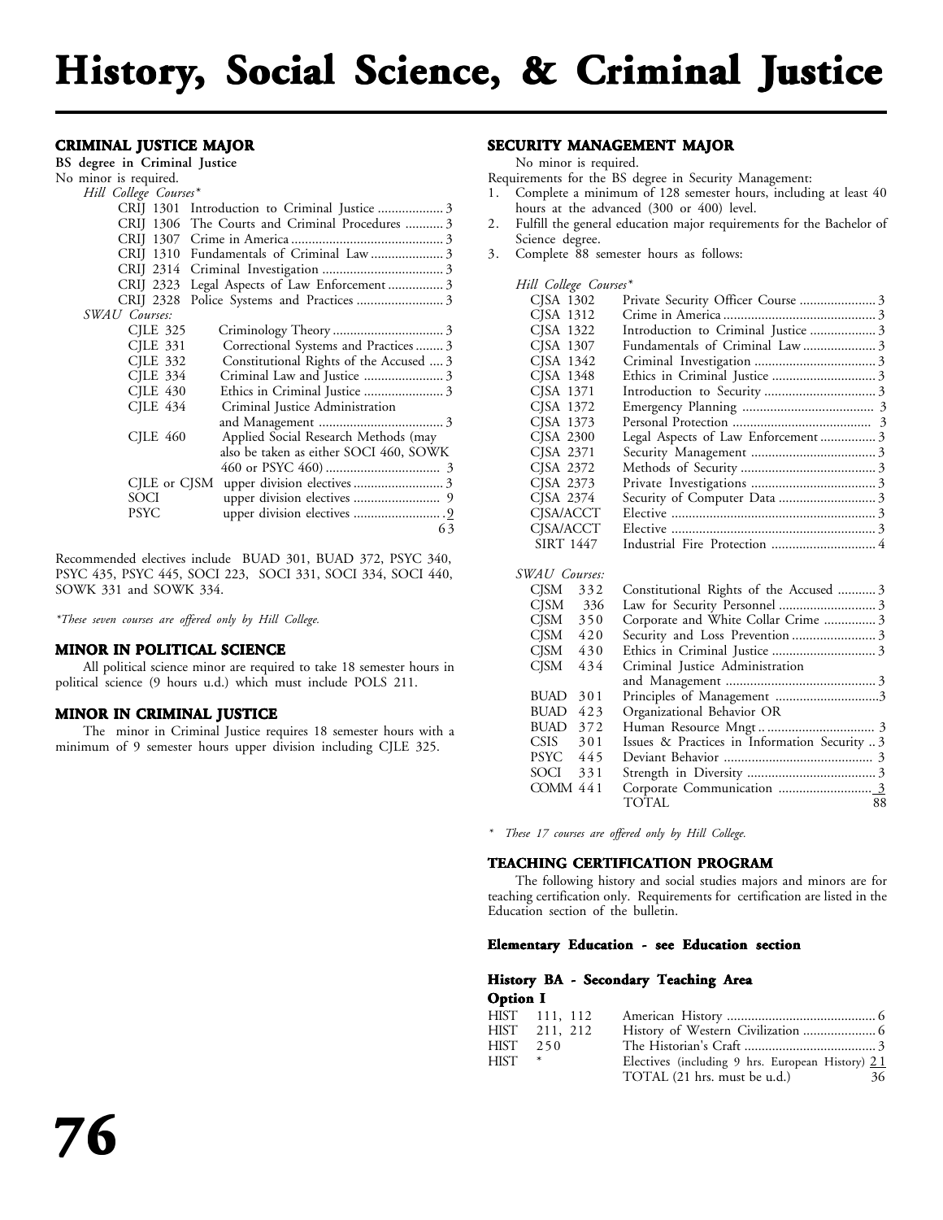# History, Social Science, & Criminal Justice

## CRIMINAL JUSTICE MAJOR

**BS degree in Criminal Justice**

No minor is required.

*Hill College Courses**

| Course | Title | Hours |
|---|---|---|
| CRIJ 1301 | Introduction to Criminal Justice | 3 |
| CRIJ 1306 | The Courts and Criminal Procedures | 3 |
| CRIJ 1307 | Crime in America | 3 |
| CRIJ 1310 | Fundamentals of Criminal Law | 3 |
| CRIJ 2314 | Criminal Investigation | 3 |
| CRIJ 2323 | Legal Aspects of Law Enforcement | 3 |
| CRIJ 2328 | Police Systems and Practices | 3 |

*SWAU Courses:*

| Course | Title | Hours |
|---|---|---|
| CJLE 325 | Criminology Theory | 3 |
| CJLE 331 | Correctional Systems and Practices | 3 |
| CJLE 332 | Constitutional Rights of the Accused | 3 |
| CJLE 334 | Criminal Law and Justice | 3 |
| CJLE 430 | Ethics in Criminal Justice | 3 |
| CJLE 434 | Criminal Justice Administration and Management | 3 |
| CJLE 460 | Applied Social Research Methods (may also be taken as either SOCI 460, SOWK 460 or PSYC 460) | 3 |
| CJLE or CJSM | upper division electives | 3 |
| SOCI | upper division electives | 9 |
| PSYC | upper division electives | 9 |
| | | 63 |

Recommended electives include BUAD 301, BUAD 372, PSYC 340, PSYC 435, PSYC 445, SOCI 223, SOCI 331, SOCI 334, SOCI 440, SOWK 331 and SOWK 334.

*\*These seven courses are offered only by Hill College.*

## MINOR IN POLITICAL SCIENCE

All political science minor are required to take 18 semester hours in political science (9 hours u.d.) which must include POLS 211.

## MINOR IN CRIMINAL JUSTICE

The minor in Criminal Justice requires 18 semester hours with a minimum of 9 semester hours upper division including CJLE 325.

## SECURITY MANAGEMENT MAJOR

No minor is required.

Requirements for the BS degree in Security Management:

1. Complete a minimum of 128 semester hours, including at least 40 hours at the advanced (300 or 400) level.
2. Fulfill the general education major requirements for the Bachelor of Science degree.
3. Complete 88 semester hours as follows:

*Hill College Courses**

| Course | Title | Hours |
|---|---|---|
| CJSA 1302 | Private Security Officer Course | 3 |
| CJSA 1312 | Crime in America | 3 |
| CJSA 1322 | Introduction to Criminal Justice | 3 |
| CJSA 1307 | Fundamentals of Criminal Law | 3 |
| CJSA 1342 | Criminal Investigation | 3 |
| CJSA 1348 | Ethics in Criminal Justice | 3 |
| CJSA 1371 | Introduction to Security | 3 |
| CJSA 1372 | Emergency Planning | 3 |
| CJSA 1373 | Personal Protection | 3 |
| CJSA 2300 | Legal Aspects of Law Enforcement | 3 |
| CJSA 2371 | Security Management | 3 |
| CJSA 2372 | Methods of Security | 3 |
| CJSA 2373 | Private Investigations | 3 |
| CJSA 2374 | Security of Computer Data | 3 |
| CJSA/ACCT | Elective | 3 |
| CJSA/ACCT | Elective | 3 |
| SIRT 1447 | Industrial Fire Protection | 4 |

*SWAU Courses:*

| Course | Title | Hours |
|---|---|---|
| CJSM 332 | Constitutional Rights of the Accused | 3 |
| CJSM 336 | Law for Security Personnel | 3 |
| CJSM 350 | Corporate and White Collar Crime | 3 |
| CJSM 420 | Security and Loss Prevention | 3 |
| CJSM 430 | Ethics in Criminal Justice | 3 |
| CJSM 434 | Criminal Justice Administration and Management | 3 |
| BUAD 301 | Principles of Management | 3 |
| BUAD 423 | Organizational Behavior OR | |
| BUAD 372 | Human Resource Mngt | 3 |
| CSIS 301 | Issues & Practices in Information Security | 3 |
| PSYC 445 | Deviant Behavior | 3 |
| SOCI 331 | Strength in Diversity | 3 |
| COMM 441 | Corporate Communication | 3 |
| | TOTAL | 88 |

*\* These 17 courses are offered only by Hill College.*

## TEACHING CERTIFICATION PROGRAM

The following history and social studies majors and minors are for teaching certification only. Requirements for certification are listed in the Education section of the bulletin.

### Elementary Education - see Education section

### History BA - Secondary Teaching Area

**Option I**

| Course | Title | Hours |
|---|---|---|
| HIST 111, 112 | American History | 6 |
| HIST 211, 212 | History of Western Civilization | 6 |
| HIST 250 | The Historian's Craft | 3 |
| HIST * | Electives (including 9 hrs. European History) | 21 |
| | TOTAL (21 hrs. must be u.d.) | 36 |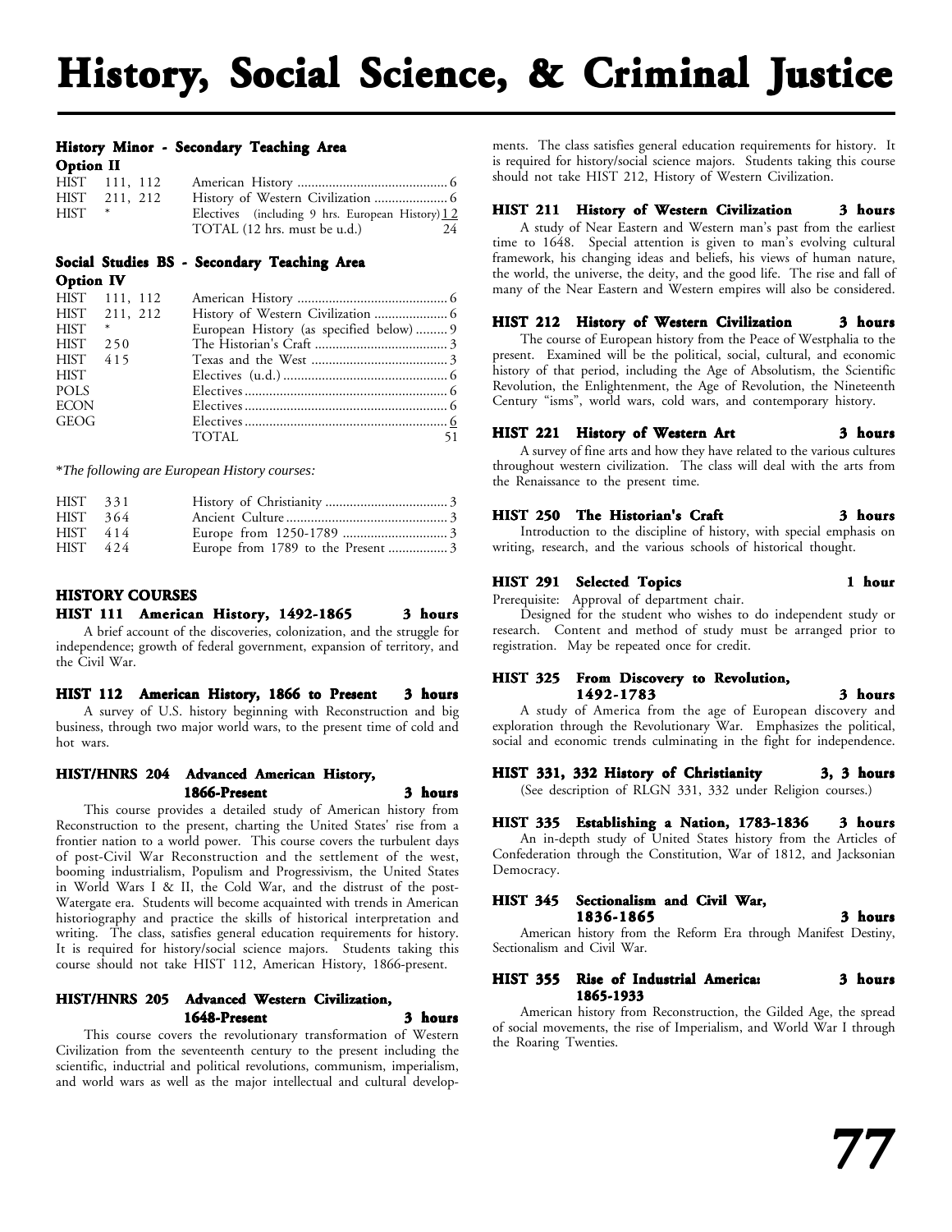# History, Social Science, & Criminal Justice

### History Minor - Secondary Teaching Area

**Option II**

| | | | |
|---|---|---|---|
| HIST | 111, 112 | American History | 6 |
| HIST | 211, 212 | History of Western Civilization | 6 |
| HIST | * | Electives (including 9 hrs. European History) | 12 |
| | | TOTAL (12 hrs. must be u.d.) | 24 |

### Social Studies BS - Secondary Teaching Area

**Option IV**

| | | | |
|---|---|---|---|
| HIST | 111, 112 | American History | 6 |
| HIST | 211, 212 | History of Western Civilization | 6 |
| HIST | * | European History (as specified below) | 9 |
| HIST | 250 | The Historian's Craft | 3 |
| HIST | 415 | Texas and the West | 3 |
| HIST | | Electives (u.d.) | 6 |
| POLS | | Electives | 6 |
| ECON | | Electives | 6 |
| GEOG | | Electives | 6 |
| | | TOTAL | 51 |

**The following are European History courses:*

| | | | |
|---|---|---|---|
| HIST | 331 | History of Christianity | 3 |
| HIST | 364 | Ancient Culture | 3 |
| HIST | 414 | Europe from 1250-1789 | 3 |
| HIST | 424 | Europe from 1789 to the Present | 3 |

### HISTORY COURSES

**HIST 111 American History, 1492-1865 — 3 hours**

A brief account of the discoveries, colonization, and the struggle for independence; growth of federal government, expansion of territory, and the Civil War.

**HIST 112 American History, 1866 to Present — 3 hours**

A survey of U.S. history beginning with Reconstruction and big business, through two major world wars, to the present time of cold and hot wars.

**HIST/HNRS 204 Advanced American History, 1866-Present — 3 hours**

This course provides a detailed study of American history from Reconstruction to the present, charting the United States' rise from a frontier nation to a world power. This course covers the turbulent days of post-Civil War Reconstruction and the settlement of the west, booming industrialism, Populism and Progressivism, the United States in World Wars I & II, the Cold War, and the distrust of the post-Watergate era. Students will become acquainted with trends in American historiography and practice the skills of historical interpretation and writing. The class, satisfies general education requirements for history. It is required for history/social science majors. Students taking this course should not take HIST 112, American History, 1866-present.

**HIST/HNRS 205 Advanced Western Civilization, 1648-Present — 3 hours**

This course covers the revolutionary transformation of Western Civilization from the seventeenth century to the present including the scientific, inductrial and political revolutions, communism, imperialism, and world wars as well as the major intellectual and cultural developments. The class satisfies general education requirements for history. It is required for history/social science majors. Students taking this course should not take HIST 212, History of Western Civilization.

**HIST 211 History of Western Civilization — 3 hours**

A study of Near Eastern and Western man's past from the earliest time to 1648. Special attention is given to man's evolving cultural framework, his changing ideas and beliefs, his views of human nature, the world, the universe, the deity, and the good life. The rise and fall of many of the Near Eastern and Western empires will also be considered.

**HIST 212 History of Western Civilization — 3 hours**

The course of European history from the Peace of Westphalia to the present. Examined will be the political, social, cultural, and economic history of that period, including the Age of Absolutism, the Scientific Revolution, the Enlightenment, the Age of Revolution, the Nineteenth Century "isms", world wars, cold wars, and contemporary history.

**HIST 221 History of Western Art — 3 hours**

A survey of fine arts and how they have related to the various cultures throughout western civilization. The class will deal with the arts from the Renaissance to the present time.

**HIST 250 The Historian's Craft — 3 hours**

Introduction to the discipline of history, with special emphasis on writing, research, and the various schools of historical thought.

**HIST 291 Selected Topics — 1 hour**

Prerequisite: Approval of department chair.

Designed for the student who wishes to do independent study or research. Content and method of study must be arranged prior to registration. May be repeated once for credit.

**HIST 325 From Discovery to Revolution, 1492-1783 — 3 hours**

A study of America from the age of European discovery and exploration through the Revolutionary War. Emphasizes the political, social and economic trends culminating in the fight for independence.

**HIST 331, 332 History of Christianity — 3, 3 hours**

(See description of RLGN 331, 332 under Religion courses.)

**HIST 335 Establishing a Nation, 1783-1836 — 3 hours**

An in-depth study of United States history from the Articles of Confederation through the Constitution, War of 1812, and Jacksonian Democracy.

**HIST 345 Sectionalism and Civil War, 1836-1865 — 3 hours**

American history from the Reform Era through Manifest Destiny, Sectionalism and Civil War.

**HIST 355 Rise of Industrial America: 1865-1933 — 3 hours**

American history from Reconstruction, the Gilded Age, the spread of social movements, the rise of Imperialism, and World War I through the Roaring Twenties.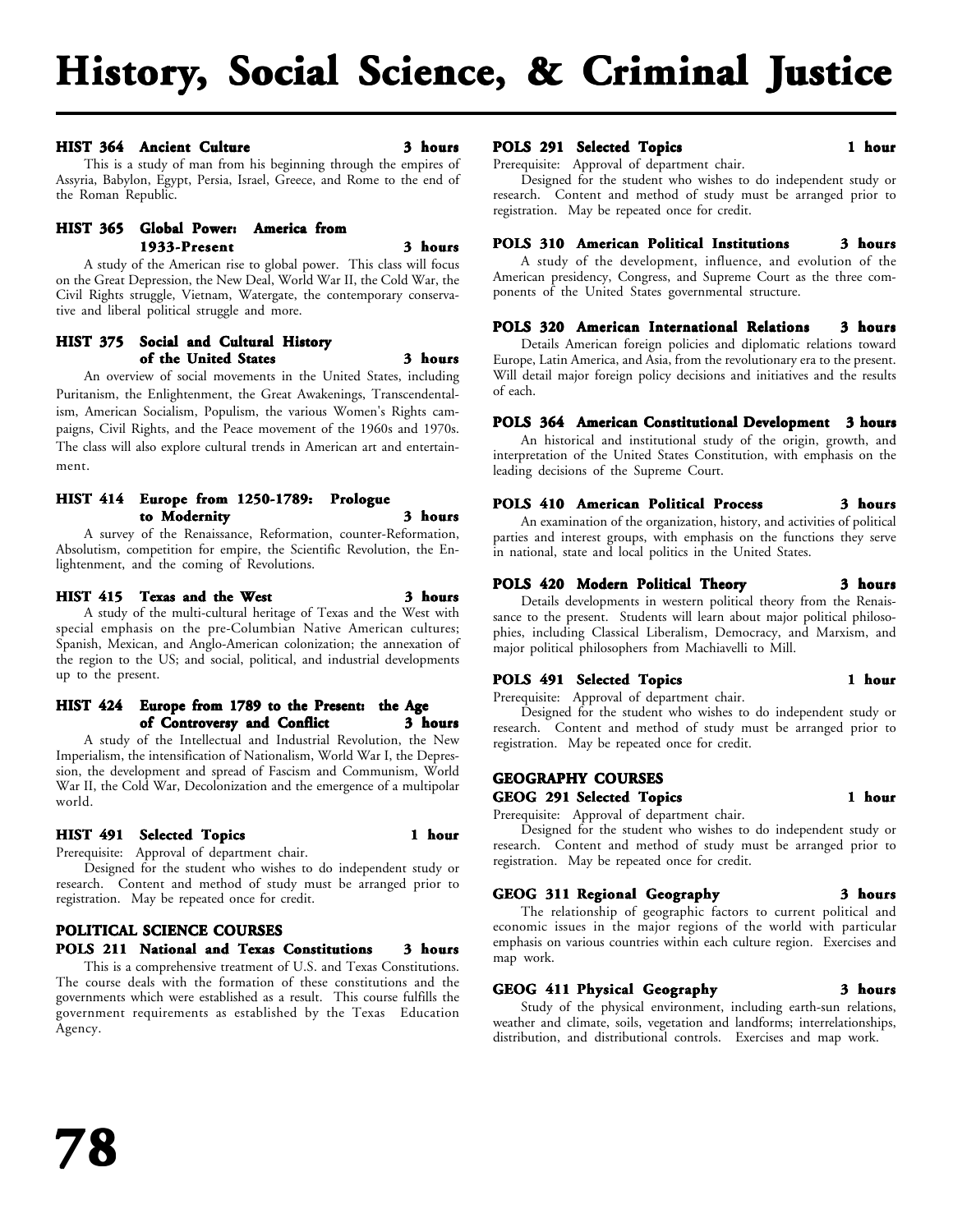# History, Social Science, & Criminal Justice

**HIST 364 Ancient Culture 3 hours**

This is a study of man from his beginning through the empires of Assyria, Babylon, Egypt, Persia, Israel, Greece, and Rome to the end of the Roman Republic.

**HIST 365 Global Power: America from 1933-Present 3 hours**

A study of the American rise to global power. This class will focus on the Great Depression, the New Deal, World War II, the Cold War, the Civil Rights struggle, Vietnam, Watergate, the contemporary conservative and liberal political struggle and more.

**HIST 375 Social and Cultural History of the United States 3 hours**

An overview of social movements in the United States, including Puritanism, the Enlightenment, the Great Awakenings, Transcendentalism, American Socialism, Populism, the various Women's Rights campaigns, Civil Rights, and the Peace movement of the 1960s and 1970s. The class will also explore cultural trends in American art and entertainment.

**HIST 414 Europe from 1250-1789: Prologue to Modernity 3 hours**

A survey of the Renaissance, Reformation, counter-Reformation, Absolutism, competition for empire, the Scientific Revolution, the Enlightenment, and the coming of Revolutions.

**HIST 415 Texas and the West 3 hours**

A study of the multi-cultural heritage of Texas and the West with special emphasis on the pre-Columbian Native American cultures; Spanish, Mexican, and Anglo-American colonization; the annexation of the region to the US; and social, political, and industrial developments up to the present.

**HIST 424 Europe from 1789 to the Present: the Age of Controversy and Conflict 3 hours**

A study of the Intellectual and Industrial Revolution, the New Imperialism, the intensification of Nationalism, World War I, the Depression, the development and spread of Fascism and Communism, World War II, the Cold War, Decolonization and the emergence of a multipolar world.

**HIST 491 Selected Topics 1 hour**

Prerequisite: Approval of department chair.

Designed for the student who wishes to do independent study or research. Content and method of study must be arranged prior to registration. May be repeated once for credit.

## POLITICAL SCIENCE COURSES

**POLS 211 National and Texas Constitutions 3 hours**

This is a comprehensive treatment of U.S. and Texas Constitutions. The course deals with the formation of these constitutions and the governments which were established as a result. This course fulfills the government requirements as established by the Texas Education Agency.

**POLS 291 Selected Topics 1 hour**

Prerequisite: Approval of department chair.

Designed for the student who wishes to do independent study or research. Content and method of study must be arranged prior to registration. May be repeated once for credit.

**POLS 310 American Political Institutions 3 hours**

A study of the development, influence, and evolution of the American presidency, Congress, and Supreme Court as the three components of the United States governmental structure.

**POLS 320 American International Relations 3 hours**

Details American foreign policies and diplomatic relations toward Europe, Latin America, and Asia, from the revolutionary era to the present. Will detail major foreign policy decisions and initiatives and the results of each.

**POLS 364 American Constitutional Development 3 hours**

An historical and institutional study of the origin, growth, and interpretation of the United States Constitution, with emphasis on the leading decisions of the Supreme Court.

**POLS 410 American Political Process 3 hours**

An examination of the organization, history, and activities of political parties and interest groups, with emphasis on the functions they serve in national, state and local politics in the United States.

**POLS 420 Modern Political Theory 3 hours**

Details developments in western political theory from the Renaissance to the present. Students will learn about major political philosophies, including Classical Liberalism, Democracy, and Marxism, and major political philosophers from Machiavelli to Mill.

**POLS 491 Selected Topics 1 hour**

Prerequisite: Approval of department chair.

Designed for the student who wishes to do independent study or research. Content and method of study must be arranged prior to registration. May be repeated once for credit.

## GEOGRAPHY COURSES

**GEOG 291 Selected Topics 1 hour**

Prerequisite: Approval of department chair.

Designed for the student who wishes to do independent study or research. Content and method of study must be arranged prior to registration. May be repeated once for credit.

**GEOG 311 Regional Geography 3 hours**

The relationship of geographic factors to current political and economic issues in the major regions of the world with particular emphasis on various countries within each culture region. Exercises and map work.

**GEOG 411 Physical Geography 3 hours**

Study of the physical environment, including earth-sun relations, weather and climate, soils, vegetation and landforms; interrelationships, distribution, and distributional controls. Exercises and map work.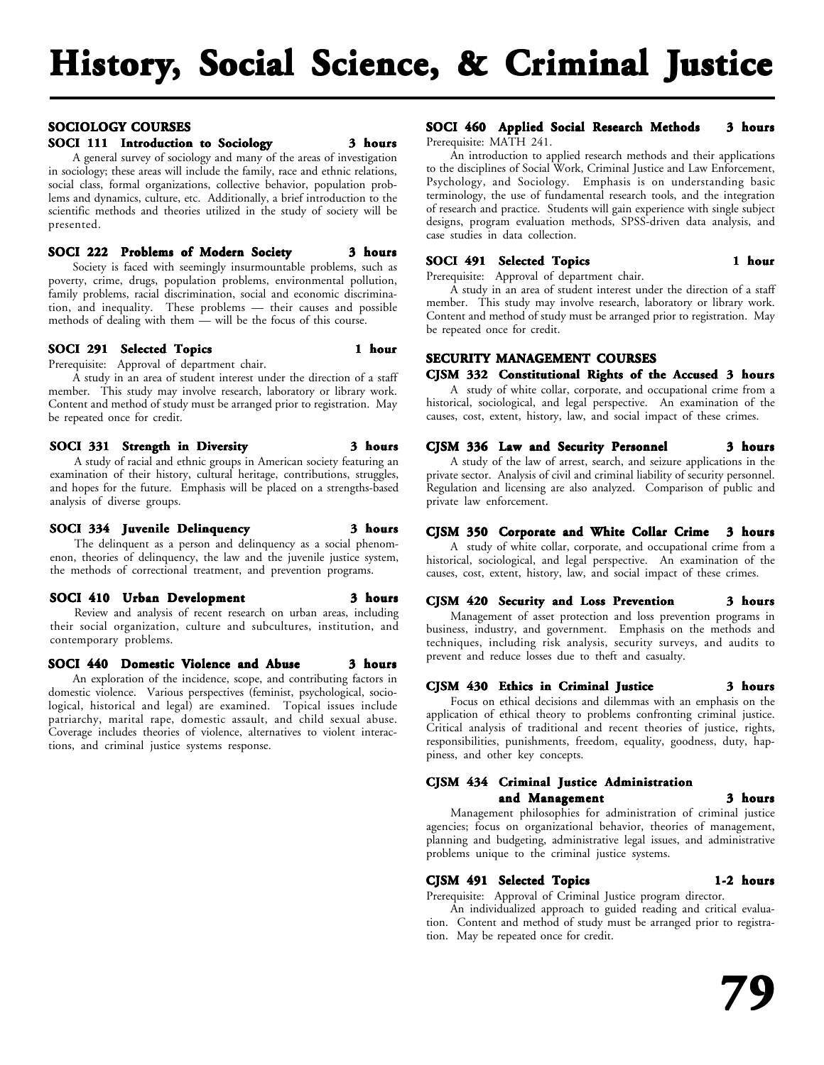# History, Social Science, & Criminal Justice

## SOCIOLOGY COURSES

### SOCI 111 Introduction to Sociology — 3 hours

A general survey of sociology and many of the areas of investigation in sociology; these areas will include the family, race and ethnic relations, social class, formal organizations, collective behavior, population problems and dynamics, culture, etc. Additionally, a brief introduction to the scientific methods and theories utilized in the study of society will be presented.

### SOCI 222 Problems of Modern Society — 3 hours

Society is faced with seemingly insurmountable problems, such as poverty, crime, drugs, population problems, environmental pollution, family problems, racial discrimination, social and economic discrimination, and inequality. These problems — their causes and possible methods of dealing with them — will be the focus of this course.

### SOCI 291 Selected Topics — 1 hour

Prerequisite: Approval of department chair.

A study in an area of student interest under the direction of a staff member. This study may involve research, laboratory or library work. Content and method of study must be arranged prior to registration. May be repeated once for credit.

### SOCI 331 Strength in Diversity — 3 hours

A study of racial and ethnic groups in American society featuring an examination of their history, cultural heritage, contributions, struggles, and hopes for the future. Emphasis will be placed on a strengths-based analysis of diverse groups.

### SOCI 334 Juvenile Delinquency — 3 hours

The delinquent as a person and delinquency as a social phenomenon, theories of delinquency, the law and the juvenile justice system, the methods of correctional treatment, and prevention programs.

### SOCI 410 Urban Development — 3 hours

Review and analysis of recent research on urban areas, including their social organization, culture and subcultures, institution, and contemporary problems.

### SOCI 440 Domestic Violence and Abuse — 3 hours

An exploration of the incidence, scope, and contributing factors in domestic violence. Various perspectives (feminist, psychological, sociological, historical and legal) are examined. Topical issues include patriarchy, marital rape, domestic assault, and child sexual abuse. Coverage includes theories of violence, alternatives to violent interactions, and criminal justice systems response.

### SOCI 460 Applied Social Research Methods — 3 hours

Prerequisite: MATH 241.

An introduction to applied research methods and their applications to the disciplines of Social Work, Criminal Justice and Law Enforcement, Psychology, and Sociology. Emphasis is on understanding basic terminology, the use of fundamental research tools, and the integration of research and practice. Students will gain experience with single subject designs, program evaluation methods, SPSS-driven data analysis, and case studies in data collection.

### SOCI 491 Selected Topics — 1 hour

Prerequisite: Approval of department chair.

A study in an area of student interest under the direction of a staff member. This study may involve research, laboratory or library work. Content and method of study must be arranged prior to registration. May be repeated once for credit.

## SECURITY MANAGEMENT COURSES

### CJSM 332 Constitutional Rights of the Accused — 3 hours

A study of white collar, corporate, and occupational crime from a historical, sociological, and legal perspective. An examination of the causes, cost, extent, history, law, and social impact of these crimes.

### CJSM 336 Law and Security Personnel — 3 hours

A study of the law of arrest, search, and seizure applications in the private sector. Analysis of civil and criminal liability of security personnel. Regulation and licensing are also analyzed. Comparison of public and private law enforcement.

### CJSM 350 Corporate and White Collar Crime — 3 hours

A study of white collar, corporate, and occupational crime from a historical, sociological, and legal perspective. An examination of the causes, cost, extent, history, law, and social impact of these crimes.

### CJSM 420 Security and Loss Prevention — 3 hours

Management of asset protection and loss prevention programs in business, industry, and government. Emphasis on the methods and techniques, including risk analysis, security surveys, and audits to prevent and reduce losses due to theft and casualty.

### CJSM 430 Ethics in Criminal Justice — 3 hours

Focus on ethical decisions and dilemmas with an emphasis on the application of ethical theory to problems confronting criminal justice. Critical analysis of traditional and recent theories of justice, rights, responsibilities, punishments, freedom, equality, goodness, duty, happiness, and other key concepts.

### CJSM 434 Criminal Justice Administration and Management — 3 hours

Management philosophies for administration of criminal justice agencies; focus on organizational behavior, theories of management, planning and budgeting, administrative legal issues, and administrative problems unique to the criminal justice systems.

### CJSM 491 Selected Topics — 1-2 hours

Prerequisite: Approval of Criminal Justice program director.

An individualized approach to guided reading and critical evaluation. Content and method of study must be arranged prior to registration. May be repeated once for credit.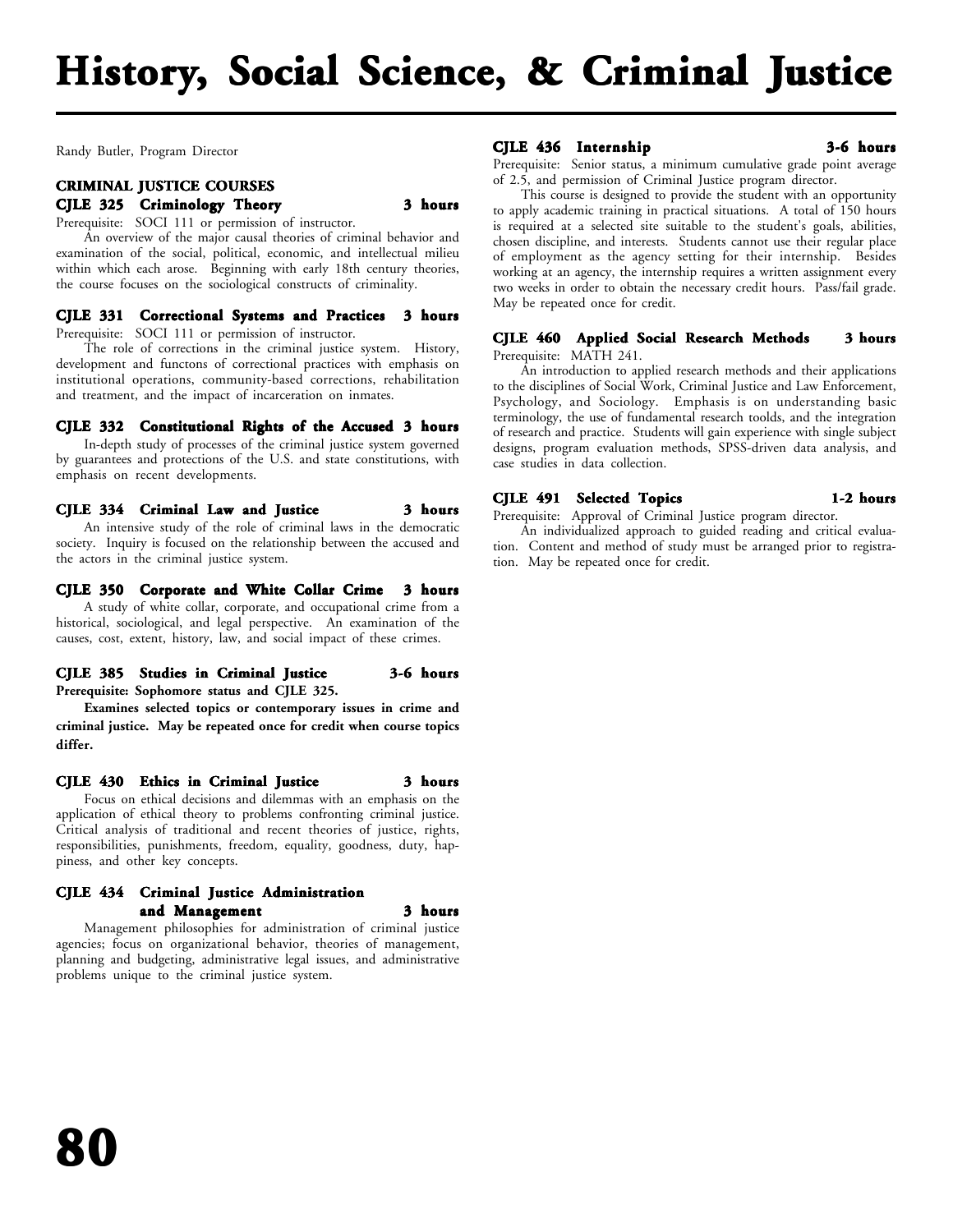# History, Social Science, & Criminal Justice

Randy Butler, Program Director

## CRIMINAL JUSTICE COURSES

### CJLE 325 Criminology Theory — 3 hours

Prerequisite: SOCI 111 or permission of instructor.

An overview of the major causal theories of criminal behavior and examination of the social, political, economic, and intellectual milieu within which each arose. Beginning with early 18th century theories, the course focuses on the sociological constructs of criminality.

### CJLE 331 Correctional Systems and Practices — 3 hours

Prerequisite: SOCI 111 or permission of instructor.

The role of corrections in the criminal justice system. History, development and functons of correctional practices with emphasis on institutional operations, community-based corrections, rehabilitation and treatment, and the impact of incarceration on inmates.

### CJLE 332 Constitutional Rights of the Accused — 3 hours

In-depth study of processes of the criminal justice system governed by guarantees and protections of the U.S. and state constitutions, with emphasis on recent developments.

### CJLE 334 Criminal Law and Justice — 3 hours

An intensive study of the role of criminal laws in the democratic society. Inquiry is focused on the relationship between the accused and the actors in the criminal justice system.

### CJLE 350 Corporate and White Collar Crime — 3 hours

A study of white collar, corporate, and occupational crime from a historical, sociological, and legal perspective. An examination of the causes, cost, extent, history, law, and social impact of these crimes.

### CJLE 385 Studies in Criminal Justice — 3-6 hours

**Prerequisite: Sophomore status and CJLE 325.**

**Examines selected topics or contemporary issues in crime and criminal justice. May be repeated once for credit when course topics differ.**

### CJLE 430 Ethics in Criminal Justice — 3 hours

Focus on ethical decisions and dilemmas with an emphasis on the application of ethical theory to problems confronting criminal justice. Critical analysis of traditional and recent theories of justice, rights, responsibilities, punishments, freedom, equality, goodness, duty, happiness, and other key concepts.

### CJLE 434 Criminal Justice Administration and Management — 3 hours

Management philosophies for administration of criminal justice agencies; focus on organizational behavior, theories of management, planning and budgeting, administrative legal issues, and administrative problems unique to the criminal justice system.

### CJLE 436 Internship — 3-6 hours

Prerequisite: Senior status, a minimum cumulative grade point average of 2.5, and permission of Criminal Justice program director.

This course is designed to provide the student with an opportunity to apply academic training in practical situations. A total of 150 hours is required at a selected site suitable to the student's goals, abilities, chosen discipline, and interests. Students cannot use their regular place of employment as the agency setting for their internship. Besides working at an agency, the internship requires a written assignment every two weeks in order to obtain the necessary credit hours. Pass/fail grade. May be repeated once for credit.

### CJLE 460 Applied Social Research Methods — 3 hours

Prerequisite: MATH 241.

An introduction to applied research methods and their applications to the disciplines of Social Work, Criminal Justice and Law Enforcement, Psychology, and Sociology. Emphasis is on understanding basic terminology, the use of fundamental research toolds, and the integration of research and practice. Students will gain experience with single subject designs, program evaluation methods, SPSS-driven data analysis, and case studies in data collection.

### CJLE 491 Selected Topics — 1-2 hours

Prerequisite: Approval of Criminal Justice program director.

An individualized approach to guided reading and critical evaluation. Content and method of study must be arranged prior to registration. May be repeated once for credit.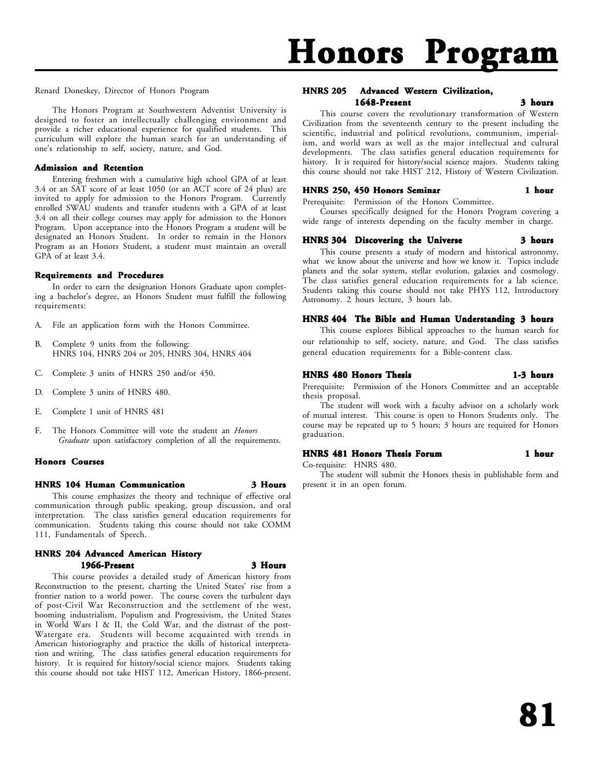# Honors Program

Renard Doneskey, Director of Honors Program

The Honors Program at Southwestern Adventist University is designed to foster an intellectually challenging environment and provide a richer educational experience for qualified students. This curriculum will explore the human search for an understanding of one's relationship to self, society, nature, and God.

### Admission and Retention

Entering freshmen with a cumulative high school GPA of at least 3.4 or an SAT score of at least 1050 (or an ACT score of 24 plus) are invited to apply for admission to the Honors Program. Currently enrolled SWAU students and transfer students with a GPA of at least 3.4 on all their college courses may apply for admission to the Honors Program. Upon acceptance into the Honors Program a student will be designated an Honors Student. In order to remain in the Honors Program as an Honors Student, a student must maintain an overall GPA of at least 3.4.

### Requirements and Procedures

In order to earn the designation Honors Graduate upon completing a bachelor's degree, an Honors Student must fulfill the following requirements:

A. File an application form with the Honors Committee.

B. Complete 9 units from the following:
HNRS 104, HNRS 204 or 205, HNRS 304, HNRS 404

C. Complete 3 units of HNRS 250 and/or 450.

D. Complete 3 units of HNRS 480.

E. Complete 1 unit of HNRS 481

F. The Honors Committee will vote the student an *Honors Graduate* upon satisfactory completion of all the requirements.

### Honors Courses

**HNRS 104 Human Communication — 3 Hours**

This course emphasizes the theory and technique of effective oral communication through public speaking, group discussion, and oral interpretation. The class satisfies general education requirements for communication. Students taking this course should not take COMM 111, Fundamentals of Speech.

**HNRS 204 Advanced American History 1966-Present — 3 Hours**

This course provides a detailed study of American history from Reconstruction to the present, charting the United States' rise from a frontier nation to a world power. The course covers the turbulent days of post-Civil War Reconstruction and the settlement of the west, booming industrialism, Populism and Progressivism, the United States in World Wars I & II, the Cold War, and the distrust of the post-Watergate era. Students will become acquainted with trends in American historiography and practice the skills of historical interpretation and writing. The class satisfies general education requirements for history. It is required for history/social science majors. Students taking this course should not take HIST 112, American History, 1866-present.

**HNRS 205 Advanced Western Civilization, 1648-Present — 3 hours**

This course covers the revolutionary transformation of Western Civilization from the seventeenth century to the present including the scientific, industrial and political revolutions, communism, imperialism, and world wars as well as the major intellectual and cultural developments. The class satisfies general education requirements for history. It is required for history/social science majors. Students taking this course should not take HIST 212, History of Western Civilization.

**HNRS 250, 450 Honors Seminar — 1 hour**

Prerequisite: Permission of the Honors Committee.

Courses specifically designed for the Honors Program covering a wide range of interests depending on the faculty member in charge.

**HNRS 304 Discovering the Universe — 3 hours**

This course presents a study of modern and historical astronomy, what we know about the universe and how we know it. Topics include planets and the solar system, stellar evolution, galaxies and cosmology. The class satisfies general education requirements for a lab science. Students taking this course should not take PHYS 112, Introductory Astronomy. 2 hours lecture, 3 hours lab.

**HNRS 404 The Bible and Human Understanding — 3 hours**

This course explores Biblical approaches to the human search for our relationship to self, society, nature, and God. The class satisfies general education requirements for a Bible-content class.

**HNRS 480 Honors Thesis — 1-3 hours**

Prerequisite: Permission of the Honors Committee and an acceptable thesis proposal.

The student will work with a faculty advisor on a scholarly work of mutual interest. This course is open to Honors Students only. The course may be repeated up to 5 hours; 3 hours are required for Honors graduation.

**HNRS 481 Honors Thesis Forum — 1 hour**

Co-requisite: HNRS 480.

The student will submit the Honors thesis in publishable form and present it in an open forum.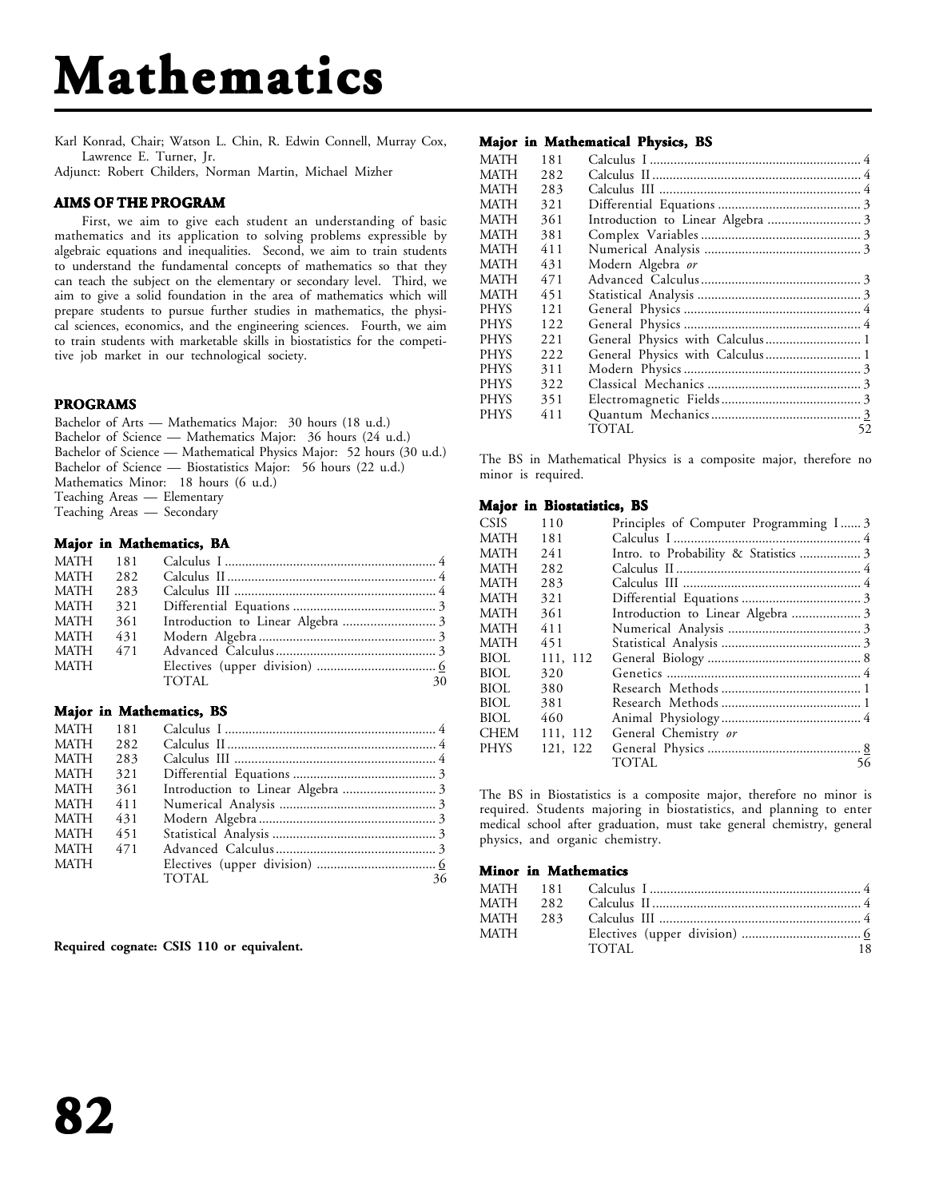# Mathematics

Karl Konrad, Chair; Watson L. Chin, R. Edwin Connell, Murray Cox, Lawrence E. Turner, Jr.
Adjunct: Robert Childers, Norman Martin, Michael Mizher

## AIMS OF THE PROGRAM

First, we aim to give each student an understanding of basic mathematics and its application to solving problems expressible by algebraic equations and inequalities. Second, we aim to train students to understand the fundamental concepts of mathematics so that they can teach the subject on the elementary or secondary level. Third, we aim to give a solid foundation in the area of mathematics which will prepare students to pursue further studies in mathematics, the physical sciences, economics, and the engineering sciences. Fourth, we aim to train students with marketable skills in biostatistics for the competitive job market in our technological society.

## PROGRAMS

Bachelor of Arts — Mathematics Major: 30 hours (18 u.d.)
Bachelor of Science — Mathematics Major: 36 hours (24 u.d.)
Bachelor of Science — Mathematical Physics Major: 52 hours (30 u.d.)
Bachelor of Science — Biostatistics Major: 56 hours (22 u.d.)
Mathematics Minor: 18 hours (6 u.d.)
Teaching Areas — Elementary
Teaching Areas — Secondary

### Major in Mathematics, BA

| | | | |
|---|---|---|---|
| MATH | 181 | Calculus I | 4 |
| MATH | 282 | Calculus II | 4 |
| MATH | 283 | Calculus III | 4 |
| MATH | 321 | Differential Equations | 3 |
| MATH | 361 | Introduction to Linear Algebra | 3 |
| MATH | 431 | Modern Algebra | 3 |
| MATH | 471 | Advanced Calculus | 3 |
| MATH | | Electives (upper division) | 6 |
| | | TOTAL | 30 |

### Major in Mathematics, BS

| | | | |
|---|---|---|---|
| MATH | 181 | Calculus I | 4 |
| MATH | 282 | Calculus II | 4 |
| MATH | 283 | Calculus III | 4 |
| MATH | 321 | Differential Equations | 3 |
| MATH | 361 | Introduction to Linear Algebra | 3 |
| MATH | 411 | Numerical Analysis | 3 |
| MATH | 431 | Modern Algebra | 3 |
| MATH | 451 | Statistical Analysis | 3 |
| MATH | 471 | Advanced Calculus | 3 |
| MATH | | Electives (upper division) | 6 |
| | | TOTAL | 36 |

**Required cognate: CSIS 110 or equivalent.**

### Major in Mathematical Physics, BS

| | | | |
|---|---|---|---|
| MATH | 181 | Calculus I | 4 |
| MATH | 282 | Calculus II | 4 |
| MATH | 283 | Calculus III | 4 |
| MATH | 321 | Differential Equations | 3 |
| MATH | 361 | Introduction to Linear Algebra | 3 |
| MATH | 381 | Complex Variables | 3 |
| MATH | 411 | Numerical Analysis | 3 |
| MATH | 431 | Modern Algebra *or* | |
| MATH | 471 | Advanced Calculus | 3 |
| MATH | 451 | Statistical Analysis | 3 |
| PHYS | 121 | General Physics | 4 |
| PHYS | 122 | General Physics | 4 |
| PHYS | 221 | General Physics with Calculus | 1 |
| PHYS | 222 | General Physics with Calculus | 1 |
| PHYS | 311 | Modern Physics | 3 |
| PHYS | 322 | Classical Mechanics | 3 |
| PHYS | 351 | Electromagnetic Fields | 3 |
| PHYS | 411 | Quantum Mechanics | 3 |
| | | TOTAL | 52 |

The BS in Mathematical Physics is a composite major, therefore no minor is required.

### Major in Biostatistics, BS

| | | | |
|---|---|---|---|
| CSIS | 110 | Principles of Computer Programming I | 3 |
| MATH | 181 | Calculus I | 4 |
| MATH | 241 | Intro. to Probability & Statistics | 3 |
| MATH | 282 | Calculus II | 4 |
| MATH | 283 | Calculus III | 4 |
| MATH | 321 | Differential Equations | 3 |
| MATH | 361 | Introduction to Linear Algebra | 3 |
| MATH | 411 | Numerical Analysis | 3 |
| MATH | 451 | Statistical Analysis | 3 |
| BIOL | 111, 112 | General Biology | 8 |
| BIOL | 320 | Genetics | 4 |
| BIOL | 380 | Research Methods | 1 |
| BIOL | 381 | Research Methods | 1 |
| BIOL | 460 | Animal Physiology | 4 |
| CHEM | 111, 112 | General Chemistry *or* | |
| PHYS | 121, 122 | General Physics | 8 |
| | | TOTAL | 56 |

The BS in Biostatistics is a composite major, therefore no minor is required. Students majoring in biostatistics, and planning to enter medical school after graduation, must take general chemistry, general physics, and organic chemistry.

### Minor in Mathematics

| | | | |
|---|---|---|---|
| MATH | 181 | Calculus I | 4 |
| MATH | 282 | Calculus II | 4 |
| MATH | 283 | Calculus III | 4 |
| MATH | | Electives (upper division) | 6 |
| | | TOTAL | 18 |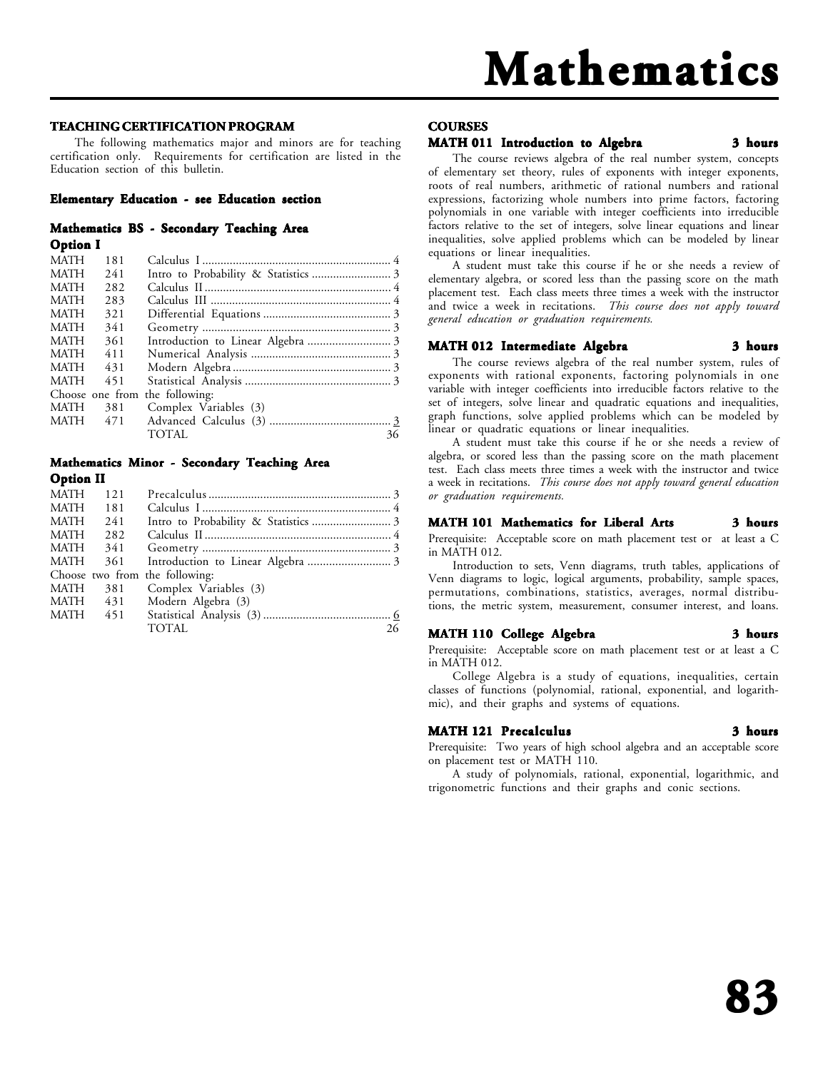# Mathematics

## TEACHING CERTIFICATION PROGRAM

The following mathematics major and minors are for teaching certification only. Requirements for certification are listed in the Education section of this bulletin.

### Elementary Education - see Education section

### Mathematics BS - Secondary Teaching Area

**Option I**

| | | | |
|---|---|---|---|
| MATH | 181 | Calculus I | 4 |
| MATH | 241 | Intro to Probability & Statistics | 3 |
| MATH | 282 | Calculus II | 4 |
| MATH | 283 | Calculus III | 4 |
| MATH | 321 | Differential Equations | 3 |
| MATH | 341 | Geometry | 3 |
| MATH | 361 | Introduction to Linear Algebra | 3 |
| MATH | 411 | Numerical Analysis | 3 |
| MATH | 431 | Modern Algebra | 3 |
| MATH | 451 | Statistical Analysis | 3 |
| Choose one from the following: | | | |
| MATH | 381 | Complex Variables (3) | |
| MATH | 471 | Advanced Calculus (3) | 3 |
| | | TOTAL | 36 |

### Mathematics Minor - Secondary Teaching Area

**Option II**

| | | | |
|---|---|---|---|
| MATH | 121 | Precalculus | 3 |
| MATH | 181 | Calculus I | 4 |
| MATH | 241 | Intro to Probability & Statistics | 3 |
| MATH | 282 | Calculus II | 4 |
| MATH | 341 | Geometry | 3 |
| MATH | 361 | Introduction to Linear Algebra | 3 |
| Choose two from the following: | | | |
| MATH | 381 | Complex Variables (3) | |
| MATH | 431 | Modern Algebra (3) | |
| MATH | 451 | Statistical Analysis (3) | 6 |
| | | TOTAL | 26 |

## COURSES

### MATH 011 Introduction to Algebra — 3 hours

The course reviews algebra of the real number system, concepts of elementary set theory, rules of exponents with integer exponents, roots of real numbers, arithmetic of rational numbers and rational expressions, factorizing whole numbers into prime factors, factoring polynomials in one variable with integer coefficients into irreducible factors relative to the set of integers, solve linear equations and linear inequalities, solve applied problems which can be modeled by linear equations or linear inequalities.

A student must take this course if he or she needs a review of elementary algebra, or scored less than the passing score on the math placement test. Each class meets three times a week with the instructor and twice a week in recitations. *This course does not apply toward general education or graduation requirements.*

### MATH 012 Intermediate Algebra — 3 hours

The course reviews algebra of the real number system, rules of exponents with rational exponents, factoring polynomials in one variable with integer coefficients into irreducible factors relative to the set of integers, solve linear and quadratic equations and inequalities, graph functions, solve applied problems which can be modeled by linear or quadratic equations or linear inequalities.

A student must take this course if he or she needs a review of algebra, or scored less than the passing score on the math placement test. Each class meets three times a week with the instructor and twice a week in recitations. *This course does not apply toward general education or graduation requirements.*

### MATH 101 Mathematics for Liberal Arts — 3 hours

Prerequisite: Acceptable score on math placement test or at least a C in MATH 012.

Introduction to sets, Venn diagrams, truth tables, applications of Venn diagrams to logic, logical arguments, probability, sample spaces, permutations, combinations, statistics, averages, normal distributions, the metric system, measurement, consumer interest, and loans.

### MATH 110 College Algebra — 3 hours

Prerequisite: Acceptable score on math placement test or at least a C in MATH 012.

College Algebra is a study of equations, inequalities, certain classes of functions (polynomial, rational, exponential, and logarithmic), and their graphs and systems of equations.

### MATH 121 Precalculus — 3 hours

Prerequisite: Two years of high school algebra and an acceptable score on placement test or MATH 110.

A study of polynomials, rational, exponential, logarithmic, and trigonometric functions and their graphs and conic sections.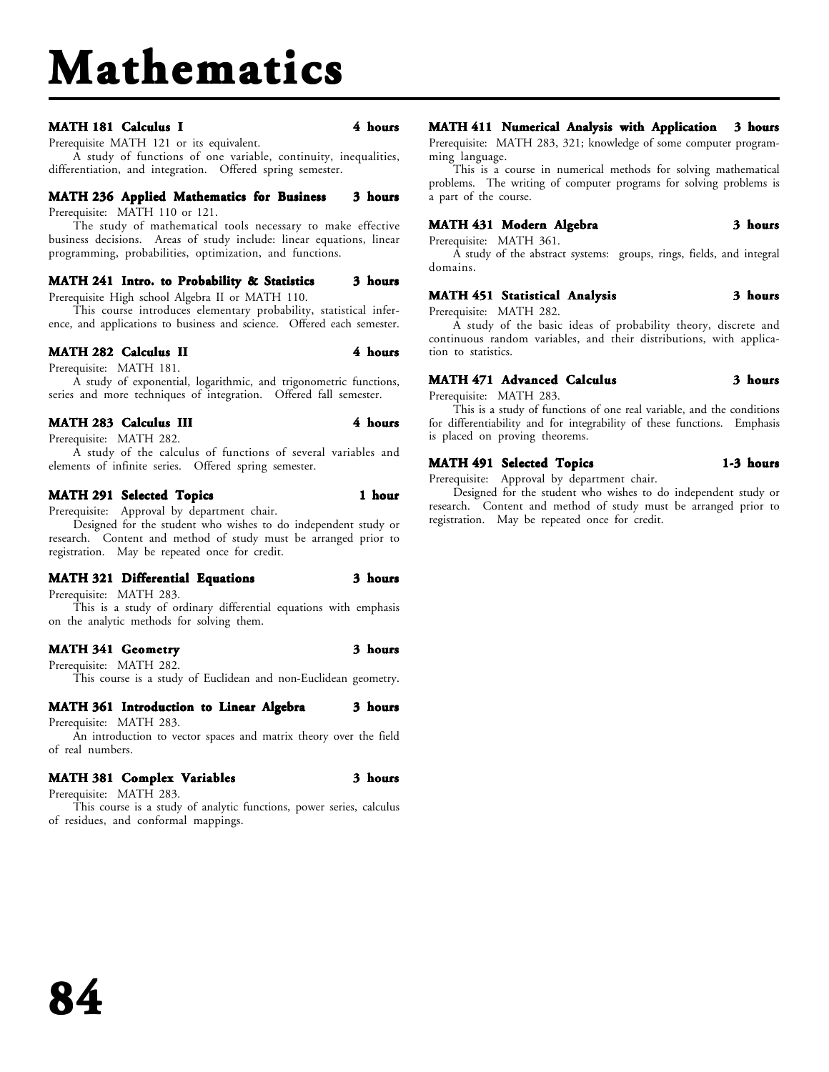# Mathematics

**MATH 181 Calculus I** **4 hours**

Prerequisite MATH 121 or its equivalent.

A study of functions of one variable, continuity, inequalities, differentiation, and integration. Offered spring semester.

**MATH 236 Applied Mathematics for Business** **3 hours**

Prerequisite: MATH 110 or 121.

The study of mathematical tools necessary to make effective business decisions. Areas of study include: linear equations, linear programming, probabilities, optimization, and functions.

**MATH 241 Intro. to Probability & Statistics** **3 hours**

Prerequisite High school Algebra II or MATH 110.

This course introduces elementary probability, statistical inference, and applications to business and science. Offered each semester.

**MATH 282 Calculus II** **4 hours**

Prerequisite: MATH 181.

A study of exponential, logarithmic, and trigonometric functions, series and more techniques of integration. Offered fall semester.

**MATH 283 Calculus III** **4 hours**

Prerequisite: MATH 282.

A study of the calculus of functions of several variables and elements of infinite series. Offered spring semester.

**MATH 291 Selected Topics** **1 hour**

Prerequisite: Approval by department chair.

Designed for the student who wishes to do independent study or research. Content and method of study must be arranged prior to registration. May be repeated once for credit.

**MATH 321 Differential Equations** **3 hours**

Prerequisite: MATH 283.

This is a study of ordinary differential equations with emphasis on the analytic methods for solving them.

**MATH 341 Geometry** **3 hours**

Prerequisite: MATH 282.

This course is a study of Euclidean and non-Euclidean geometry.

**MATH 361 Introduction to Linear Algebra** **3 hours**

Prerequisite: MATH 283.

An introduction to vector spaces and matrix theory over the field of real numbers.

**MATH 381 Complex Variables** **3 hours**

Prerequisite: MATH 283.

This course is a study of analytic functions, power series, calculus of residues, and conformal mappings.

**MATH 411 Numerical Analysis with Application** **3 hours**

Prerequisite: MATH 283, 321; knowledge of some computer programming language.

This is a course in numerical methods for solving mathematical problems. The writing of computer programs for solving problems is a part of the course.

**MATH 431 Modern Algebra** **3 hours**

Prerequisite: MATH 361.

A study of the abstract systems: groups, rings, fields, and integral domains.

**MATH 451 Statistical Analysis** **3 hours**

Prerequisite: MATH 282.

A study of the basic ideas of probability theory, discrete and continuous random variables, and their distributions, with application to statistics.

**MATH 471 Advanced Calculus** **3 hours**

Prerequisite: MATH 283.

This is a study of functions of one real variable, and the conditions for differentiability and for integrability of these functions. Emphasis is placed on proving theorems.

**MATH 491 Selected Topics** **1-3 hours**

Prerequisite: Approval by department chair.

Designed for the student who wishes to do independent study or research. Content and method of study must be arranged prior to registration. May be repeated once for credit.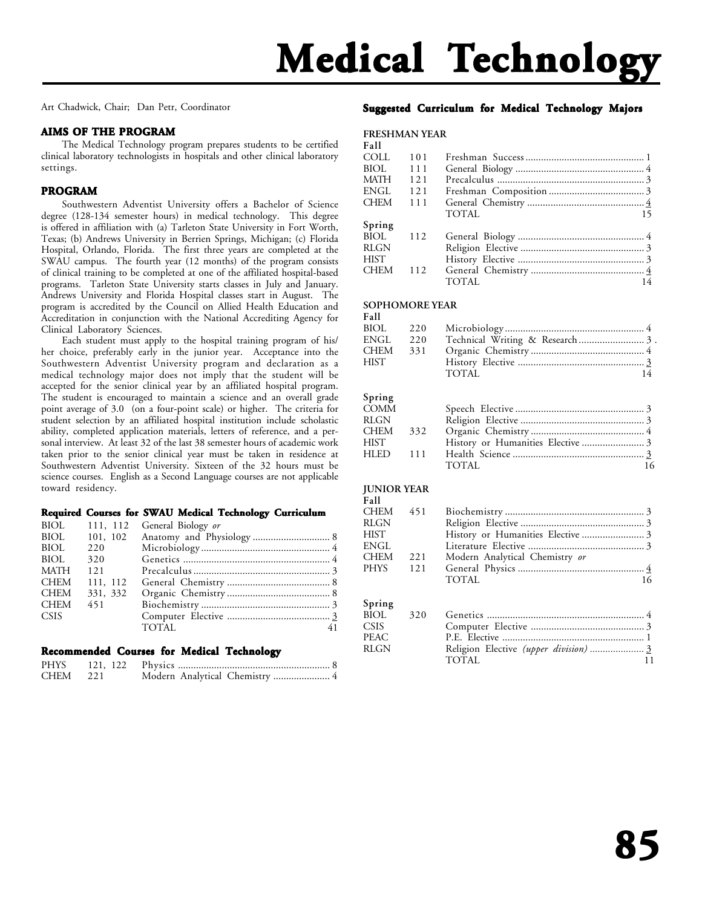# Medical Technology

Art Chadwick, Chair; Dan Petr, Coordinator

### AIMS OF THE PROGRAM

The Medical Technology program prepares students to be certified clinical laboratory technologists in hospitals and other clinical laboratory settings.

### PROGRAM

Southwestern Adventist University offers a Bachelor of Science degree (128-134 semester hours) in medical technology. This degree is offered in affiliation with (a) Tarleton State University in Fort Worth, Texas; (b) Andrews University in Berrien Springs, Michigan; (c) Florida Hospital, Orlando, Florida. The first three years are completed at the SWAU campus. The fourth year (12 months) of the program consists of clinical training to be completed at one of the affiliated hospital-based programs. Tarleton State University starts classes in July and January. Andrews University and Florida Hospital classes start in August. The program is accredited by the Council on Allied Health Education and Accreditation in conjunction with the National Accrediting Agency for Clinical Laboratory Sciences.

Each student must apply to the hospital training program of his/her choice, preferably early in the junior year. Acceptance into the Southwestern Adventist University program and declaration as a medical technology major does not imply that the student will be accepted for the senior clinical year by an affiliated hospital program. The student is encouraged to maintain a science and an overall grade point average of 3.0 (on a four-point scale) or higher. The criteria for student selection by an affiliated hospital institution include scholastic ability, completed application materials, letters of reference, and a personal interview. At least 32 of the last 38 semester hours of academic work taken prior to the senior clinical year must be taken in residence at Southwestern Adventist University. Sixteen of the 32 hours must be science courses. English as a Second Language courses are not applicable toward residency.

### Required Courses for SWAU Medical Technology Curriculum

| | | | |
|---|---|---|---|
| BIOL | 111, 112 | General Biology *or* | |
| BIOL | 101, 102 | Anatomy and Physiology | 8 |
| BIOL | 220 | Microbiology | 4 |
| BIOL | 320 | Genetics | 4 |
| MATH | 121 | Precalculus | 3 |
| CHEM | 111, 112 | General Chemistry | 8 |
| CHEM | 331, 332 | Organic Chemistry | 8 |
| CHEM | 451 | Biochemistry | 3 |
| CSIS | | Computer Elective | 3 |
| | | TOTAL | 41 |

### Recommended Courses for Medical Technology

| | | | |
|---|---|---|---|
| PHYS | 121, 122 | Physics | 8 |
| CHEM | 221 | Modern Analytical Chemistry | 4 |

### Suggested Curriculum for Medical Technology Majors

**FRESHMAN YEAR**

**Fall**

| | | | |
|---|---|---|---|
| COLL | 101 | Freshman Success | 1 |
| BIOL | 111 | General Biology | 4 |
| MATH | 121 | Precalculus | 3 |
| ENGL | 121 | Freshman Composition | 3 |
| CHEM | 111 | General Chemistry | 4 |
| | | TOTAL | 15 |

**Spring**

| | | | |
|---|---|---|---|
| BIOL | 112 | General Biology | 4 |
| RLGN | | Religion Elective | 3 |
| HIST | | History Elective | 3 |
| CHEM | 112 | General Chemistry | 4 |
| | | TOTAL | 14 |

**SOPHOMORE YEAR**

**Fall**

| | | | |
|---|---|---|---|
| BIOL | 220 | Microbiology | 4 |
| ENGL | 220 | Technical Writing & Research | 3 . |
| CHEM | 331 | Organic Chemistry | 4 |
| HIST | | History Elective | 3 |
| | | TOTAL | 14 |

**Spring**

| | | | |
|---|---|---|---|
| COMM | | Speech Elective | 3 |
| RLGN | | Religion Elective | 3 |
| CHEM | 332 | Organic Chemistry | 4 |
| HIST | | History or Humanities Elective | 3 |
| HLED | 111 | Health Science | 3 |
| | | TOTAL | 16 |

**JUNIOR YEAR**

**Fall**

| | | | |
|---|---|---|---|
| CHEM | 451 | Biochemistry | 3 |
| RLGN | | Religion Elective | 3 |
| HIST | | History or Humanities Elective | 3 |
| ENGL | | Literature Elective | 3 |
| CHEM | 221 | Modern Analytical Chemistry *or* | |
| PHYS | 121 | General Physics | 4 |
| | | TOTAL | 16 |

**Spring**

| | | | |
|---|---|---|---|
| BIOL | 320 | Genetics | 4 |
| CSIS | | Computer Elective | 3 |
| PEAC | | P.E. Elective | 1 |
| RLGN | | Religion Elective *(upper division)* | 3 |
| | | TOTAL | 11 |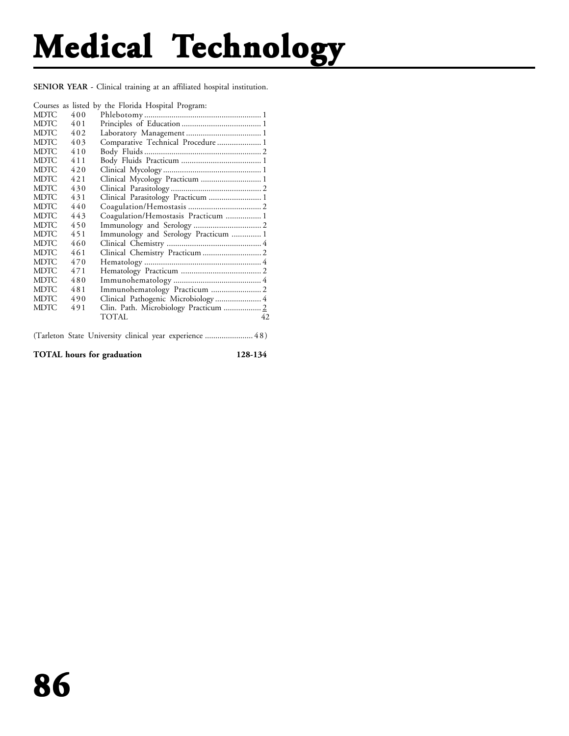# Medical Technology

**SENIOR YEAR** - Clinical training at an affiliated hospital institution.

Courses as listed by the Florida Hospital Program:

| | | | |
|---|---|---|---|
| MDTC | 400 | Phlebotomy | 1 |
| MDTC | 401 | Principles of Education | 1 |
| MDTC | 402 | Laboratory Management | 1 |
| MDTC | 403 | Comparative Technical Procedure | 1 |
| MDTC | 410 | Body Fluids | 2 |
| MDTC | 411 | Body Fluids Practicum | 1 |
| MDTC | 420 | Clinical Mycology | 1 |
| MDTC | 421 | Clinical Mycology Practicum | 1 |
| MDTC | 430 | Clinical Parasitology | 2 |
| MDTC | 431 | Clinical Parasitology Practicum | 1 |
| MDTC | 440 | Coagulation/Hemostasis | 2 |
| MDTC | 443 | Coagulation/Hemostasis Practicum | 1 |
| MDTC | 450 | Immunology and Serology | 2 |
| MDTC | 451 | Immunology and Serology Practicum | 1 |
| MDTC | 460 | Clinical Chemistry | 4 |
| MDTC | 461 | Clinical Chemistry Practicum | 2 |
| MDTC | 470 | Hematology | 4 |
| MDTC | 471 | Hematology Practicum | 2 |
| MDTC | 480 | Immunohematology | 4 |
| MDTC | 481 | Immunohematology Practicum | 2 |
| MDTC | 490 | Clinical Pathogenic Microbiology | 4 |
| MDTC | 491 | Clin. Path. Microbiology Practicum | 2 |
| | | TOTAL | 42 |

(Tarleton State University clinical year experience ....................... 48)

**TOTAL hours for graduation** **128-134**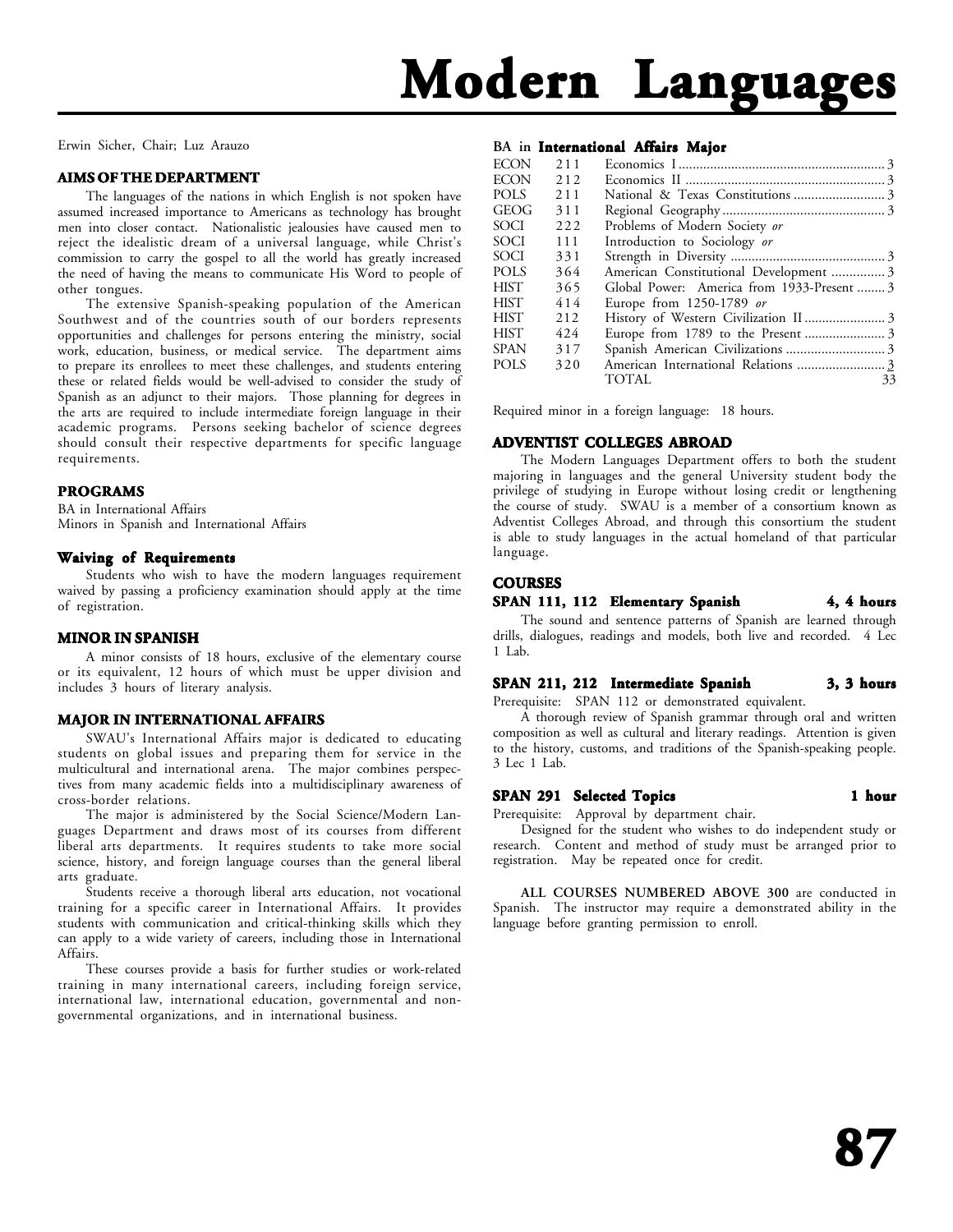# Modern Languages

Erwin Sicher, Chair; Luz Arauzo

## AIMS OF THE DEPARTMENT

The languages of the nations in which English is not spoken have assumed increased importance to Americans as technology has brought men into closer contact. Nationalistic jealousies have caused men to reject the idealistic dream of a universal language, while Christ's commission to carry the gospel to all the world has greatly increased the need of having the means to communicate His Word to people of other tongues.

The extensive Spanish-speaking population of the American Southwest and of the countries south of our borders represents opportunities and challenges for persons entering the ministry, social work, education, business, or medical service. The department aims to prepare its enrollees to meet these challenges, and students entering these or related fields would be well-advised to consider the study of Spanish as an adjunct to their majors. Those planning for degrees in the arts are required to include intermediate foreign language in their academic programs. Persons seeking bachelor of science degrees should consult their respective departments for specific language requirements.

## PROGRAMS

BA in International Affairs
Minors in Spanish and International Affairs

### Waiving of Requirements

Students who wish to have the modern languages requirement waived by passing a proficiency examination should apply at the time of registration.

## MINOR IN SPANISH

A minor consists of 18 hours, exclusive of the elementary course or its equivalent, 12 hours of which must be upper division and includes 3 hours of literary analysis.

## MAJOR IN INTERNATIONAL AFFAIRS

SWAU's International Affairs major is dedicated to educating students on global issues and preparing them for service in the multicultural and international arena. The major combines perspectives from many academic fields into a multidisciplinary awareness of cross-border relations.

The major is administered by the Social Science/Modern Languages Department and draws most of its courses from different liberal arts departments. It requires students to take more social science, history, and foreign language courses than the general liberal arts graduate.

Students receive a thorough liberal arts education, not vocational training for a specific career in International Affairs. It provides students with communication and critical-thinking skills which they can apply to a wide variety of careers, including those in International Affairs.

These courses provide a basis for further studies or work-related training in many international careers, including foreign service, international law, international education, governmental and non-governmental organizations, and in international business.

### BA in **International Affairs Major**

| | | | |
|---|---|---|---|
| ECON | 211 | Economics I | 3 |
| ECON | 212 | Economics II | 3 |
| POLS | 211 | National & Texas Constitutions | 3 |
| GEOG | 311 | Regional Geography | 3 |
| SOCI | 222 | Problems of Modern Society *or* | |
| SOCI | 111 | Introduction to Sociology *or* | |
| SOCI | 331 | Strength in Diversity | 3 |
| POLS | 364 | American Constitutional Development | 3 |
| HIST | 365 | Global Power: America from 1933-Present | 3 |
| HIST | 414 | Europe from 1250-1789 *or* | |
| HIST | 212 | History of Western Civilization II | 3 |
| HIST | 424 | Europe from 1789 to the Present | 3 |
| SPAN | 317 | Spanish American Civilizations | 3 |
| POLS | 320 | American International Relations | 3 |
| | | TOTAL | 33 |

Required minor in a foreign language: 18 hours.

## ADVENTIST COLLEGES ABROAD

The Modern Languages Department offers to both the student majoring in languages and the general University student body the privilege of studying in Europe without losing credit or lengthening the course of study. SWAU is a member of a consortium known as Adventist Colleges Abroad, and through this consortium the student is able to study languages in the actual homeland of that particular language.

## COURSES

### SPAN 111, 112 Elementary Spanish — 4, 4 hours

The sound and sentence patterns of Spanish are learned through drills, dialogues, readings and models, both live and recorded. 4 Lec 1 Lab.

### SPAN 211, 212 Intermediate Spanish — 3, 3 hours

Prerequisite: SPAN 112 or demonstrated equivalent.

A thorough review of Spanish grammar through oral and written composition as well as cultural and literary readings. Attention is given to the history, customs, and traditions of the Spanish-speaking people. 3 Lec 1 Lab.

### SPAN 291 Selected Topics — 1 hour

Prerequisite: Approval by department chair.

Designed for the student who wishes to do independent study or research. Content and method of study must be arranged prior to registration. May be repeated once for credit.

**ALL COURSES NUMBERED ABOVE 300** are conducted in Spanish. The instructor may require a demonstrated ability in the language before granting permission to enroll.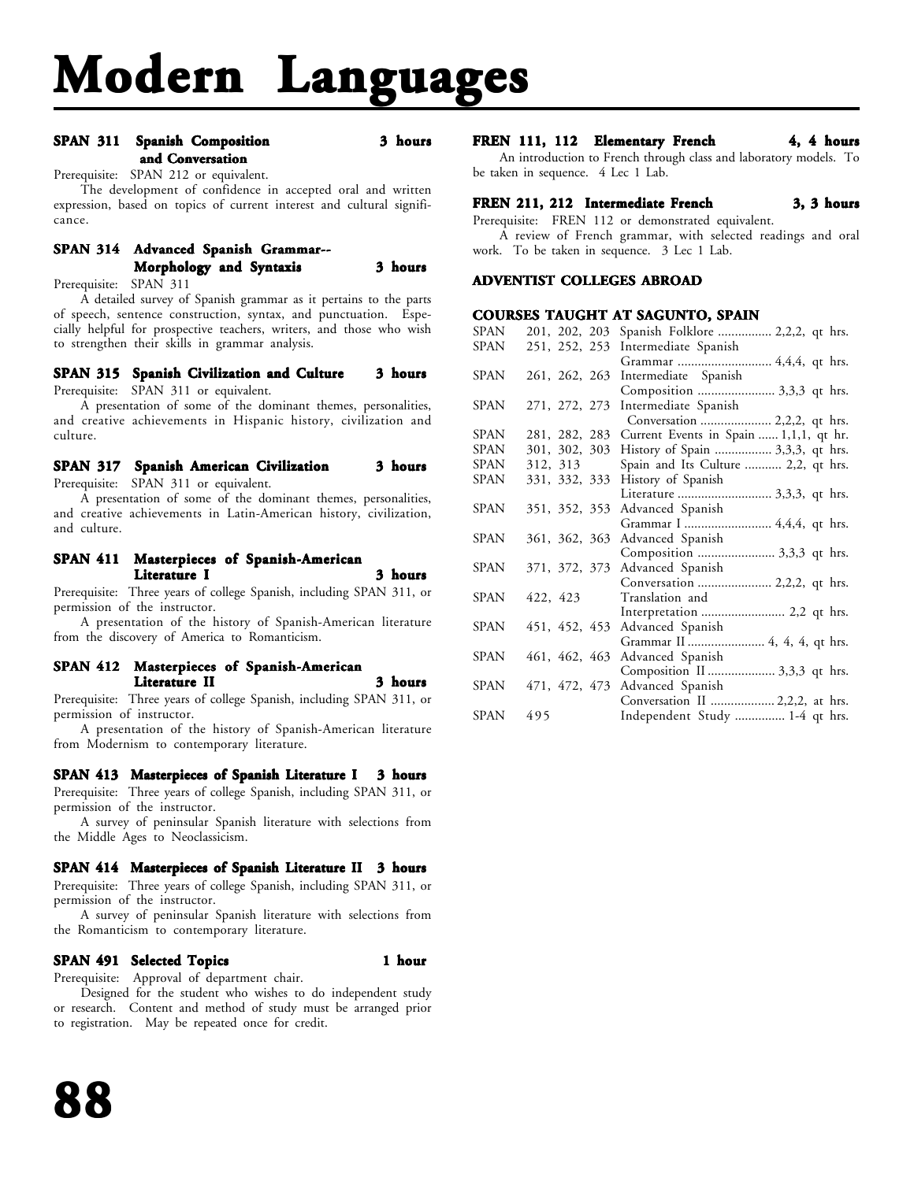# Modern Languages

### SPAN 311 Spanish Composition and Conversation — 3 hours

Prerequisite: SPAN 212 or equivalent.

The development of confidence in accepted oral and written expression, based on topics of current interest and cultural significance.

### SPAN 314 Advanced Spanish Grammar-- Morphology and Syntaxis — 3 hours

Prerequisite: SPAN 311

A detailed survey of Spanish grammar as it pertains to the parts of speech, sentence construction, syntax, and punctuation. Especially helpful for prospective teachers, writers, and those who wish to strengthen their skills in grammar analysis.

### SPAN 315 Spanish Civilization and Culture — 3 hours

Prerequisite: SPAN 311 or equivalent.

A presentation of some of the dominant themes, personalities, and creative achievements in Hispanic history, civilization and culture.

### SPAN 317 Spanish American Civilization — 3 hours

Prerequisite: SPAN 311 or equivalent.

A presentation of some of the dominant themes, personalities, and creative achievements in Latin-American history, civilization, and culture.

### SPAN 411 Masterpieces of Spanish-American Literature I — 3 hours

Prerequisite: Three years of college Spanish, including SPAN 311, or permission of the instructor.

A presentation of the history of Spanish-American literature from the discovery of America to Romanticism.

### SPAN 412 Masterpieces of Spanish-American Literature II — 3 hours

Prerequisite: Three years of college Spanish, including SPAN 311, or permission of instructor.

A presentation of the history of Spanish-American literature from Modernism to contemporary literature.

### SPAN 413 Masterpieces of Spanish Literature I — 3 hours

Prerequisite: Three years of college Spanish, including SPAN 311, or permission of the instructor.

A survey of peninsular Spanish literature with selections from the Middle Ages to Neoclassicism.

### SPAN 414 Masterpieces of Spanish Literature II — 3 hours

Prerequisite: Three years of college Spanish, including SPAN 311, or permission of the instructor.

A survey of peninsular Spanish literature with selections from the Romanticism to contemporary literature.

### SPAN 491 Selected Topics — 1 hour

Prerequisite: Approval of department chair.

Designed for the student who wishes to do independent study or research. Content and method of study must be arranged prior to registration. May be repeated once for credit.

### FREN 111, 112 Elementary French — 4, 4 hours

An introduction to French through class and laboratory models. To be taken in sequence. 4 Lec 1 Lab.

### FREN 211, 212 Intermediate French — 3, 3 hours

Prerequisite: FREN 112 or demonstrated equivalent.

A review of French grammar, with selected readings and oral work. To be taken in sequence. 3 Lec 1 Lab.

## ADVENTIST COLLEGES ABROAD

### COURSES TAUGHT AT SAGUNTO, SPAIN

| | | | |
|---|---|---|---|
| SPAN | 201, 202, 203 | Spanish Folklore | 2,2,2, qt hrs. |
| SPAN | 251, 252, 253 | Intermediate Spanish Grammar | 4,4,4, qt hrs. |
| SPAN | 261, 262, 263 | Intermediate Spanish Composition | 3,3,3 qt hrs. |
| SPAN | 271, 272, 273 | Intermediate Spanish Conversation | 2,2,2, qt hrs. |
| SPAN | 281, 282, 283 | Current Events in Spain | 1,1,1, qt hr. |
| SPAN | 301, 302, 303 | History of Spain | 3,3,3, qt hrs. |
| SPAN | 312, 313 | Spain and Its Culture | 2,2, qt hrs. |
| SPAN | 331, 332, 333 | History of Spanish Literature | 3,3,3, qt hrs. |
| SPAN | 351, 352, 353 | Advanced Spanish Grammar I | 4,4,4, qt hrs. |
| SPAN | 361, 362, 363 | Advanced Spanish Composition | 3,3,3 qt hrs. |
| SPAN | 371, 372, 373 | Advanced Spanish Conversation | 2,2,2, qt hrs. |
| SPAN | 422, 423 | Translation and Interpretation | 2,2 qt hrs. |
| SPAN | 451, 452, 453 | Advanced Spanish Grammar II | 4, 4, 4, qt hrs. |
| SPAN | 461, 462, 463 | Advanced Spanish Composition II | 3,3,3 qt hrs. |
| SPAN | 471, 472, 473 | Advanced Spanish Conversation II | 2,2,2, at hrs. |
| SPAN | 495 | Independent Study | 1-4 qt hrs. |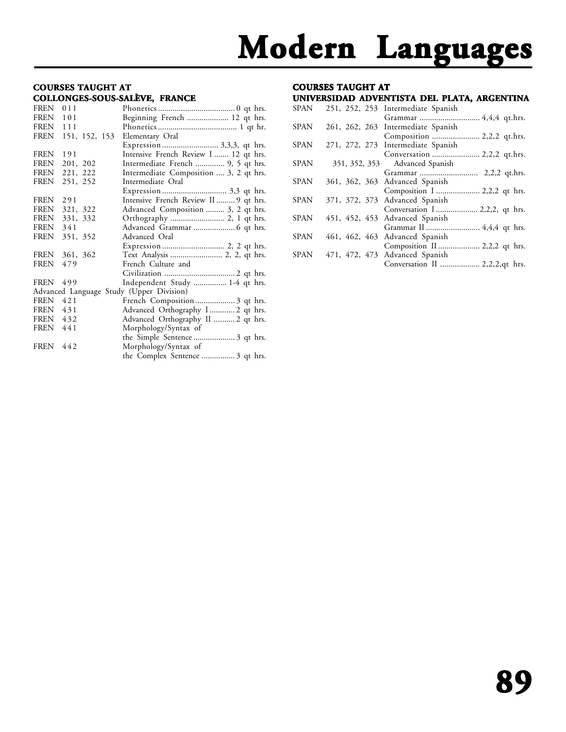# Modern Languages

### COURSES TAUGHT AT COLLONGES-SOUS-SALÈVE, FRANCE

| | | | |
|---|---|---|---|
| FREN | 011 | Phonetics | 0 qt hrs. |
| FREN | 101 | Beginning French | 12 qt hrs. |
| FREN | 111 | Phonetics | 1 qt hr. |
| FREN | 151, 152, 153 | Elementary Oral Expression | 3,3,3, qt hrs. |
| FREN | 191 | Intensive French Review I | 12 qt hrs. |
| FREN | 201, 202 | Intermediate French | 9, 5 qt hrs. |
| FREN | 221, 222 | Intermediate Composition | 3, 2 qt hrs. |
| FREN | 251, 252 | Intermediate Oral Expression | 3,3 qt hrs. |
| FREN | 291 | Intensive French Review II | 9 qt hrs. |
| FREN | 321, 322 | Advanced Composition | 3, 2 qt hrs. |
| FREN | 331, 332 | Orthography | 2, 1 qt hrs. |
| FREN | 341 | Advanced Grammar | 6 qt hrs. |
| FREN | 351, 352 | Advanced Oral Expression | 2, 2 qt hrs. |
| FREN | 361, 362 | Text Analysis | 2, 2, qt hrs. |
| FREN | 479 | French Culture and Civilization | 2 qt hrs. |
| FREN | 499 | Independent Study | 1-4 qt hrs. |

Advanced Language Study (Upper Division)

| | | | |
|---|---|---|---|
| FREN | 421 | French Composition | 3 qt hrs. |
| FREN | 431 | Advanced Orthography I | 2 qt hrs. |
| FREN | 432 | Advanced Orthography II | 2 qt hrs. |
| FREN | 441 | Morphology/Syntax of the Simple Sentence | 3 qt hrs. |
| FREN | 442 | Morphology/Syntax of the Complex Sentence | 3 qt hrs. |

### COURSES TAUGHT AT UNIVERSIDAD ADVENTISTA DEL PLATA, ARGENTINA

| | | | |
|---|---|---|---|
| SPAN | 251, 252, 253 | Intermediate Spanish Grammar | 4,4,4 qt.hrs. |
| SPAN | 261, 262, 263 | Intermediate Spanish Composition | 2,2,2 qt.hrs. |
| SPAN | 271, 272, 273 | Intermediate Spanish Conversation | 2,2,2 qt.hrs. |
| SPAN | 351, 352, 353 | Advanced Spanish Grammar | 2,2,2 qt.hrs. |
| SPAN | 361, 362, 363 | Advanced Spanish Composition I | 2,2,2 qt hrs. |
| SPAN | 371, 372, 373 | Advanced Spanish Conversation I | 2,2,2, qt hrs. |
| SPAN | 451, 452, 453 | Advanced Spanish Grammar II | 4,4,4 qt hrs. |
| SPAN | 461, 462, 463 | Advanced Spanish Composition II | 2,2,2 qt hrs. |
| SPAN | 471, 472, 473 | Advanced Spanish Conversation II | 2,2,2,qt hrs. |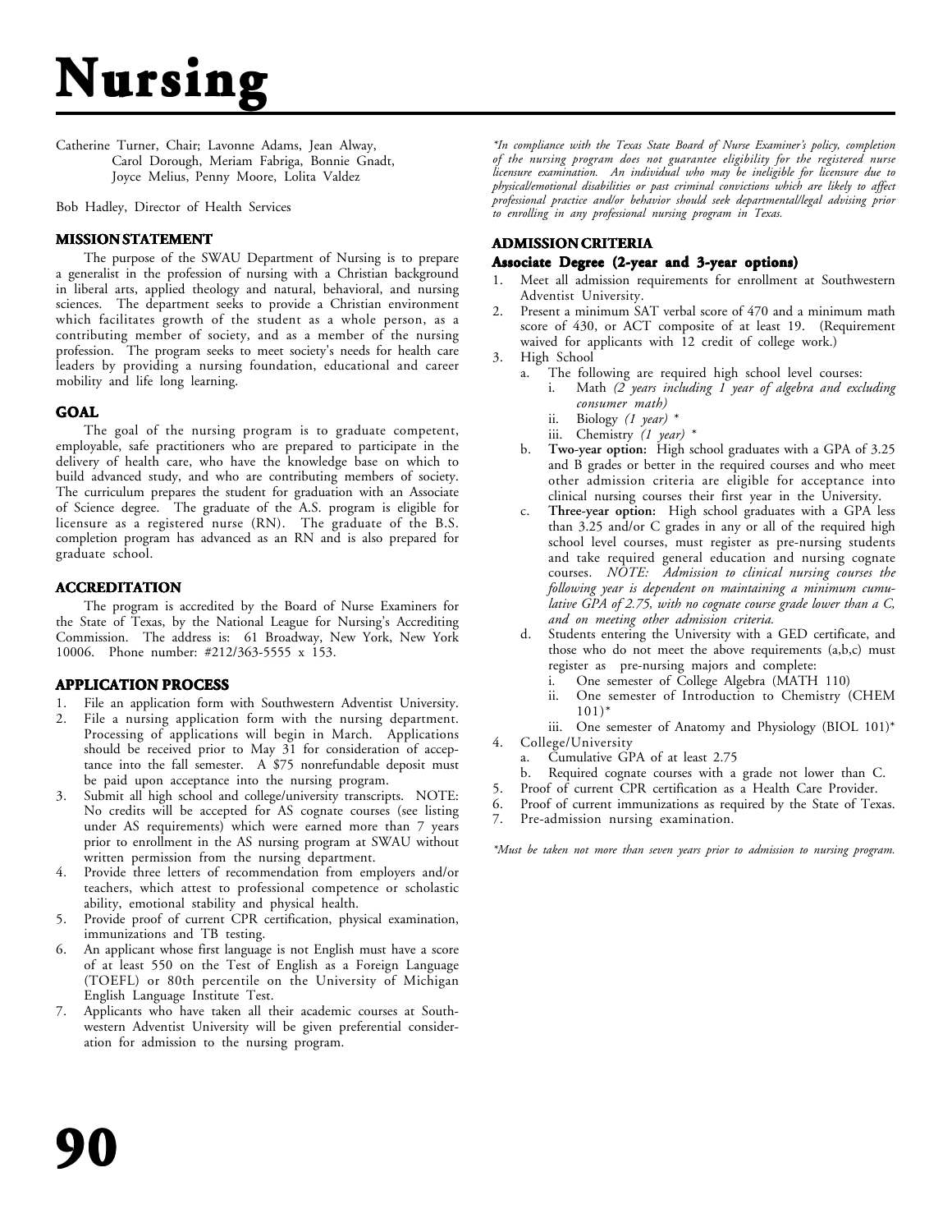# Nursing

Catherine Turner, Chair; Lavonne Adams, Jean Alway, Carol Dorough, Meriam Fabriga, Bonnie Gnadt, Joyce Melius, Penny Moore, Lolita Valdez

Bob Hadley, Director of Health Services

## MISSION STATEMENT

The purpose of the SWAU Department of Nursing is to prepare a generalist in the profession of nursing with a Christian background in liberal arts, applied theology and natural, behavioral, and nursing sciences. The department seeks to provide a Christian environment which facilitates growth of the student as a whole person, as a contributing member of society, and as a member of the nursing profession. The program seeks to meet society's needs for health care leaders by providing a nursing foundation, educational and career mobility and life long learning.

## GOAL

The goal of the nursing program is to graduate competent, employable, safe practitioners who are prepared to participate in the delivery of health care, who have the knowledge base on which to build advanced study, and who are contributing members of society. The curriculum prepares the student for graduation with an Associate of Science degree. The graduate of the A.S. program is eligible for licensure as a registered nurse (RN). The graduate of the B.S. completion program has advanced as an RN and is also prepared for graduate school.

## ACCREDITATION

The program is accredited by the Board of Nurse Examiners for the State of Texas, by the National League for Nursing's Accrediting Commission. The address is: 61 Broadway, New York, New York 10006. Phone number: #212/363-5555 x 153.

## APPLICATION PROCESS

1. File an application form with Southwestern Adventist University.
2. File a nursing application form with the nursing department. Processing of applications will begin in March. Applications should be received prior to May 31 for consideration of acceptance into the fall semester. A $75 nonrefundable deposit must be paid upon acceptance into the nursing program.
3. Submit all high school and college/university transcripts. NOTE: No credits will be accepted for AS cognate courses (see listing under AS requirements) which were earned more than 7 years prior to enrollment in the AS nursing program at SWAU without written permission from the nursing department.
4. Provide three letters of recommendation from employers and/or teachers, which attest to professional competence or scholastic ability, emotional stability and physical health.
5. Provide proof of current CPR certification, physical examination, immunizations and TB testing.
6. An applicant whose first language is not English must have a score of at least 550 on the Test of English as a Foreign Language (TOEFL) or 80th percentile on the University of Michigan English Language Institute Test.
7. Applicants who have taken all their academic courses at Southwestern Adventist University will be given preferential consideration for admission to the nursing program.

*\*In compliance with the Texas State Board of Nurse Examiner's policy, completion of the nursing program does not guarantee eligibility for the registered nurse licensure examination. An individual who may be ineligible for licensure due to physical/emotional disabilities or past criminal convictions which are likely to affect professional practice and/or behavior should seek departmental/legal advising prior to enrolling in any professional nursing program in Texas.*

## ADMISSION CRITERIA

### Associate Degree (2-year and 3-year options)

1. Meet all admission requirements for enrollment at Southwestern Adventist University.
2. Present a minimum SAT verbal score of 470 and a minimum math score of 430, or ACT composite of at least 19. (Requirement waived for applicants with 12 credit of college work.)
3. High School
   a. The following are required high school level courses:
      i. Math *(2 years including 1 year of algebra and excluding consumer math)*
      ii. Biology *(1 year)* *
      iii. Chemistry *(1 year)* *
   b. **Two-year option:** High school graduates with a GPA of 3.25 and B grades or better in the required courses and who meet other admission criteria are eligible for acceptance into clinical nursing courses their first year in the University.
   c. **Three-year option:** High school graduates with a GPA less than 3.25 and/or C grades in any or all of the required high school level courses, must register as pre-nursing students and take required general education and nursing cognate courses. *NOTE: Admission to clinical nursing courses the following year is dependent on maintaining a minimum cumulative GPA of 2.75, with no cognate course grade lower than a C, and on meeting other admission criteria.*
   d. Students entering the University with a GED certificate, and those who do not meet the above requirements (a,b,c) must register as pre-nursing majors and complete:
      i. One semester of College Algebra (MATH 110)
      ii. One semester of Introduction to Chemistry (CHEM 101)*
      iii. One semester of Anatomy and Physiology (BIOL 101)*
4. College/University
   a. Cumulative GPA of at least 2.75
   b. Required cognate courses with a grade not lower than C.
5. Proof of current CPR certification as a Health Care Provider.
6. Proof of current immunizations as required by the State of Texas.
7. Pre-admission nursing examination.

*\*Must be taken not more than seven years prior to admission to nursing program.*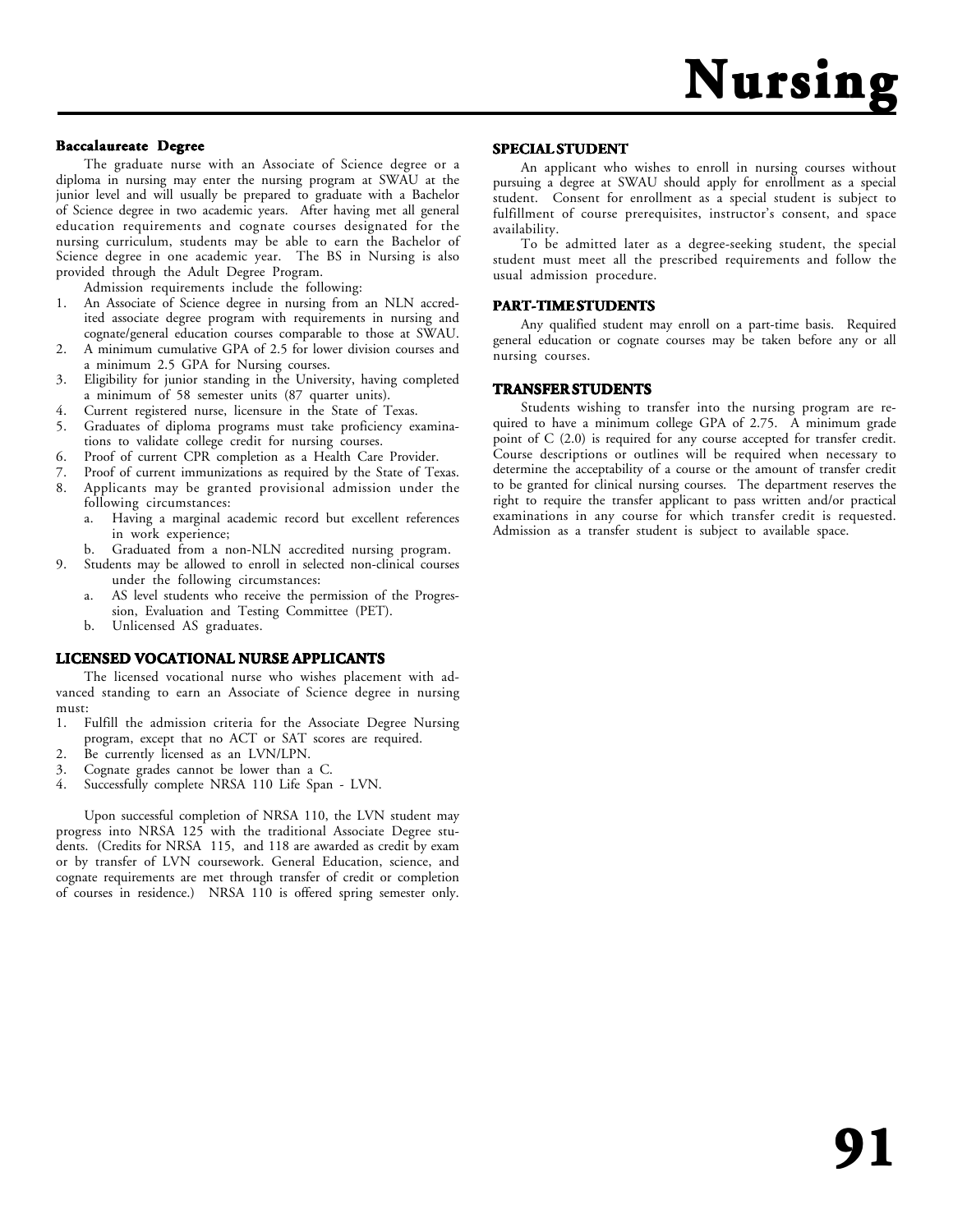# Nursing

### Baccalaureate Degree

The graduate nurse with an Associate of Science degree or a diploma in nursing may enter the nursing program at SWAU at the junior level and will usually be prepared to graduate with a Bachelor of Science degree in two academic years. After having met all general education requirements and cognate courses designated for the nursing curriculum, students may be able to earn the Bachelor of Science degree in one academic year. The BS in Nursing is also provided through the Adult Degree Program.

Admission requirements include the following:

1. An Associate of Science degree in nursing from an NLN accredited associate degree program with requirements in nursing and cognate/general education courses comparable to those at SWAU.
2. A minimum cumulative GPA of 2.5 for lower division courses and a minimum 2.5 GPA for Nursing courses.
3. Eligibility for junior standing in the University, having completed a minimum of 58 semester units (87 quarter units).
4. Current registered nurse, licensure in the State of Texas.
5. Graduates of diploma programs must take proficiency examinations to validate college credit for nursing courses.
6. Proof of current CPR completion as a Health Care Provider.
7. Proof of current immunizations as required by the State of Texas.
8. Applicants may be granted provisional admission under the following circumstances:
   a. Having a marginal academic record but excellent references in work experience;
   b. Graduated from a non-NLN accredited nursing program.
9. Students may be allowed to enroll in selected non-clinical courses under the following circumstances:
   a. AS level students who receive the permission of the Progression, Evaluation and Testing Committee (PET).
   b. Unlicensed AS graduates.

### LICENSED VOCATIONAL NURSE APPLICANTS

The licensed vocational nurse who wishes placement with advanced standing to earn an Associate of Science degree in nursing must:

1. Fulfill the admission criteria for the Associate Degree Nursing program, except that no ACT or SAT scores are required.
2. Be currently licensed as an LVN/LPN.
3. Cognate grades cannot be lower than a C.
4. Successfully complete NRSA 110 Life Span - LVN.

Upon successful completion of NRSA 110, the LVN student may progress into NRSA 125 with the traditional Associate Degree students. (Credits for NRSA 115, and 118 are awarded as credit by exam or by transfer of LVN coursework. General Education, science, and cognate requirements are met through transfer of credit or completion of courses in residence.) NRSA 110 is offered spring semester only.

### SPECIAL STUDENT

An applicant who wishes to enroll in nursing courses without pursuing a degree at SWAU should apply for enrollment as a special student. Consent for enrollment as a special student is subject to fulfillment of course prerequisites, instructor's consent, and space availability.

To be admitted later as a degree-seeking student, the special student must meet all the prescribed requirements and follow the usual admission procedure.

### PART-TIME STUDENTS

Any qualified student may enroll on a part-time basis. Required general education or cognate courses may be taken before any or all nursing courses.

### TRANSFER STUDENTS

Students wishing to transfer into the nursing program are required to have a minimum college GPA of 2.75. A minimum grade point of C (2.0) is required for any course accepted for transfer credit. Course descriptions or outlines will be required when necessary to determine the acceptability of a course or the amount of transfer credit to be granted for clinical nursing courses. The department reserves the right to require the transfer applicant to pass written and/or practical examinations in any course for which transfer credit is requested. Admission as a transfer student is subject to available space.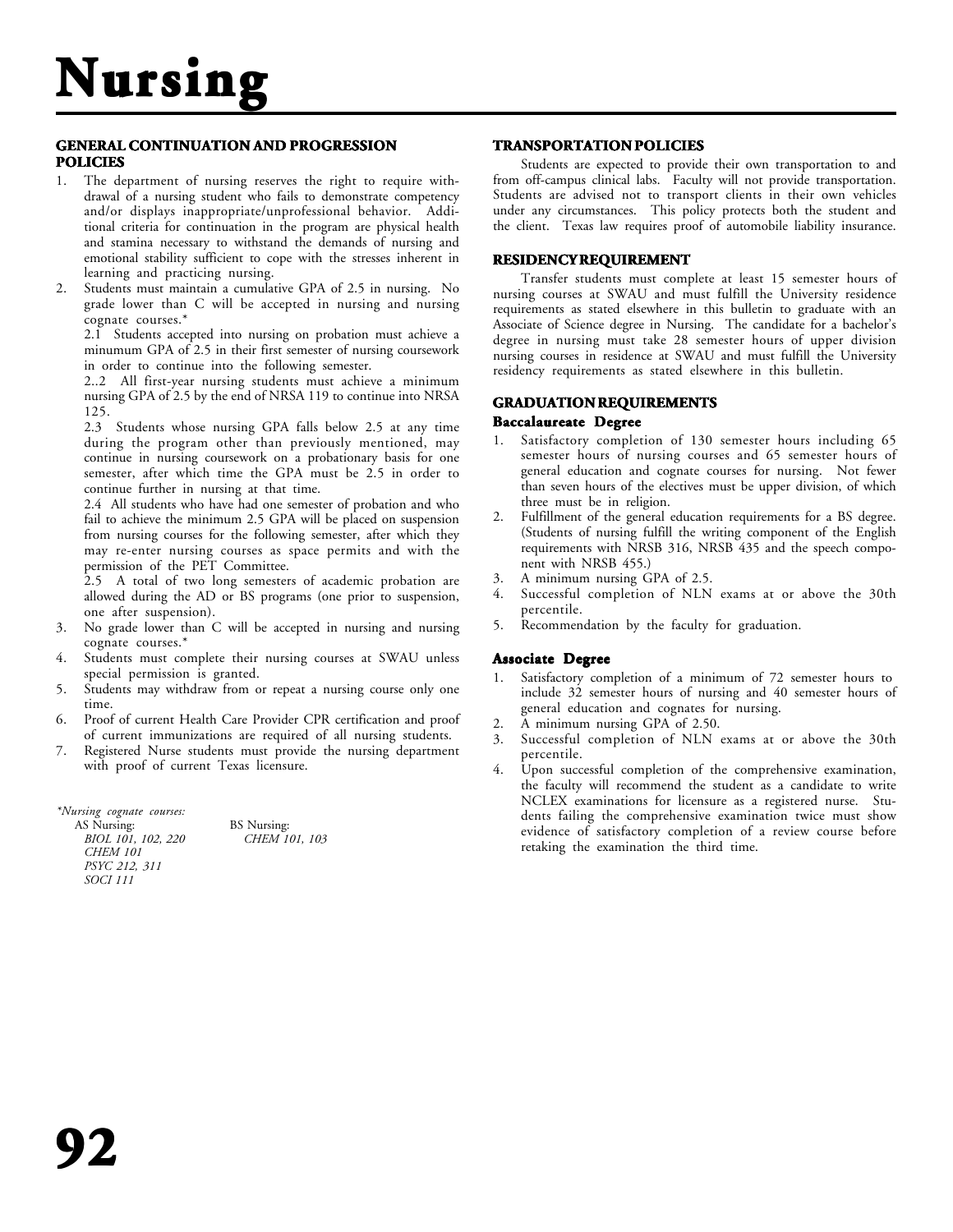# Nursing

## GENERAL CONTINUATION AND PROGRESSION POLICIES

1. The department of nursing reserves the right to require withdrawal of a nursing student who fails to demonstrate competency and/or displays inappropriate/unprofessional behavior. Additional criteria for continuation in the program are physical health and stamina necessary to withstand the demands of nursing and emotional stability sufficient to cope with the stresses inherent in learning and practicing nursing.
2. Students must maintain a cumulative GPA of 2.5 in nursing. No grade lower than C will be accepted in nursing and nursing cognate courses.*

   2.1 Students accepted into nursing on probation must achieve a minumum GPA of 2.5 in their first semester of nursing coursework in order to continue into the following semester.

   2..2 All first-year nursing students must achieve a minimum nursing GPA of 2.5 by the end of NRSA 119 to continue into NRSA 125.

   2.3 Students whose nursing GPA falls below 2.5 at any time during the program other than previously mentioned, may continue in nursing coursework on a probationary basis for one semester, after which time the GPA must be 2.5 in order to continue further in nursing at that time.

   2.4 All students who have had one semester of probation and who fail to achieve the minimum 2.5 GPA will be placed on suspension from nursing courses for the following semester, after which they may re-enter nursing courses as space permits and with the permission of the PET Committee.

   2.5 A total of two long semesters of academic probation are allowed during the AD or BS programs (one prior to suspension, one after suspension).
3. No grade lower than C will be accepted in nursing and nursing cognate courses.*
4. Students must complete their nursing courses at SWAU unless special permission is granted.
5. Students may withdraw from or repeat a nursing course only one time.
6. Proof of current Health Care Provider CPR certification and proof of current immunizations are required of all nursing students.
7. Registered Nurse students must provide the nursing department with proof of current Texas licensure.

*\*Nursing cognate courses:*

AS Nursing:
*BIOL 101, 102, 220*
*CHEM 101*
*PSYC 212, 311*
*SOCI 111*

BS Nursing:
*CHEM 101, 103*

## TRANSPORTATION POLICIES

Students are expected to provide their own transportation to and from off-campus clinical labs. Faculty will not provide transportation. Students are advised not to transport clients in their own vehicles under any circumstances. This policy protects both the student and the client. Texas law requires proof of automobile liability insurance.

## RESIDENCY REQUIREMENT

Transfer students must complete at least 15 semester hours of nursing courses at SWAU and must fulfill the University residence requirements as stated elsewhere in this bulletin to graduate with an Associate of Science degree in Nursing. The candidate for a bachelor's degree in nursing must take 28 semester hours of upper division nursing courses in residence at SWAU and must fulfill the University residency requirements as stated elsewhere in this bulletin.

## GRADUATION REQUIREMENTS

### Baccalaureate Degree

1. Satisfactory completion of 130 semester hours including 65 semester hours of nursing courses and 65 semester hours of general education and cognate courses for nursing. Not fewer than seven hours of the electives must be upper division, of which three must be in religion.
2. Fulfillment of the general education requirements for a BS degree. (Students of nursing fulfill the writing component of the English requirements with NRSB 316, NRSB 435 and the speech component with NRSB 455.)
3. A minimum nursing GPA of 2.5.
4. Successful completion of NLN exams at or above the 30th percentile.
5. Recommendation by the faculty for graduation.

### Associate Degree

1. Satisfactory completion of a minimum of 72 semester hours to include 32 semester hours of nursing and 40 semester hours of general education and cognates for nursing.
2. A minimum nursing GPA of 2.50.
3. Successful completion of NLN exams at or above the 30th percentile.
4. Upon successful completion of the comprehensive examination, the faculty will recommend the student as a candidate to write NCLEX examinations for licensure as a registered nurse. Students failing the comprehensive examination twice must show evidence of satisfactory completion of a review course before retaking the examination the third time.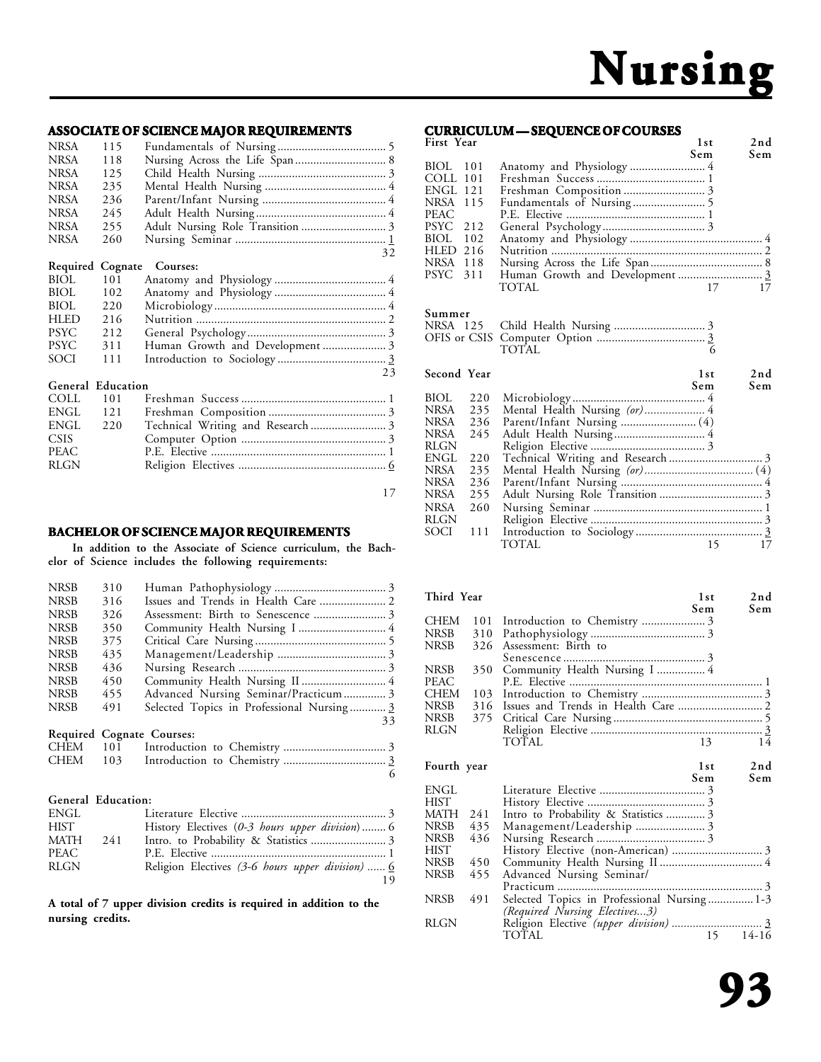# Nursing

## ASSOCIATE OF SCIENCE MAJOR REQUIREMENTS

| | | | |
|---|---|---|---|
| NRSA | 115 | Fundamentals of Nursing | 5 |
| NRSA | 118 | Nursing Across the Life Span | 8 |
| NRSA | 125 | Child Health Nursing | 3 |
| NRSA | 235 | Mental Health Nursing | 4 |
| NRSA | 236 | Parent/Infant Nursing | 4 |
| NRSA | 245 | Adult Health Nursing | 4 |
| NRSA | 255 | Adult Nursing Role Transition | 3 |
| NRSA | 260 | Nursing Seminar | 1 |
| | | | 32 |

**Required Cognate Courses:**

| | | | |
|---|---|---|---|
| BIOL | 101 | Anatomy and Physiology | 4 |
| BIOL | 102 | Anatomy and Physiology | 4 |
| BIOL | 220 | Microbiology | 4 |
| HLED | 216 | Nutrition | 2 |
| PSYC | 212 | General Psychology | 3 |
| PSYC | 311 | Human Growth and Development | 3 |
| SOCI | 111 | Introduction to Sociology | 3 |
| | | | 23 |

**General Education**

| | | | |
|---|---|---|---|
| COLL | 101 | Freshman Success | 1 |
| ENGL | 121 | Freshman Composition | 3 |
| ENGL | 220 | Technical Writing and Research | 3 |
| CSIS | | Computer Option | 3 |
| PEAC | | P.E. Elective | 1 |
| RLGN | | Religion Electives | 6 |
| | | | 17 |

## BACHELOR OF SCIENCE MAJOR REQUIREMENTS

**In addition to the Associate of Science curriculum, the Bachelor of Science includes the following requirements:**

| | | | |
|---|---|---|---|
| NRSB | 310 | Human Pathophysiology | 3 |
| NRSB | 316 | Issues and Trends in Health Care | 2 |
| NRSB | 326 | Assessment: Birth to Senescence | 3 |
| NRSB | 350 | Community Health Nursing I | 4 |
| NRSB | 375 | Critical Care Nursing | 5 |
| NRSB | 435 | Management/Leadership | 3 |
| NRSB | 436 | Nursing Research | 3 |
| NRSB | 450 | Community Health Nursing II | 4 |
| NRSB | 455 | Advanced Nursing Seminar/Practicum | 3 |
| NRSB | 491 | Selected Topics in Professional Nursing | 3 |
| | | | 33 |

**Required Cognate Courses:**

| | | | |
|---|---|---|---|
| CHEM | 101 | Introduction to Chemistry | 3 |
| CHEM | 103 | Introduction to Chemistry | 3 |
| | | | 6 |

**General Education:**

| | | | |
|---|---|---|---|
| ENGL | | Literature Elective | 3 |
| HIST | | History Electives *(0-3 hours upper division)* | 6 |
| MATH | 241 | Intro. to Probability & Statistics | 3 |
| PEAC | | P.E. Elective | 1 |
| RLGN | | Religion Electives *(3-6 hours upper division)* | 6 |
| | | | 19 |

**A total of 7 upper division credits is required in addition to the nursing credits.**

## CURRICULUM — SEQUENCE OF COURSES

**First Year**

| | | | 1st Sem | 2nd Sem |
|---|---|---|---|---|
| BIOL | 101 | Anatomy and Physiology | 4 | |
| COLL | 101 | Freshman Success | 1 | |
| ENGL | 121 | Freshman Composition | 3 | |
| NRSA | 115 | Fundamentals of Nursing | 5 | |
| PEAC | | P.E. Elective | 1 | |
| PSYC | 212 | General Psychology | 3 | |
| BIOL | 102 | Anatomy and Physiology | | 4 |
| HLED | 216 | Nutrition | | 2 |
| NRSA | 118 | Nursing Across the Life Span | | 8 |
| PSYC | 311 | Human Growth and Development | | 3 |
| | | TOTAL | 17 | 17 |

**Summer**

| | | |
|---|---|---|
| NRSA 125 | Child Health Nursing | 3 |
| OFIS or CSIS | Computer Option | 3 |
| | TOTAL | 6 |

**Second Year**

| | | | 1st Sem | 2nd Sem |
|---|---|---|---|---|
| BIOL | 220 | Microbiology | 4 | |
| NRSA | 235 | Mental Health Nursing *(or)* | 4 | |
| NRSA | 236 | Parent/Infant Nursing | (4) | |
| NRSA | 245 | Adult Health Nursing | 4 | |
| RLGN | | Religion Elective | 3 | |
| ENGL | 220 | Technical Writing and Research | | 3 |
| NRSA | 235 | Mental Health Nursing *(or)* | | (4) |
| NRSA | 236 | Parent/Infant Nursing | | 4 |
| NRSA | 255 | Adult Nursing Role Transition | | 3 |
| NRSA | 260 | Nursing Seminar | | 1 |
| RLGN | | Religion Elective | | 3 |
| SOCI | 111 | Introduction to Sociology | | 3 |
| | | TOTAL | 15 | 17 |

**Third Year**

| | | | 1st Sem | 2nd Sem |
|---|---|---|---|---|
| CHEM | 101 | Introduction to Chemistry | 3 | |
| NRSB | 310 | Pathophysiology | 3 | |
| NRSB | 326 | Assessment: Birth to Senescence | 3 | |
| NRSB | 350 | Community Health Nursing I | 4 | |
| PEAC | | P.E. Elective | | 1 |
| CHEM | 103 | Introduction to Chemistry | | 3 |
| NRSB | 316 | Issues and Trends in Health Care | | 2 |
| NRSB | 375 | Critical Care Nursing | | 5 |
| RLGN | | Religion Elective | | 3 |
| | | TOTAL | 13 | 14 |

**Fourth year**

| | | | 1st Sem | 2nd Sem |
|---|---|---|---|---|
| ENGL | | Literature Elective | 3 | |
| HIST | | History Elective | 3 | |
| MATH | 241 | Intro to Probability & Statistics | 3 | |
| NRSB | 435 | Management/Leadership | 3 | |
| NRSB | 436 | Nursing Research | 3 | |
| HIST | | History Elective (non-American) | | 3 |
| NRSB | 450 | Community Health Nursing II | | 4 |
| NRSB | 455 | Advanced Nursing Seminar/Practicum | | 3 |
| NRSB | 491 | Selected Topics in Professional Nursing *(Required Nursing Electives...3)* | | 1-3 |
| RLGN | | Religion Elective *(upper division)* | | 3 |
| | | TOTAL | 15 | 14-16 |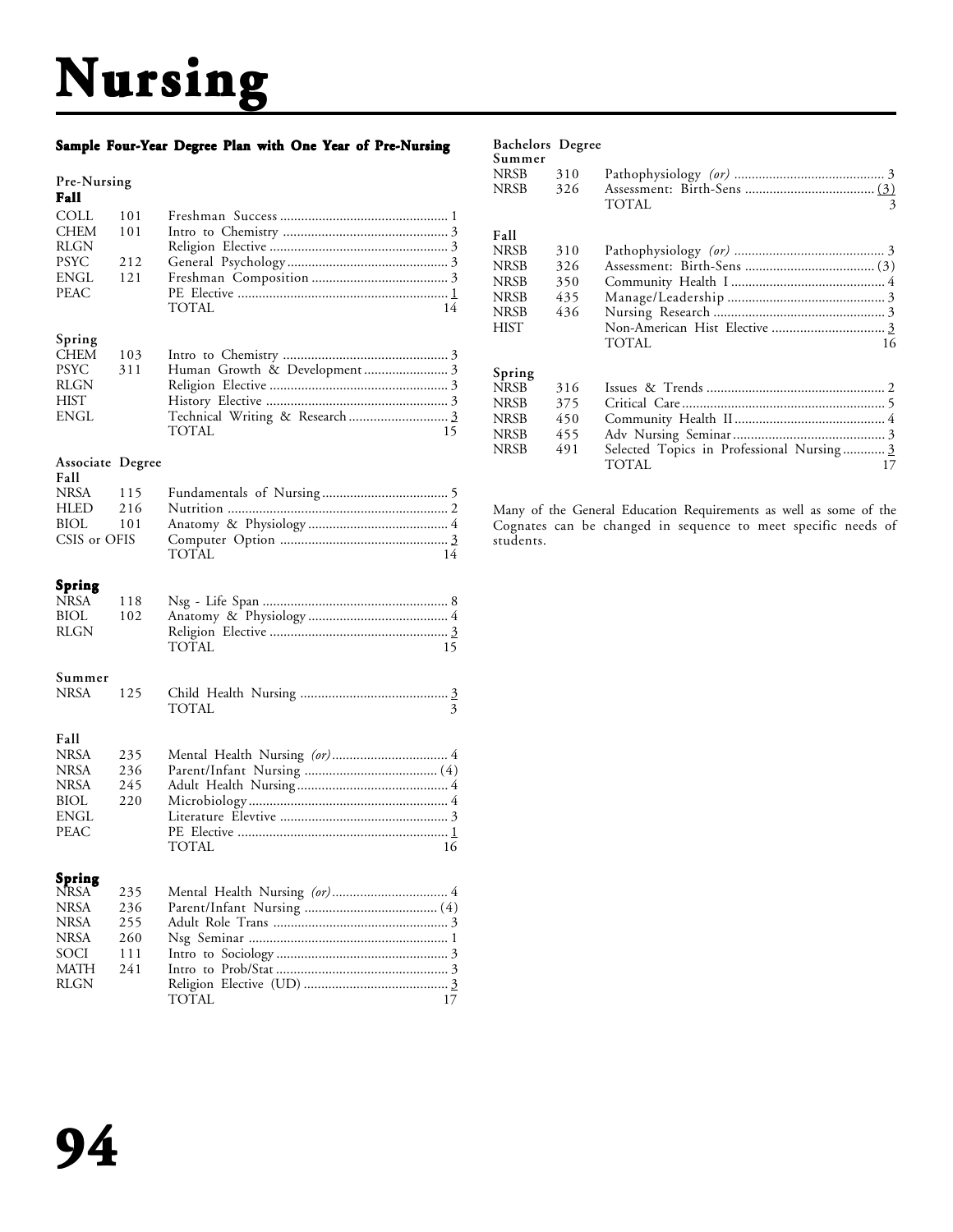# Nursing

## Sample Four-Year Degree Plan with One Year of Pre-Nursing

### Pre-Nursing

**Fall**

| | | | |
|---|---|---|---|
| COLL | 101 | Freshman Success | 1 |
| CHEM | 101 | Intro to Chemistry | 3 |
| RLGN | | Religion Elective | 3 |
| PSYC | 212 | General Psychology | 3 |
| ENGL | 121 | Freshman Composition | 3 |
| PEAC | | PE Elective | 1 |
| | | TOTAL | 14 |

**Spring**

| | | | |
|---|---|---|---|
| CHEM | 103 | Intro to Chemistry | 3 |
| PSYC | 311 | Human Growth & Development | 3 |
| RLGN | | Religion Elective | 3 |
| HIST | | History Elective | 3 |
| ENGL | | Technical Writing & Research | 3 |
| | | TOTAL | 15 |

### Associate Degree

**Fall**

| | | | |
|---|---|---|---|
| NRSA | 115 | Fundamentals of Nursing | 5 |
| HLED | 216 | Nutrition | 2 |
| BIOL | 101 | Anatomy & Physiology | 4 |
| CSIS or OFIS | | Computer Option | 3 |
| | | TOTAL | 14 |

**Spring**

| | | | |
|---|---|---|---|
| NRSA | 118 | Nsg - Life Span | 8 |
| BIOL | 102 | Anatomy & Physiology | 4 |
| RLGN | | Religion Elective | 3 |
| | | TOTAL | 15 |

**Summer**

| | | | |
|---|---|---|---|
| NRSA | 125 | Child Health Nursing | 3 |
| | | TOTAL | 3 |

**Fall**

| | | | |
|---|---|---|---|
| NRSA | 235 | Mental Health Nursing *(or)* | 4 |
| NRSA | 236 | Parent/Infant Nursing | (4) |
| NRSA | 245 | Adult Health Nursing | 4 |
| BIOL | 220 | Microbiology | 4 |
| ENGL | | Literature Elevtive | 3 |
| PEAC | | PE Elective | 1 |
| | | TOTAL | 16 |

**Spring**

| | | | |
|---|---|---|---|
| NRSA | 235 | Mental Health Nursing *(or)* | 4 |
| NRSA | 236 | Parent/Infant Nursing | (4) |
| NRSA | 255 | Adult Role Trans | 3 |
| NRSA | 260 | Nsg Seminar | 1 |
| SOCI | 111 | Intro to Sociology | 3 |
| MATH | 241 | Intro to Prob/Stat | 3 |
| RLGN | | Religion Elective (UD) | 3 |
| | | TOTAL | 17 |

### Bachelors Degree

**Summer**

| | | | |
|---|---|---|---|
| NRSB | 310 | Pathophysiology *(or)* | 3 |
| NRSB | 326 | Assessment: Birth-Sens | (3) |
| | | TOTAL | 3 |

**Fall**

| | | | |
|---|---|---|---|
| NRSB | 310 | Pathophysiology *(or)* | 3 |
| NRSB | 326 | Assessment: Birth-Sens | (3) |
| NRSB | 350 | Community Health I | 4 |
| NRSB | 435 | Manage/Leadership | 3 |
| NRSB | 436 | Nursing Research | 3 |
| HIST | | Non-American Hist Elective | 3 |
| | | TOTAL | 16 |

**Spring**

| | | | |
|---|---|---|---|
| NRSB | 316 | Issues & Trends | 2 |
| NRSB | 375 | Critical Care | 5 |
| NRSB | 450 | Community Health II | 4 |
| NRSB | 455 | Adv Nursing Seminar | 3 |
| NRSB | 491 | Selected Topics in Professional Nursing | 3 |
| | | TOTAL | 17 |

Many of the General Education Requirements as well as some of the Cognates can be changed in sequence to meet specific needs of students.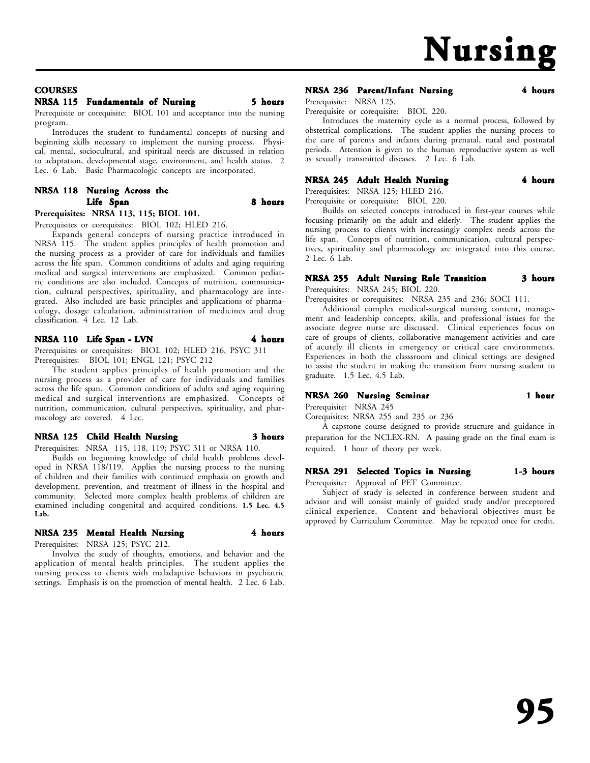# Nursing

## COURSES

### NRSA 115 Fundamentals of Nursing 5 hours

Prerequisite or corequisite: BIOL 101 and acceptance into the nursing program.

Introduces the student to fundamental concepts of nursing and beginning skills necessary to implement the nursing process. Physical, mental, sociocultural, and spiritual needs are discussed in relation to adaptation, developmental stage, environment, and health status. 2 Lec. 6 Lab. Basic Pharmacologic concepts are incorporated.

### NRSA 118 Nursing Across the Life Span 8 hours

**Prerequisites: NRSA 113, 115; BIOL 101.**

Prerequisites or corequisites: BIOL 102; HLED 216.

Expands general concepts of nursing practice introduced in NRSA 115. The student applies principles of health promotion and the nursing process as a provider of care for individuals and families across the life span. Common conditions of adults and aging requiring medical and surgical interventions are emphasized. Common pediatric conditions are also included. Concepts of nutrition, communication, cultural perspectives, spirituality, and pharmacology are integrated. Also included are basic principles and applications of pharmacology, dosage calculation, administration of medicines and drug classification. 4 Lec. 12 Lab.

### NRSA 110 Life Span - LVN 4 hours

Prerequisites or corequisites: BIOL 102; HLED 216, PSYC 311

Prerequisites: BIOL 101; ENGL 121; PSYC 212

The student applies principles of health promotion and the nursing process as a provider of care for individuals and families across the life span. Common conditions of adults and aging requiring medical and surgical interventions are emphasized. Concepts of nutrition, communication, cultural perspectives, spirituality, and pharmacology are covered. 4 Lec.

### NRSA 125 Child Health Nursing 3 hours

Prerequisites: NRSA 115, 118, 119; PSYC 311 or NRSA 110.

Builds on beginning knowledge of child health problems developed in NRSA 118/119. Applies the nursing process to the nursing of children and their families with continued emphasis on growth and development, prevention, and treatment of illness in the hospital and community. Selected more complex health problems of children are examined including congenital and acquired conditions. **1.5 Lec. 4.5 Lab.**

### NRSA 235 Mental Health Nursing 4 hours

Prerequisites: NRSA 125; PSYC 212.

Involves the study of thoughts, emotions, and behavior and the application of mental health principles. The student applies the nursing process to clients with maladaptive behaviors in psychiatric settings. Emphasis is on the promotion of mental health. 2 Lec. 6 Lab.

### NRSA 236 Parent/Infant Nursing 4 hours

Prerequisite: NRSA 125.

Prerequisite or corequisite: BIOL 220.

Introduces the maternity cycle as a normal process, followed by obstetrical complications. The student applies the nursing process to the care of parents and infants during prenatal, natal and postnatal periods. Attention is given to the human reproductive system as well as sexually transmitted diseases. 2 Lec. 6 Lab.

### NRSA 245 Adult Health Nursing 4 hours

Prerequisites: NRSA 125; HLED 216.

Prerequisite or corequisite: BIOL 220.

Builds on selected concepts introduced in first-year courses while focusing primarily on the adult and elderly. The student applies the nursing process to clients with increasingly complex needs across the life span. Concepts of nutrition, communication, cultural perspectives, spirituality and pharmacology are integrated into this course. 2 Lec. 6 Lab.

### NRSA 255 Adult Nursing Role Transition 3 hours

Prerequisites: NRSA 245; BIOL 220.

Prerequisites or corequisites: NRSA 235 and 236; SOCI 111.

Additional complex medical-surgical nursing content, management and leadership concepts, skills, and professional issues for the associate degree nurse are discussed. Clinical experiences focus on care of groups of clients, collaborative management activities and care of acutely ill clients in emergency or critical care environments. Experiences in both the classsroom and clinical settings are designed to assist the student in making the transition from nursing student to graduate. 1.5 Lec. 4.5 Lab.

### NRSA 260 Nursing Seminar 1 hour

Prerequisite: NRSA 245

Corequisites: NRSA 255 and 235 or 236

A capstone course designed to provide structure and guidance in preparation for the NCLEX-RN. A passing grade on the final exam is required. 1 hour of theory per week.

### NRSA 291 Selected Topics in Nursing 1-3 hours

Prerequisite: Approval of PET Committee.

Subject of study is selected in conference between student and advisor and will consist mainly of guided study and/or preceptored clinical experience. Content and behavioral objectives must be approved by Curriculum Committee. May be repeated once for credit.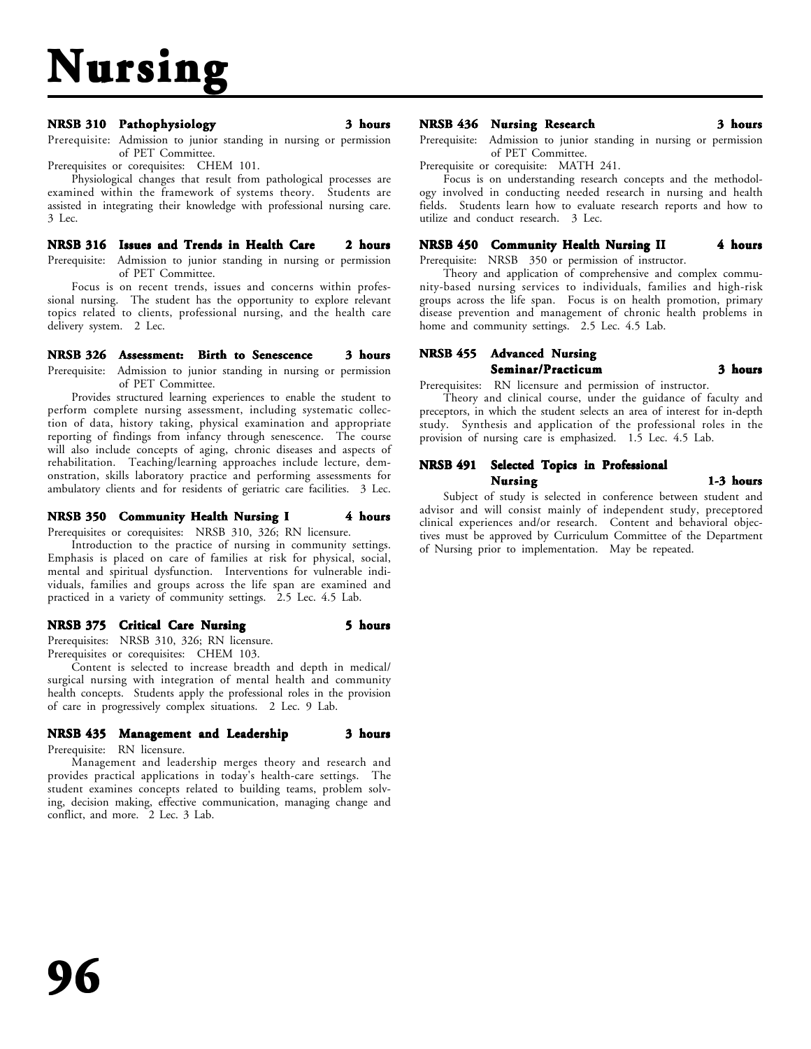# Nursing

### NRSB 310 Pathophysiology 3 hours

Prerequisite: Admission to junior standing in nursing or permission of PET Committee.

Prerequisites or corequisites: CHEM 101.

Physiological changes that result from pathological processes are examined within the framework of systems theory. Students are assisted in integrating their knowledge with professional nursing care. 3 Lec.

### NRSB 316 Issues and Trends in Health Care 2 hours

Prerequisite: Admission to junior standing in nursing or permission of PET Committee.

Focus is on recent trends, issues and concerns within professional nursing. The student has the opportunity to explore relevant topics related to clients, professional nursing, and the health care delivery system. 2 Lec.

### NRSB 326 Assessment: Birth to Senescence 3 hours

Prerequisite: Admission to junior standing in nursing or permission of PET Committee.

Provides structured learning experiences to enable the student to perform complete nursing assessment, including systematic collection of data, history taking, physical examination and appropriate reporting of findings from infancy through senescence. The course will also include concepts of aging, chronic diseases and aspects of rehabilitation. Teaching/learning approaches include lecture, demonstration, skills laboratory practice and performing assessments for ambulatory clients and for residents of geriatric care facilities. 3 Lec.

### NRSB 350 Community Health Nursing I 4 hours

Prerequisites or corequisites: NRSB 310, 326; RN licensure.

Introduction to the practice of nursing in community settings. Emphasis is placed on care of families at risk for physical, social, mental and spiritual dysfunction. Interventions for vulnerable individuals, families and groups across the life span are examined and practiced in a variety of community settings. 2.5 Lec. 4.5 Lab.

### NRSB 375 Critical Care Nursing 5 hours

Prerequisites: NRSB 310, 326; RN licensure.

Prerequisites or corequisites: CHEM 103.

Content is selected to increase breadth and depth in medical/surgical nursing with integration of mental health and community health concepts. Students apply the professional roles in the provision of care in progressively complex situations. 2 Lec. 9 Lab.

### NRSB 435 Management and Leadership 3 hours

Prerequisite: RN licensure.

Management and leadership merges theory and research and provides practical applications in today's health-care settings. The student examines concepts related to building teams, problem solving, decision making, effective communication, managing change and conflict, and more. 2 Lec. 3 Lab.

### NRSB 436 Nursing Research 3 hours

Prerequisite: Admission to junior standing in nursing or permission of PET Committee.

Prerequisite or corequisite: MATH 241.

Focus is on understanding research concepts and the methodology involved in conducting needed research in nursing and health fields. Students learn how to evaluate research reports and how to utilize and conduct research. 3 Lec.

### NRSB 450 Community Health Nursing II 4 hours

Prerequisite: NRSB 350 or permission of instructor.

Theory and application of comprehensive and complex community-based nursing services to individuals, families and high-risk groups across the life span. Focus is on health promotion, primary disease prevention and management of chronic health problems in home and community settings. 2.5 Lec. 4.5 Lab.

### NRSB 455 Advanced Nursing Seminar/Practicum 3 hours

Prerequisites: RN licensure and permission of instructor.

Theory and clinical course, under the guidance of faculty and preceptors, in which the student selects an area of interest for in-depth study. Synthesis and application of the professional roles in the provision of nursing care is emphasized. 1.5 Lec. 4.5 Lab.

### NRSB 491 Selected Topics in Professional Nursing 1-3 hours

Subject of study is selected in conference between student and advisor and will consist mainly of independent study, preceptored clinical experiences and/or research. Content and behavioral objectives must be approved by Curriculum Committee of the Department of Nursing prior to implementation. May be repeated.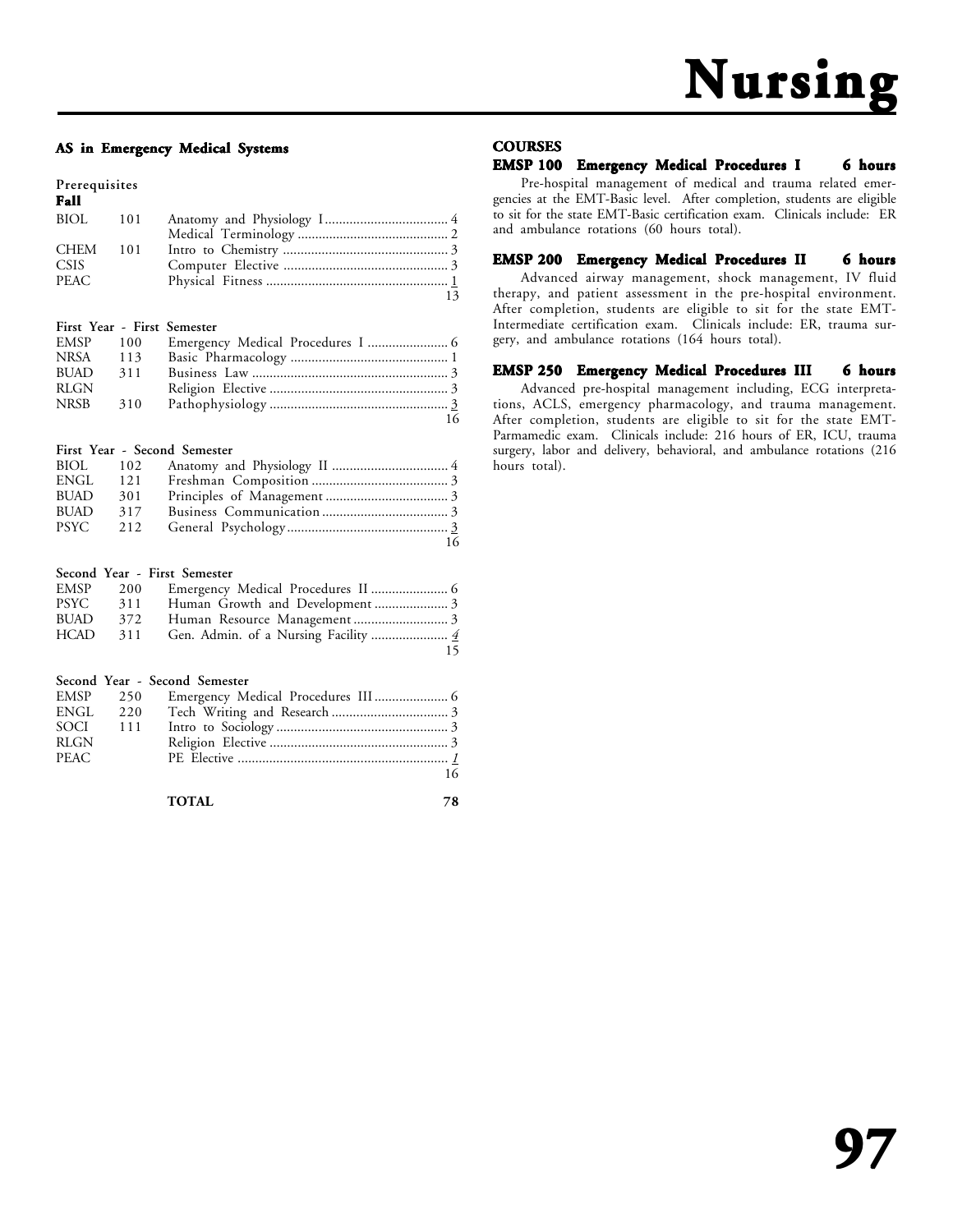# Nursing

## AS in Emergency Medical Systems

**Prerequisites**

**Fall**

| | | | |
|---|---|---|---|
| BIOL | 101 | Anatomy and Physiology I | 4 |
| | | Medical Terminology | 2 |
| CHEM | 101 | Intro to Chemistry | 3 |
| CSIS | | Computer Elective | 3 |
| PEAC | | Physical Fitness | 1 |
| | | | 13 |

**First Year - First Semester**

| | | | |
|---|---|---|---|
| EMSP | 100 | Emergency Medical Procedures I | 6 |
| NRSA | 113 | Basic Pharmacology | 1 |
| BUAD | 311 | Business Law | 3 |
| RLGN | | Religion Elective | 3 |
| NRSB | 310 | Pathophysiology | 3 |
| | | | 16 |

**First Year - Second Semester**

| | | | |
|---|---|---|---|
| BIOL | 102 | Anatomy and Physiology II | 4 |
| ENGL | 121 | Freshman Composition | 3 |
| BUAD | 301 | Principles of Management | 3 |
| BUAD | 317 | Business Communication | 3 |
| PSYC | 212 | General Psychology | 3 |
| | | | 16 |

**Second Year - First Semester**

| | | | |
|---|---|---|---|
| EMSP | 200 | Emergency Medical Procedures II | 6 |
| PSYC | 311 | Human Growth and Development | 3 |
| BUAD | 372 | Human Resource Management | 3 |
| HCAD | 311 | Gen. Admin. of a Nursing Facility | 4 |
| | | | 15 |

**Second Year - Second Semester**

| | | | |
|---|---|---|---|
| EMSP | 250 | Emergency Medical Procedures III | 6 |
| ENGL | 220 | Tech Writing and Research | 3 |
| SOCI | 111 | Intro to Sociology | 3 |
| RLGN | | Religion Elective | 3 |
| PEAC | | PE Elective | 1 |
| | | | 16 |
| | | **TOTAL** | **78** |

## COURSES

### EMSP 100 Emergency Medical Procedures I — 6 hours

Pre-hospital management of medical and trauma related emergencies at the EMT-Basic level. After completion, students are eligible to sit for the state EMT-Basic certification exam. Clinicals include: ER and ambulance rotations (60 hours total).

### EMSP 200 Emergency Medical Procedures II — 6 hours

Advanced airway management, shock management, IV fluid therapy, and patient assessment in the pre-hospital environment. After completion, students are eligible to sit for the state EMT-Intermediate certification exam. Clinicals include: ER, trauma surgery, and ambulance rotations (164 hours total).

### EMSP 250 Emergency Medical Procedures III — 6 hours

Advanced pre-hospital management including, ECG interpretations, ACLS, emergency pharmacology, and trauma management. After completion, students are eligible to sit for the state EMT-Parmamedic exam. Clinicals include: 216 hours of ER, ICU, trauma surgery, labor and delivery, behavioral, and ambulance rotations (216 hours total).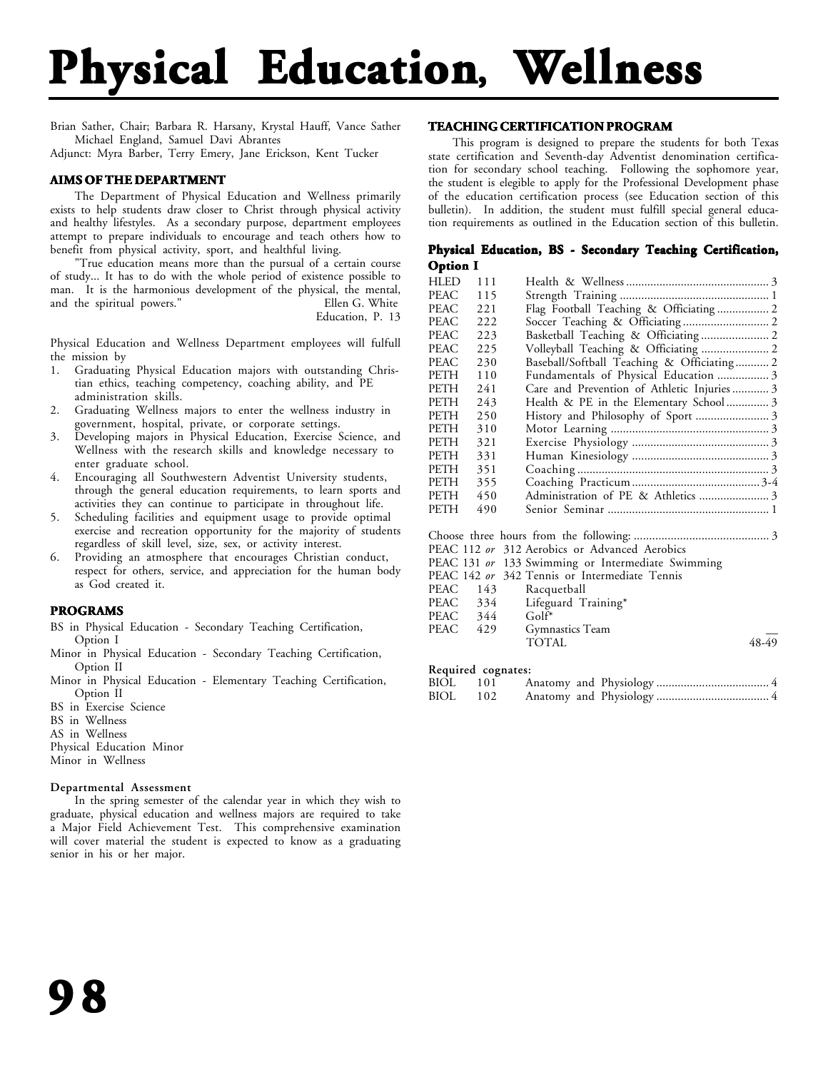# Physical Education, Wellness

Brian Sather, Chair; Barbara R. Harsany, Krystal Hauff, Vance Sather Michael England, Samuel Davi Abrantes
Adjunct: Myra Barber, Terry Emery, Jane Erickson, Kent Tucker

## AIMS OF THE DEPARTMENT

The Department of Physical Education and Wellness primarily exists to help students draw closer to Christ through physical activity and healthy lifestyles. As a secondary purpose, department employees attempt to prepare individuals to encourage and teach others how to benefit from physical activity, sport, and healthful living.

"True education means more than the pursual of a certain course of study... It has to do with the whole period of existence possible to man. It is the harmonious development of the physical, the mental, and the spiritual powers." Ellen G. White
Education, P. 13

Physical Education and Wellness Department employees will fulfull the mission by

1. Graduating Physical Education majors with outstanding Christian ethics, teaching competency, coaching ability, and PE administration skills.
2. Graduating Wellness majors to enter the wellness industry in government, hospital, private, or corporate settings.
3. Developing majors in Physical Education, Exercise Science, and Wellness with the research skills and knowledge necessary to enter graduate school.
4. Encouraging all Southwestern Adventist University students, through the general education requirements, to learn sports and activities they can continue to participate in throughout life.
5. Scheduling facilities and equipment usage to provide optimal exercise and recreation opportunity for the majority of students regardless of skill level, size, sex, or activity interest.
6. Providing an atmosphere that encourages Christian conduct, respect for others, service, and appreciation for the human body as God created it.

## PROGRAMS

- BS in Physical Education - Secondary Teaching Certification, Option I
- Minor in Physical Education - Secondary Teaching Certification, Option II
- Minor in Physical Education - Elementary Teaching Certification, Option II
- BS in Exercise Science
- BS in Wellness
- AS in Wellness
- Physical Education Minor
- Minor in Wellness

### Departmental Assessment

In the spring semester of the calendar year in which they wish to graduate, physical education and wellness majors are required to take a Major Field Achievement Test. This comprehensive examination will cover material the student is expected to know as a graduating senior in his or her major.

## TEACHING CERTIFICATION PROGRAM

This program is designed to prepare the students for both Texas state certification and Seventh-day Adventist denomination certification for secondary school teaching. Following the sophomore year, the student is elegible to apply for the Professional Development phase of the education certification process (see Education section of this bulletin). In addition, the student must fulfill special general education requirements as outlined in the Education section of this bulletin.

### Physical Education, BS - Secondary Teaching Certification, Option I

| | | | |
|---|---|---|---|
| HLED | 111 | Health & Wellness | 3 |
| PEAC | 115 | Strength Training | 1 |
| PEAC | 221 | Flag Football Teaching & Officiating | 2 |
| PEAC | 222 | Soccer Teaching & Officiating | 2 |
| PEAC | 223 | Basketball Teaching & Officiating | 2 |
| PEAC | 225 | Volleyball Teaching & Officiating | 2 |
| PEAC | 230 | Baseball/Softball Teaching & Officiating | 2 |
| PETH | 110 | Fundamentals of Physical Education | 3 |
| PETH | 241 | Care and Prevention of Athletic Injuries | 3 |
| PETH | 243 | Health & PE in the Elementary School | 3 |
| PETH | 250 | History and Philosophy of Sport | 3 |
| PETH | 310 | Motor Learning | 3 |
| PETH | 321 | Exercise Physiology | 3 |
| PETH | 331 | Human Kinesiology | 3 |
| PETH | 351 | Coaching | 3 |
| PETH | 355 | Coaching Practicum | 3-4 |
| PETH | 450 | Administration of PE & Athletics | 3 |
| PETH | 490 | Senior Seminar | 1 |

Choose three hours from the following: ............ 3

| | | | |
|---|---|---|---|
| PEAC 112 *or* | 312 | Aerobics or Advanced Aerobics | |
| PEAC 131 *or* | 133 | Swimming or Intermediate Swimming | |
| PEAC 142 *or* | 342 | Tennis or Intermediate Tennis | |
| PEAC | 143 | Racquetball | |
| PEAC | 334 | Lifeguard Training* | |
| PEAC | 344 | Golf* | |
| PEAC | 429 | Gymnastics Team | |
| | | TOTAL | 48-49 |

**Required cognates:**

| | | | |
|---|---|---|---|
| BIOL | 101 | Anatomy and Physiology | 4 |
| BIOL | 102 | Anatomy and Physiology | 4 |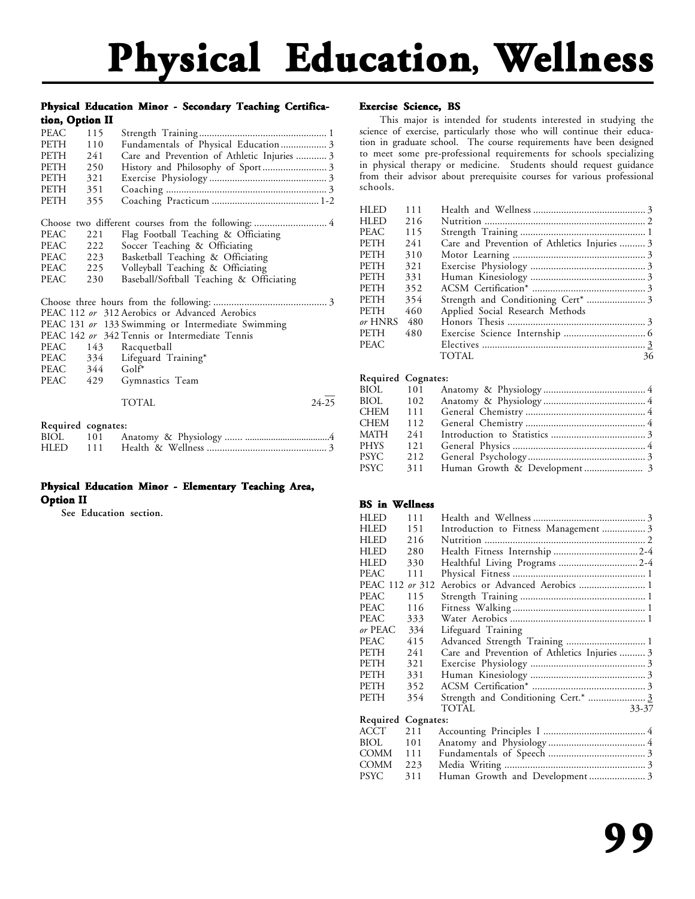# Physical Education, Wellness

### Physical Education Minor - Secondary Teaching Certification, Option II

| | | | |
|---|---|---|---|
| PEAC | 115 | Strength Training | 1 |
| PETH | 110 | Fundamentals of Physical Education | 3 |
| PETH | 241 | Care and Prevention of Athletic Injuries | 3 |
| PETH | 250 | History and Philosophy of Sport | 3 |
| PETH | 321 | Exercise Physiology | 3 |
| PETH | 351 | Coaching | 3 |
| PETH | 355 | Coaching Practicum | 1-2 |

Choose two different courses from the following: ............ 4

| | | |
|---|---|---|
| PEAC | 221 | Flag Football Teaching & Officiating |
| PEAC | 222 | Soccer Teaching & Officiating |
| PEAC | 223 | Basketball Teaching & Officiating |
| PEAC | 225 | Volleyball Teaching & Officiating |
| PEAC | 230 | Baseball/Softball Teaching & Officiating |

Choose three hours from the following: ............ 3

| | | |
|---|---|---|
| PEAC 112 *or* | 312 | Aerobics or Advanced Aerobics |
| PEAC 131 *or* | 133 | Swimming or Intermediate Swimming |
| PEAC 142 *or* | 342 | Tennis or Intermediate Tennis |
| PEAC | 143 | Racquetball |
| PEAC | 334 | Lifeguard Training* |
| PEAC | 344 | Golf* |
| PEAC | 429 | Gymnastics Team |

TOTAL 24-25

**Required cognates:**

| | | | |
|---|---|---|---|
| BIOL | 101 | Anatomy & Physiology | 4 |
| HLED | 111 | Health & Wellness | 3 |

### Physical Education Minor - Elementary Teaching Area, Option II

See Education section.

### Exercise Science, BS

This major is intended for students interested in studying the science of exercise, particularly those who will continue their education in graduate school. The course requirements have been designed to meet some pre-professional requirements for schools specializing in physical therapy or medicine. Students should request guidance from their advisor about prerequisite courses for various professional schools.

| | | | |
|---|---|---|---|
| HLED | 111 | Health and Wellness | 3 |
| HLED | 216 | Nutrition | 2 |
| PEAC | 115 | Strength Training | 1 |
| PETH | 241 | Care and Prevention of Athletics Injuries | 3 |
| PETH | 310 | Motor Learning | 3 |
| PETH | 321 | Exercise Physiology | 3 |
| PETH | 331 | Human Kinesiology | 3 |
| PETH | 352 | ACSM Certification* | 3 |
| PETH | 354 | Strength and Conditioning Cert* | 3 |
| PETH | 460 | Applied Social Research Methods | |
| *or* HNRS | 480 | Honors Thesis | 3 |
| PETH | 480 | Exercise Science Internship | 6 |
| PEAC | | Electives | 3 |
| | | TOTAL | 36 |

**Required Cognates:**

| | | | |
|---|---|---|---|
| BIOL | 101 | Anatomy & Physiology | 4 |
| BIOL | 102 | Anatomy & Physiology | 4 |
| CHEM | 111 | General Chemistry | 4 |
| CHEM | 112 | General Chemistry | 4 |
| MATH | 241 | Introduction to Statistics | 3 |
| PHYS | 121 | General Physics | 4 |
| PSYC | 212 | General Psychology | 3 |
| PSYC | 311 | Human Growth & Development | 3 |

### BS in Wellness

| | | | |
|---|---|---|---|
| HLED | 111 | Health and Wellness | 3 |
| HLED | 151 | Introduction to Fitness Management | 3 |
| HLED | 216 | Nutrition | 2 |
| HLED | 280 | Health Fitness Internship | 2-4 |
| HLED | 330 | Healthful Living Programs | 2-4 |
| PEAC | 111 | Physical Fitness | 1 |
| PEAC 112 *or* | 312 | Aerobics or Advanced Aerobics | 1 |
| PEAC | 115 | Strength Training | 1 |
| PEAC | 116 | Fitness Walking | 1 |
| PEAC | 333 | Water Aerobics | 1 |
| *or* PEAC | 334 | Lifeguard Training | |
| PEAC | 415 | Advanced Strength Training | 1 |
| PETH | 241 | Care and Prevention of Athletics Injuries | 3 |
| PETH | 321 | Exercise Physiology | 3 |
| PETH | 331 | Human Kinesiology | 3 |
| PETH | 352 | ACSM Certification* | 3 |
| PETH | 354 | Strength and Conditioning Cert.* | 3 |
| | | TOTAL | 33-37 |

**Required Cognates:**

| | | | |
|---|---|---|---|
| ACCT | 211 | Accounting Principles I | 4 |
| BIOL | 101 | Anatomy and Physiology | 4 |
| COMM | 111 | Fundamentals of Speech | 3 |
| COMM | 223 | Media Writing | 3 |
| PSYC | 311 | Human Growth and Development | 3 |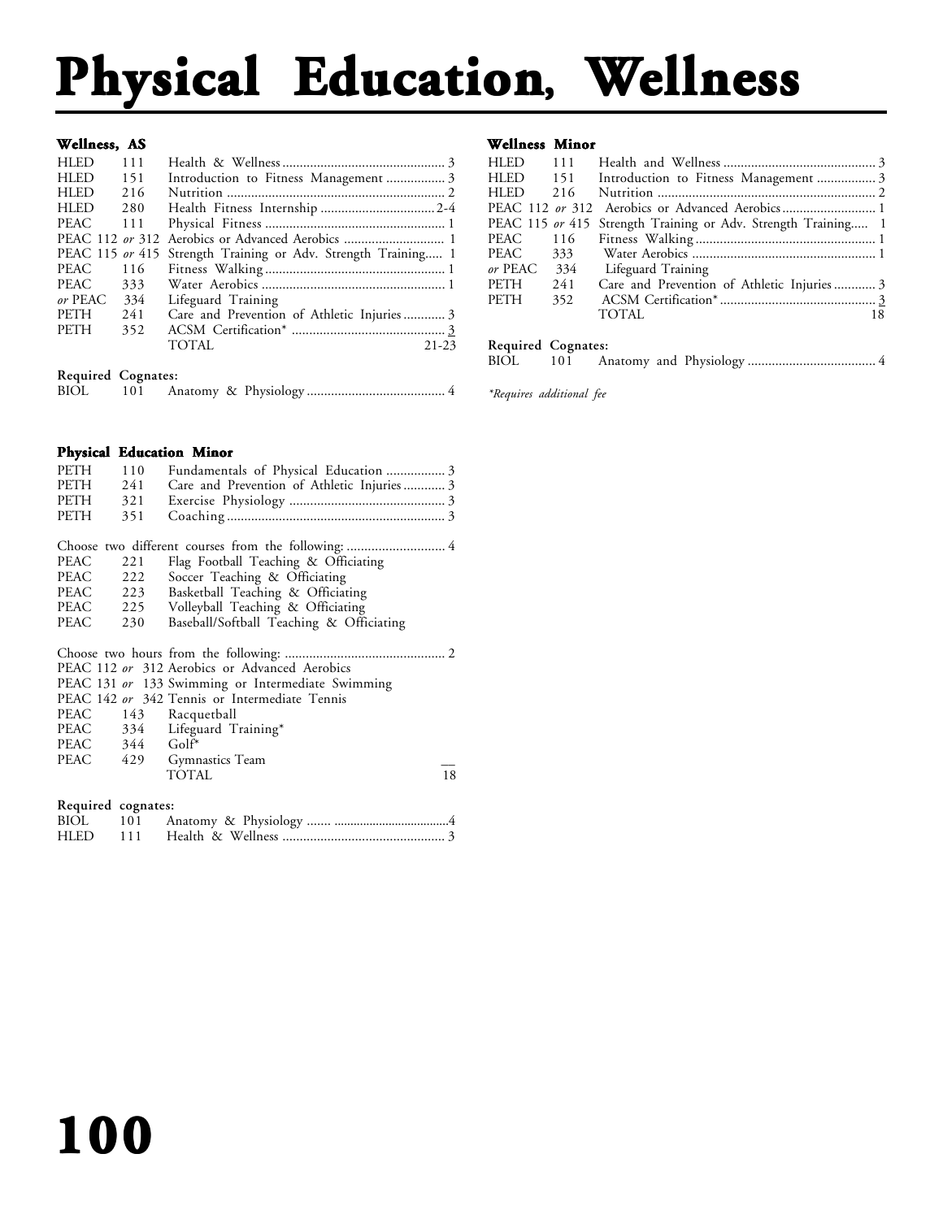# Physical Education, Wellness

### Wellness, AS

| | | | |
|---|---|---|---|
| HLED | 111 | Health & Wellness | 3 |
| HLED | 151 | Introduction to Fitness Management | 3 |
| HLED | 216 | Nutrition | 2 |
| HLED | 280 | Health Fitness Internship | 2-4 |
| PEAC | 111 | Physical Fitness | 1 |
| PEAC 112 *or* 312 | | Aerobics or Advanced Aerobics | 1 |
| PEAC 115 *or* 415 | | Strength Training or Adv. Strength Training | 1 |
| PEAC | 116 | Fitness Walking | 1 |
| PEAC | 333 | Water Aerobics | 1 |
| *or* PEAC | 334 | Lifeguard Training | |
| PETH | 241 | Care and Prevention of Athletic Injuries | 3 |
| PETH | 352 | ACSM Certification* | 3 |
| | | TOTAL | 21-23 |

**Required Cognates:**

| | | | |
|---|---|---|---|
| BIOL | 101 | Anatomy & Physiology | 4 |

### Physical Education Minor

| | | | |
|---|---|---|---|
| PETH | 110 | Fundamentals of Physical Education | 3 |
| PETH | 241 | Care and Prevention of Athletic Injuries | 3 |
| PETH | 321 | Exercise Physiology | 3 |
| PETH | 351 | Coaching | 3 |

Choose two different courses from the following: ............................ 4

| | | |
|---|---|---|
| PEAC | 221 | Flag Football Teaching & Officiating |
| PEAC | 222 | Soccer Teaching & Officiating |
| PEAC | 223 | Basketball Teaching & Officiating |
| PEAC | 225 | Volleyball Teaching & Officiating |
| PEAC | 230 | Baseball/Softball Teaching & Officiating |

Choose two hours from the following: .............................................. 2

| | | | |
|---|---|---|---|
| PEAC 112 *or* 312 | | Aerobics or Advanced Aerobics | |
| PEAC 131 *or* 133 | | Swimming or Intermediate Swimming | |
| PEAC 142 *or* 342 | | Tennis or Intermediate Tennis | |
| PEAC | 143 | Racquetball | |
| PEAC | 334 | Lifeguard Training* | |
| PEAC | 344 | Golf* | |
| PEAC | 429 | Gymnastics Team | |
| | | TOTAL | 18 |

**Required cognates:**

| | | | |
|---|---|---|---|
| BIOL | 101 | Anatomy & Physiology | 4 |
| HLED | 111 | Health & Wellness | 3 |

### Wellness Minor

| | | | |
|---|---|---|---|
| HLED | 111 | Health and Wellness | 3 |
| HLED | 151 | Introduction to Fitness Management | 3 |
| HLED | 216 | Nutrition | 2 |
| PEAC 112 *or* 312 | | Aerobics or Advanced Aerobics | 1 |
| PEAC 115 *or* 415 | | Strength Training or Adv. Strength Training | 1 |
| PEAC | 116 | Fitness Walking | 1 |
| PEAC | 333 | Water Aerobics | 1 |
| *or* PEAC | 334 | Lifeguard Training | |
| PETH | 241 | Care and Prevention of Athletic Injuries | 3 |
| PETH | 352 | ACSM Certification* | 3 |
| | | TOTAL | 18 |

**Required Cognates:**

| | | | |
|---|---|---|---|
| BIOL | 101 | Anatomy and Physiology | 4 |

*\*Requires additional fee*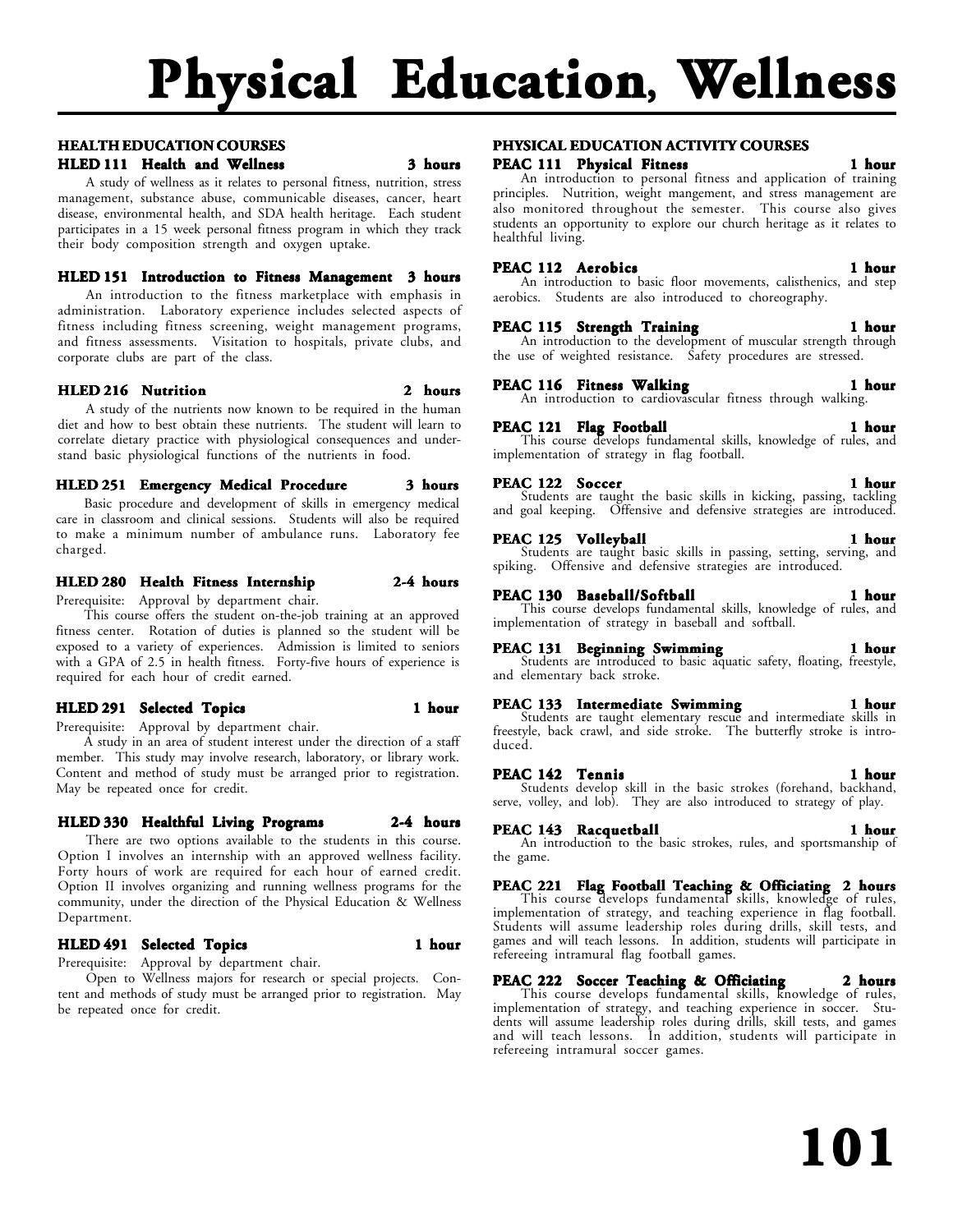# Physical Education, Wellness

## HEALTH EDUCATION COURSES

### HLED 111 Health and Wellness — 3 hours

A study of wellness as it relates to personal fitness, nutrition, stress management, substance abuse, communicable diseases, cancer, heart disease, environmental health, and SDA health heritage. Each student participates in a 15 week personal fitness program in which they track their body composition strength and oxygen uptake.

### HLED 151 Introduction to Fitness Management — 3 hours

An introduction to the fitness marketplace with emphasis in administration. Laboratory experience includes selected aspects of fitness including fitness screening, weight management programs, and fitness assessments. Visitation to hospitals, private clubs, and corporate clubs are part of the class.

### HLED 216 Nutrition — 2 hours

A study of the nutrients now known to be required in the human diet and how to best obtain these nutrients. The student will learn to correlate dietary practice with physiological consequences and understand basic physiological functions of the nutrients in food.

### HLED 251 Emergency Medical Procedure — 3 hours

Basic procedure and development of skills in emergency medical care in classroom and clinical sessions. Students will also be required to make a minimum number of ambulance runs. Laboratory fee charged.

### HLED 280 Health Fitness Internship — 2-4 hours

Prerequisite: Approval by department chair.

This course offers the student on-the-job training at an approved fitness center. Rotation of duties is planned so the student will be exposed to a variety of experiences. Admission is limited to seniors with a GPA of 2.5 in health fitness. Forty-five hours of experience is required for each hour of credit earned.

### HLED 291 Selected Topics — 1 hour

Prerequisite: Approval by department chair.

A study in an area of student interest under the direction of a staff member. This study may involve research, laboratory, or library work. Content and method of study must be arranged prior to registration. May be repeated once for credit.

### HLED 330 Healthful Living Programs — 2-4 hours

There are two options available to the students in this course. Option I involves an internship with an approved wellness facility. Forty hours of work are required for each hour of earned credit. Option II involves organizing and running wellness programs for the community, under the direction of the Physical Education & Wellness Department.

### HLED 491 Selected Topics — 1 hour

Prerequisite: Approval by department chair.

Open to Wellness majors for research or special projects. Content and methods of study must be arranged prior to registration. May be repeated once for credit.

## PHYSICAL EDUCATION ACTIVITY COURSES

### PEAC 111 Physical Fitness — 1 hour

An introduction to personal fitness and application of training principles. Nutrition, weight mangement, and stress management are also monitored throughout the semester. This course also gives students an opportunity to explore our church heritage as it relates to healthful living.

### PEAC 112 Aerobics — 1 hour

An introduction to basic floor movements, calisthenics, and step aerobics. Students are also introduced to choreography.

### PEAC 115 Strength Training — 1 hour

An introduction to the development of muscular strength through the use of weighted resistance. Safety procedures are stressed.

### PEAC 116 Fitness Walking — 1 hour

An introduction to cardiovascular fitness through walking.

### PEAC 121 Flag Football — 1 hour

This course develops fundamental skills, knowledge of rules, and implementation of strategy in flag football.

### PEAC 122 Soccer — 1 hour

Students are taught the basic skills in kicking, passing, tackling and goal keeping. Offensive and defensive strategies are introduced.

### PEAC 125 Volleyball — 1 hour

Students are taught basic skills in passing, setting, serving, and spiking. Offensive and defensive strategies are introduced.

### PEAC 130 Baseball/Softball — 1 hour

This course develops fundamental skills, knowledge of rules, and implementation of strategy in baseball and softball.

### PEAC 131 Beginning Swimming — 1 hour

Students are introduced to basic aquatic safety, floating, freestyle, and elementary back stroke.

### PEAC 133 Intermediate Swimming — 1 hour

Students are taught elementary rescue and intermediate skills in freestyle, back crawl, and side stroke. The butterfly stroke is introduced.

### PEAC 142 Tennis — 1 hour

Students develop skill in the basic strokes (forehand, backhand, serve, volley, and lob). They are also introduced to strategy of play.

### PEAC 143 Racquetball — 1 hour

An introduction to the basic strokes, rules, and sportsmanship of the game.

### PEAC 221 Flag Football Teaching & Officiating — 2 hours

This course develops fundamental skills, knowledge of rules, implementation of strategy, and teaching experience in flag football. Students will assume leadership roles during drills, skill tests, and games and will teach lessons. In addition, students will participate in refereeing intramural flag football games.

### PEAC 222 Soccer Teaching & Officiating — 2 hours

This course develops fundamental skills, knowledge of rules, implementation of strategy, and teaching experience in soccer. Students will assume leadership roles during drills, skill tests, and games and will teach lessons. In addition, students will participate in refereeing intramural soccer games.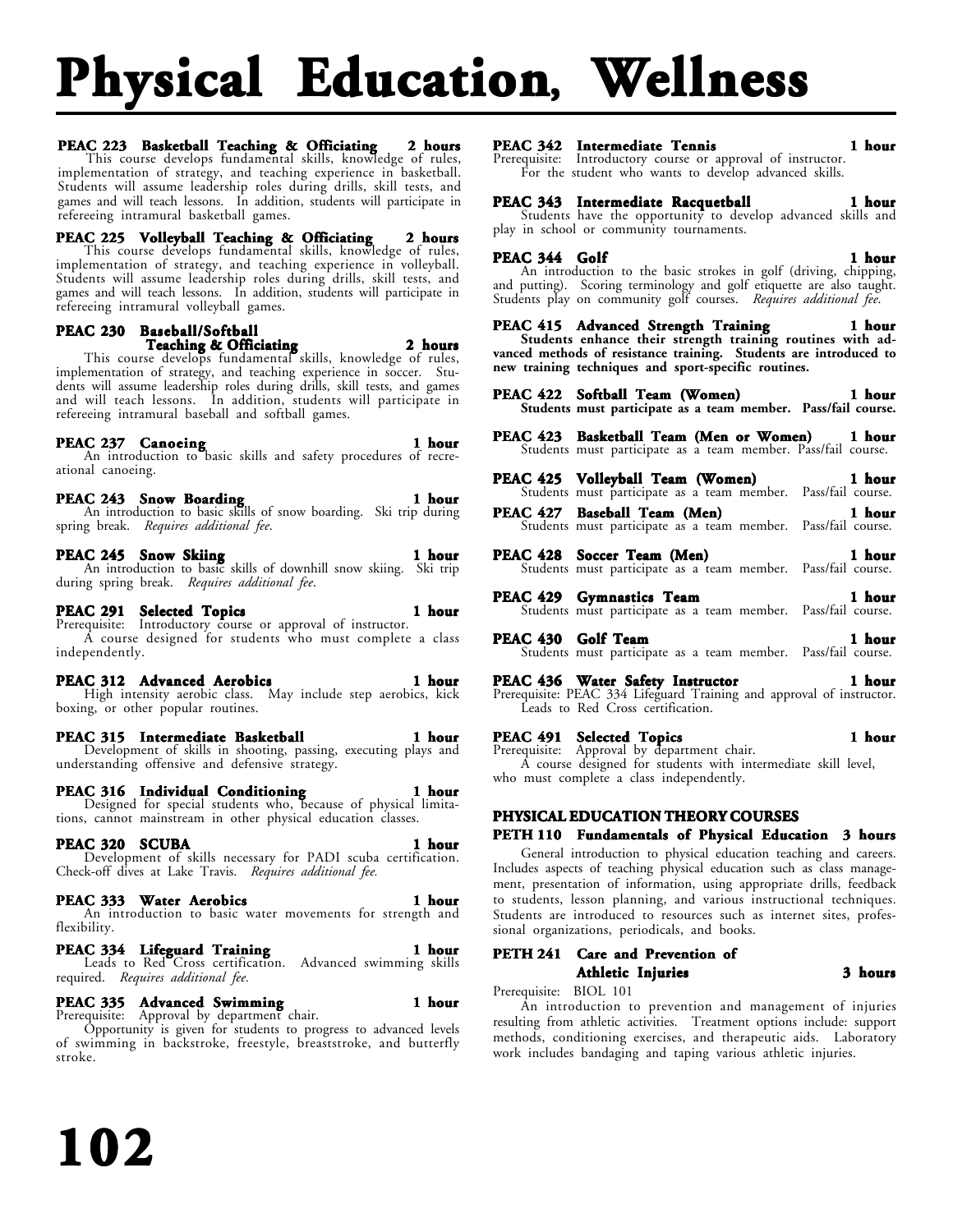# Physical Education, Wellness

**PEAC 223 Basketball Teaching & Officiating 2 hours**
This course develops fundamental skills, knowledge of rules, implementation of strategy, and teaching experience in basketball. Students will assume leadership roles during drills, skill tests, and games and will teach lessons. In addition, students will participate in refereeing intramural basketball games.

**PEAC 225 Volleyball Teaching & Officiating 2 hours**
This course develops fundamental skills, knowledge of rules, implementation of strategy, and teaching experience in volleyball. Students will assume leadership roles during drills, skill tests, and games and will teach lessons. In addition, students will participate in refereeing intramural volleyball games.

**PEAC 230 Baseball/Softball Teaching & Officiating 2 hours**
This course develops fundamental skills, knowledge of rules, implementation of strategy, and teaching experience in soccer. Students will assume leadership roles during drills, skill tests, and games and will teach lessons. In addition, students will participate in refereeing intramural baseball and softball games.

**PEAC 237 Canoeing 1 hour**
An introduction to basic skills and safety procedures of recreational canoeing.

**PEAC 243 Snow Boarding 1 hour**
An introduction to basic skills of snow boarding. Ski trip during spring break. *Requires additional fee.*

**PEAC 245 Snow Skiing 1 hour**
An introduction to basic skills of downhill snow skiing. Ski trip during spring break. *Requires additional fee.*

**PEAC 291 Selected Topics 1 hour**
Prerequisite: Introductory course or approval of instructor.
A course designed for students who must complete a class independently.

**PEAC 312 Advanced Aerobics 1 hour**
High intensity aerobic class. May include step aerobics, kick boxing, or other popular routines.

**PEAC 315 Intermediate Basketball 1 hour**
Development of skills in shooting, passing, executing plays and understanding offensive and defensive strategy.

**PEAC 316 Individual Conditioning 1 hour**
Designed for special students who, because of physical limitations, cannot mainstream in other physical education classes.

**PEAC 320 SCUBA 1 hour**
Development of skills necessary for PADI scuba certification. Check-off dives at Lake Travis. *Requires additional fee.*

**PEAC 333 Water Aerobics 1 hour**
An introduction to basic water movements for strength and flexibility.

**PEAC 334 Lifeguard Training 1 hour**
Leads to Red Cross certification. Advanced swimming skills required. *Requires additional fee.*

**PEAC 335 Advanced Swimming 1 hour**
Prerequisite: Approval by department chair.
Opportunity is given for students to progress to advanced levels of swimming in backstroke, freestyle, breaststroke, and butterfly stroke.

**PEAC 342 Intermediate Tennis 1 hour**
Prerequisite: Introductory course or approval of instructor.
For the student who wants to develop advanced skills.

**PEAC 343 Intermediate Racquetball 1 hour**
Students have the opportunity to develop advanced skills and play in school or community tournaments.

**PEAC 344 Golf 1 hour**
An introduction to the basic strokes in golf (driving, chipping, and putting). Scoring terminology and golf etiquette are also taught. Students play on community golf courses. *Requires additional fee.*

**PEAC 415 Advanced Strength Training 1 hour**
**Students enhance their strength training routines with advanced methods of resistance training. Students are introduced to new training techniques and sport-specific routines.**

**PEAC 422 Softball Team (Women) 1 hour**
**Students must participate as a team member. Pass/fail course.**

**PEAC 423 Basketball Team (Men or Women) 1 hour**
Students must participate as a team member. Pass/fail course.

**PEAC 425 Volleyball Team (Women) 1 hour**
Students must participate as a team member. Pass/fail course.

**PEAC 427 Baseball Team (Men) 1 hour**
Students must participate as a team member. Pass/fail course.

**PEAC 428 Soccer Team (Men) 1 hour**
Students must participate as a team member. Pass/fail course.

**PEAC 429 Gymnastics Team 1 hour**
Students must participate as a team member. Pass/fail course.

**PEAC 430 Golf Team 1 hour**
Students must participate as a team member. Pass/fail course.

**PEAC 436 Water Safety Instructor 1 hour**
Prerequisite: PEAC 334 Lifeguard Training and approval of instructor.
Leads to Red Cross certification.

**PEAC 491 Selected Topics 1 hour**
Prerequisite: Approval by department chair.
A course designed for students with intermediate skill level, who must complete a class independently.

## PHYSICAL EDUCATION THEORY COURSES

**PETH 110 Fundamentals of Physical Education 3 hours**
General introduction to physical education teaching and careers. Includes aspects of teaching physical education such as class management, presentation of information, using appropriate drills, feedback to students, lesson planning, and various instructional techniques. Students are introduced to resources such as internet sites, professional organizations, periodicals, and books.

**PETH 241 Care and Prevention of Athletic Injuries 3 hours**
Prerequisite: BIOL 101
An introduction to prevention and management of injuries resulting from athletic activities. Treatment options include: support methods, conditioning exercises, and therapeutic aids. Laboratory work includes bandaging and taping various athletic injuries.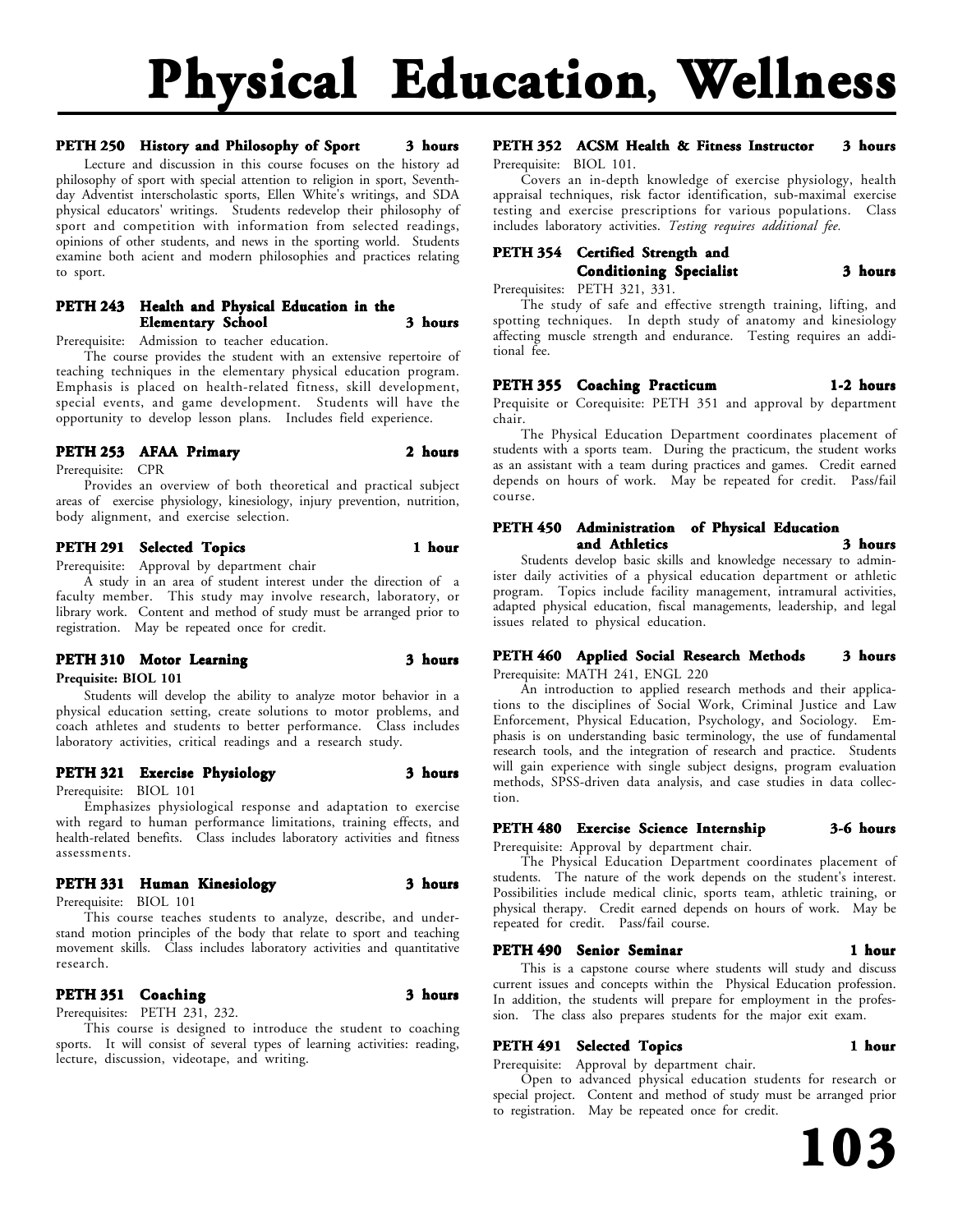# Physical Education, Wellness

### PETH 250 History and Philosophy of Sport — 3 hours

Lecture and discussion in this course focuses on the history ad philosophy of sport with special attention to religion in sport, Seventh-day Adventist interscholastic sports, Ellen White's writings, and SDA physical educators' writings. Students redevelop their philosophy of sport and competition with information from selected readings, opinions of other students, and news in the sporting world. Students examine both acient and modern philosophies and practices relating to sport.

### PETH 243 Health and Physical Education in the Elementary School — 3 hours

Prerequisite: Admission to teacher education.

The course provides the student with an extensive repertoire of teaching techniques in the elementary physical education program. Emphasis is placed on health-related fitness, skill development, special events, and game development. Students will have the opportunity to develop lesson plans. Includes field experience.

### PETH 253 AFAA Primary — 2 hours

Prerequisite: CPR

Provides an overview of both theoretical and practical subject areas of exercise physiology, kinesiology, injury prevention, nutrition, body alignment, and exercise selection.

### PETH 291 Selected Topics — 1 hour

Prerequisite: Approval by department chair

A study in an area of student interest under the direction of a faculty member. This study may involve research, laboratory, or library work. Content and method of study must be arranged prior to registration. May be repeated once for credit.

### PETH 310 Motor Learning — 3 hours

**Prequisite: BIOL 101**

Students will develop the ability to analyze motor behavior in a physical education setting, create solutions to motor problems, and coach athletes and students to better performance. Class includes laboratory activities, critical readings and a research study.

### PETH 321 Exercise Physiology — 3 hours

Prerequisite: BIOL 101

Emphasizes physiological response and adaptation to exercise with regard to human performance limitations, training effects, and health-related benefits. Class includes laboratory activities and fitness assessments.

### PETH 331 Human Kinesiology — 3 hours

Prerequisite: BIOL 101

This course teaches students to analyze, describe, and understand motion principles of the body that relate to sport and teaching movement skills. Class includes laboratory activities and quantitative research.

### PETH 351 Coaching — 3 hours

Prerequisites: PETH 231, 232.

This course is designed to introduce the student to coaching sports. It will consist of several types of learning activities: reading, lecture, discussion, videotape, and writing.

### PETH 352 ACSM Health & Fitness Instructor — 3 hours

Prerequisite: BIOL 101.

Covers an in-depth knowledge of exercise physiology, health appraisal techniques, risk factor identification, sub-maximal exercise testing and exercise prescriptions for various populations. Class includes laboratory activities. *Testing requires additional fee.*

### PETH 354 Certified Strength and Conditioning Specialist — 3 hours

Prerequisites: PETH 321, 331.

The study of safe and effective strength training, lifting, and spotting techniques. In depth study of anatomy and kinesiology affecting muscle strength and endurance. Testing requires an additional fee.

### PETH 355 Coaching Practicum — 1-2 hours

Prequisite or Corequisite: PETH 351 and approval by department chair.

The Physical Education Department coordinates placement of students with a sports team. During the practicum, the student works as an assistant with a team during practices and games. Credit earned depends on hours of work. May be repeated for credit. Pass/fail course.

### PETH 450 Administration of Physical Education and Athletics — 3 hours

Students develop basic skills and knowledge necessary to administer daily activities of a physical education department or athletic program. Topics include facility management, intramural activities, adapted physical education, fiscal managements, leadership, and legal issues related to physical education.

### PETH 460 Applied Social Research Methods — 3 hours

Prerequisite: MATH 241, ENGL 220

An introduction to applied research methods and their applications to the disciplines of Social Work, Criminal Justice and Law Enforcement, Physical Education, Psychology, and Sociology. Emphasis is on understanding basic terminology, the use of fundamental research tools, and the integration of research and practice. Students will gain experience with single subject designs, program evaluation methods, SPSS-driven data analysis, and case studies in data collection.

### PETH 480 Exercise Science Internship — 3-6 hours

Prerequisite: Approval by department chair.

The Physical Education Department coordinates placement of students. The nature of the work depends on the student's interest. Possibilities include medical clinic, sports team, athletic training, or physical therapy. Credit earned depends on hours of work. May be repeated for credit. Pass/fail course.

### PETH 490 Senior Seminar — 1 hour

This is a capstone course where students will study and discuss current issues and concepts within the Physical Education profession. In addition, the students will prepare for employment in the profession. The class also prepares students for the major exit exam.

### PETH 491 Selected Topics — 1 hour

Prerequisite: Approval by department chair.

Open to advanced physical education students for research or special project. Content and method of study must be arranged prior to registration. May be repeated once for credit.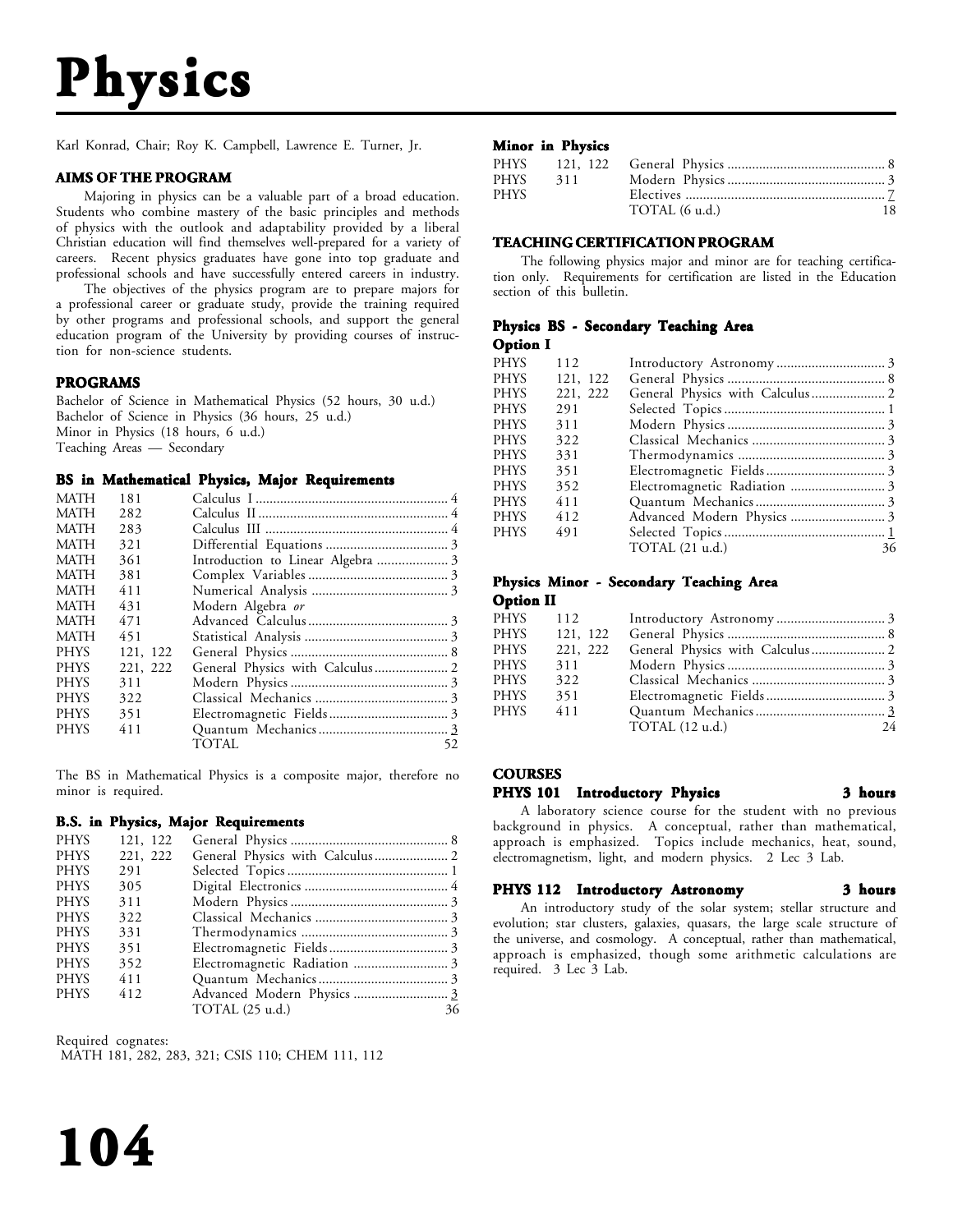# Physics

Karl Konrad, Chair; Roy K. Campbell, Lawrence E. Turner, Jr.

### AIMS OF THE PROGRAM

Majoring in physics can be a valuable part of a broad education. Students who combine mastery of the basic principles and methods of physics with the outlook and adaptability provided by a liberal Christian education will find themselves well-prepared for a variety of careers. Recent physics graduates have gone into top graduate and professional schools and have successfully entered careers in industry.

The objectives of the physics program are to prepare majors for a professional career or graduate study, provide the training required by other programs and professional schools, and support the general education program of the University by providing courses of instruction for non-science students.

### PROGRAMS

Bachelor of Science in Mathematical Physics (52 hours, 30 u.d.)
Bachelor of Science in Physics (36 hours, 25 u.d.)
Minor in Physics (18 hours, 6 u.d.)
Teaching Areas — Secondary

### BS in Mathematical Physics, Major Requirements

| | | | |
|---|---|---|---|
| MATH | 181 | Calculus I | 4 |
| MATH | 282 | Calculus II | 4 |
| MATH | 283 | Calculus III | 4 |
| MATH | 321 | Differential Equations | 3 |
| MATH | 361 | Introduction to Linear Algebra | 3 |
| MATH | 381 | Complex Variables | 3 |
| MATH | 411 | Numerical Analysis | 3 |
| MATH | 431 | Modern Algebra *or* | |
| MATH | 471 | Advanced Calculus | 3 |
| MATH | 451 | Statistical Analysis | 3 |
| PHYS | 121, 122 | General Physics | 8 |
| PHYS | 221, 222 | General Physics with Calculus | 2 |
| PHYS | 311 | Modern Physics | 3 |
| PHYS | 322 | Classical Mechanics | 3 |
| PHYS | 351 | Electromagnetic Fields | 3 |
| PHYS | 411 | Quantum Mechanics | 3 |
| | | TOTAL | 52 |

The BS in Mathematical Physics is a composite major, therefore no minor is required.

### B.S. in Physics, Major Requirements

| | | | |
|---|---|---|---|
| PHYS | 121, 122 | General Physics | 8 |
| PHYS | 221, 222 | General Physics with Calculus | 2 |
| PHYS | 291 | Selected Topics | 1 |
| PHYS | 305 | Digital Electronics | 4 |
| PHYS | 311 | Modern Physics | 3 |
| PHYS | 322 | Classical Mechanics | 3 |
| PHYS | 331 | Thermodynamics | 3 |
| PHYS | 351 | Electromagnetic Fields | 3 |
| PHYS | 352 | Electromagnetic Radiation | 3 |
| PHYS | 411 | Quantum Mechanics | 3 |
| PHYS | 412 | Advanced Modern Physics | 3 |
| | | TOTAL (25 u.d.) | 36 |

Required cognates:
MATH 181, 282, 283, 321; CSIS 110; CHEM 111, 112

### Minor in Physics

| | | | |
|---|---|---|---|
| PHYS | 121, 122 | General Physics | 8 |
| PHYS | 311 | Modern Physics | 3 |
| PHYS | | Electives | 7 |
| | | TOTAL (6 u.d.) | 18 |

### TEACHING CERTIFICATION PROGRAM

The following physics major and minor are for teaching certification only. Requirements for certification are listed in the Education section of this bulletin.

### Physics BS - Secondary Teaching Area

**Option I**

| | | | |
|---|---|---|---|
| PHYS | 112 | Introductory Astronomy | 3 |
| PHYS | 121, 122 | General Physics | 8 |
| PHYS | 221, 222 | General Physics with Calculus | 2 |
| PHYS | 291 | Selected Topics | 1 |
| PHYS | 311 | Modern Physics | 3 |
| PHYS | 322 | Classical Mechanics | 3 |
| PHYS | 331 | Thermodynamics | 3 |
| PHYS | 351 | Electromagnetic Fields | 3 |
| PHYS | 352 | Electromagnetic Radiation | 3 |
| PHYS | 411 | Quantum Mechanics | 3 |
| PHYS | 412 | Advanced Modern Physics | 3 |
| PHYS | 491 | Selected Topics | 1 |
| | | TOTAL (21 u.d.) | 36 |

### Physics Minor - Secondary Teaching Area

**Option II**

| | | | |
|---|---|---|---|
| PHYS | 112 | Introductory Astronomy | 3 |
| PHYS | 121, 122 | General Physics | 8 |
| PHYS | 221, 222 | General Physics with Calculus | 2 |
| PHYS | 311 | Modern Physics | 3 |
| PHYS | 322 | Classical Mechanics | 3 |
| PHYS | 351 | Electromagnetic Fields | 3 |
| PHYS | 411 | Quantum Mechanics | 3 |
| | | TOTAL (12 u.d.) | 24 |

### COURSES

**PHYS 101 Introductory Physics — 3 hours**

A laboratory science course for the student with no previous background in physics. A conceptual, rather than mathematical, approach is emphasized. Topics include mechanics, heat, sound, electromagnetism, light, and modern physics. 2 Lec 3 Lab.

**PHYS 112 Introductory Astronomy — 3 hours**

An introductory study of the solar system; stellar structure and evolution; star clusters, galaxies, quasars, the large scale structure of the universe, and cosmology. A conceptual, rather than mathematical, approach is emphasized, though some arithmetic calculations are required. 3 Lec 3 Lab.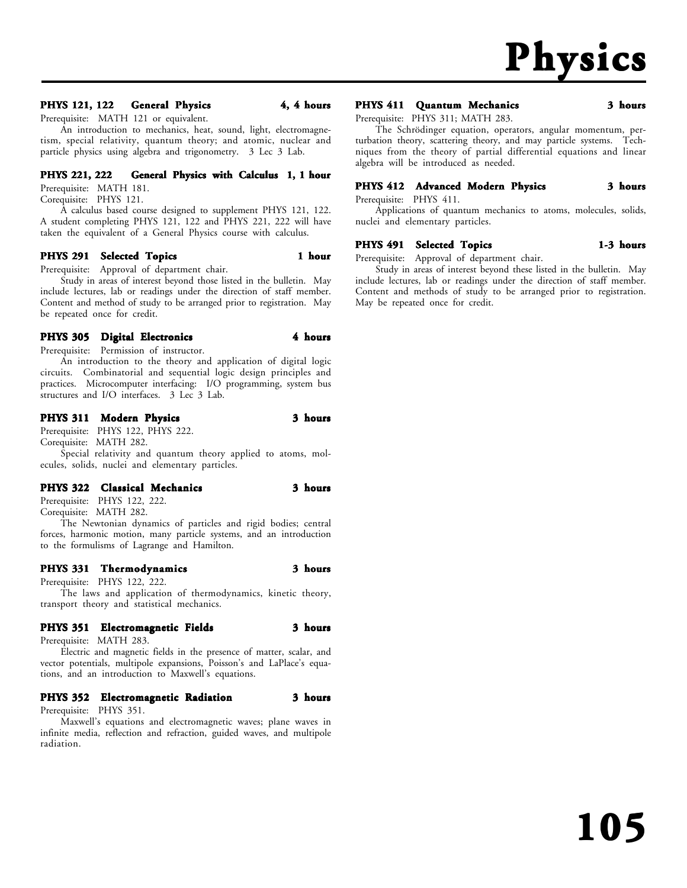# Physics

### PHYS 121, 122 General Physics — 4, 4 hours

Prerequisite: MATH 121 or equivalent.

An introduction to mechanics, heat, sound, light, electromagnetism, special relativity, quantum theory; and atomic, nuclear and particle physics using algebra and trigonometry. 3 Lec 3 Lab.

### PHYS 221, 222 General Physics with Calculus — 1, 1 hour

Prerequisite: MATH 181.
Corequisite: PHYS 121.

A calculus based course designed to supplement PHYS 121, 122. A student completing PHYS 121, 122 and PHYS 221, 222 will have taken the equivalent of a General Physics course with calculus.

### PHYS 291 Selected Topics — 1 hour

Prerequisite: Approval of department chair.

Study in areas of interest beyond those listed in the bulletin. May include lectures, lab or readings under the direction of staff member. Content and method of study to be arranged prior to registration. May be repeated once for credit.

### PHYS 305 Digital Electronics — 4 hours

Prerequisite: Permission of instructor.

An introduction to the theory and application of digital logic circuits. Combinatorial and sequential logic design principles and practices. Microcomputer interfacing: I/O programming, system bus structures and I/O interfaces. 3 Lec 3 Lab.

### PHYS 311 Modern Physics — 3 hours

Prerequisite: PHYS 122, PHYS 222.
Corequisite: MATH 282.

Special relativity and quantum theory applied to atoms, molecules, solids, nuclei and elementary particles.

### PHYS 322 Classical Mechanics — 3 hours

Prerequisite: PHYS 122, 222.
Corequisite: MATH 282.

The Newtonian dynamics of particles and rigid bodies; central forces, harmonic motion, many particle systems, and an introduction to the formulisms of Lagrange and Hamilton.

### PHYS 331 Thermodynamics — 3 hours

Prerequisite: PHYS 122, 222.

The laws and application of thermodynamics, kinetic theory, transport theory and statistical mechanics.

### PHYS 351 Electromagnetic Fields — 3 hours

Prerequisite: MATH 283.

Electric and magnetic fields in the presence of matter, scalar, and vector potentials, multipole expansions, Poisson's and LaPlace's equations, and an introduction to Maxwell's equations.

### PHYS 352 Electromagnetic Radiation — 3 hours

Prerequisite: PHYS 351.

Maxwell's equations and electromagnetic waves; plane waves in infinite media, reflection and refraction, guided waves, and multipole radiation.

### PHYS 411 Quantum Mechanics — 3 hours

Prerequisite: PHYS 311; MATH 283.

The Schrödinger equation, operators, angular momentum, perturbation theory, scattering theory, and may particle systems. Techniques from the theory of partial differential equations and linear algebra will be introduced as needed.

### PHYS 412 Advanced Modern Physics — 3 hours

Prerequisite: PHYS 411.

Applications of quantum mechanics to atoms, molecules, solids, nuclei and elementary particles.

### PHYS 491 Selected Topics — 1-3 hours

Prerequisite: Approval of department chair.

Study in areas of interest beyond these listed in the bulletin. May include lectures, lab or readings under the direction of staff member. Content and methods of study to be arranged prior to registration. May be repeated once for credit.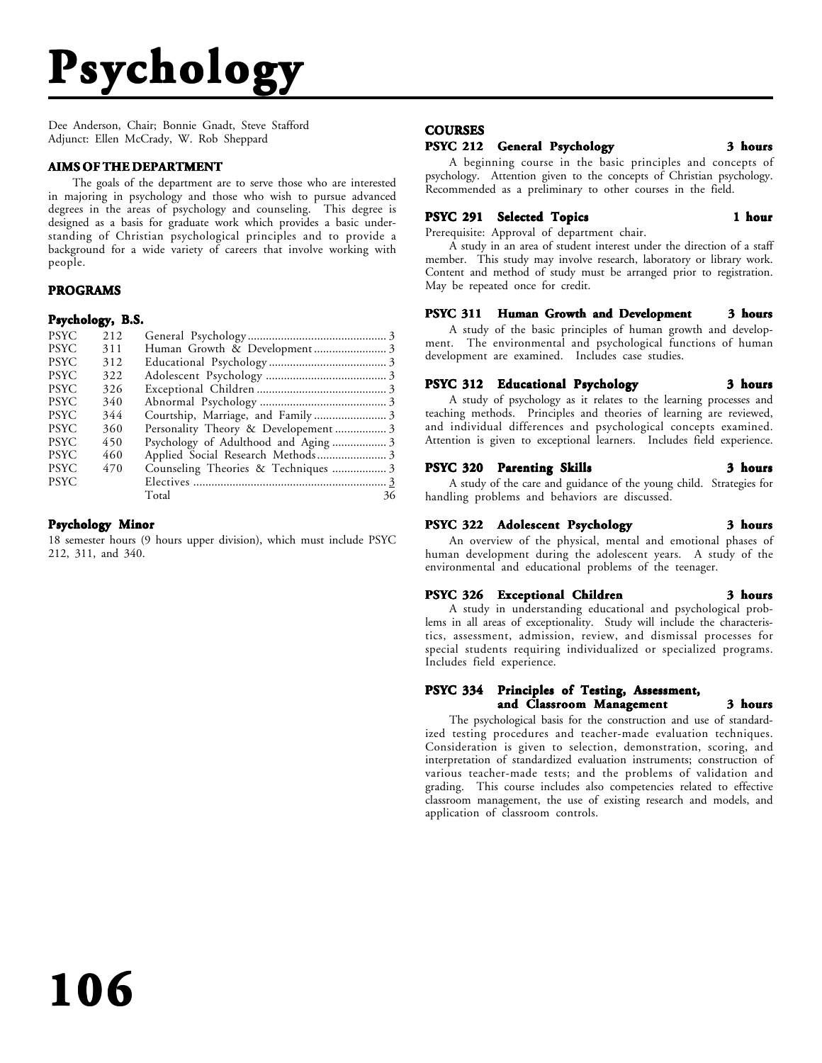# Psychology

Dee Anderson, Chair; Bonnie Gnadt, Steve Stafford
Adjunct: Ellen McCrady, W. Rob Sheppard

## AIMS OF THE DEPARTMENT

The goals of the department are to serve those who are interested in majoring in psychology and those who wish to pursue advanced degrees in the areas of psychology and counseling. This degree is designed as a basis for graduate work which provides a basic understanding of Christian psychological principles and to provide a background for a wide variety of careers that involve working with people.

## PROGRAMS

### Psychology, B.S.

| | | | |
|---|---|---|---|
| PSYC | 212 | General Psychology | 3 |
| PSYC | 311 | Human Growth & Development | 3 |
| PSYC | 312 | Educational Psychology | 3 |
| PSYC | 322 | Adolescent Psychology | 3 |
| PSYC | 326 | Exceptional Children | 3 |
| PSYC | 340 | Abnormal Psychology | 3 |
| PSYC | 344 | Courtship, Marriage, and Family | 3 |
| PSYC | 360 | Personality Theory & Developement | 3 |
| PSYC | 450 | Psychology of Adulthood and Aging | 3 |
| PSYC | 460 | Applied Social Research Methods | 3 |
| PSYC | 470 | Counseling Theories & Techniques | 3 |
| PSYC | | Electives | 3 |
| | | Total | 36 |

### Psychology Minor

18 semester hours (9 hours upper division), which must include PSYC 212, 311, and 340.

## COURSES

### PSYC 212 General Psychology — 3 hours

A beginning course in the basic principles and concepts of psychology. Attention given to the concepts of Christian psychology. Recommended as a preliminary to other courses in the field.

### PSYC 291 Selected Topics — 1 hour

Prerequisite: Approval of department chair.

A study in an area of student interest under the direction of a staff member. This study may involve research, laboratory or library work. Content and method of study must be arranged prior to registration. May be repeated once for credit.

### PSYC 311 Human Growth and Development — 3 hours

A study of the basic principles of human growth and development. The environmental and psychological functions of human development are examined. Includes case studies.

### PSYC 312 Educational Psychology — 3 hours

A study of psychology as it relates to the learning processes and teaching methods. Principles and theories of learning are reviewed, and individual differences and psychological concepts examined. Attention is given to exceptional learners. Includes field experience.

### PSYC 320 Parenting Skills — 3 hours

A study of the care and guidance of the young child. Strategies for handling problems and behaviors are discussed.

### PSYC 322 Adolescent Psychology — 3 hours

An overview of the physical, mental and emotional phases of human development during the adolescent years. A study of the environmental and educational problems of the teenager.

### PSYC 326 Exceptional Children — 3 hours

A study in understanding educational and psychological problems in all areas of exceptionality. Study will include the characteristics, assessment, admission, review, and dismissal processes for special students requiring individualized or specialized programs. Includes field experience.

### PSYC 334 Principles of Testing, Assessment, and Classroom Management — 3 hours

The psychological basis for the construction and use of standardized testing procedures and teacher-made evaluation techniques. Consideration is given to selection, demonstration, scoring, and interpretation of standardized evaluation instruments; construction of various teacher-made tests; and the problems of validation and grading. This course includes also competencies related to effective classroom management, the use of existing research and models, and application of classroom controls.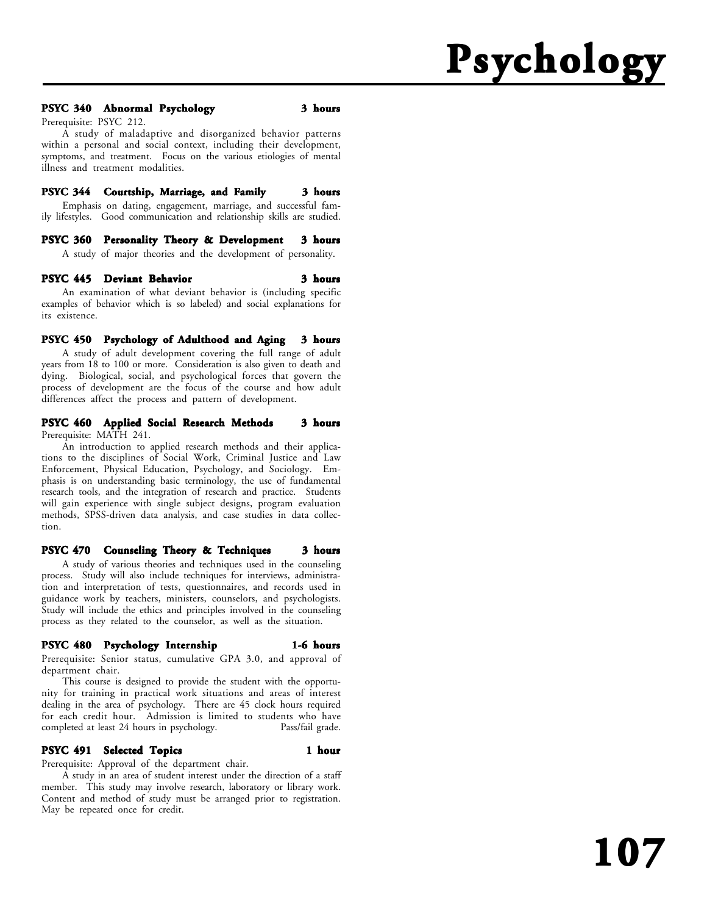# Psychology

**PSYC 340 Abnormal Psychology 3 hours**

Prerequisite: PSYC 212.

A study of maladaptive and disorganized behavior patterns within a personal and social context, including their development, symptoms, and treatment. Focus on the various etiologies of mental illness and treatment modalities.

**PSYC 344 Courtship, Marriage, and Family 3 hours**

Emphasis on dating, engagement, marriage, and successful family lifestyles. Good communication and relationship skills are studied.

**PSYC 360 Personality Theory & Development 3 hours**

A study of major theories and the development of personality.

**PSYC 445 Deviant Behavior 3 hours**

An examination of what deviant behavior is (including specific examples of behavior which is so labeled) and social explanations for its existence.

**PSYC 450 Psychology of Adulthood and Aging 3 hours**

A study of adult development covering the full range of adult years from 18 to 100 or more. Consideration is also given to death and dying. Biological, social, and psychological forces that govern the process of development are the focus of the course and how adult differences affect the process and pattern of development.

**PSYC 460 Applied Social Research Methods 3 hours**

Prerequisite: MATH 241.

An introduction to applied research methods and their applications to the disciplines of Social Work, Criminal Justice and Law Enforcement, Physical Education, Psychology, and Sociology. Emphasis is on understanding basic terminology, the use of fundamental research tools, and the integration of research and practice. Students will gain experience with single subject designs, program evaluation methods, SPSS-driven data analysis, and case studies in data collection.

**PSYC 470 Counseling Theory & Techniques 3 hours**

A study of various theories and techniques used in the counseling process. Study will also include techniques for interviews, administration and interpretation of tests, questionnaires, and records used in guidance work by teachers, ministers, counselors, and psychologists. Study will include the ethics and principles involved in the counseling process as they related to the counselor, as well as the situation.

**PSYC 480 Psychology Internship 1-6 hours**

Prerequisite: Senior status, cumulative GPA 3.0, and approval of department chair.

This course is designed to provide the student with the opportunity for training in practical work situations and areas of interest dealing in the area of psychology. There are 45 clock hours required for each credit hour. Admission is limited to students who have completed at least 24 hours in psychology. Pass/fail grade.

**PSYC 491 Selected Topics 1 hour**

Prerequisite: Approval of the department chair.

A study in an area of student interest under the direction of a staff member. This study may involve research, laboratory or library work. Content and method of study must be arranged prior to registration. May be repeated once for credit.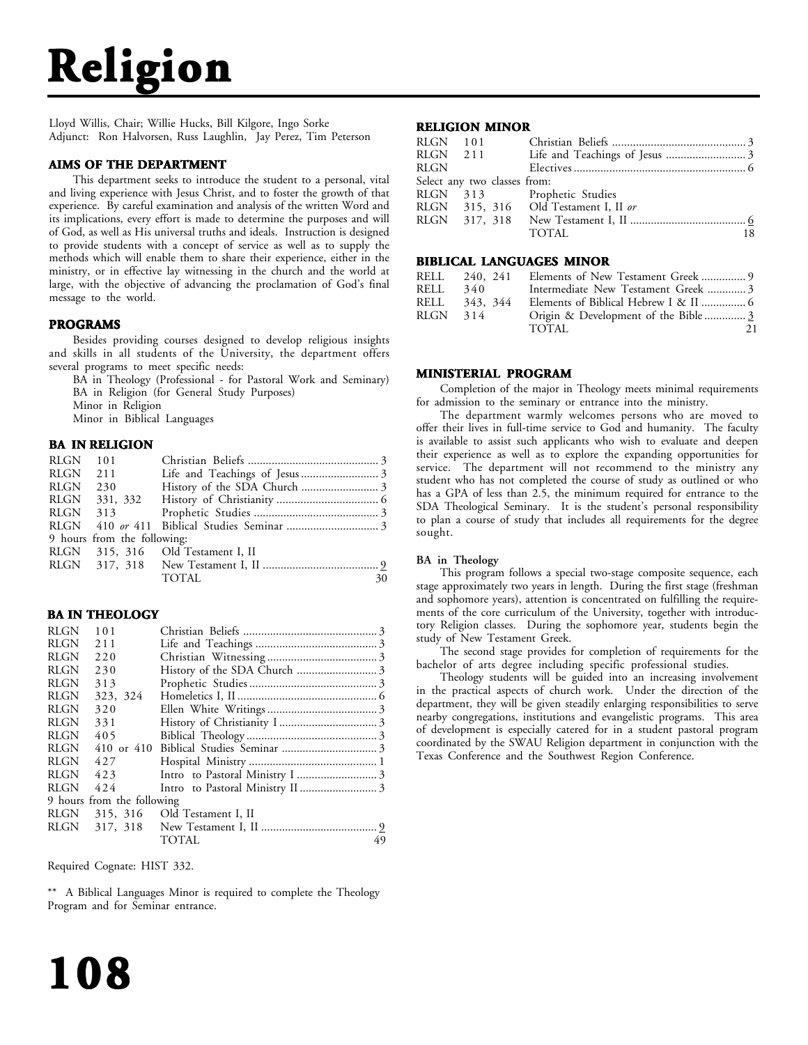# Religion

Lloyd Willis, Chair; Willie Hucks, Bill Kilgore, Ingo Sorke
Adjunct: Ron Halvorsen, Russ Laughlin, Jay Perez, Tim Peterson

## AIMS OF THE DEPARTMENT

This department seeks to introduce the student to a personal, vital and living experience with Jesus Christ, and to foster the growth of that experience. By careful examination and analysis of the written Word and its implications, every effort is made to determine the purposes and will of God, as well as His universal truths and ideals. Instruction is designed to provide students with a concept of service as well as to supply the methods which will enable them to share their experience, either in the ministry, or in effective lay witnessing in the church and the world at large, with the objective of advancing the proclamation of God's final message to the world.

## PROGRAMS

Besides providing courses designed to develop religious insights and skills in all students of the University, the department offers several programs to meet specific needs:

- BA in Theology (Professional - for Pastoral Work and Seminary)
- BA in Religion (for General Study Purposes)
- Minor in Religion
- Minor in Biblical Languages

## BA IN RELIGION

| | | | |
|---|---|---|---|
| RLGN | 101 | Christian Beliefs | 3 |
| RLGN | 211 | Life and Teachings of Jesus | 3 |
| RLGN | 230 | History of the SDA Church | 3 |
| RLGN | 331, 332 | History of Christianity | 6 |
| RLGN | 313 | Prophetic Studies | 3 |
| RLGN | 410 *or* 411 | Biblical Studies Seminar | 3 |
| 9 hours from the following: | | | |
| RLGN | 315, 316 | Old Testament I, II | |
| RLGN | 317, 318 | New Testament I, II | 9 |
| | | TOTAL | 30 |

## BA IN THEOLOGY

| | | | |
|---|---|---|---|
| RLGN | 101 | Christian Beliefs | 3 |
| RLGN | 211 | Life and Teachings | 3 |
| RLGN | 220 | Christian Witnessing | 3 |
| RLGN | 230 | History of the SDA Church | 3 |
| RLGN | 313 | Prophetic Studies | 3 |
| RLGN | 323, 324 | Homeletics I, II | 6 |
| RLGN | 320 | Ellen White Writings | 3 |
| RLGN | 331 | History of Christianity I | 3 |
| RLGN | 405 | Biblical Theology | 3 |
| RLGN | 410 or 410 | Biblical Studies Seminar | 3 |
| RLGN | 427 | Hospital Ministry | 1 |
| RLGN | 423 | Intro to Pastoral Ministry I | 3 |
| RLGN | 424 | Intro to Pastoral Ministry II | 3 |
| 9 hours from the following | | | |
| RLGN | 315, 316 | Old Testament I, II | |
| RLGN | 317, 318 | New Testament I, II | 9 |
| | | TOTAL | 49 |

Required Cognate: HIST 332.

** A Biblical Languages Minor is required to complete the Theology Program and for Seminar entrance.

## RELIGION MINOR

| | | | |
|---|---|---|---|
| RLGN | 101 | Christian Beliefs | 3 |
| RLGN | 211 | Life and Teachings of Jesus | 3 |
| RLGN | | Electives | 6 |
| Select any two classes from: | | | |
| RLGN | 313 | Prophetic Studies | |
| RLGN | 315, 316 | Old Testament I, II *or* | |
| RLGN | 317, 318 | New Testament I, II | 6 |
| | | TOTAL | 18 |

## BIBLICAL LANGUAGES MINOR

| | | | |
|---|---|---|---|
| RELL | 240, 241 | Elements of New Testament Greek | 9 |
| RELL | 340 | Intermediate New Testament Greek | 3 |
| RELL | 343, 344 | Elements of Biblical Hebrew I & II | 6 |
| RLGN | 314 | Origin & Development of the Bible | 3 |
| | | TOTAL | 21 |

## MINISTERIAL PROGRAM

Completion of the major in Theology meets minimal requirements for admission to the seminary or entrance into the ministry.

The department warmly welcomes persons who are moved to offer their lives in full-time service to God and humanity. The faculty is available to assist such applicants who wish to evaluate and deepen their experience as well as to explore the expanding opportunities for service. The department will not recommend to the ministry any student who has not completed the course of study as outlined or who has a GPA of less than 2.5, the minimum required for entrance to the SDA Theological Seminary. It is the student's personal responsibility to plan a course of study that includes all requirements for the degree sought.

### BA in Theology

This program follows a special two-stage composite sequence, each stage approximately two years in length. During the first stage (freshman and sophomore years), attention is concentrated on fulfilling the requirements of the core curriculum of the University, together with introductory Religion classes. During the sophomore year, students begin the study of New Testament Greek.

The second stage provides for completion of requirements for the bachelor of arts degree including specific professional studies.

Theology students will be guided into an increasing involvement in the practical aspects of church work. Under the direction of the department, they will be given steadily enlarging responsibilities to serve nearby congregations, institutions and evangelistic programs. This area of development is especially catered for in a student pastoral program coordinated by the SWAU Religion department in conjunction with the Texas Conference and the Southwest Region Conference.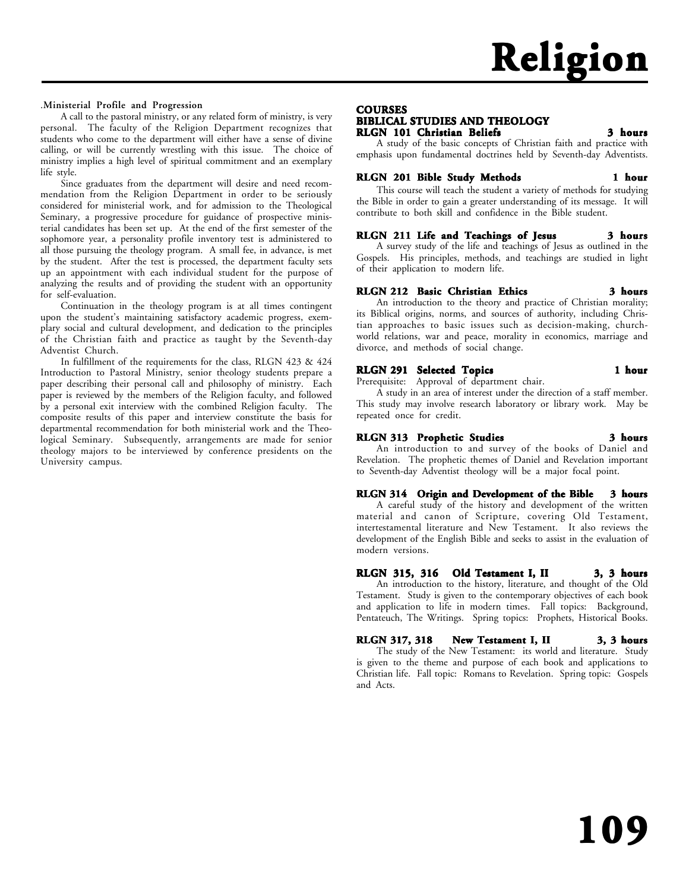# Religion

.**Ministerial Profile and Progression**

A call to the pastoral ministry, or any related form of ministry, is very personal. The faculty of the Religion Department recognizes that students who come to the department will either have a sense of divine calling, or will be currently wrestling with this issue. The choice of ministry implies a high level of spiritual commitment and an exemplary life style.

Since graduates from the department will desire and need recommendation from the Religion Department in order to be seriously considered for ministerial work, and for admission to the Theological Seminary, a progressive procedure for guidance of prospective ministerial candidates has been set up. At the end of the first semester of the sophomore year, a personality profile inventory test is administered to all those pursuing the theology program. A small fee, in advance, is met by the student. After the test is processed, the department faculty sets up an appointment with each individual student for the purpose of analyzing the results and of providing the student with an opportunity for self-evaluation.

Continuation in the theology program is at all times contingent upon the student's maintaining satisfactory academic progress, exemplary social and cultural development, and dedication to the principles of the Christian faith and practice as taught by the Seventh-day Adventist Church.

In fulfillment of the requirements for the class, RLGN 423 & 424 Introduction to Pastoral Ministry, senior theology students prepare a paper describing their personal call and philosophy of ministry. Each paper is reviewed by the members of the Religion faculty, and followed by a personal exit interview with the combined Religion faculty. The composite results of this paper and interview constitute the basis for departmental recommendation for both ministerial work and the Theological Seminary. Subsequently, arrangements are made for senior theology majors to be interviewed by conference presidents on the University campus.

## COURSES

### BIBLICAL STUDIES AND THEOLOGY

**RLGN 101 Christian Beliefs — 3 hours**

A study of the basic concepts of Christian faith and practice with emphasis upon fundamental doctrines held by Seventh-day Adventists.

**RLGN 201 Bible Study Methods — 1 hour**

This course will teach the student a variety of methods for studying the Bible in order to gain a greater understanding of its message. It will contribute to both skill and confidence in the Bible student.

**RLGN 211 Life and Teachings of Jesus — 3 hours**

A survey study of the life and teachings of Jesus as outlined in the Gospels. His principles, methods, and teachings are studied in light of their application to modern life.

**RLGN 212 Basic Christian Ethics — 3 hours**

An introduction to the theory and practice of Christian morality; its Biblical origins, norms, and sources of authority, including Christian approaches to basic issues such as decision-making, church-world relations, war and peace, morality in economics, marriage and divorce, and methods of social change.

**RLGN 291 Selected Topics — 1 hour**

Prerequisite: Approval of department chair.

A study in an area of interest under the direction of a staff member. This study may involve research laboratory or library work. May be repeated once for credit.

**RLGN 313 Prophetic Studies — 3 hours**

An introduction to and survey of the books of Daniel and Revelation. The prophetic themes of Daniel and Revelation important to Seventh-day Adventist theology will be a major focal point.

**RLGN 314 Origin and Development of the Bible — 3 hours**

A careful study of the history and development of the written material and canon of Scripture, covering Old Testament, intertestamental literature and New Testament. It also reviews the development of the English Bible and seeks to assist in the evaluation of modern versions.

**RLGN 315, 316 Old Testament I, II — 3, 3 hours**

An introduction to the history, literature, and thought of the Old Testament. Study is given to the contemporary objectives of each book and application to life in modern times. Fall topics: Background, Pentateuch, The Writings. Spring topics: Prophets, Historical Books.

**RLGN 317, 318 New Testament I, II — 3, 3 hours**

The study of the New Testament: its world and literature. Study is given to the theme and purpose of each book and applications to Christian life. Fall topic: Romans to Revelation. Spring topic: Gospels and Acts.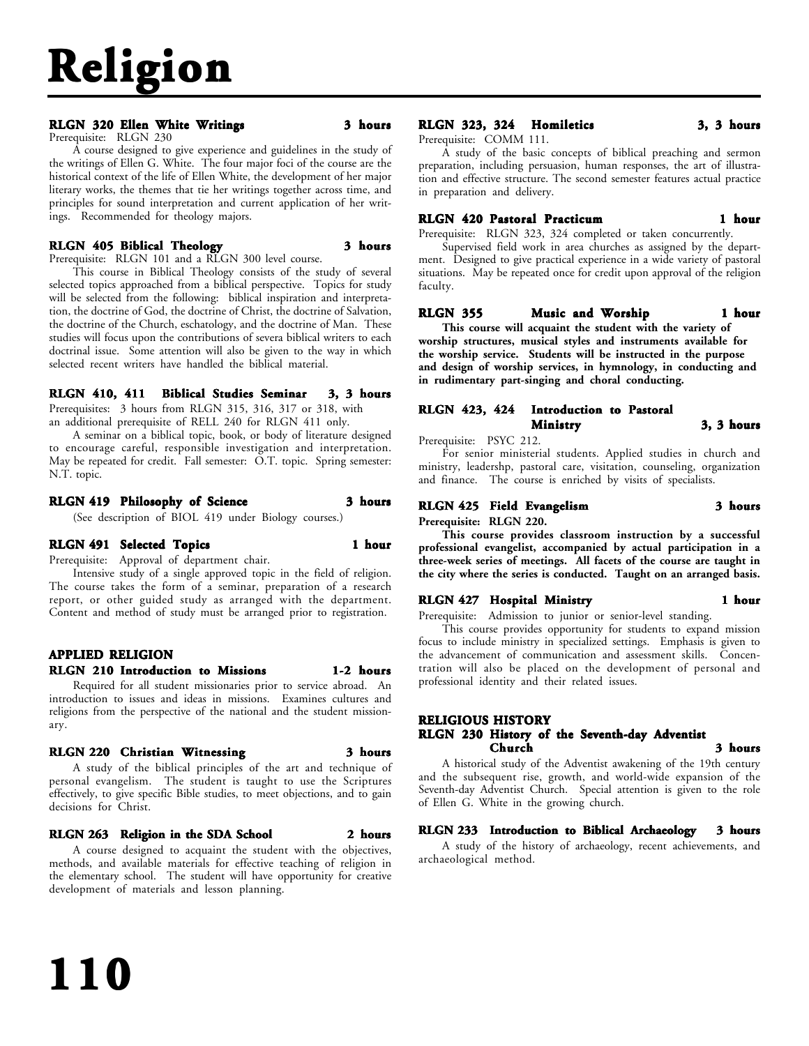# Religion

### RLGN 320 Ellen White Writings — 3 hours

Prerequisite: RLGN 230

A course designed to give experience and guidelines in the study of the writings of Ellen G. White. The four major foci of the course are the historical context of the life of Ellen White, the development of her major literary works, the themes that tie her writings together across time, and principles for sound interpretation and current application of her writings. Recommended for theology majors.

### RLGN 405 Biblical Theology — 3 hours

Prerequisite: RLGN 101 and a RLGN 300 level course.

This course in Biblical Theology consists of the study of several selected topics approached from a biblical perspective. Topics for study will be selected from the following: biblical inspiration and interpretation, the doctrine of God, the doctrine of Christ, the doctrine of Salvation, the doctrine of the Church, eschatology, and the doctrine of Man. These studies will focus upon the contributions of severa biblical writers to each doctrinal issue. Some attention will also be given to the way in which selected recent writers have handled the biblical material.

### RLGN 410, 411 Biblical Studies Seminar — 3, 3 hours

Prerequisites: 3 hours from RLGN 315, 316, 317 or 318, with an additional prerequisite of RELL 240 for RLGN 411 only.

A seminar on a biblical topic, book, or body of literature designed to encourage careful, responsible investigation and interpretation. May be repeated for credit. Fall semester: O.T. topic. Spring semester: N.T. topic.

### RLGN 419 Philosophy of Science — 3 hours

(See description of BIOL 419 under Biology courses.)

### RLGN 491 Selected Topics — 1 hour

Prerequisite: Approval of department chair.

Intensive study of a single approved topic in the field of religion. The course takes the form of a seminar, preparation of a research report, or other guided study as arranged with the department. Content and method of study must be arranged prior to registration.

## APPLIED RELIGION

### RLGN 210 Introduction to Missions — 1-2 hours

Required for all student missionaries prior to service abroad. An introduction to issues and ideas in missions. Examines cultures and religions from the perspective of the national and the student missionary.

### RLGN 220 Christian Witnessing — 3 hours

A study of the biblical principles of the art and technique of personal evangelism. The student is taught to use the Scriptures effectively, to give specific Bible studies, to meet objections, and to gain decisions for Christ.

### RLGN 263 Religion in the SDA School — 2 hours

A course designed to acquaint the student with the objectives, methods, and available materials for effective teaching of religion in the elementary school. The student will have opportunity for creative development of materials and lesson planning.

### RLGN 323, 324 Homiletics — 3, 3 hours

Prerequisite: COMM 111.

A study of the basic concepts of biblical preaching and sermon preparation, including persuasion, human responses, the art of illustration and effective structure. The second semester features actual practice in preparation and delivery.

### RLGN 420 Pastoral Practicum — 1 hour

Prerequisite: RLGN 323, 324 completed or taken concurrently.

Supervised field work in area churches as assigned by the department. Designed to give practical experience in a wide variety of pastoral situations. May be repeated once for credit upon approval of the religion faculty.

### RLGN 355 Music and Worship — 1 hour

**This course will acquaint the student with the variety of worship structures, musical styles and instruments available for the worship service. Students will be instructed in the purpose and design of worship services, in hymnology, in conducting and in rudimentary part-singing and choral conducting.**

### RLGN 423, 424 Introduction to Pastoral Ministry — 3, 3 hours

Prerequisite: PSYC 212.

For senior ministerial students. Applied studies in church and ministry, leadershp, pastoral care, visitation, counseling, organization and finance. The course is enriched by visits of specialists.

### RLGN 425 Field Evangelism — 3 hours

**Prerequisite: RLGN 220.**

**This course provides classroom instruction by a successful professional evangelist, accompanied by actual participation in a three-week series of meetings. All facets of the course are taught in the city where the series is conducted. Taught on an arranged basis.**

### RLGN 427 Hospital Ministry — 1 hour

Prerequisite: Admission to junior or senior-level standing.

This course provides opportunity for students to expand mission focus to include ministry in specialized settings. Emphasis is given to the advancement of communication and assessment skills. Concentration will also be placed on the development of personal and professional identity and their related issues.

## RELIGIOUS HISTORY

### RLGN 230 History of the Seventh-day Adventist Church — 3 hours

A historical study of the Adventist awakening of the 19th century and the subsequent rise, growth, and world-wide expansion of the Seventh-day Adventist Church. Special attention is given to the role of Ellen G. White in the growing church.

### RLGN 233 Introduction to Biblical Archaeology — 3 hours

A study of the history of archaeology, recent achievements, and archaeological method.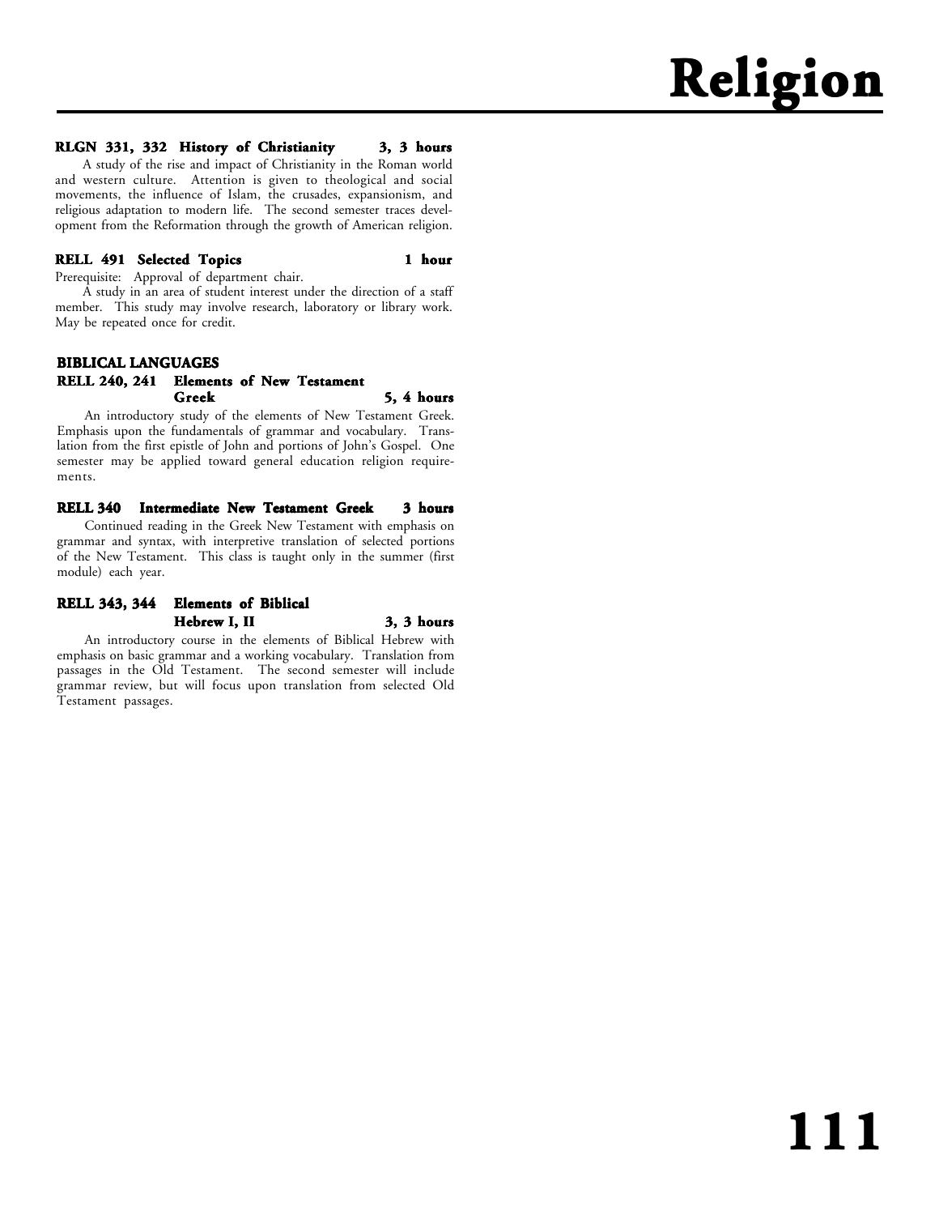**RLGN 331, 332 History of Christianity 3, 3 hours**

A study of the rise and impact of Christianity in the Roman world and western culture. Attention is given to theological and social movements, the influence of Islam, the crusades, expansionism, and religious adaptation to modern life. The second semester traces development from the Reformation through the growth of American religion.

**RELL 491 Selected Topics 1 hour**

Prerequisite: Approval of department chair.

A study in an area of student interest under the direction of a staff member. This study may involve research, laboratory or library work. May be repeated once for credit.

### BIBLICAL LANGUAGES

**RELL 240, 241 Elements of New Testament Greek 5, 4 hours**

An introductory study of the elements of New Testament Greek. Emphasis upon the fundamentals of grammar and vocabulary. Translation from the first epistle of John and portions of John's Gospel. One semester may be applied toward general education religion requirements.

**RELL 340 Intermediate New Testament Greek 3 hours**

Continued reading in the Greek New Testament with emphasis on grammar and syntax, with interpretive translation of selected portions of the New Testament. This class is taught only in the summer (first module) each year.

**RELL 343, 344 Elements of Biblical Hebrew I, II 3, 3 hours**

An introductory course in the elements of Biblical Hebrew with emphasis on basic grammar and a working vocabulary. Translation from passages in the Old Testament. The second semester will include grammar review, but will focus upon translation from selected Old Testament passages.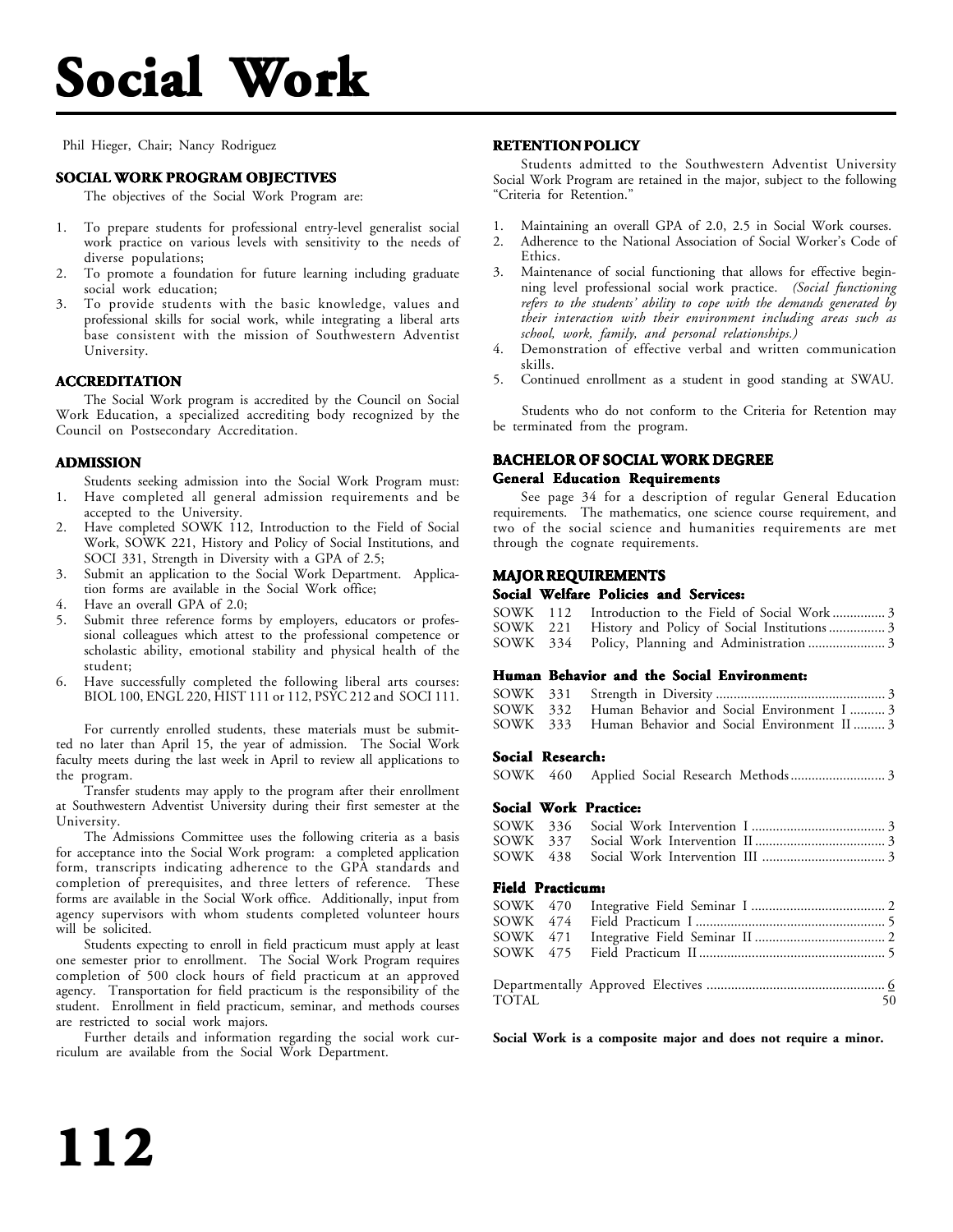# Social Work

Phil Hieger, Chair; Nancy Rodriguez

## SOCIAL WORK PROGRAM OBJECTIVES

The objectives of the Social Work Program are:

1. To prepare students for professional entry-level generalist social work practice on various levels with sensitivity to the needs of diverse populations;
2. To promote a foundation for future learning including graduate social work education;
3. To provide students with the basic knowledge, values and professional skills for social work, while integrating a liberal arts base consistent with the mission of Southwestern Adventist University.

## ACCREDITATION

The Social Work program is accredited by the Council on Social Work Education, a specialized accrediting body recognized by the Council on Postsecondary Accreditation.

## ADMISSION

Students seeking admission into the Social Work Program must:

1. Have completed all general admission requirements and be accepted to the University.
2. Have completed SOWK 112, Introduction to the Field of Social Work, SOWK 221, History and Policy of Social Institutions, and SOCI 331, Strength in Diversity with a GPA of 2.5;
3. Submit an application to the Social Work Department. Application forms are available in the Social Work office;
4. Have an overall GPA of 2.0;
5. Submit three reference forms by employers, educators or professional colleagues which attest to the professional competence or scholastic ability, emotional stability and physical health of the student;
6. Have successfully completed the following liberal arts courses: BIOL 100, ENGL 220, HIST 111 or 112, PSYC 212 and SOCI 111.

For currently enrolled students, these materials must be submitted no later than April 15, the year of admission. The Social Work faculty meets during the last week in April to review all applications to the program.

Transfer students may apply to the program after their enrollment at Southwestern Adventist University during their first semester at the University.

The Admissions Committee uses the following criteria as a basis for acceptance into the Social Work program: a completed application form, transcripts indicating adherence to the GPA standards and completion of prerequisites, and three letters of reference. These forms are available in the Social Work office. Additionally, input from agency supervisors with whom students completed volunteer hours will be solicited.

Students expecting to enroll in field practicum must apply at least one semester prior to enrollment. The Social Work Program requires completion of 500 clock hours of field practicum at an approved agency. Transportation for field practicum is the responsibility of the student. Enrollment in field practicum, seminar, and methods courses are restricted to social work majors.

Further details and information regarding the social work curriculum are available from the Social Work Department.

## RETENTION POLICY

Students admitted to the Southwestern Adventist University Social Work Program are retained in the major, subject to the following "Criteria for Retention."

1. Maintaining an overall GPA of 2.0, 2.5 in Social Work courses.
2. Adherence to the National Association of Social Worker's Code of Ethics.
3. Maintenance of social functioning that allows for effective beginning level professional social work practice. *(Social functioning refers to the students' ability to cope with the demands generated by their interaction with their environment including areas such as school, work, family, and personal relationships.)*
4. Demonstration of effective verbal and written communication skills.
5. Continued enrollment as a student in good standing at SWAU.

Students who do not conform to the Criteria for Retention may be terminated from the program.

## BACHELOR OF SOCIAL WORK DEGREE

### General Education Requirements

See page 34 for a description of regular General Education requirements. The mathematics, one science course requirement, and two of the social science and humanities requirements are met through the cognate requirements.

## MAJOR REQUIREMENTS

### Social Welfare Policies and Services:

| | | |
|---|---|---|
| SOWK 112 | Introduction to the Field of Social Work | 3 |
| SOWK 221 | History and Policy of Social Institutions | 3 |
| SOWK 334 | Policy, Planning and Administration | 3 |

### Human Behavior and the Social Environment:

| | | |
|---|---|---|
| SOWK 331 | Strength in Diversity | 3 |
| SOWK 332 | Human Behavior and Social Environment I | 3 |
| SOWK 333 | Human Behavior and Social Environment II | 3 |

### Social Research:

| | | |
|---|---|---|
| SOWK 460 | Applied Social Research Methods | 3 |

### Social Work Practice:

| | | |
|---|---|---|
| SOWK 336 | Social Work Intervention I | 3 |
| SOWK 337 | Social Work Intervention II | 3 |
| SOWK 438 | Social Work Intervention III | 3 |

### Field Practicum:

| | | |
|---|---|---|
| SOWK 470 | Integrative Field Seminar I | 2 |
| SOWK 474 | Field Practicum I | 5 |
| SOWK 471 | Integrative Field Seminar II | 2 |
| SOWK 475 | Field Practicum II | 5 |

| | |
|---|---|
| Departmentally Approved Electives | 6 |
| TOTAL | 50 |

**Social Work is a composite major and does not require a minor.**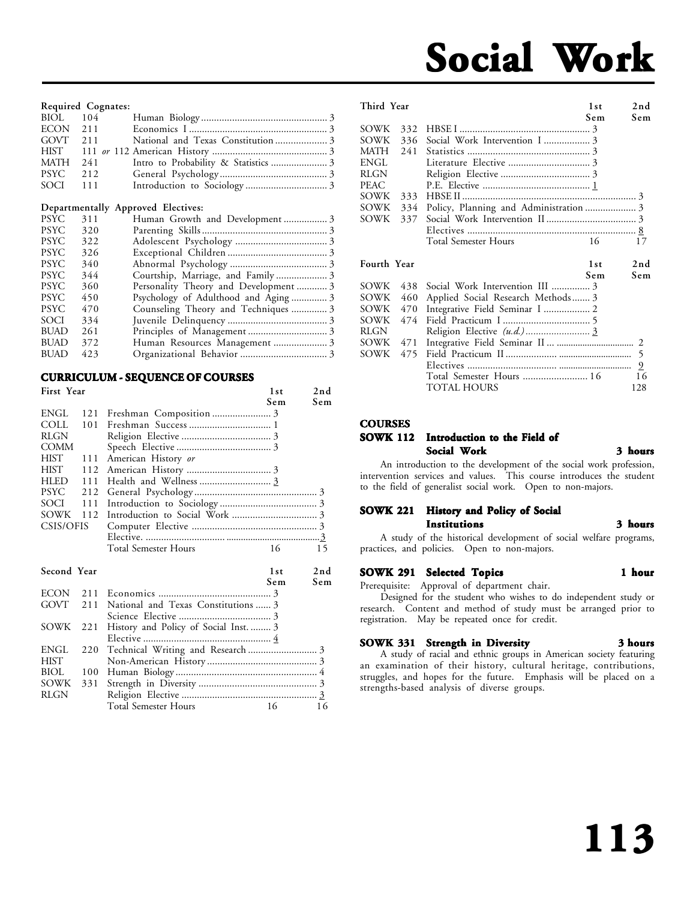# Social Work

**Required Cognates:**

| | | | |
|---|---|---|---|
| BIOL | 104 | Human Biology | 3 |
| ECON | 211 | Economics I | 3 |
| GOVT | 211 | National and Texas Constitution | 3 |
| HIST | 111 *or* 112 | American History | 3 |
| MATH | 241 | Intro to Probability & Statistics | 3 |
| PSYC | 212 | General Psychology | 3 |
| SOCI | 111 | Introduction to Sociology | 3 |

**Departmentally Approved Electives:**

| | | | |
|---|---|---|---|
| PSYC | 311 | Human Growth and Development | 3 |
| PSYC | 320 | Parenting Skills | 3 |
| PSYC | 322 | Adolescent Psychology | 3 |
| PSYC | 326 | Exceptional Children | 3 |
| PSYC | 340 | Abnormal Psychology | 3 |
| PSYC | 344 | Courtship, Marriage, and Family | 3 |
| PSYC | 360 | Personality Theory and Development | 3 |
| PSYC | 450 | Psychology of Adulthood and Aging | 3 |
| PSYC | 470 | Counseling Theory and Techniques | 3 |
| SOCI | 334 | Juvenile Delinquency | 3 |
| BUAD | 261 | Principles of Management | 3 |
| BUAD | 372 | Human Resources Management | 3 |
| BUAD | 423 | Organizational Behavior | 3 |

## CURRICULUM - SEQUENCE OF COURSES

| First Year | | | 1st Sem | 2nd Sem |
|---|---|---|---|---|
| ENGL | 121 | Freshman Composition | 3 | |
| COLL | 101 | Freshman Success | 1 | |
| RLGN | | Religion Elective | 3 | |
| COMM | | Speech Elective | 3 | |
| HIST | 111 | American History *or* | | |
| HIST | 112 | American History | 3 | |
| HLED | 111 | Health and Wellness | 3 | |
| PSYC | 212 | General Psychology | | 3 |
| SOCI | 111 | Introduction to Sociology | | 3 |
| SOWK | 112 | Introduction to Social Work | | 3 |
| CSIS/OFIS | | Computer Elective | | 3 |
| | | Elective. | | 3 |
| | | Total Semester Hours | 16 | 15 |

| Second Year | | | 1st Sem | 2nd Sem |
|---|---|---|---|---|
| ECON | 211 | Economics | 3 | |
| GOVT | 211 | National and Texas Constitutions | 3 | |
| | | Science Elective | 3 | |
| SOWK | 221 | History and Policy of Social Inst. | 3 | |
| | | Elective | 4 | |
| ENGL | 220 | Technical Writing and Research | | 3 |
| HIST | | Non-American History | | 3 |
| BIOL | 100 | Human Biology | | 4 |
| SOWK | 331 | Strength in Diversity | | 3 |
| RLGN | | Religion Elective | | 3 |
| | | Total Semester Hours | 16 | 16 |

| Third Year | | | 1st Sem | 2nd Sem |
|---|---|---|---|---|
| SOWK | 332 | HBSE I | 3 | |
| SOWK | 336 | Social Work Intervention I | 3 | |
| MATH | 241 | Statistics | 3 | |
| ENGL | | Literature Elective | 3 | |
| RLGN | | Religion Elective | 3 | |
| PEAC | | P.E. Elective | 1 | |
| SOWK | 333 | HBSE II | | 3 |
| SOWK | 334 | Policy, Planning and Administration | | 3 |
| SOWK | 337 | Social Work Intervention II | | 3 |
| | | Electives | | 8 |
| | | Total Semester Hours | 16 | 17 |

| Fourth Year | | | 1st Sem | 2nd Sem |
|---|---|---|---|---|
| SOWK | 438 | Social Work Intervention III | 3 | |
| SOWK | 460 | Applied Social Research Methods | 3 | |
| SOWK | 470 | Integrative Field Seminar I | 2 | |
| SOWK | 474 | Field Practicum I | 5 | |
| RLGN | | Religion Elective *(u.d.)* | 3 | |
| SOWK | 471 | Integrative Field Seminar II | | 2 |
| SOWK | 475 | Field Practicum II | | 5 |
| | | Electives | | 9 |
| | | Total Semester Hours | 16 | 16 |
| | | TOTAL HOURS | | 128 |

## COURSES

### SOWK 112 Introduction to the Field of Social Work — 3 hours

An introduction to the development of the social work profession, intervention services and values. This course introduces the student to the field of generalist social work. Open to non-majors.

### SOWK 221 History and Policy of Social Institutions — 3 hours

A study of the historical development of social welfare programs, practices, and policies. Open to non-majors.

### SOWK 291 Selected Topics — 1 hour

Prerequisite: Approval of department chair.

Designed for the student who wishes to do independent study or research. Content and method of study must be arranged prior to registration. May be repeated once for credit.

### SOWK 331 Strength in Diversity — 3 hours

A study of racial and ethnic groups in American society featuring an examination of their history, cultural heritage, contributions, struggles, and hopes for the future. Emphasis will be placed on a strengths-based analysis of diverse groups.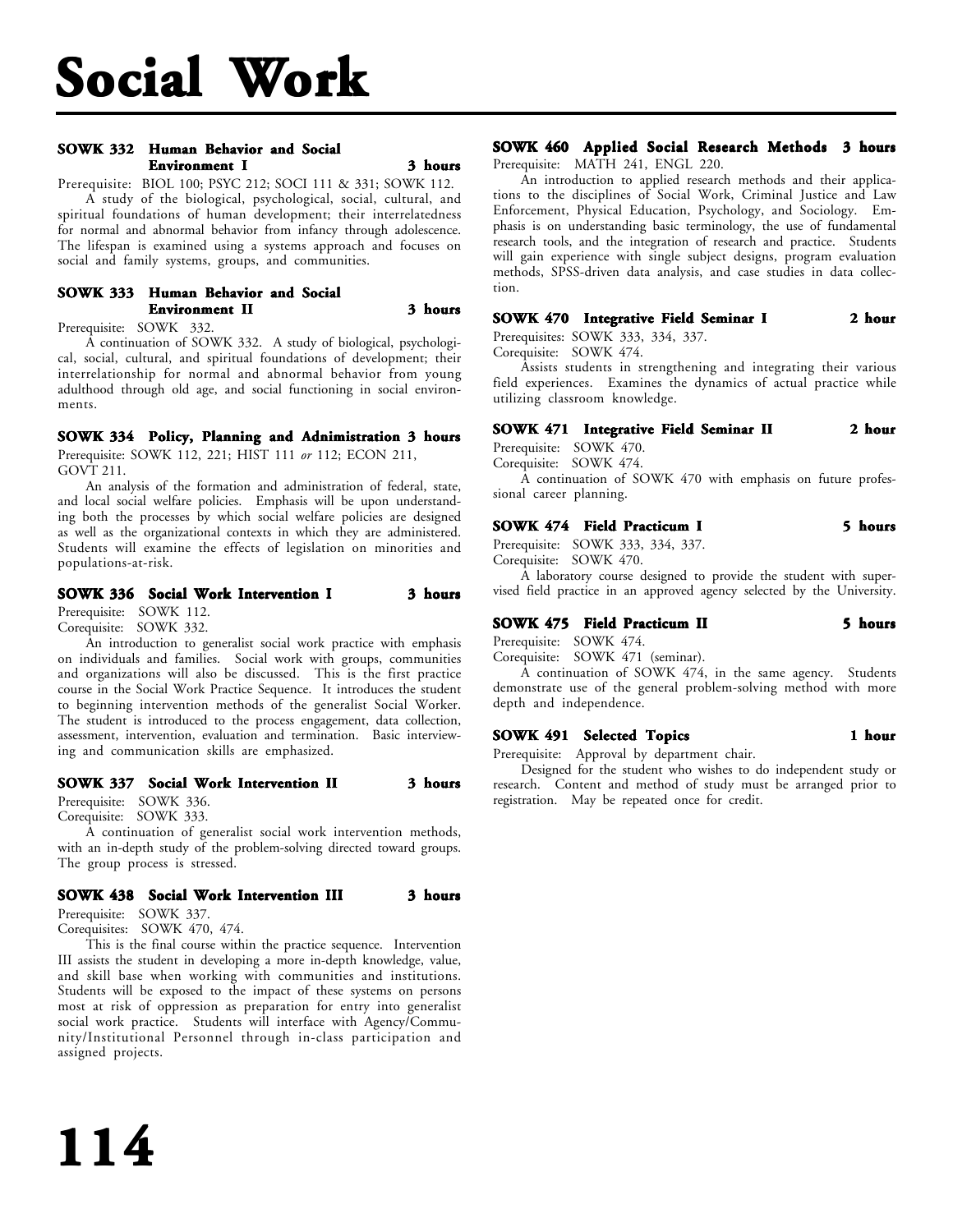# Social Work

### SOWK 332 Human Behavior and Social Environment I — 3 hours

Prerequisite: BIOL 100; PSYC 212; SOCI 111 & 331; SOWK 112.

A study of the biological, psychological, social, cultural, and spiritual foundations of human development; their interrelatedness for normal and abnormal behavior from infancy through adolescence. The lifespan is examined using a systems approach and focuses on social and family systems, groups, and communities.

### SOWK 333 Human Behavior and Social Environment II — 3 hours

Prerequisite: SOWK 332.

A continuation of SOWK 332. A study of biological, psychological, social, cultural, and spiritual foundations of development; their interrelationship for normal and abnormal behavior from young adulthood through old age, and social functioning in social environments.

### SOWK 334 Policy, Planning and Adnimistration — 3 hours

Prerequisite: SOWK 112, 221; HIST 111 *or* 112; ECON 211, GOVT 211.

An analysis of the formation and administration of federal, state, and local social welfare policies. Emphasis will be upon understanding both the processes by which social welfare policies are designed as well as the organizational contexts in which they are administered. Students will examine the effects of legislation on minorities and populations-at-risk.

### SOWK 336 Social Work Intervention I — 3 hours

Prerequisite: SOWK 112.
Corequisite: SOWK 332.

An introduction to generalist social work practice with emphasis on individuals and families. Social work with groups, communities and organizations will also be discussed. This is the first practice course in the Social Work Practice Sequence. It introduces the student to beginning intervention methods of the generalist Social Worker. The student is introduced to the process engagement, data collection, assessment, intervention, evaluation and termination. Basic interviewing and communication skills are emphasized.

### SOWK 337 Social Work Intervention II — 3 hours

Prerequisite: SOWK 336.
Corequisite: SOWK 333.

A continuation of generalist social work intervention methods, with an in-depth study of the problem-solving directed toward groups. The group process is stressed.

### SOWK 438 Social Work Intervention III — 3 hours

Prerequisite: SOWK 337.
Corequisites: SOWK 470, 474.

This is the final course within the practice sequence. Intervention III assists the student in developing a more in-depth knowledge, value, and skill base when working with communities and institutions. Students will be exposed to the impact of these systems on persons most at risk of oppression as preparation for entry into generalist social work practice. Students will interface with Agency/Community/Institutional Personnel through in-class participation and assigned projects.

### SOWK 460 Applied Social Research Methods — 3 hours

Prerequisite: MATH 241, ENGL 220.

An introduction to applied research methods and their applications to the disciplines of Social Work, Criminal Justice and Law Enforcement, Physical Education, Psychology, and Sociology. Emphasis is on understanding basic terminology, the use of fundamental research tools, and the integration of research and practice. Students will gain experience with single subject designs, program evaluation methods, SPSS-driven data analysis, and case studies in data collection.

### SOWK 470 Integrative Field Seminar I — 2 hour

Prerequisites: SOWK 333, 334, 337.
Corequisite: SOWK 474.

Assists students in strengthening and integrating their various field experiences. Examines the dynamics of actual practice while utilizing classroom knowledge.

### SOWK 471 Integrative Field Seminar II — 2 hour

Prerequisite: SOWK 470.
Corequisite: SOWK 474.

A continuation of SOWK 470 with emphasis on future professional career planning.

### SOWK 474 Field Practicum I — 5 hours

Prerequisite: SOWK 333, 334, 337.
Corequisite: SOWK 470.

A laboratory course designed to provide the student with supervised field practice in an approved agency selected by the University.

### SOWK 475 Field Practicum II — 5 hours

Prerequisite: SOWK 474.
Corequisite: SOWK 471 (seminar).

A continuation of SOWK 474, in the same agency. Students demonstrate use of the general problem-solving method with more depth and independence.

### SOWK 491 Selected Topics — 1 hour

Prerequisite: Approval by department chair.

Designed for the student who wishes to do independent study or research. Content and method of study must be arranged prior to registration. May be repeated once for credit.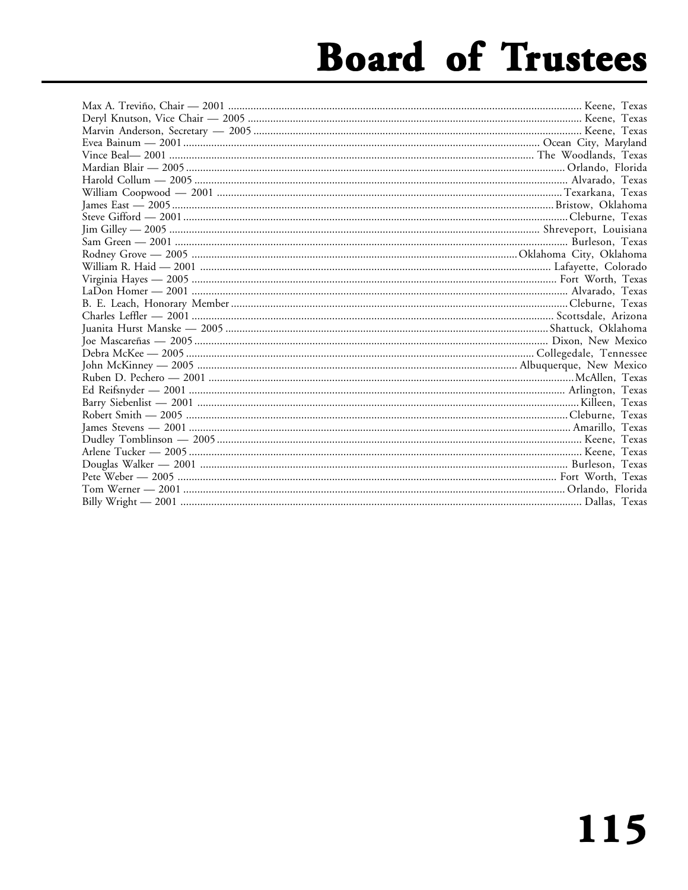# Board of Trustees

Max A. Treviño, Chair — 2001 ............ Keene, Texas
Deryl Knutson, Vice Chair — 2005 ............ Keene, Texas
Marvin Anderson, Secretary — 2005 ............ Keene, Texas
Evea Bainum — 2001 ............ Ocean City, Maryland
Vince Beal— 2001 ............ The Woodlands, Texas
Mardian Blair — 2005 ............ Orlando, Florida
Harold Collum — 2005 ............ Alvarado, Texas
William Coopwood — 2001 ............ Texarkana, Texas
James East — 2005 ............ Bristow, Oklahoma
Steve Gifford — 2001 ............ Cleburne, Texas
Jim Gilley — 2005 ............ Shreveport, Louisiana
Sam Green — 2001 ............ Burleson, Texas
Rodney Grove — 2005 ............ Oklahoma City, Oklahoma
William R. Haid — 2001 ............ Lafayette, Colorado
Virginia Hayes — 2005 ............ Fort Worth, Texas
LaDon Homer — 2001 ............ Alvarado, Texas
B. E. Leach, Honorary Member ............ Cleburne, Texas
Charles Leffler — 2001 ............ Scottsdale, Arizona
Juanita Hurst Manske — 2005 ............ Shattuck, Oklahoma
Joe Mascareñas — 2005 ............ Dixon, New Mexico
Debra McKee — 2005 ............ Collegedale, Tennessee
John McKinney — 2005 ............ Albuquerque, New Mexico
Ruben D. Pechero — 2001 ............ McAllen, Texas
Ed Reifsnyder — 2001 ............ Arlington, Texas
Barry Siebenlist — 2001 ............ Killeen, Texas
Robert Smith — 2005 ............ Cleburne, Texas
James Stevens — 2001 ............ Amarillo, Texas
Dudley Tomblinson — 2005 ............ Keene, Texas
Arlene Tucker — 2005 ............ Keene, Texas
Douglas Walker — 2001 ............ Burleson, Texas
Pete Weber — 2005 ............ Fort Worth, Texas
Tom Werner — 2001 ............ Orlando, Florida
Billy Wright — 2001 ............ Dallas, Texas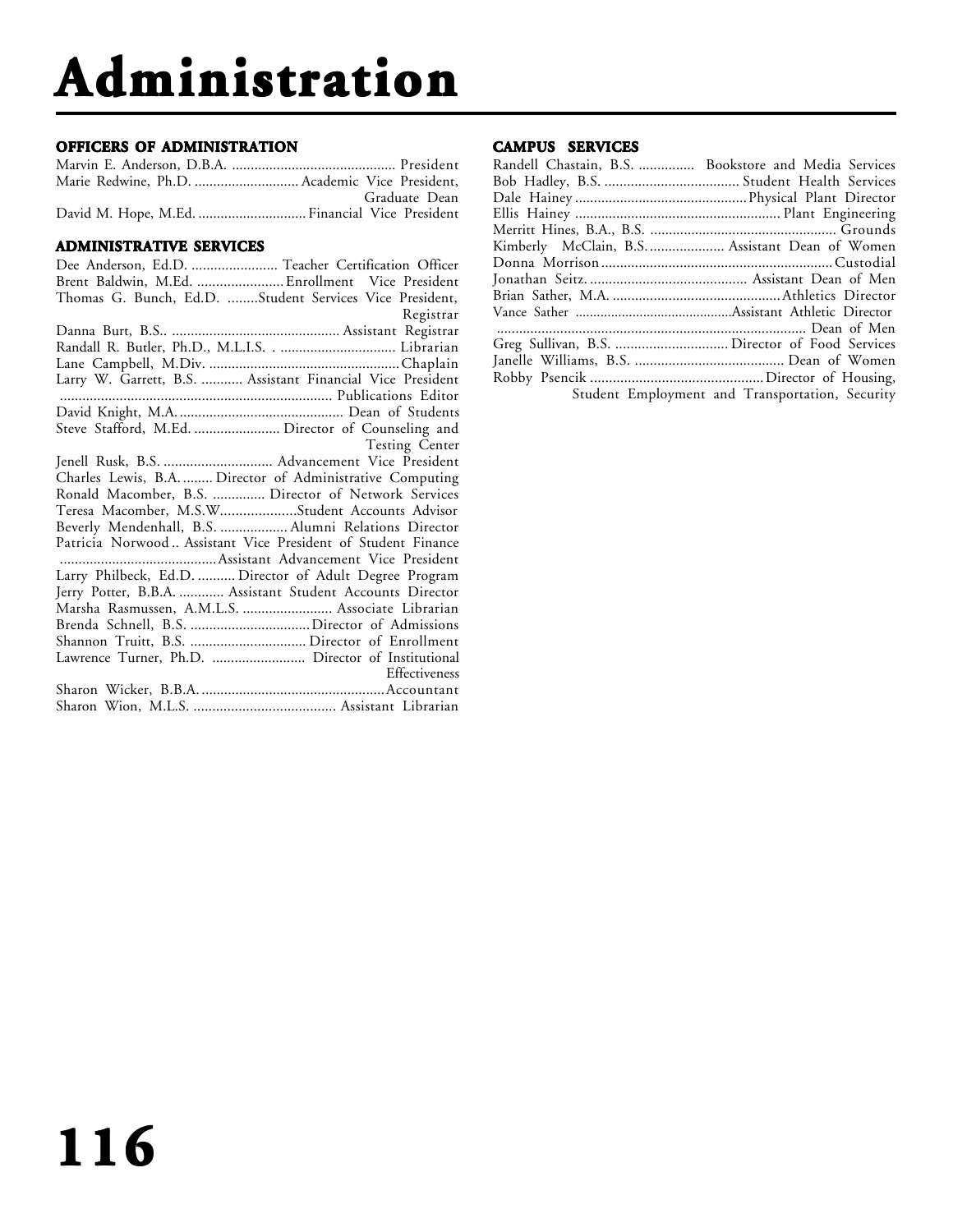# Administration

## OFFICERS OF ADMINISTRATION

Marvin E. Anderson, D.B.A. ............................................ President
Marie Redwine, Ph.D. ............................ Academic Vice President, Graduate Dean
David M. Hope, M.Ed. ............................. Financial Vice President

## ADMINISTRATIVE SERVICES

Dee Anderson, Ed.D. ....................... Teacher Certification Officer
Brent Baldwin, M.Ed. ....................... Enrollment Vice President
Thomas G. Bunch, Ed.D. ........Student Services Vice President, Registrar
Danna Burt, B.S.. ............................................. Assistant Registrar
Randall R. Butler, Ph.D., M.L.I.S. . ............................... Librarian
Lane Campbell, M.Div. ................................................... Chaplain
Larry W. Garrett, B.S. ........... Assistant Financial Vice President
........................................................................ Publications Editor
David Knight, M.A. ............................................ Dean of Students
Steve Stafford, M.Ed. ....................... Director of Counseling and Testing Center
Jenell Rusk, B.S. ............................. Advancement Vice President
Charles Lewis, B.A. ........ Director of Administrative Computing
Ronald Macomber, B.S. .............. Director of Network Services
Teresa Macomber, M.S.W....................Student Accounts Advisor
Beverly Mendenhall, B.S. .................. Alumni Relations Director
Patricia Norwood .. Assistant Vice President of Student Finance
..........................................Assistant Advancement Vice President
Larry Philbeck, Ed.D. .......... Director of Adult Degree Program
Jerry Potter, B.B.A. ............ Assistant Student Accounts Director
Marsha Rasmussen, A.M.L.S. ........................ Associate Librarian
Brenda Schnell, B.S. ................................ Director of Admissions
Shannon Truitt, B.S. ............................... Director of Enrollment
Lawrence Turner, Ph.D. ......................... Director of Institutional Effectiveness
Sharon Wicker, B.B.A. .................................................Accountant
Sharon Wion, M.L.S. ...................................... Assistant Librarian

## CAMPUS SERVICES

Randell Chastain, B.S. ............... Bookstore and Media Services
Bob Hadley, B.S. .................................... Student Health Services
Dale Hainey ..............................................Physical Plant Director
Ellis Hainey ....................................................... Plant Engineering
Merritt Hines, B.A., B.S. ................................................. Grounds
Kimberly McClain, B.S. .................... Assistant Dean of Women
Donna Morrison .............................................................Custodial
Jonathan Seitz. .......................................... Assistant Dean of Men
Brian Sather, M.A. .............................................Athletics Director
Vance Sather ...........................................Assistant Athletic Director
.................................................................................. Dean of Men
Greg Sullivan, B.S. .............................. Director of Food Services
Janelle Williams, B.S. ........................................ Dean of Women
Robby Psencik ..............................................Director of Housing, Student Employment and Transportation, Security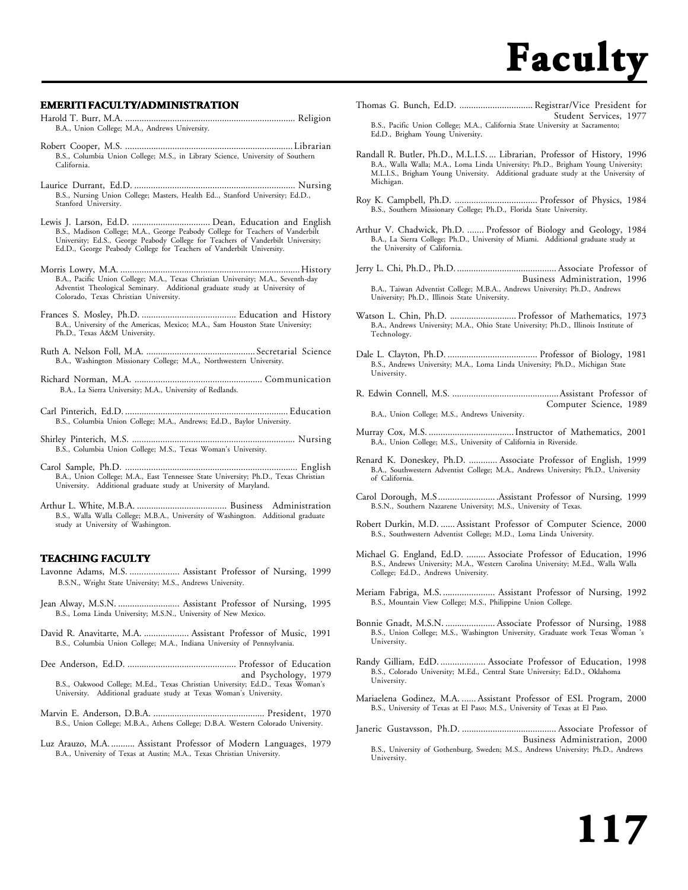# Faculty

## EMERITI FACULTY/ADMINISTRATION

Harold T. Burr, M.A. ........................................................................ Religion
B.A., Union College; M.A., Andrews University.

Robert Cooper, M.S. ........................................................................ Librarian
B.S., Columbia Union College; M.S., in Library Science, University of Southern California.

Laurice Durrant, Ed.D. .................................................................... Nursing
B.S., Nursing Union College; Masters, Health Ed.., Stanford University; Ed.D., Stanford University.

Lewis J. Larson, Ed.D. ................................. Dean, Education and English
B.S., Madison College; M.A., George Peabody College for Teachers of Vanderbilt University; Ed.S., George Peabody College for Teachers of Vanderbilt University; Ed.D., George Peabody College for Teachers of Vanderbilt University.

Morris Lowry, M.A. ........................................................................... History
B.A., Pacific Union College; M.A., Texas Christian University; M.A., Seventh-day Adventist Theological Seminary. Additional graduate study at University of Colorado, Texas Christian University.

Frances S. Mosley, Ph.D. ........................................ Education and History
B.A., University of the Americas, Mexico; M.A., Sam Houston State University; Ph.D., Texas A&M University.

Ruth A. Nelson Foll, M.A. ............................................ Secretarial Science
B.A., Washington Missionary College; M.A., Northwestern University.

Richard Norman, M.A. ...................................................... Communication
B.A., La Sierra University; M.A., University of Redlands.

Carl Pinterich, Ed.D. ..................................................................... Education
B.S., Columbia Union College; M.A., Andrews; Ed.D., Baylor University.

Shirley Pinterich, M.S. ..................................................................... Nursing
B.S., Columbia Union College; M.S., Texas Woman's University.

Carol Sample, Ph.D. ......................................................................... English
B.A., Union College; M.A., East Tennessee State University; Ph.D., Texas Christian University. Additional graduate study at University of Maryland.

Arthur L. White, M.B.A. ...................................... Business Administration
B.S., Walla Walla College; M.B.A., University of Washington. Additional graduate study at University of Washington.

## TEACHING FACULTY

Lavonne Adams, M.S. ..................... Assistant Professor of Nursing, 1999
B.S.N., Wright State University; M.S., Andrews University.

Jean Alway, M.S.N. .......................... Assistant Professor of Nursing, 1995
B.S., Loma Linda University; M.S.N., University of New Mexico.

David R. Anavitarte, M.A. ................... Assistant Professor of Music, 1991
B.S., Columbia Union College; M.A., Indiana University of Pennsylvania.

Dee Anderson, Ed.D. .............................................. Professor of Education and Psychology, 1979
B.S., Oakwood College; M.Ed., Texas Christian University; Ed.D., Texas Woman's University. Additional graduate study at Texas Woman's University.

Marvin E. Anderson, D.B.A. ............................................... President, 1970
B.S., Union College; M.B.A., Athens College; D.B.A. Western Colorado University.

Luz Arauzo, M.A. .......... Assistant Professor of Modern Languages, 1979
B.A., University of Texas at Austin; M.A., Texas Christian University.

Thomas G. Bunch, Ed.D. ............................... Registrar/Vice President for Student Services, 1977
B.S., Pacific Union College; M.A., California State University at Sacramento; Ed.D., Brigham Young University.

Randall R. Butler, Ph.D., M.L.I.S. ... Librarian, Professor of History, 1996
B.A., Walla Walla; M.A., Loma Linda University; Ph.D., Brigham Young University; M.L.I.S., Brigham Young University. Additional graduate study at the University of Michigan.

Roy K. Campbell, Ph.D. ................................... Professor of Physics, 1984
B.S., Southern Missionary College; Ph.D., Florida State University.

Arthur V. Chadwick, Ph.D. ....... Professor of Biology and Geology, 1984
B.A., La Sierra College; Ph.D., University of Miami. Additional graduate study at the University of California.

Jerry L. Chi, Ph.D., Ph.D. .......................................... Associate Professor of Business Administration, 1996
B.A., Taiwan Adventist College; M.B.A., Andrews University; Ph.D., Andrews University; Ph.D., Illinois State University.

Watson L. Chin, Ph.D. ............................ Professor of Mathematics, 1973
B.A., Andrews University; M.A., Ohio State University; Ph.D., Illinois Institute of Technology.

Dale L. Clayton, Ph.D. ...................................... Professor of Biology, 1981
B.S., Andrews University; M.A., Loma Linda University; Ph.D., Michigan State University.

R. Edwin Connell, M.S. ............................................ Assistant Professor of Computer Science, 1989
B.A., Union College; M.S., Andrews University.

Murray Cox, M.S. .................................... Instructor of Mathematics, 2001
B.A., Union College; M.S., University of California in Riverside.

Renard K. Doneskey, Ph.D. ............ Associate Professor of English, 1999
B.A., Southwestern Adventist College; M.A., Andrews University; Ph.D., University of California.

Carol Dorough, M.S ........................ Assistant Professor of Nursing, 1999
B.S.N., Southern Nazarene University; M.S., University of Texas.

Robert Durkin, M.D. ....... Assistant Professor of Computer Science, 2000
B.S., Southwestern Adventist College; M.D., Loma Linda University.

Michael G. England, Ed.D. ........ Associate Professor of Education, 1996
B.S., Andrews University; M.A., Western Carolina University; M.Ed., Walla Walla College; Ed.D., Andrews University.

Meriam Fabriga, M.S. ...................... Assistant Professor of Nursing, 1992
B.S., Mountain View College; M.S., Philippine Union College.

Bonnie Gnadt, M.S.N. ..................... Associate Professor of Nursing, 1988
B.S., Union College; M.S., Washington University, Graduate work Texas Woman 's University.

Randy Gilliam, EdD. ................... Associate Professor of Education, 1998
B.S., Colorado University; M.Ed., Central State University; Ed.D., Oklahoma University.

Mariaelena Godinez, M.A. ...... Assistant Professor of ESL Program, 2000
B.S., University of Texas at El Paso; M.S., University of Texas at El Paso.

Janeric Gustavsson, Ph.D. ........................................ Associate Professor of Business Administration, 2000
B.S., University of Gothenburg, Sweden; M.S., Andrews University; Ph.D., Andrews University.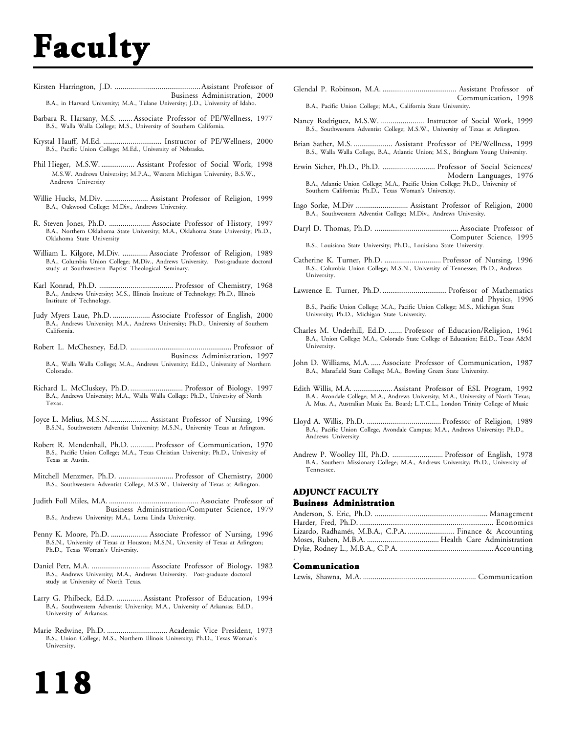# Faculty

Kirsten Harrington, J.D. ............................................Assistant Professor of Business Administration, 2000
B.A., in Harvard University; M.A., Tulane University; J.D., University of Idaho.

Barbara R. Harsany, M.S. ....... Associate Professor of PE/Wellness, 1977
B.S., Walla Walla College; M.S., University of Southern California.

Krystal Hauff, M.Ed. .............................. Instructor of PE/Wellness, 2000
B.S., Pacific Union College; M.Ed., University of Nebraska.

Phil Hieger, M.S.W. ................. Assistant Professor of Social Work, 1998
M.S.W. Andrews University; M.P.A., Western Michigan University, B.S.W., Andrews University

Willie Hucks, M.Div. ...................... Assistant Professor of Religion, 1999
B.A., Oakwood College; M.Div., Andrews University.

R. Steven Jones, Ph.D. ..................... Associate Professor of History, 1997
B.A., Northern Oklahoma State University; M.A., Oklahoma State University; Ph.D., Oklahoma State University

William L. Kilgore, M.Div. ............. Associate Professor of Religion, 1989
B.A., Columbia Union College; M.Div., Andrews University. Post-graduate doctoral study at Southwestern Baptist Theological Seminary.

Karl Konrad, Ph.D. ...................................... Professor of Chemistry, 1968
B.A., Andrews University; M.S., Illinois Institute of Technology; Ph.D., Illinois Institute of Technology.

Judy Myers Laue, Ph.D. ................... Associate Professor of English, 2000
B.A., Andrews University; M.A., Andrews University; Ph.D., University of Southern California.

Robert L. McChesney, Ed.D. .................................................... Professor of Business Administration, 1997
B.A., Walla Walla College; M.A., Andrews University; Ed.D., University of Northern Colorado.

Richard L. McCluskey, Ph.D. ........................... Professor of Biology, 1997
B.A., Andrews University; M.A., Walla Walla College; Ph.D., University of North Texas.

Joyce L. Melius, M.S.N. ................... Assistant Professor of Nursing, 1996
B.S.N., Southwestern Adventist University; M.S.N., University Texas at Arlington.

Robert R. Mendenhall, Ph.D. ............ Professor of Communication, 1970
B.S., Pacific Union College; M.A., Texas Christian University; Ph.D., University of Texas at Austin.

Mitchell Menzmer, Ph.D. ............................ Professor of Chemistry, 2000
B.S., Southwestern Adventist College; M.S.W., University of Texas at Arlington.

Judith Foll Miles, M.A. .............................................. Associate Professor of Business Administration/Computer Science, 1979
B.S., Andrews University; M.A., Loma Linda University.

Penny K. Moore, Ph.D. ................... Associate Professor of Nursing, 1996
B.S.N., University of Texas at Houston; M.S.N., University of Texas at Arlington; Ph.D., Texas Woman's University.

Daniel Petr, M.A. .............................. Associate Professor of Biology, 1982
B.S., Andrews University; M.A., Andrews University. Post-graduate doctoral study at University of North Texas.

Larry G. Philbeck, Ed.D. ............. Assistant Professor of Education, 1994
B.A., Southwestern Adventist University; M.A., University of Arkansas; Ed.D., University of Arkansas.

Marie Redwine, Ph.D. ............................... Academic Vice President, 1973
B.S., Union College; M.S., Northern Illinois University; Ph.D., Texas Woman's University.

Glendal P. Robinson, M.A. ...................................... Assistant Professor of Communication, 1998
B.A., Pacific Union College; M.A., California State University.

Nancy Rodriguez, M.S.W. ...................... Instructor of Social Work, 1999
B.S., Southwestern Adventist College; M.S.W., University of Texas at Arlington.

Brian Sather, M.S. .................... Assistant Professor of PE/Wellness, 1999
B.S., Walla Walla College, B.A., Atlantic Union; M.S., Bringham Young University.

Erwin Sicher, Ph.D., Ph.D. ........................... Professor of Social Sciences/ Modern Languages, 1976
B.A., Atlantic Union College; M.A., Pacific Union College; Ph.D., University of Southern California; Ph.D., Texas Woman's University.

Ingo Sorke, M.Div ........................... Assistant Professor of Religion, 2000
B.A., Southwestern Adventist College; M.Div., Andrews University.

Daryl D. Thomas, Ph.D. ........................................... Associate Professor of Computer Science, 1995
B.S., Louisiana State University; Ph.D., Louisiana State University.

Catherine K. Turner, Ph.D. ............................. Professor of Nursing, 1996
B.S., Columbia Union College; M.S.N., University of Tennessee; Ph.D., Andrews University.

Lawrence E. Turner, Ph.D. ................................. Professor of Mathematics and Physics, 1996
B.S., Pacific Union College; M.A., Pacific Union College; M.S., Michigan State University; Ph.D., Michigan State University.

Charles M. Underhill, Ed.D. ....... Professor of Education/Religion, 1961
B.A., Union College; M.A., Colorado State College of Education; Ed.D., Texas A&M University.

John D. Williams, M.A. ..... Associate Professor of Communication, 1987
B.A., Mansfield State College; M.A., Bowling Green State University.

Edith Willis, M.A. .................... Assistant Professor of ESL Program, 1992
B.A., Avondale College; M.A., Andrews University; M.A., University of North Texas; A. Mus. A., Australian Music Ex. Board; L.T.C.L., London Trinity College of Music

Lloyd A. Willis, Ph.D. ...................................... Professor of Religion, 1989
B.A., Pacific Union College, Avondale Campus; M.A., Andrews University; Ph.D., Andrews University.

Andrew P. Woolley III, Ph.D. .......................... Professor of English, 1978
B.A., Southern Missionary College; M.A., Andrews University; Ph.D., University of Tennessee.

## ADJUNCT FACULTY

### Business Administration

Anderson, S. Eric, Ph.D. ......................................................... Management
Harder, Fred, Ph.D. .................................................................... Economics
Lizardo, Radhamés, M.B.A., C.P.A. ........................ Finance & Accounting
Moses, Ruben, M.B.A. ..................................... Health Care Administration
Dyke, Rodney L., M.B.A., C.P.A. ................................................Accounting

### Communication

Lewis, Shawna, M.A. .......................................................... Communication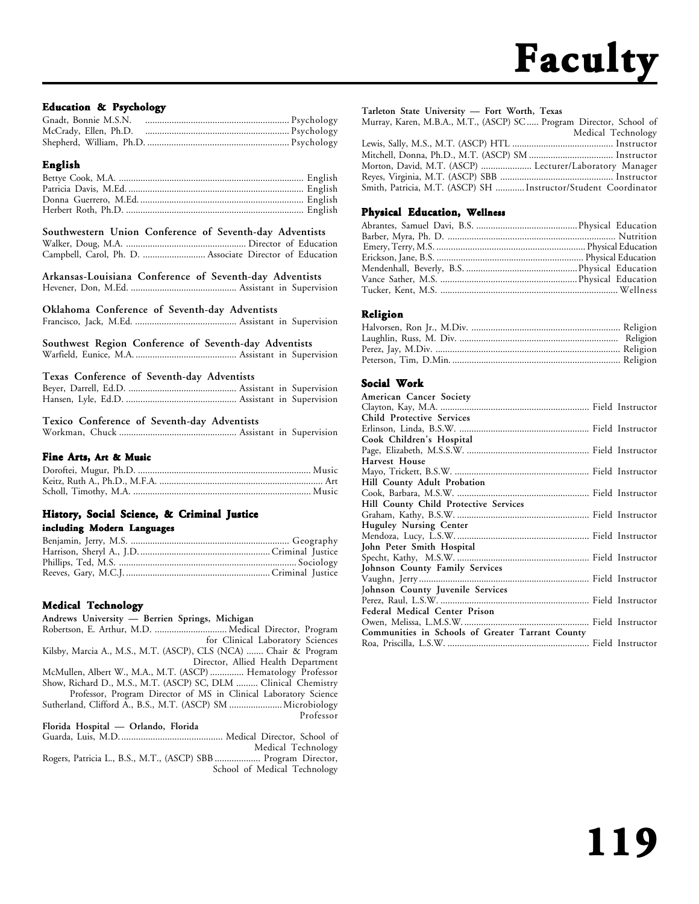# Faculty

### Education & Psychology

Gnadt, Bonnie M.S.N. ........ Psychology
McCrady, Ellen, Ph.D. ........ Psychology
Shepherd, William, Ph.D. ........ Psychology

### English

Bettye Cook, M.A. ........ English
Patricia Davis, M.Ed. ........ English
Donna Guerrero, M.Ed. ........ English
Herbert Roth, Ph.D. ........ English

**Southwestern Union Conference of Seventh-day Adventists**

Walker, Doug, M.A. ........ Director of Education
Campbell, Carol, Ph. D. ........ Associate Director of Education

**Arkansas-Louisiana Conference of Seventh-day Adventists**

Hevener, Don, M.Ed. ........ Assistant in Supervision

**Oklahoma Conference of Seventh-day Adventists**

Francisco, Jack, M.Ed. ........ Assistant in Supervision

**Southwest Region Conference of Seventh-day Adventists**

Warfield, Eunice, M.A. ........ Assistant in Supervision

**Texas Conference of Seventh-day Adventists**

Beyer, Darrell, Ed.D. ........ Assistant in Supervision
Hansen, Lyle, Ed.D. ........ Assistant in Supervision

**Texico Conference of Seventh-day Adventists**

Workman, Chuck ........ Assistant in Supervision

### Fine Arts, Art & Music

Doroftei, Mugur, Ph.D. ........ Music
Keitz, Ruth A., Ph.D., M.F.A. ........ Art
Scholl, Timothy, M.A. ........ Music

### History, Social Science, & Criminal Justice including Modern Languages

Benjamin, Jerry, M.S. ........ Geography
Harrison, Sheryl A., J.D. ........ Criminal Justice
Phillips, Ted, M.S. ........ Sociology
Reeves, Gary, M.C.J. ........ Criminal Justice

### Medical Technology

**Andrews University — Berrien Springs, Michigan**

Robertson, E. Arthur, M.D. ........ Medical Director, Program for Clinical Laboratory Sciences
Kilsby, Marcia A., M.S., M.T. (ASCP), CLS (NCA) ....... Chair & Program Director, Allied Health Department
McMullen, Albert W., M.A., M.T. (ASCP) ........ Hematology Professor
Show, Richard D., M.S., M.T. (ASCP) SC, DLM ........ Clinical Chemistry Professor, Program Director of MS in Clinical Laboratory Science
Sutherland, Clifford A., B.S., M.T. (ASCP) SM ........ Microbiology Professor

**Florida Hospital — Orlando, Florida**

Guarda, Luis, M.D. ........ Medical Director, School of Medical Technology
Rogers, Patricia L., B.S., M.T., (ASCP) SBB ........ Program Director, School of Medical Technology

**Tarleton State University — Fort Worth, Texas**

Murray, Karen, M.B.A., M.T., (ASCP) SC ..... Program Director, School of Medical Technology
Lewis, Sally, M.S., M.T. (ASCP) HTL ........ Instructor
Mitchell, Donna, Ph.D., M.T. (ASCP) SM ........ Instructor
Morton, David, M.T. (ASCP) ........ Lecturer/Laboratory Manager
Reyes, Virginia, M.T. (ASCP) SBB ........ Instructor
Smith, Patricia, M.T. (ASCP) SH ........ Instructor/Student Coordinator

### Physical Education, Wellness

Abrantes, Samuel Davi, B.S. ........ Physical Education
Barber, Myra, Ph. D. ........ Nutrition
Emery, Terry, M.S. ........ Physical Education
Erickson, Jane, B.S. ........ Physical Education
Mendenhall, Beverly, B.S. ........ Physical Education
Vance Sather, M.S. ........ Physical Education
Tucker, Kent, M.S. ........ Wellness

### Religion

Halvorsen, Ron Jr., M.Div. ........ Religion
Laughlin, Russ, M. Div. ........ Religion
Perez, Jay, M.Div. ........ Religion
Peterson, Tim, D.Min. ........ Religion

### Social Work

**American Cancer Society**
Clayton, Kay, M.A. ........ Field Instructor

**Child Protective Services**
Erlinson, Linda, B.S.W. ........ Field Instructor

**Cook Children's Hospital**
Page, Elizabeth, M.S.S.W. ........ Field Instructor

**Harvest House**
Mayo, Trickett, B.S.W. ........ Field Instructor

**Hill County Adult Probation**
Cook, Barbara, M.S.W. ........ Field Instructor

**Hill County Child Protective Services**
Graham, Kathy, B.S.W. ........ Field Instructor

**Huguley Nursing Center**
Mendoza, Lucy, L.S.W. ........ Field Instructor

**John Peter Smith Hospital**
Specht, Kathy, M.S.W. ........ Field Instructor

**Johnson County Family Services**
Vaughn, Jerry ........ Field Instructor

**Johnson County Juvenile Services**
Perez, Raul, L.S.W. ........ Field Instructor

**Federal Medical Center Prison**
Owen, Melissa, L.M.S.W. ........ Field Instructor

**Communities in Schools of Greater Tarrant County**
Roa, Priscilla, L.S.W. ........ Field Instructor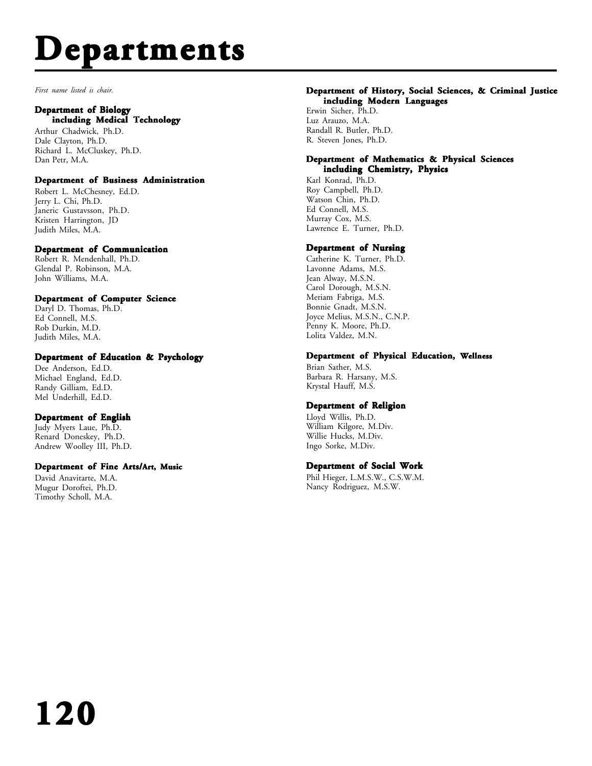# Departments

*First name listed is chair.*

### Department of Biology including Medical Technology

Arthur Chadwick, Ph.D.
Dale Clayton, Ph.D.
Richard L. McCluskey, Ph.D.
Dan Petr, M.A.

### Department of Business Administration

Robert L. McChesney, Ed.D.
Jerry L. Chi, Ph.D.
Janeric Gustavsson, Ph.D.
Kristen Harrington, JD
Judith Miles, M.A.

### Department of Communication

Robert R. Mendenhall, Ph.D.
Glendal P. Robinson, M.A.
John Williams, M.A.

### Department of Computer Science

Daryl D. Thomas, Ph.D.
Ed Connell, M.S.
Rob Durkin, M.D.
Judith Miles, M.A.

### Department of Education & Psychology

Dee Anderson, Ed.D.
Michael England, Ed.D.
Randy Gilliam, Ed.D.
Mel Underhill, Ed.D.

### Department of English

Judy Myers Laue, Ph.D.
Renard Doneskey, Ph.D.
Andrew Woolley III, Ph.D.

### Department of Fine Arts/Art, Music

David Anavitarte, M.A.
Mugur Doroftei, Ph.D.
Timothy Scholl, M.A.

### Department of History, Social Sciences, & Criminal Justice including Modern Languages

Erwin Sicher, Ph.D.
Luz Arauzo, M.A.
Randall R. Butler, Ph.D.
R. Steven Jones, Ph.D.

### Department of Mathematics & Physical Sciences including Chemistry, Physics

Karl Konrad, Ph.D.
Roy Campbell, Ph.D.
Watson Chin, Ph.D.
Ed Connell, M.S.
Murray Cox, M.S.
Lawrence E. Turner, Ph.D.

### Department of Nursing

Catherine K. Turner, Ph.D.
Lavonne Adams, M.S.
Jean Alway, M.S.N.
Carol Dorough, M.S.N.
Meriam Fabriga, M.S.
Bonnie Gnadt, M.S.N.
Joyce Melius, M.S.N., C.N.P.
Penny K. Moore, Ph.D.
Lolita Valdez, M.N.

### Department of Physical Education, Wellness

Brian Sather, M.S.
Barbara R. Harsany, M.S.
Krystal Hauff, M.S.

### Department of Religion

Lloyd Willis, Ph.D.
William Kilgore, M.Div.
Willie Hucks, M.Div.
Ingo Sorke, M.Div.

### Department of Social Work

Phil Hieger, L.M.S.W., C.S.W.M.
Nancy Rodriguez, M.S.W.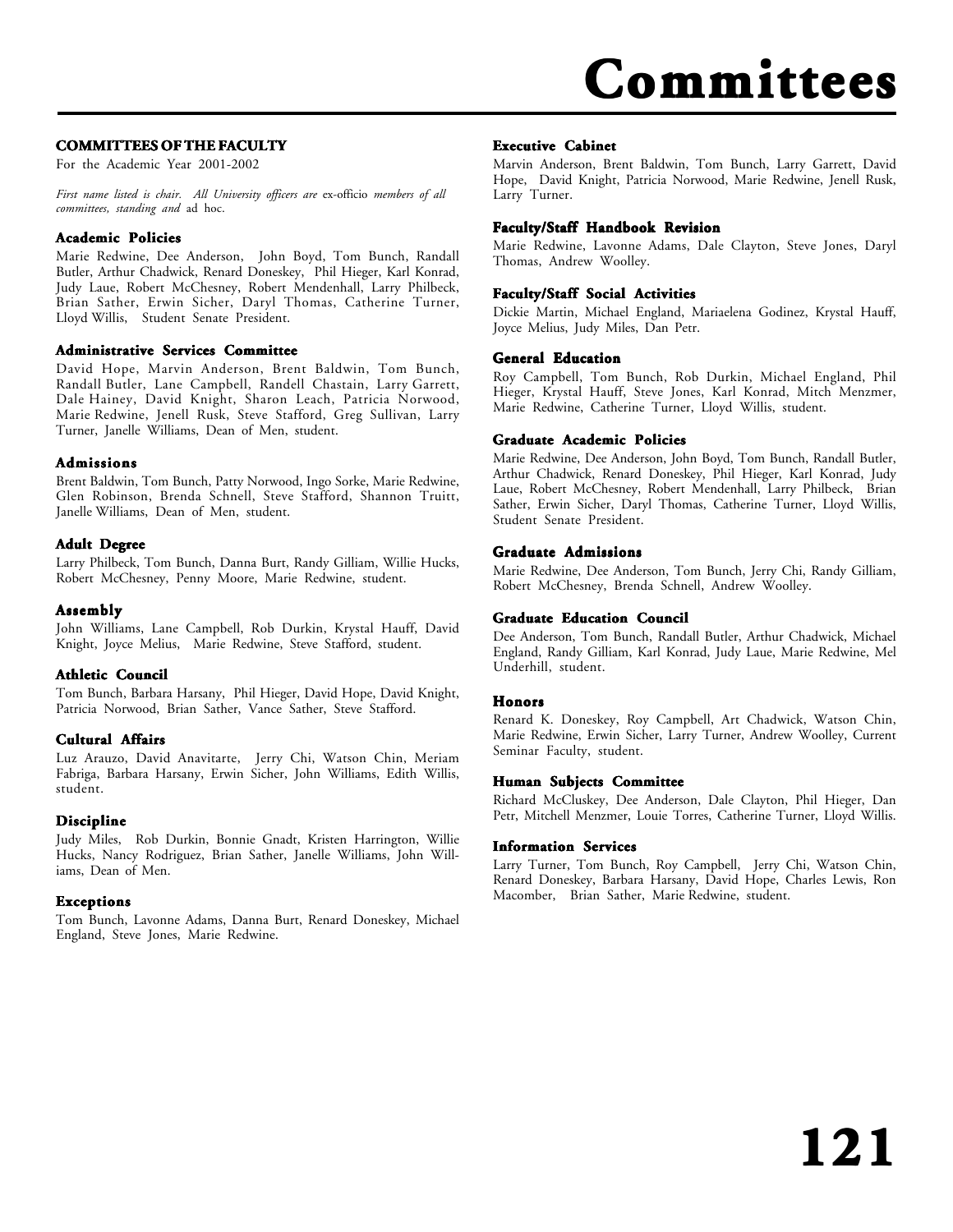# Committees

## COMMITTEES OF THE FACULTY

For the Academic Year 2001-2002

*First name listed is chair. All University officers are* ex-officio *members of all committees, standing and* ad hoc.

### Academic Policies

Marie Redwine, Dee Anderson, John Boyd, Tom Bunch, Randall Butler, Arthur Chadwick, Renard Doneskey, Phil Hieger, Karl Konrad, Judy Laue, Robert McChesney, Robert Mendenhall, Larry Philbeck, Brian Sather, Erwin Sicher, Daryl Thomas, Catherine Turner, Lloyd Willis, Student Senate President.

### Administrative Services Committee

David Hope, Marvin Anderson, Brent Baldwin, Tom Bunch, Randall Butler, Lane Campbell, Randell Chastain, Larry Garrett, Dale Hainey, David Knight, Sharon Leach, Patricia Norwood, Marie Redwine, Jenell Rusk, Steve Stafford, Greg Sullivan, Larry Turner, Janelle Williams, Dean of Men, student.

### Admissions

Brent Baldwin, Tom Bunch, Patty Norwood, Ingo Sorke, Marie Redwine, Glen Robinson, Brenda Schnell, Steve Stafford, Shannon Truitt, Janelle Williams, Dean of Men, student.

### Adult Degree

Larry Philbeck, Tom Bunch, Danna Burt, Randy Gilliam, Willie Hucks, Robert McChesney, Penny Moore, Marie Redwine, student.

### Assembly

John Williams, Lane Campbell, Rob Durkin, Krystal Hauff, David Knight, Joyce Melius, Marie Redwine, Steve Stafford, student.

### Athletic Council

Tom Bunch, Barbara Harsany, Phil Hieger, David Hope, David Knight, Patricia Norwood, Brian Sather, Vance Sather, Steve Stafford.

### Cultural Affairs

Luz Arauzo, David Anavitarte, Jerry Chi, Watson Chin, Meriam Fabriga, Barbara Harsany, Erwin Sicher, John Williams, Edith Willis, student.

### Discipline

Judy Miles, Rob Durkin, Bonnie Gnadt, Kristen Harrington, Willie Hucks, Nancy Rodriguez, Brian Sather, Janelle Williams, John Williams, Dean of Men.

### Exceptions

Tom Bunch, Lavonne Adams, Danna Burt, Renard Doneskey, Michael England, Steve Jones, Marie Redwine.

### Executive Cabinet

Marvin Anderson, Brent Baldwin, Tom Bunch, Larry Garrett, David Hope, David Knight, Patricia Norwood, Marie Redwine, Jenell Rusk, Larry Turner.

### Faculty/Staff Handbook Revision

Marie Redwine, Lavonne Adams, Dale Clayton, Steve Jones, Daryl Thomas, Andrew Woolley.

### Faculty/Staff Social Activities

Dickie Martin, Michael England, Mariaelena Godinez, Krystal Hauff, Joyce Melius, Judy Miles, Dan Petr.

### General Education

Roy Campbell, Tom Bunch, Rob Durkin, Michael England, Phil Hieger, Krystal Hauff, Steve Jones, Karl Konrad, Mitch Menzmer, Marie Redwine, Catherine Turner, Lloyd Willis, student.

### Graduate Academic Policies

Marie Redwine, Dee Anderson, John Boyd, Tom Bunch, Randall Butler, Arthur Chadwick, Renard Doneskey, Phil Hieger, Karl Konrad, Judy Laue, Robert McChesney, Robert Mendenhall, Larry Philbeck, Brian Sather, Erwin Sicher, Daryl Thomas, Catherine Turner, Lloyd Willis, Student Senate President.

### Graduate Admissions

Marie Redwine, Dee Anderson, Tom Bunch, Jerry Chi, Randy Gilliam, Robert McChesney, Brenda Schnell, Andrew Woolley.

### Graduate Education Council

Dee Anderson, Tom Bunch, Randall Butler, Arthur Chadwick, Michael England, Randy Gilliam, Karl Konrad, Judy Laue, Marie Redwine, Mel Underhill, student.

### Honors

Renard K. Doneskey, Roy Campbell, Art Chadwick, Watson Chin, Marie Redwine, Erwin Sicher, Larry Turner, Andrew Woolley, Current Seminar Faculty, student.

### Human Subjects Committee

Richard McCluskey, Dee Anderson, Dale Clayton, Phil Hieger, Dan Petr, Mitchell Menzmer, Louie Torres, Catherine Turner, Lloyd Willis.

### Information Services

Larry Turner, Tom Bunch, Roy Campbell, Jerry Chi, Watson Chin, Renard Doneskey, Barbara Harsany, David Hope, Charles Lewis, Ron Macomber, Brian Sather, Marie Redwine, student.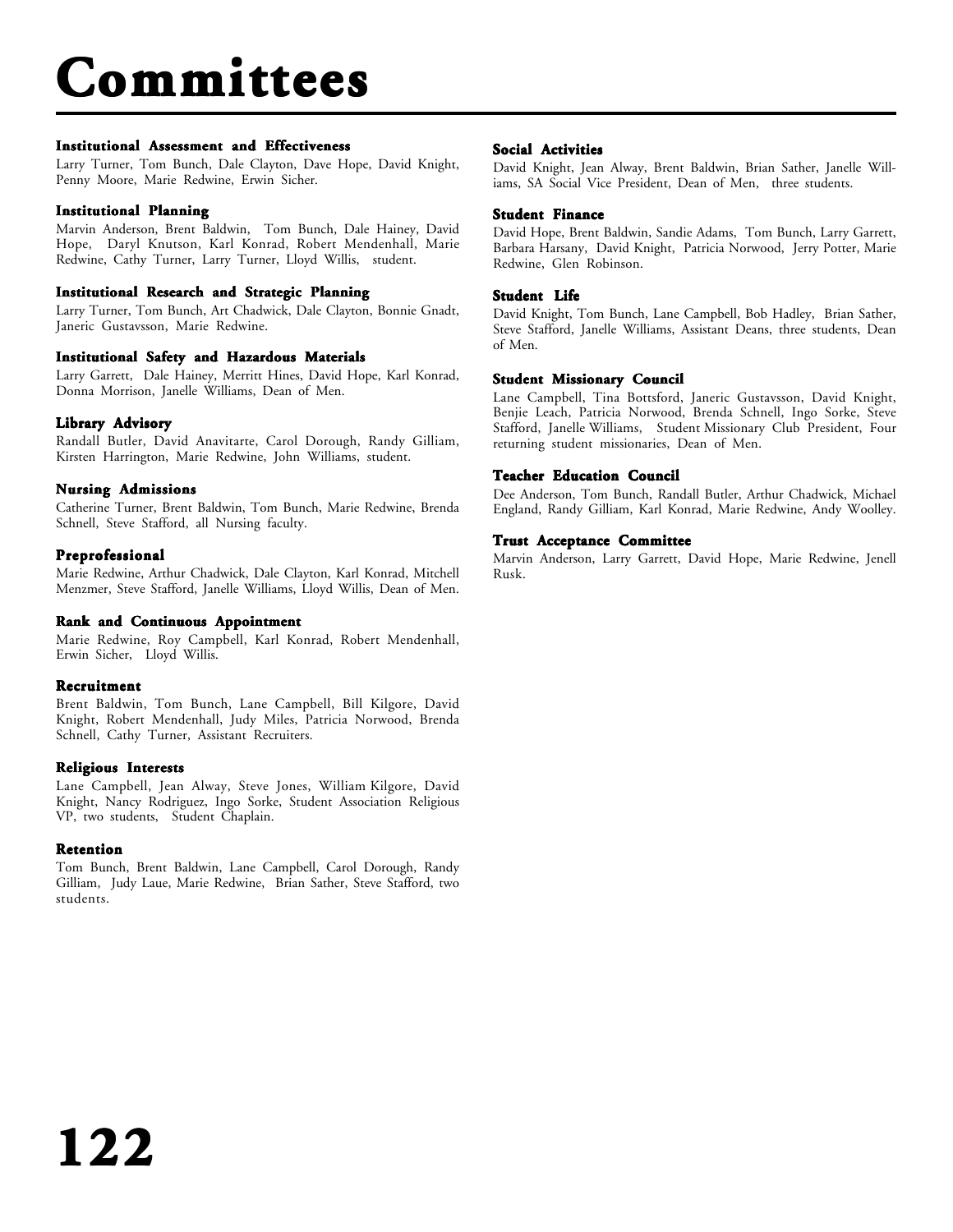# Committees

### Institutional Assessment and Effectiveness
Larry Turner, Tom Bunch, Dale Clayton, Dave Hope, David Knight, Penny Moore, Marie Redwine, Erwin Sicher.

### Institutional Planning
Marvin Anderson, Brent Baldwin, Tom Bunch, Dale Hainey, David Hope, Daryl Knutson, Karl Konrad, Robert Mendenhall, Marie Redwine, Cathy Turner, Larry Turner, Lloyd Willis, student.

### Institutional Research and Strategic Planning
Larry Turner, Tom Bunch, Art Chadwick, Dale Clayton, Bonnie Gnadt, Janeric Gustavsson, Marie Redwine.

### Institutional Safety and Hazardous Materials
Larry Garrett, Dale Hainey, Merritt Hines, David Hope, Karl Konrad, Donna Morrison, Janelle Williams, Dean of Men.

### Library Advisory
Randall Butler, David Anavitarte, Carol Dorough, Randy Gilliam, Kirsten Harrington, Marie Redwine, John Williams, student.

### Nursing Admissions
Catherine Turner, Brent Baldwin, Tom Bunch, Marie Redwine, Brenda Schnell, Steve Stafford, all Nursing faculty.

### Preprofessional
Marie Redwine, Arthur Chadwick, Dale Clayton, Karl Konrad, Mitchell Menzmer, Steve Stafford, Janelle Williams, Lloyd Willis, Dean of Men.

### Rank and Continuous Appointment
Marie Redwine, Roy Campbell, Karl Konrad, Robert Mendenhall, Erwin Sicher, Lloyd Willis.

### Recruitment
Brent Baldwin, Tom Bunch, Lane Campbell, Bill Kilgore, David Knight, Robert Mendenhall, Judy Miles, Patricia Norwood, Brenda Schnell, Cathy Turner, Assistant Recruiters.

### Religious Interests
Lane Campbell, Jean Alway, Steve Jones, William Kilgore, David Knight, Nancy Rodriguez, Ingo Sorke, Student Association Religious VP, two students, Student Chaplain.

### Retention
Tom Bunch, Brent Baldwin, Lane Campbell, Carol Dorough, Randy Gilliam, Judy Laue, Marie Redwine, Brian Sather, Steve Stafford, two students.

### Social Activities
David Knight, Jean Alway, Brent Baldwin, Brian Sather, Janelle Williams, SA Social Vice President, Dean of Men, three students.

### Student Finance
David Hope, Brent Baldwin, Sandie Adams, Tom Bunch, Larry Garrett, Barbara Harsany, David Knight, Patricia Norwood, Jerry Potter, Marie Redwine, Glen Robinson.

### Student Life
David Knight, Tom Bunch, Lane Campbell, Bob Hadley, Brian Sather, Steve Stafford, Janelle Williams, Assistant Deans, three students, Dean of Men.

### Student Missionary Council
Lane Campbell, Tina Bottsford, Janeric Gustavsson, David Knight, Benjie Leach, Patricia Norwood, Brenda Schnell, Ingo Sorke, Steve Stafford, Janelle Williams, Student Missionary Club President, Four returning student missionaries, Dean of Men.

### Teacher Education Council
Dee Anderson, Tom Bunch, Randall Butler, Arthur Chadwick, Michael England, Randy Gilliam, Karl Konrad, Marie Redwine, Andy Woolley.

### Trust Acceptance Committee
Marvin Anderson, Larry Garrett, David Hope, Marie Redwine, Jenell Rusk.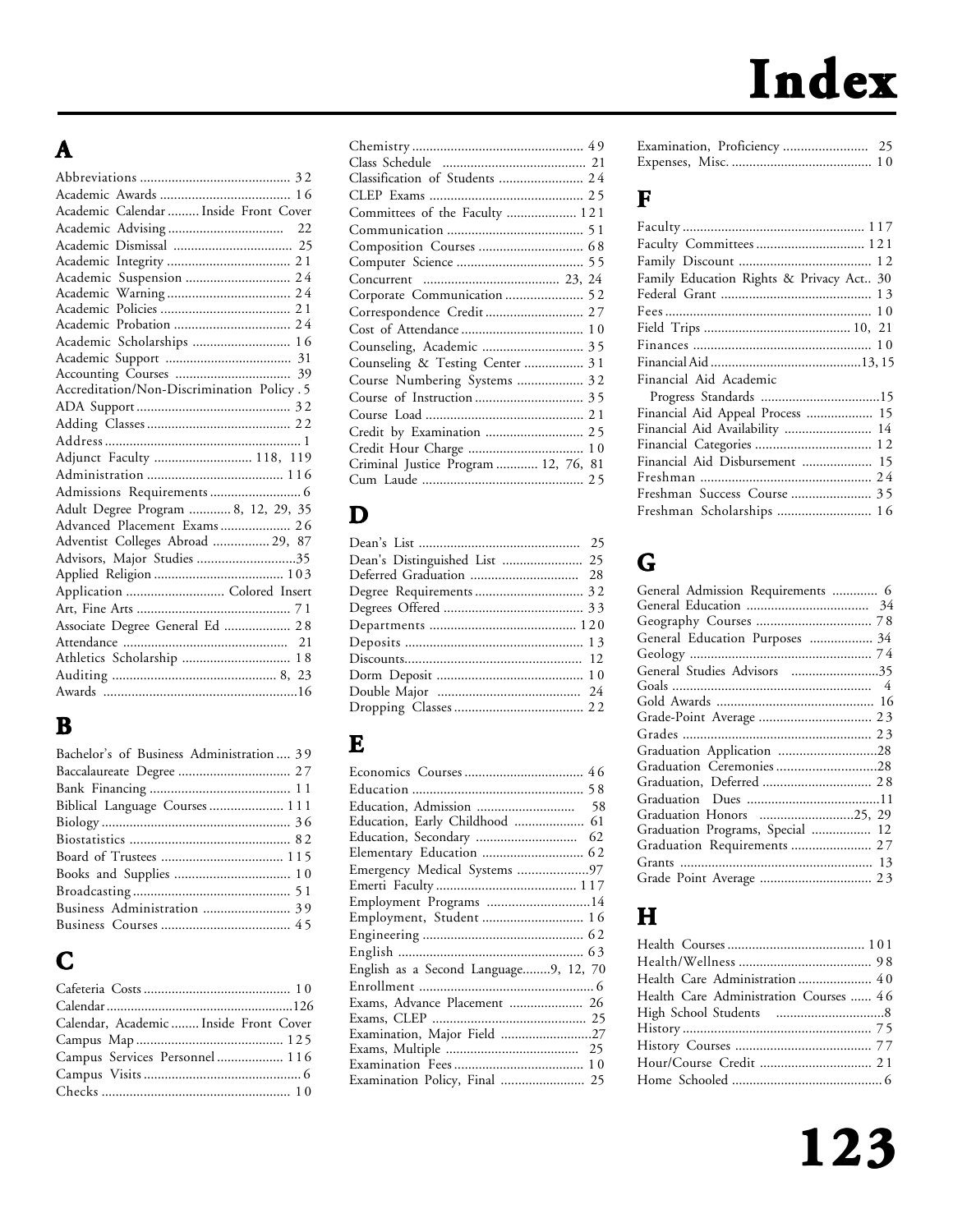# Index

## A

Abbreviations .......................................... 32
Academic Awards .................................... 16
Academic Calendar ......... Inside Front Cover
Academic Advising ................................ 22
Academic Dismissal ................................ 25
Academic Integrity .................................. 21
Academic Suspension ............................. 24
Academic Warning .................................. 24
Academic Policies .................................... 21
Academic Probation ................................ 24
Academic Scholarships ........................... 16
Academic Support .................................. 31
Accounting Courses ................................ 39
Accreditation/Non-Discrimination Policy . 5
ADA Support ........................................... 32
Adding Classes ........................................ 22
Address ..................................................... 1
Adjunct Faculty ........................... 118, 119
Administration ....................................... 116
Admissions Requirements .......................... 6
Adult Degree Program ............ 8, 12, 29, 35
Advanced Placement Exams .................... 26
Adventist Colleges Abroad ................ 29, 87
Advisors, Major Studies ............................35
Applied Religion ..................................... 103
Application ........................... Colored Insert
Art, Fine Arts ........................................... 71
Associate Degree General Ed ................... 28
Attendance ............................................... 21
Athletics Scholarship ............................... 18
Auditing .............................................. 8, 23
Awards .....................................................16

## B

Bachelor's of Business Administration .... 39
Baccalaureate Degree ................................ 27
Bank Financing ......................................... 11
Biblical Language Courses ..................... 111
Biology ...................................................... 36
Biostatistics ............................................... 82
Board of Trustees .................................. 115
Books and Supplies .................................. 10
Broadcasting ............................................. 51
Business Administration ......................... 39
Business Courses ..................................... 45

## C

Cafeteria Costs .......................................... 10
Calendar ...................................................126
Calendar, Academic ........ Inside Front Cover
Campus Map .......................................... 125
Campus Services Personnel ................... 116
Campus Visits ............................................. 6
Checks ...................................................... 10
Chemistry ................................................. 49
Class Schedule ......................................... 21
Classification of Students ........................ 24
CLEP Exams ............................................ 25
Committees of the Faculty .................... 121
Communication ....................................... 51
Composition Courses .............................. 68
Computer Science .................................... 55
Concurrent ....................................... 23, 24
Corporate Communication ...................... 52
Correspondence Credit ............................ 27
Cost of Attendance ................................... 10
Counseling, Academic ............................. 35
Counseling & Testing Center ................. 31
Course Numbering Systems ................... 32
Course of Instruction ............................... 35
Course Load ............................................. 21
Credit by Examination ............................ 25
Credit Hour Charge ................................. 10
Criminal Justice Program ............ 12, 76, 81
Cum Laude .............................................. 25

## D

Dean's List .............................................. 25
Dean's Distinguished List ....................... 25
Deferred Graduation .............................. 28
Degree Requirements ............................... 32
Degrees Offered ........................................ 33
Departments .......................................... 120
Deposits ................................................... 13
Discounts.................................................. 12
Dorm Deposit .......................................... 10
Double Major ......................................... 24
Dropping Classes ..................................... 22

## E

Economics Courses .................................. 46
Education ................................................. 58
Education, Admission ............................ 58
Education, Early Childhood .................... 61
Education, Secondary ............................. 62
Elementary Education ............................. 62
Emergency Medical Systems ....................97
Emerti Faculty ........................................ 117
Employment Programs .............................14
Employment, Student ............................. 16
Engineering ............................................. 62
English .................................................... 63
English as a Second Language........9, 12, 70
Enrollment .................................................. 6
Exams, Advance Placement ..................... 26
Exams, CLEP ........................................... 25
Examination, Major Field ..........................27
Exams, Multiple ...................................... 25
Examination Fees ..................................... 10
Examination Policy, Final ........................ 25
Examination, Proficiency ........................ 25
Expenses, Misc. ........................................ 10

## F

Faculty .................................................... 117
Faculty Committees ............................... 121
Family Discount ...................................... 12
Family Education Rights & Privacy Act.. 30
Federal Grant ........................................... 13
Fees .......................................................... 10
Field Trips ......................................... 10, 21
Finances ................................................... 10
Financial Aid ..........................................13, 15
Financial Aid Academic
  Progress Standards ..................................15
Financial Aid Appeal Process .................. 15
Financial Aid Availability ......................... 14
Financial Categories ................................. 12
Financial Aid Disbursement .................... 15
Freshman ................................................. 24
Freshman Success Course ....................... 35
Freshman Scholarships ........................... 16

## G

General Admission Requirements ............. 6
General Education .................................. 34
Geography Courses ................................. 78
General Education Purposes .................. 34
Geology .................................................... 74
General Studies Advisors .........................35
Goals ......................................................... 4
Gold Awards ............................................ 16
Grade-Point Average ................................ 23
Grades ...................................................... 23
Graduation Application ............................28
Graduation Ceremonies ............................28
Graduation, Deferred ............................... 28
Graduation Dues ......................................11
Graduation Honors ...........................25, 29
Graduation Programs, Special ................. 12
Graduation Requirements ....................... 27
Grants ...................................................... 13
Grade Point Average ................................ 23

## H

Health Courses ....................................... 101
Health/Wellness ...................................... 98
Health Care Administration ..................... 40
Health Care Administration Courses ...... 46
High School Students ...............................8
History ...................................................... 75
History Courses ....................................... 77
Hour/Course Credit ................................ 21
Home Schooled ........................................... 6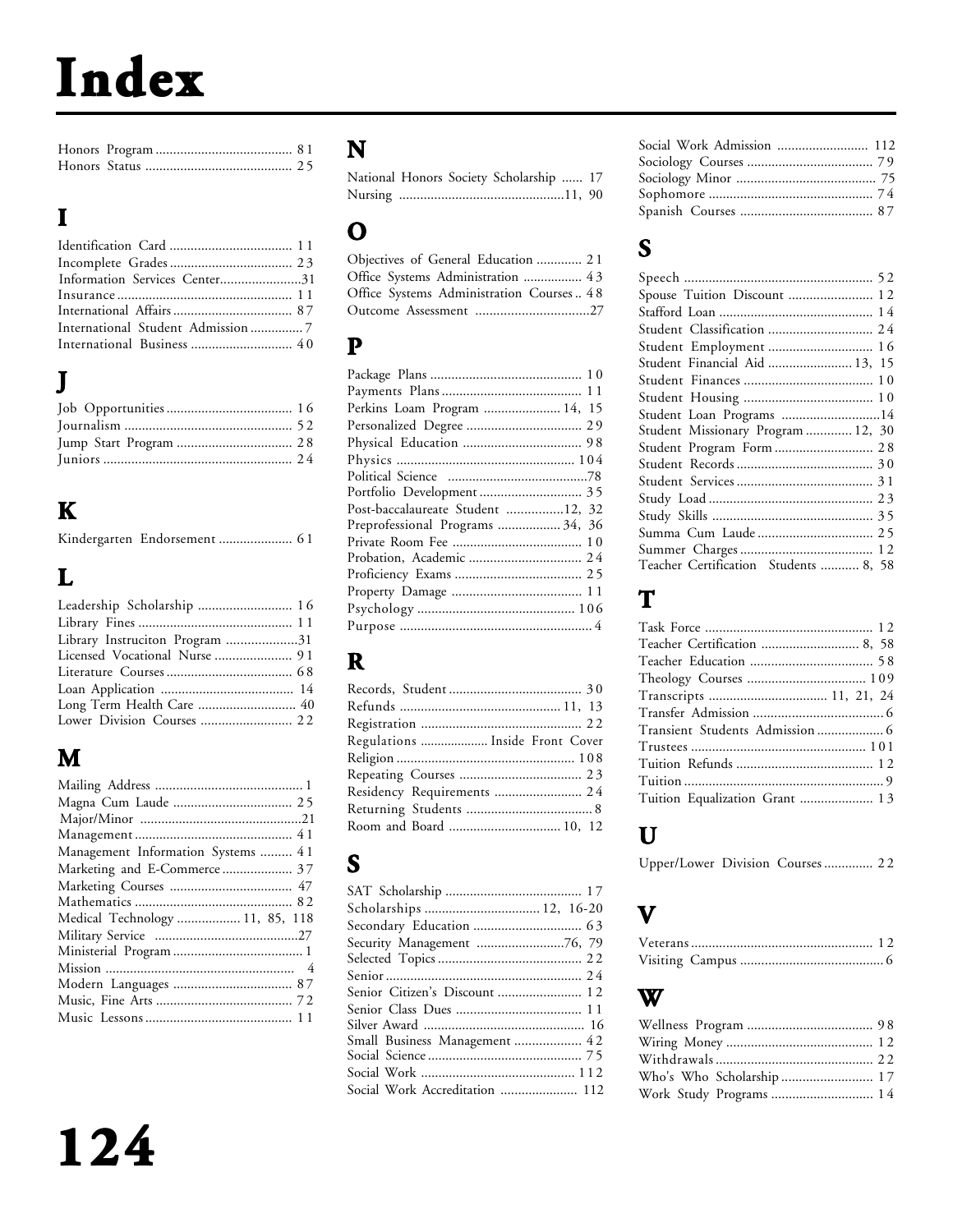# Index

Honors Program ....................................... 81
Honors Status .......................................... 25

## I

Identification Card ................................... 11
Incomplete Grades ................................... 23
Information Services Center.......................31
Insurance .................................................. 11
International Affairs .................................. 87
International Student Admission ............... 7
International Business ............................. 40

## J

Job Opportunities .................................... 16
Journalism ................................................ 52
Jump Start Program ................................. 28
Juniors ...................................................... 24

## K

Kindergarten Endorsement ..................... 61

## L

Leadership Scholarship ........................... 16
Library Fines ............................................ 11
Library Instruciton Program ....................31
Licensed Vocational Nurse ...................... 91
Literature Courses .................................... 68
Loan Application ...................................... 14
Long Term Health Care ............................ 40
Lower Division Courses .......................... 22

## M

Mailing Address .......................................... 1
Magna Cum Laude .................................. 25
Major/Minor ..............................................21
Management ............................................. 41
Management Information Systems ......... 41
Marketing and E-Commerce .................... 37
Marketing Courses ................................... 47
Mathematics ............................................. 82
Medical Technology .................. 11, 85, 118
Military Service .........................................27
Ministerial Program ..................................... 1
Mission ...................................................... 4
Modern Languages .................................. 87
Music, Fine Arts ....................................... 72
Music Lessons .......................................... 11

## N

National Honors Society Scholarship ...... 17
Nursing ...............................................11, 90

## O

Objectives of General Education ............. 21
Office Systems Administration ................. 43
Office Systems Administration Courses .. 48
Outcome Assessment ................................27

## P

Package Plans ........................................... 10
Payments Plans ........................................ 11
Perkins Loan Program ...................... 14, 15
Personalized Degree ................................. 29
Physical Education .................................. 98
Physics .................................................. 104
Political Science ........................................78
Portfolio Development ............................. 35
Post-baccalaureate Student ................12, 32
Preprofessional Programs .................. 34, 36
Private Room Fee ..................................... 10
Probation, Academic ................................ 24
Proficiency Exams .................................... 25
Property Damage ..................................... 11
Psychology ............................................ 106
Purpose ....................................................... 4

## R

Records, Student ...................................... 30
Refunds ............................................. 11, 13
Registration ............................................. 22
Regulations ................... Inside Front Cover
Religion ................................................... 108
Repeating Courses ................................... 23
Residency Requirements ......................... 24
Returning Students .................................... 8
Room and Board ................................ 10, 12

## S

SAT Scholarship ....................................... 17
Scholarships ................................. 12, 16-20
Secondary Education ............................... 63
Security Management .........................76, 79
Selected Topics ......................................... 22
Senior ....................................................... 24
Senior Citizen's Discount ........................ 12
Senior Class Dues .................................... 11
Silver Award ............................................. 16
Small Business Management ................... 42
Social Science ............................................ 75
Social Work ............................................ 112
Social Work Accreditation ...................... 112
Social Work Admission .......................... 112
Sociology Courses .................................... 79
Sociology Minor ........................................ 75
Sophomore ............................................... 74
Spanish Courses ...................................... 87

## S

Speech ...................................................... 52
Spouse Tuition Discount ........................ 12
Stafford Loan ............................................ 14
Student Classification .............................. 24
Student Employment .............................. 16
Student Financial Aid ........................ 13, 15
Student Finances ..................................... 10
Student Housing ..................................... 10
Student Loan Programs ............................14
Student Missionary Program ............. 12, 30
Student Program Form ............................ 28
Student Records ....................................... 30
Student Services ....................................... 31
Study Load ............................................... 23
Study Skills .............................................. 35
Summa Cum Laude ................................. 25
Summer Charges ...................................... 12
Teacher Certification Students ........... 8, 58

## T

Task Force ................................................ 12
Teacher Certification ............................ 8, 58
Teacher Education ................................... 58
Theology Courses .................................. 109
Transcripts ................................. 11, 21, 24
Transfer Admission ..................................... 6
Transient Students Admission ................... 6
Trustees ................................................. 101
Tuition Refunds ....................................... 12
Tuition ......................................................... 9
Tuition Equalization Grant ..................... 13

## U

Upper/Lower Division Courses .............. 22

## V

Veterans .................................................... 12
Visiting Campus ......................................... 6

## W

Wellness Program .................................... 98
Wiring Money .......................................... 12
Withdrawals ............................................. 22
Who's Who Scholarship .......................... 17
Work Study Programs ............................. 14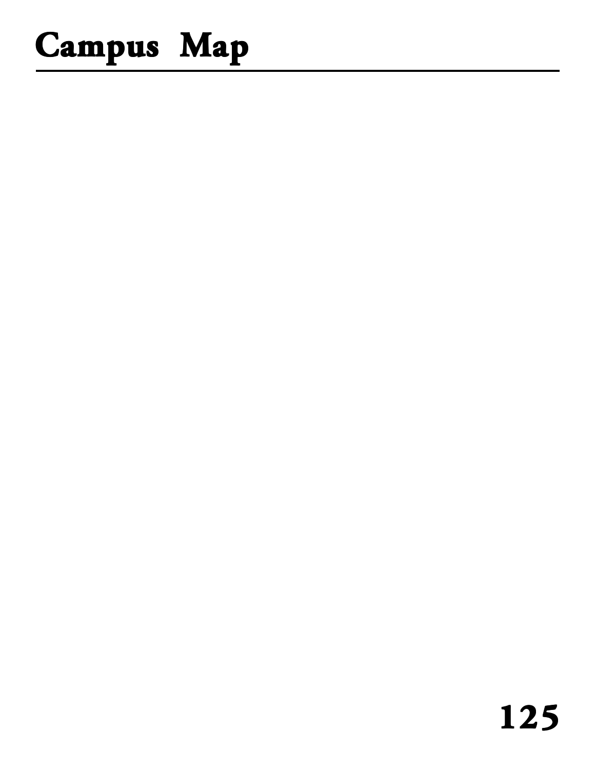# Campus Map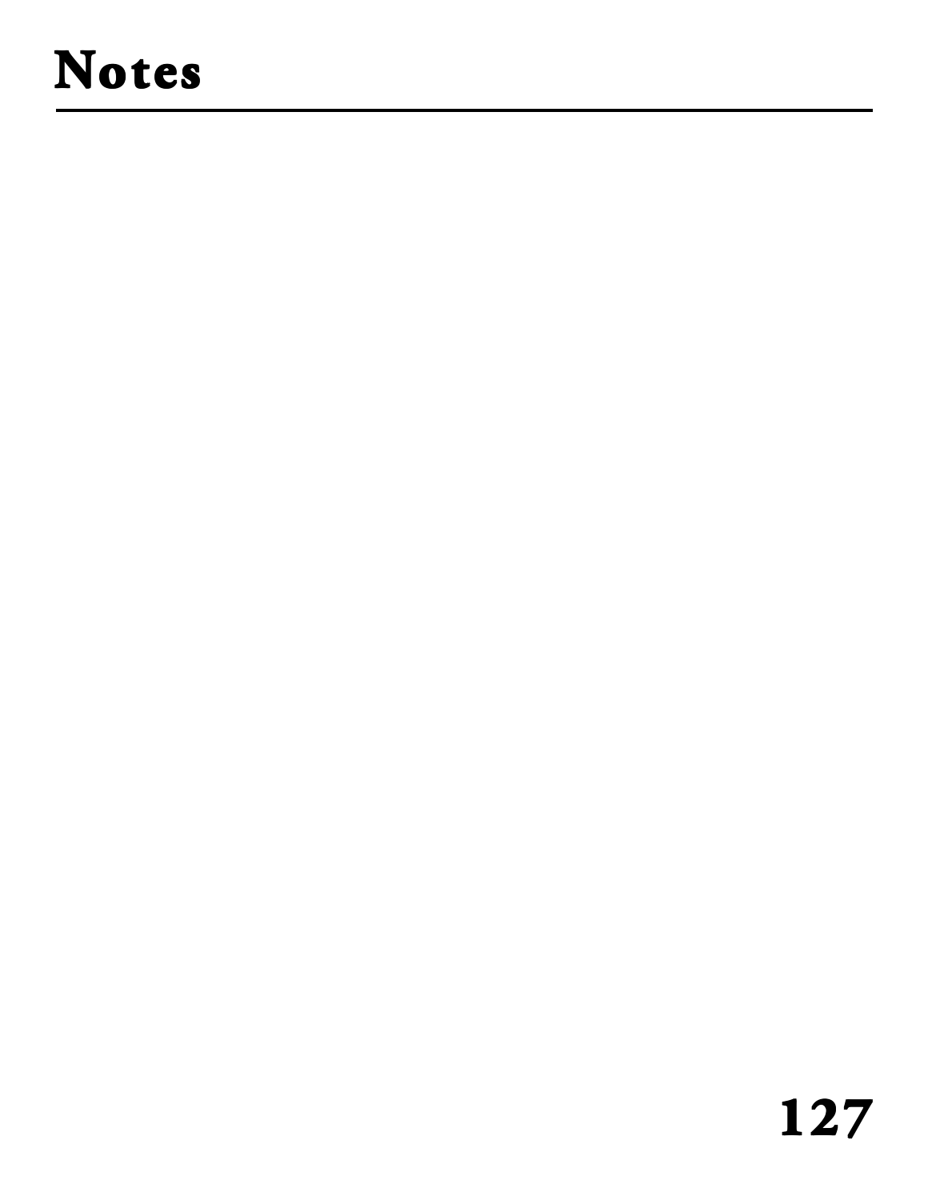# Notes